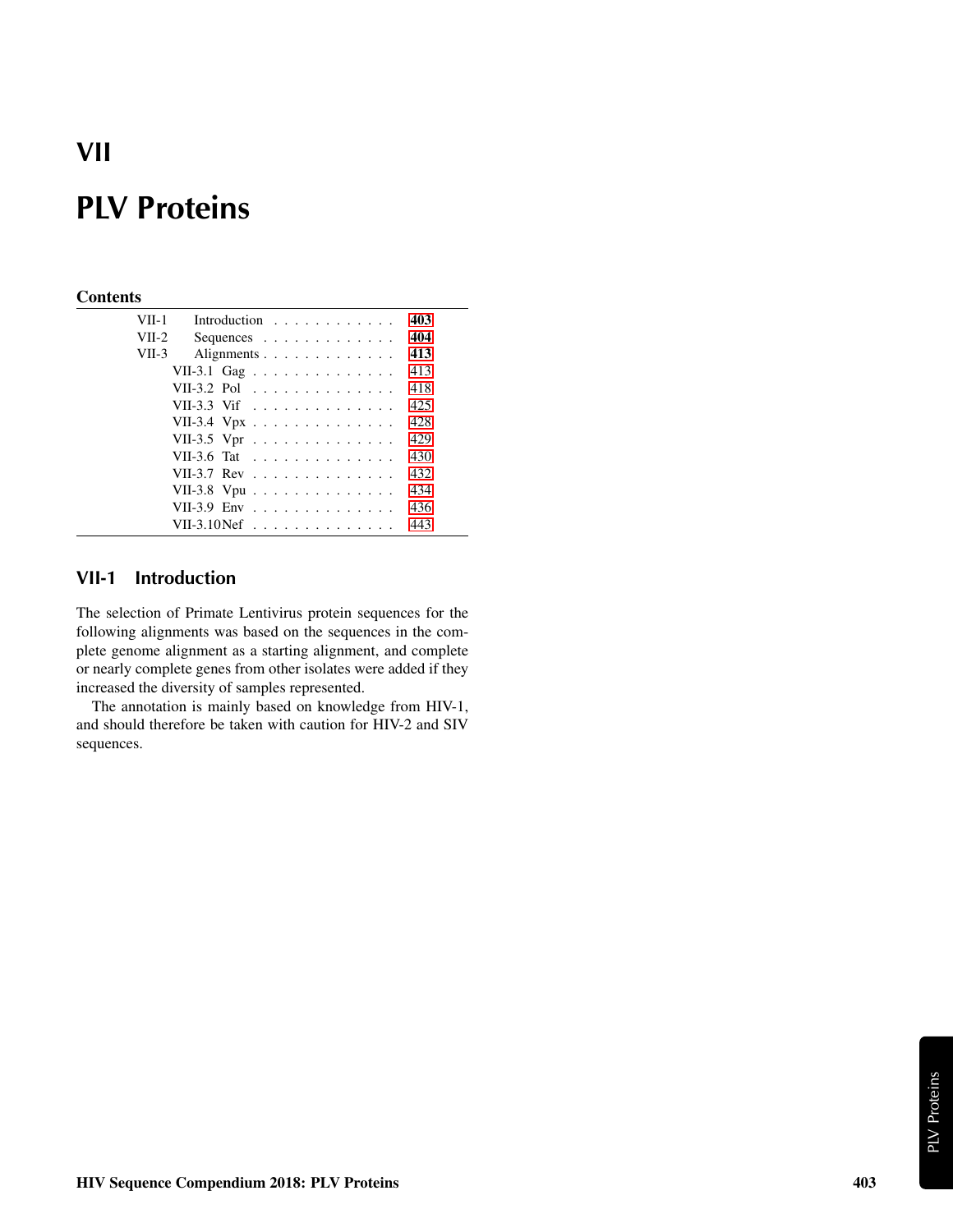# VII

# PLV Proteins

## Contents

| | | |
|---|---|---|
| VII-1 | Introduction | 403 |
| VII-2 | Sequences | 404 |
| VII-3 | Alignments | 413 |
| | VII-3.1 Gag | 413 |
| | VII-3.2 Pol | 418 |
| | VII-3.3 Vif | 425 |
| | VII-3.4 Vpx | 428 |
| | VII-3.5 Vpr | 429 |
| | VII-3.6 Tat | 430 |
| | VII-3.7 Rev | 432 |
| | VII-3.8 Vpu | 434 |
| | VII-3.9 Env | 436 |
| | VII-3.10 Nef | 443 |

## VII-1 Introduction

The selection of Primate Lentivirus protein sequences for the following alignments was based on the sequences in the complete genome alignment as a starting alignment, and complete or nearly complete genes from other isolates were added if they increased the diversity of samples represented.

The annotation is mainly based on knowledge from HIV-1, and should therefore be taken with caution for HIV-2 and SIV sequences.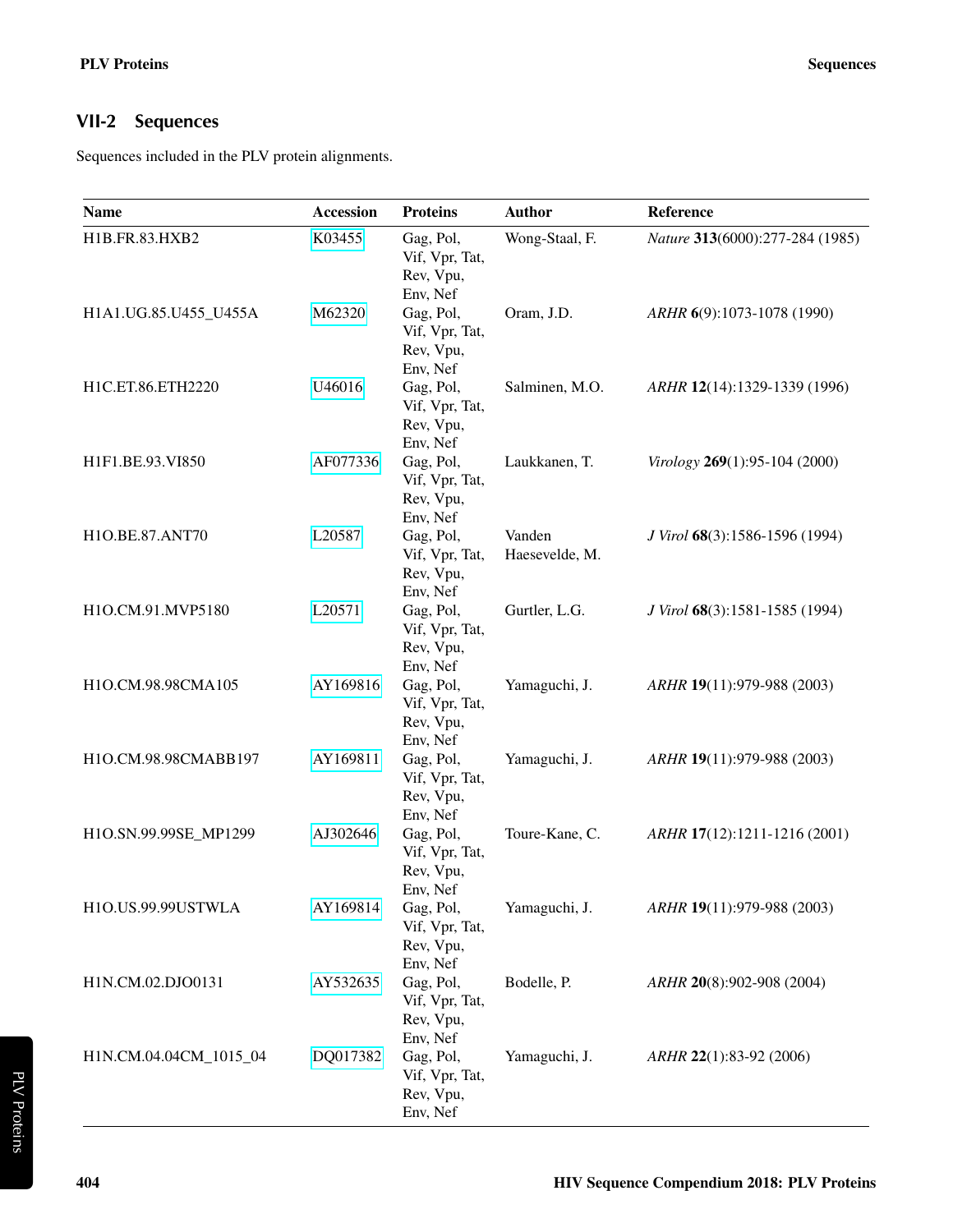## VII-2 Sequences

Sequences included in the PLV protein alignments.

| Name | Accession | Proteins | Author | Reference |
|---|---|---|---|---|
| H1B.FR.83.HXB2 | K03455 | Gag, Pol, Vif, Vpr, Tat, Rev, Vpu, Env, Nef | Wong-Staal, F. | *Nature* **313**(6000):277-284 (1985) |
| H1A1.UG.85.U455_U455A | M62320 | Gag, Pol, Vif, Vpr, Tat, Rev, Vpu, Env, Nef | Oram, J.D. | *ARHR* **6**(9):1073-1078 (1990) |
| H1C.ET.86.ETH2220 | U46016 | Gag, Pol, Vif, Vpr, Tat, Rev, Vpu, Env, Nef | Salminen, M.O. | *ARHR* **12**(14):1329-1339 (1996) |
| H1F1.BE.93.VI850 | AF077336 | Gag, Pol, Vif, Vpr, Tat, Rev, Vpu, Env, Nef | Laukkanen, T. | *Virology* **269**(1):95-104 (2000) |
| H1O.BE.87.ANT70 | L20587 | Gag, Pol, Vif, Vpr, Tat, Rev, Vpu, Env, Nef | Vanden Haesevelde, M. | *J Virol* **68**(3):1586-1596 (1994) |
| H1O.CM.91.MVP5180 | L20571 | Gag, Pol, Vif, Vpr, Tat, Rev, Vpu, Env, Nef | Gurtler, L.G. | *J Virol* **68**(3):1581-1585 (1994) |
| H1O.CM.98.98CMA105 | AY169816 | Gag, Pol, Vif, Vpr, Tat, Rev, Vpu, Env, Nef | Yamaguchi, J. | *ARHR* **19**(11):979-988 (2003) |
| H1O.CM.98.98CMABB197 | AY169811 | Gag, Pol, Vif, Vpr, Tat, Rev, Vpu, Env, Nef | Yamaguchi, J. | *ARHR* **19**(11):979-988 (2003) |
| H1O.SN.99.99SE_MP1299 | AJ302646 | Gag, Pol, Vif, Vpr, Tat, Rev, Vpu, Env, Nef | Toure-Kane, C. | *ARHR* **17**(12):1211-1216 (2001) |
| H1O.US.99.99USTWLA | AY169814 | Gag, Pol, Vif, Vpr, Tat, Rev, Vpu, Env, Nef | Yamaguchi, J. | *ARHR* **19**(11):979-988 (2003) |
| H1N.CM.02.DJO0131 | AY532635 | Gag, Pol, Vif, Vpr, Tat, Rev, Vpu, Env, Nef | Bodelle, P. | *ARHR* **20**(8):902-908 (2004) |
| H1N.CM.04.04CM_1015_04 | DQ017382 | Gag, Pol, Vif, Vpr, Tat, Rev, Vpu, Env, Nef | Yamaguchi, J. | *ARHR* **22**(1):83-92 (2006) |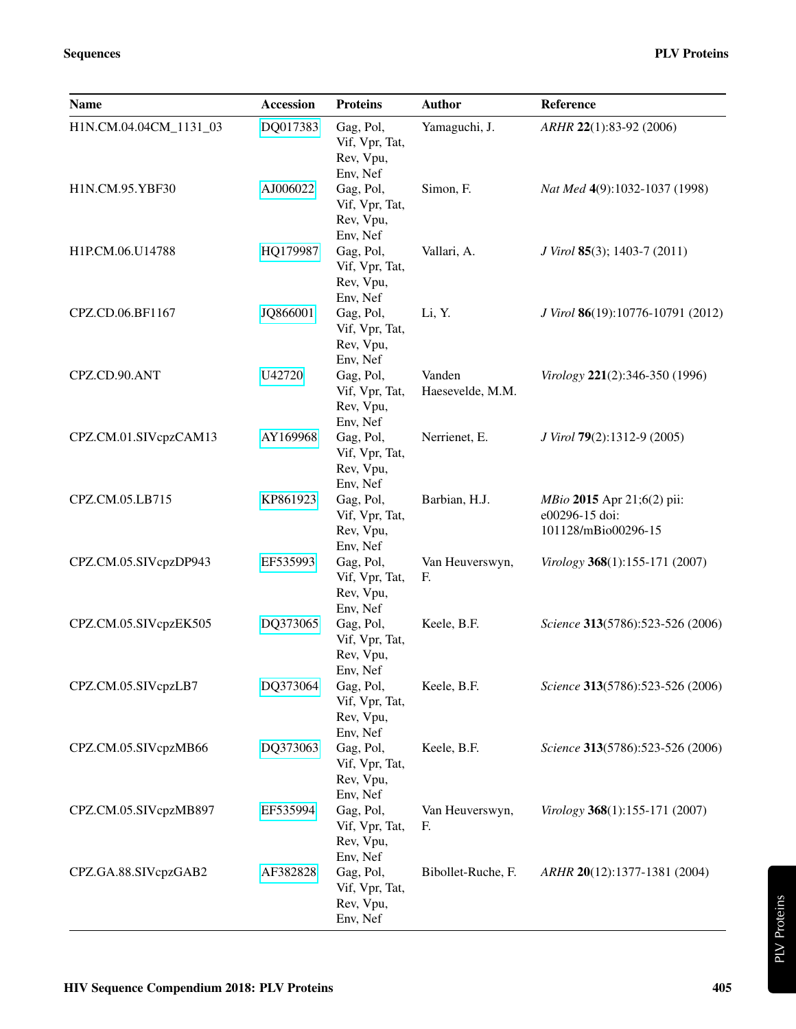| Name | Accession | Proteins | Author | Reference |
|---|---|---|---|---|
| H1N.CM.04.04CM_1131_03 | DQ017383 | Gag, Pol, Vif, Vpr, Tat, Rev, Vpu, Env, Nef | Yamaguchi, J. | *ARHR* **22**(1):83-92 (2006) |
| H1N.CM.95.YBF30 | AJ006022 | Gag, Pol, Vif, Vpr, Tat, Rev, Vpu, Env, Nef | Simon, F. | *Nat Med* **4**(9):1032-1037 (1998) |
| H1P.CM.06.U14788 | HQ179987 | Gag, Pol, Vif, Vpr, Tat, Rev, Vpu, Env, Nef | Vallari, A. | *J Virol* **85**(3); 1403-7 (2011) |
| CPZ.CD.06.BF1167 | JQ866001 | Gag, Pol, Vif, Vpr, Tat, Rev, Vpu, Env, Nef | Li, Y. | *J Virol* **86**(19):10776-10791 (2012) |
| CPZ.CD.90.ANT | U42720 | Gag, Pol, Vif, Vpr, Tat, Rev, Vpu, Env, Nef | Vanden Haesevelde, M.M. | *Virology* **221**(2):346-350 (1996) |
| CPZ.CM.01.SIVcpzCAM13 | AY169968 | Gag, Pol, Vif, Vpr, Tat, Rev, Vpu, Env, Nef | Nerrienet, E. | *J Virol* **79**(2):1312-9 (2005) |
| CPZ.CM.05.LB715 | KP861923 | Gag, Pol, Vif, Vpr, Tat, Rev, Vpu, Env, Nef | Barbian, H.J. | *MBio* **2015** Apr 21;6(2) pii: e00296-15 doi: 101128/mBio00296-15 |
| CPZ.CM.05.SIVcpzDP943 | EF535993 | Gag, Pol, Vif, Vpr, Tat, Rev, Vpu, Env, Nef | Van Heuverswyn, F. | *Virology* **368**(1):155-171 (2007) |
| CPZ.CM.05.SIVcpzEK505 | DQ373065 | Gag, Pol, Vif, Vpr, Tat, Rev, Vpu, Env, Nef | Keele, B.F. | *Science* **313**(5786):523-526 (2006) |
| CPZ.CM.05.SIVcpzLB7 | DQ373064 | Gag, Pol, Vif, Vpr, Tat, Rev, Vpu, Env, Nef | Keele, B.F. | *Science* **313**(5786):523-526 (2006) |
| CPZ.CM.05.SIVcpzMB66 | DQ373063 | Gag, Pol, Vif, Vpr, Tat, Rev, Vpu, Env, Nef | Keele, B.F. | *Science* **313**(5786):523-526 (2006) |
| CPZ.CM.05.SIVcpzMB897 | EF535994 | Gag, Pol, Vif, Vpr, Tat, Rev, Vpu, Env, Nef | Van Heuverswyn, F. | *Virology* **368**(1):155-171 (2007) |
| CPZ.GA.88.SIVcpzGAB2 | AF382828 | Gag, Pol, Vif, Vpr, Tat, Rev, Vpu, Env, Nef | Bibollet-Ruche, F. | *ARHR* **20**(12):1377-1381 (2004) |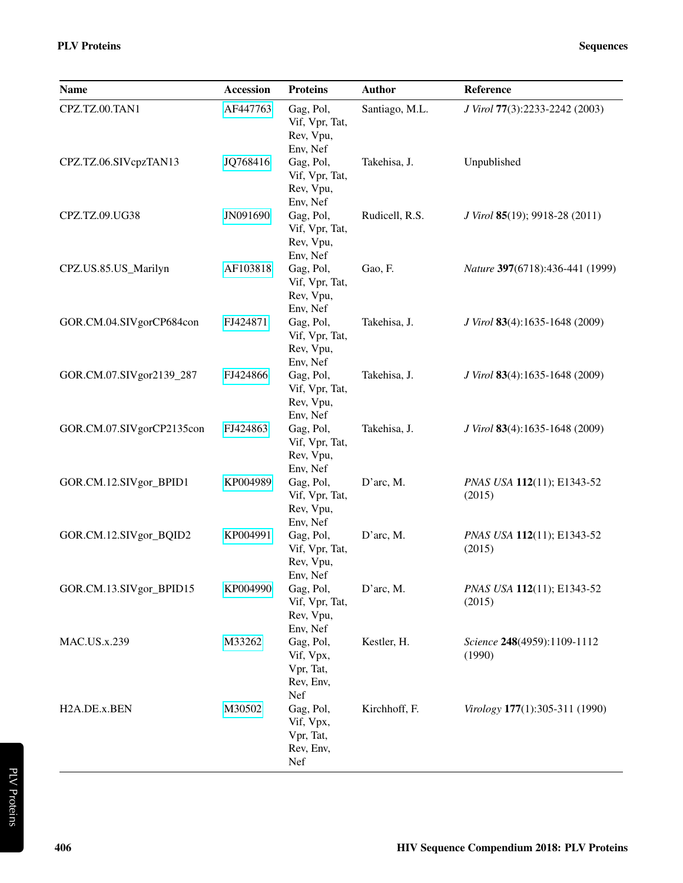| Name | Accession | Proteins | Author | Reference |
|---|---|---|---|---|
| CPZ.TZ.00.TAN1 | AF447763 | Gag, Pol, Vif, Vpr, Tat, Rev, Vpu, Env, Nef | Santiago, M.L. | *J Virol* **77**(3):2233-2242 (2003) |
| CPZ.TZ.06.SIVcpzTAN13 | JQ768416 | Gag, Pol, Vif, Vpr, Tat, Rev, Vpu, Env, Nef | Takehisa, J. | Unpublished |
| CPZ.TZ.09.UG38 | JN091690 | Gag, Pol, Vif, Vpr, Tat, Rev, Vpu, Env, Nef | Rudicell, R.S. | *J Virol* **85**(19); 9918-28 (2011) |
| CPZ.US.85.US_Marilyn | AF103818 | Gag, Pol, Vif, Vpr, Tat, Rev, Vpu, Env, Nef | Gao, F. | *Nature* **397**(6718):436-441 (1999) |
| GOR.CM.04.SIVgorCP684con | FJ424871 | Gag, Pol, Vif, Vpr, Tat, Rev, Vpu, Env, Nef | Takehisa, J. | *J Virol* **83**(4):1635-1648 (2009) |
| GOR.CM.07.SIVgor2139_287 | FJ424866 | Gag, Pol, Vif, Vpr, Tat, Rev, Vpu, Env, Nef | Takehisa, J. | *J Virol* **83**(4):1635-1648 (2009) |
| GOR.CM.07.SIVgorCP2135con | FJ424863 | Gag, Pol, Vif, Vpr, Tat, Rev, Vpu, Env, Nef | Takehisa, J. | *J Virol* **83**(4):1635-1648 (2009) |
| GOR.CM.12.SIVgor_BPID1 | KP004989 | Gag, Pol, Vif, Vpr, Tat, Rev, Vpu, Env, Nef | D'arc, M. | *PNAS USA* **112**(11); E1343-52 (2015) |
| GOR.CM.12.SIVgor_BQID2 | KP004991 | Gag, Pol, Vif, Vpr, Tat, Rev, Vpu, Env, Nef | D'arc, M. | *PNAS USA* **112**(11); E1343-52 (2015) |
| GOR.CM.13.SIVgor_BPID15 | KP004990 | Gag, Pol, Vif, Vpr, Tat, Rev, Vpu, Env, Nef | D'arc, M. | *PNAS USA* **112**(11); E1343-52 (2015) |
| MAC.US.x.239 | M33262 | Gag, Pol, Vif, Vpx, Vpr, Tat, Rev, Env, Nef | Kestler, H. | *Science* **248**(4959):1109-1112 (1990) |
| H2A.DE.x.BEN | M30502 | Gag, Pol, Vif, Vpx, Vpr, Tat, Rev, Env, Nef | Kirchhoff, F. | *Virology* **177**(1):305-311 (1990) |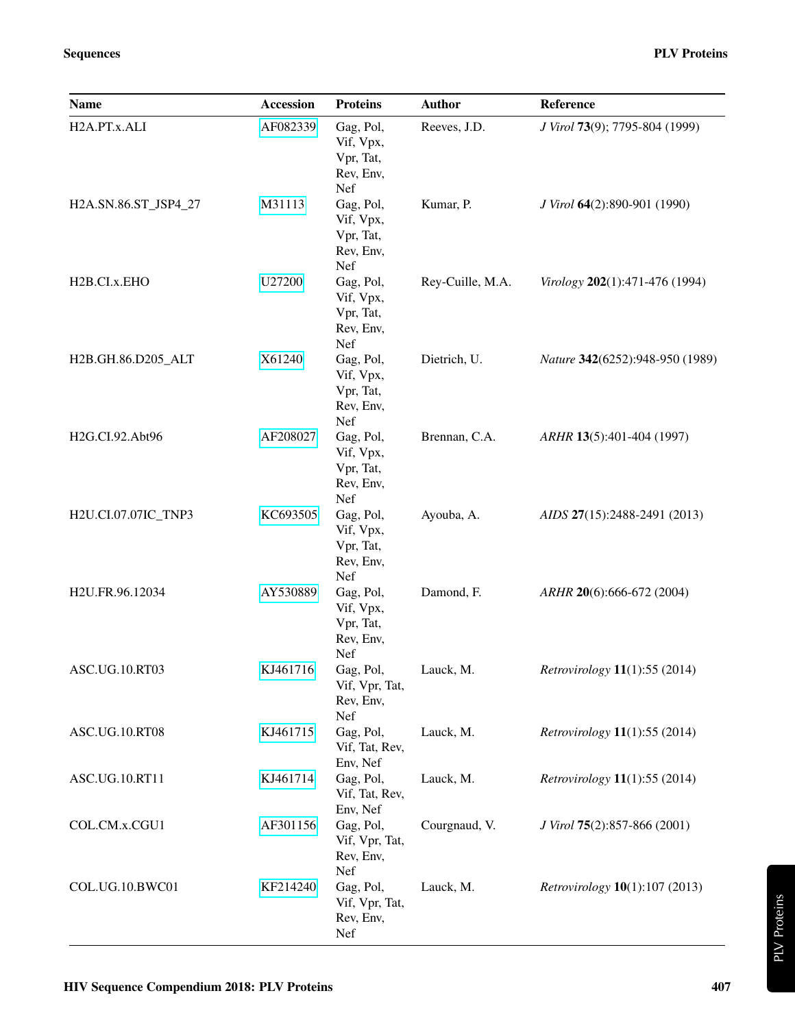| Name | Accession | Proteins | Author | Reference |
|---|---|---|---|---|
| H2A.PT.x.ALI | AF082339 | Gag, Pol, Vif, Vpx, Vpr, Tat, Rev, Env, Nef | Reeves, J.D. | *J Virol* **73**(9); 7795-804 (1999) |
| H2A.SN.86.ST_JSP4_27 | M31113 | Gag, Pol, Vif, Vpx, Vpr, Tat, Rev, Env, Nef | Kumar, P. | *J Virol* **64**(2):890-901 (1990) |
| H2B.CI.x.EHO | U27200 | Gag, Pol, Vif, Vpx, Vpr, Tat, Rev, Env, Nef | Rey-Cuille, M.A. | *Virology* **202**(1):471-476 (1994) |
| H2B.GH.86.D205_ALT | X61240 | Gag, Pol, Vif, Vpx, Vpr, Tat, Rev, Env, Nef | Dietrich, U. | *Nature* **342**(6252):948-950 (1989) |
| H2G.CI.92.Abt96 | AF208027 | Gag, Pol, Vif, Vpx, Vpr, Tat, Rev, Env, Nef | Brennan, C.A. | *ARHR* **13**(5):401-404 (1997) |
| H2U.CI.07.07IC_TNP3 | KC693505 | Gag, Pol, Vif, Vpx, Vpr, Tat, Rev, Env, Nef | Ayouba, A. | *AIDS* **27**(15):2488-2491 (2013) |
| H2U.FR.96.12034 | AY530889 | Gag, Pol, Vif, Vpx, Vpr, Tat, Rev, Env, Nef | Damond, F. | *ARHR* **20**(6):666-672 (2004) |
| ASC.UG.10.RT03 | KJ461716 | Gag, Pol, Vif, Vpr, Tat, Rev, Env, Nef | Lauck, M. | *Retrovirology* **11**(1):55 (2014) |
| ASC.UG.10.RT08 | KJ461715 | Gag, Pol, Vif, Tat, Rev, Env, Nef | Lauck, M. | *Retrovirology* **11**(1):55 (2014) |
| ASC.UG.10.RT11 | KJ461714 | Gag, Pol, Vif, Tat, Rev, Env, Nef | Lauck, M. | *Retrovirology* **11**(1):55 (2014) |
| COL.CM.x.CGU1 | AF301156 | Gag, Pol, Vif, Vpr, Tat, Rev, Env, Nef | Courgnaud, V. | *J Virol* **75**(2):857-866 (2001) |
| COL.UG.10.BWC01 | KF214240 | Gag, Pol, Vif, Vpr, Tat, Rev, Env, Nef | Lauck, M. | *Retrovirology* **10**(1):107 (2013) |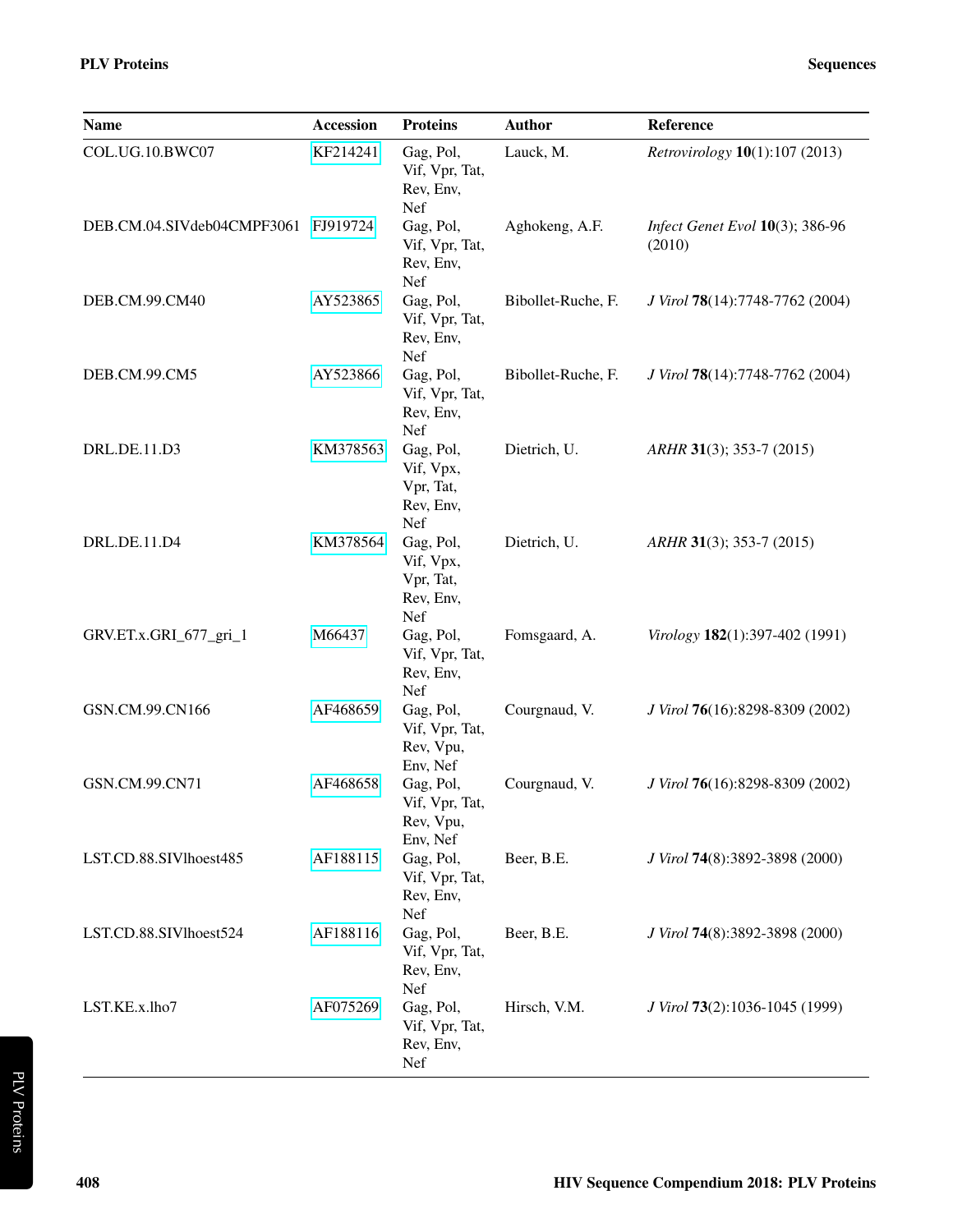| Name | Accession | Proteins | Author | Reference |
|---|---|---|---|---|
| COL.UG.10.BWC07 | KF214241 | Gag, Pol, Vif, Vpr, Tat, Rev, Env, Nef | Lauck, M. | *Retrovirology* **10**(1):107 (2013) |
| DEB.CM.04.SIVdeb04CMPF3061 | FJ919724 | Gag, Pol, Vif, Vpr, Tat, Rev, Env, Nef | Aghokeng, A.F. | *Infect Genet Evol* **10**(3); 386-96 (2010) |
| DEB.CM.99.CM40 | AY523865 | Gag, Pol, Vif, Vpr, Tat, Rev, Env, Nef | Bibollet-Ruche, F. | *J Virol* **78**(14):7748-7762 (2004) |
| DEB.CM.99.CM5 | AY523866 | Gag, Pol, Vif, Vpr, Tat, Rev, Env, Nef | Bibollet-Ruche, F. | *J Virol* **78**(14):7748-7762 (2004) |
| DRL.DE.11.D3 | KM378563 | Gag, Pol, Vif, Vpx, Vpr, Tat, Rev, Env, Nef | Dietrich, U. | *ARHR* **31**(3); 353-7 (2015) |
| DRL.DE.11.D4 | KM378564 | Gag, Pol, Vif, Vpx, Vpr, Tat, Rev, Env, Nef | Dietrich, U. | *ARHR* **31**(3); 353-7 (2015) |
| GRV.ET.x.GRI_677_gri_1 | M66437 | Gag, Pol, Vif, Vpr, Tat, Rev, Env, Nef | Fomsgaard, A. | *Virology* **182**(1):397-402 (1991) |
| GSN.CM.99.CN166 | AF468659 | Gag, Pol, Vif, Vpr, Tat, Rev, Vpu, Env, Nef | Courgnaud, V. | *J Virol* **76**(16):8298-8309 (2002) |
| GSN.CM.99.CN71 | AF468658 | Gag, Pol, Vif, Vpr, Tat, Rev, Vpu, Env, Nef | Courgnaud, V. | *J Virol* **76**(16):8298-8309 (2002) |
| LST.CD.88.SIVlhoest485 | AF188115 | Gag, Pol, Vif, Vpr, Tat, Rev, Env, Nef | Beer, B.E. | *J Virol* **74**(8):3892-3898 (2000) |
| LST.CD.88.SIVlhoest524 | AF188116 | Gag, Pol, Vif, Vpr, Tat, Rev, Env, Nef | Beer, B.E. | *J Virol* **74**(8):3892-3898 (2000) |
| LST.KE.x.lho7 | AF075269 | Gag, Pol, Vif, Vpr, Tat, Rev, Env, Nef | Hirsch, V.M. | *J Virol* **73**(2):1036-1045 (1999) |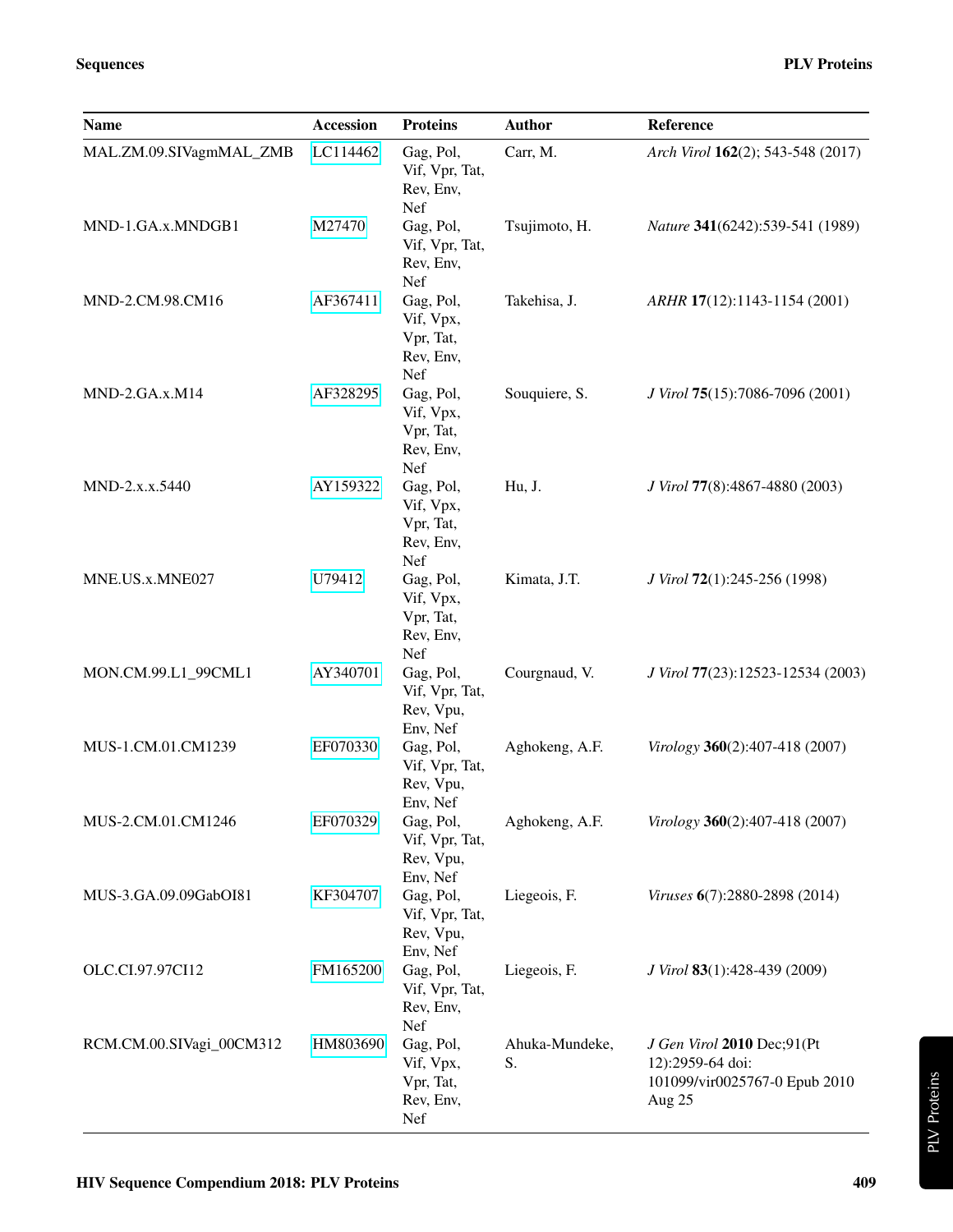| Name | Accession | Proteins | Author | Reference |
|---|---|---|---|---|
| MAL.ZM.09.SIVagmMAL_ZMB | LC114462 | Gag, Pol, Vif, Vpr, Tat, Rev, Env, Nef | Carr, M. | *Arch Virol* **162**(2); 543-548 (2017) |
| MND-1.GA.x.MNDGB1 | M27470 | Gag, Pol, Vif, Vpr, Tat, Rev, Env, Nef | Tsujimoto, H. | *Nature* **341**(6242):539-541 (1989) |
| MND-2.CM.98.CM16 | AF367411 | Gag, Pol, Vif, Vpx, Vpr, Tat, Rev, Env, Nef | Takehisa, J. | *ARHR* **17**(12):1143-1154 (2001) |
| MND-2.GA.x.M14 | AF328295 | Gag, Pol, Vif, Vpx, Vpr, Tat, Rev, Env, Nef | Souquiere, S. | *J Virol* **75**(15):7086-7096 (2001) |
| MND-2.x.x.5440 | AY159322 | Gag, Pol, Vif, Vpx, Vpr, Tat, Rev, Env, Nef | Hu, J. | *J Virol* **77**(8):4867-4880 (2003) |
| MNE.US.x.MNE027 | U79412 | Gag, Pol, Vif, Vpx, Vpr, Tat, Rev, Env, Nef | Kimata, J.T. | *J Virol* **72**(1):245-256 (1998) |
| MON.CM.99.L1_99CML1 | AY340701 | Gag, Pol, Vif, Vpr, Tat, Rev, Vpu, Env, Nef | Courgnaud, V. | *J Virol* **77**(23):12523-12534 (2003) |
| MUS-1.CM.01.CM1239 | EF070330 | Gag, Pol, Vif, Vpr, Tat, Rev, Vpu, Env, Nef | Aghokeng, A.F. | *Virology* **360**(2):407-418 (2007) |
| MUS-2.CM.01.CM1246 | EF070329 | Gag, Pol, Vif, Vpr, Tat, Rev, Vpu, Env, Nef | Aghokeng, A.F. | *Virology* **360**(2):407-418 (2007) |
| MUS-3.GA.09.09GabOI81 | KF304707 | Gag, Pol, Vif, Vpr, Tat, Rev, Vpu, Env, Nef | Liegeois, F. | *Viruses* **6**(7):2880-2898 (2014) |
| OLC.CI.97.97CI12 | FM165200 | Gag, Pol, Vif, Vpr, Tat, Rev, Env, Nef | Liegeois, F. | *J Virol* **83**(1):428-439 (2009) |
| RCM.CM.00.SIVagi_00CM312 | HM803690 | Gag, Pol, Vif, Vpx, Vpr, Tat, Rev, Env, Nef | Ahuka-Mundeke, S. | *J Gen Virol* **2010** Dec;91(Pt 12):2959-64 doi: 101099/vir0025767-0 Epub 2010 Aug 25 |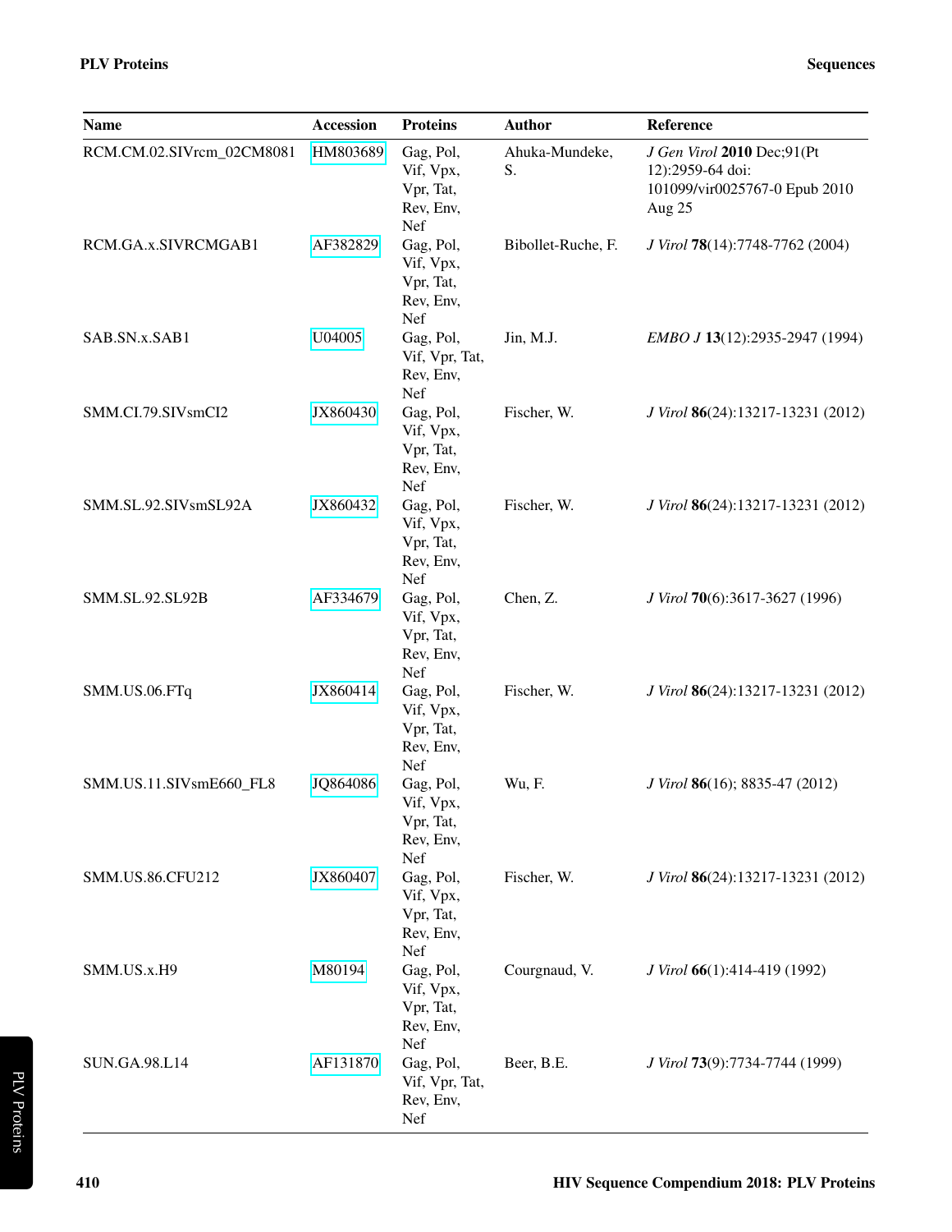| Name | Accession | Proteins | Author | Reference |
|---|---|---|---|---|
| RCM.CM.02.SIVrcm_02CM8081 | HM803689 | Gag, Pol, Vif, Vpx, Vpr, Tat, Rev, Env, Nef | Ahuka-Mundeke, S. | *J Gen Virol* **2010** Dec;91(Pt 12):2959-64 doi: 101099/vir0025767-0 Epub 2010 Aug 25 |
| RCM.GA.x.SIVRCMGAB1 | AF382829 | Gag, Pol, Vif, Vpx, Vpr, Tat, Rev, Env, Nef | Bibollet-Ruche, F. | *J Virol* **78**(14):7748-7762 (2004) |
| SAB.SN.x.SAB1 | U04005 | Gag, Pol, Vif, Vpr, Tat, Rev, Env, Nef | Jin, M.J. | *EMBO J* **13**(12):2935-2947 (1994) |
| SMM.CI.79.SIVsmCI2 | JX860430 | Gag, Pol, Vif, Vpx, Vpr, Tat, Rev, Env, Nef | Fischer, W. | *J Virol* **86**(24):13217-13231 (2012) |
| SMM.SL.92.SIVsmSL92A | JX860432 | Gag, Pol, Vif, Vpx, Vpr, Tat, Rev, Env, Nef | Fischer, W. | *J Virol* **86**(24):13217-13231 (2012) |
| SMM.SL.92.SL92B | AF334679 | Gag, Pol, Vif, Vpx, Vpr, Tat, Rev, Env, Nef | Chen, Z. | *J Virol* **70**(6):3617-3627 (1996) |
| SMM.US.06.FTq | JX860414 | Gag, Pol, Vif, Vpx, Vpr, Tat, Rev, Env, Nef | Fischer, W. | *J Virol* **86**(24):13217-13231 (2012) |
| SMM.US.11.SIVsmE660_FL8 | JQ864086 | Gag, Pol, Vif, Vpx, Vpr, Tat, Rev, Env, Nef | Wu, F. | *J Virol* **86**(16); 8835-47 (2012) |
| SMM.US.86.CFU212 | JX860407 | Gag, Pol, Vif, Vpx, Vpr, Tat, Rev, Env, Nef | Fischer, W. | *J Virol* **86**(24):13217-13231 (2012) |
| SMM.US.x.H9 | M80194 | Gag, Pol, Vif, Vpx, Vpr, Tat, Rev, Env, Nef | Courgnaud, V. | *J Virol* **66**(1):414-419 (1992) |
| SUN.GA.98.L14 | AF131870 | Gag, Pol, Vif, Vpr, Tat, Rev, Env, Nef | Beer, B.E. | *J Virol* **73**(9):7734-7744 (1999) |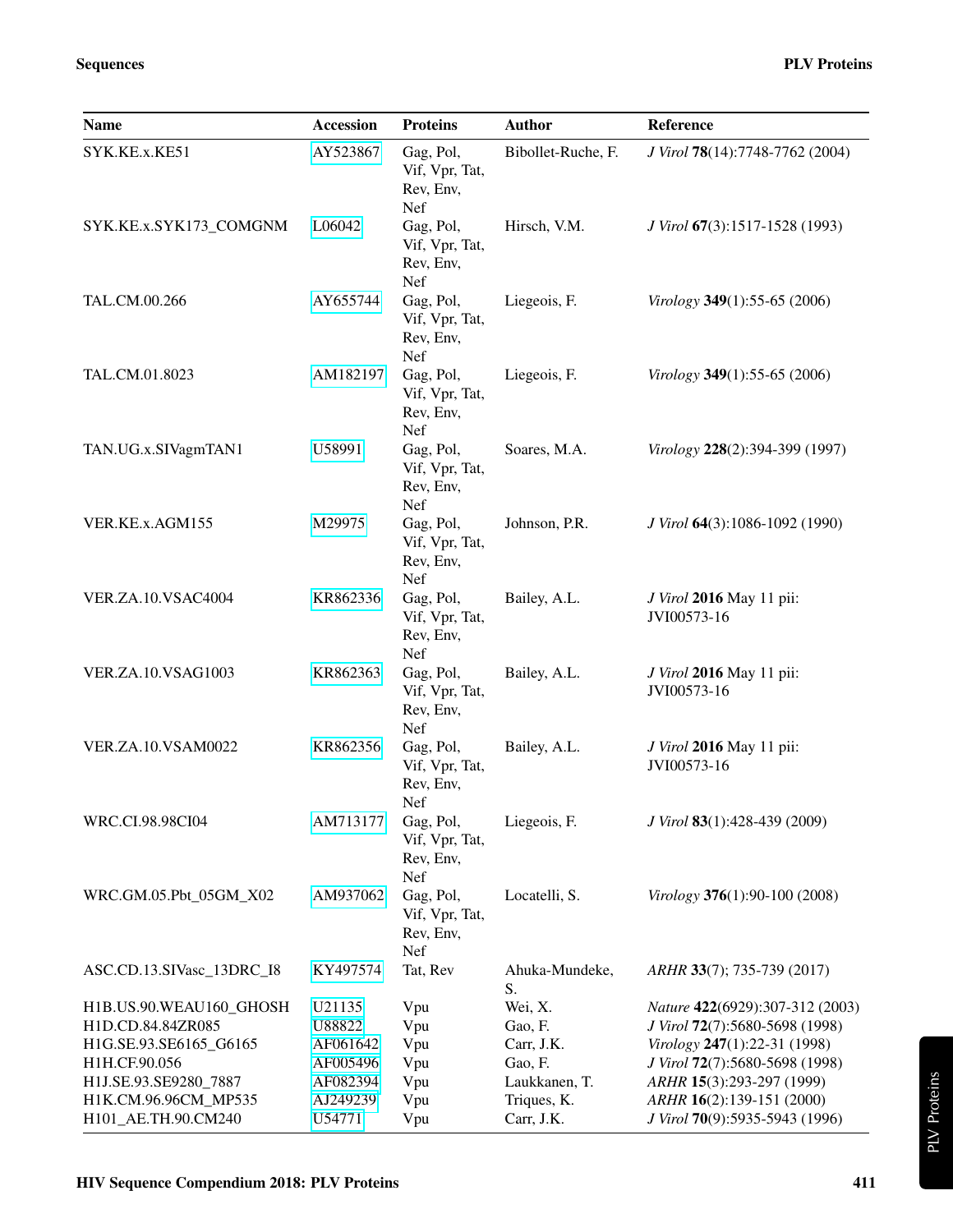| Name | Accession | Proteins | Author | Reference |
|---|---|---|---|---|
| SYK.KE.x.KE51 | AY523867 | Gag, Pol, Vif, Vpr, Tat, Rev, Env, Nef | Bibollet-Ruche, F. | *J Virol* **78**(14):7748-7762 (2004) |
| SYK.KE.x.SYK173_COMGNM | L06042 | Gag, Pol, Vif, Vpr, Tat, Rev, Env, Nef | Hirsch, V.M. | *J Virol* **67**(3):1517-1528 (1993) |
| TAL.CM.00.266 | AY655744 | Gag, Pol, Vif, Vpr, Tat, Rev, Env, Nef | Liegeois, F. | *Virology* **349**(1):55-65 (2006) |
| TAL.CM.01.8023 | AM182197 | Gag, Pol, Vif, Vpr, Tat, Rev, Env, Nef | Liegeois, F. | *Virology* **349**(1):55-65 (2006) |
| TAN.UG.x.SIVagmTAN1 | U58991 | Gag, Pol, Vif, Vpr, Tat, Rev, Env, Nef | Soares, M.A. | *Virology* **228**(2):394-399 (1997) |
| VER.KE.x.AGM155 | M29975 | Gag, Pol, Vif, Vpr, Tat, Rev, Env, Nef | Johnson, P.R. | *J Virol* **64**(3):1086-1092 (1990) |
| VER.ZA.10.VSAC4004 | KR862336 | Gag, Pol, Vif, Vpr, Tat, Rev, Env, Nef | Bailey, A.L. | *J Virol* **2016** May 11 pii: JVI00573-16 |
| VER.ZA.10.VSAG1003 | KR862363 | Gag, Pol, Vif, Vpr, Tat, Rev, Env, Nef | Bailey, A.L. | *J Virol* **2016** May 11 pii: JVI00573-16 |
| VER.ZA.10.VSAM0022 | KR862356 | Gag, Pol, Vif, Vpr, Tat, Rev, Env, Nef | Bailey, A.L. | *J Virol* **2016** May 11 pii: JVI00573-16 |
| WRC.CI.98.98CI04 | AM713177 | Gag, Pol, Vif, Vpr, Tat, Rev, Env, Nef | Liegeois, F. | *J Virol* **83**(1):428-439 (2009) |
| WRC.GM.05.Pbt_05GM_X02 | AM937062 | Gag, Pol, Vif, Vpr, Tat, Rev, Env, Nef | Locatelli, S. | *Virology* **376**(1):90-100 (2008) |
| ASC.CD.13.SIVasc_13DRC_I8 | KY497574 | Tat, Rev | Ahuka-Mundeke, S. | *ARHR* **33**(7); 735-739 (2017) |
| H1B.US.90.WEAU160_GHOSH | U21135 | Vpu | Wei, X. | *Nature* **422**(6929):307-312 (2003) |
| H1D.CD.84.84ZR085 | U88822 | Vpu | Gao, F. | *J Virol* **72**(7):5680-5698 (1998) |
| H1G.SE.93.SE6165_G6165 | AF061642 | Vpu | Carr, J.K. | *Virology* **247**(1):22-31 (1998) |
| H1H.CF.90.056 | AF005496 | Vpu | Gao, F. | *J Virol* **72**(7):5680-5698 (1998) |
| H1J.SE.93.SE9280_7887 | AF082394 | Vpu | Laukkanen, T. | *ARHR* **15**(3):293-297 (1999) |
| H1K.CM.96.96CM_MP535 | AJ249239 | Vpu | Triques, K. | *ARHR* **16**(2):139-151 (2000) |
| H101_AE.TH.90.CM240 | U54771 | Vpu | Carr, J.K. | *J Virol* **70**(9):5935-5943 (1996) |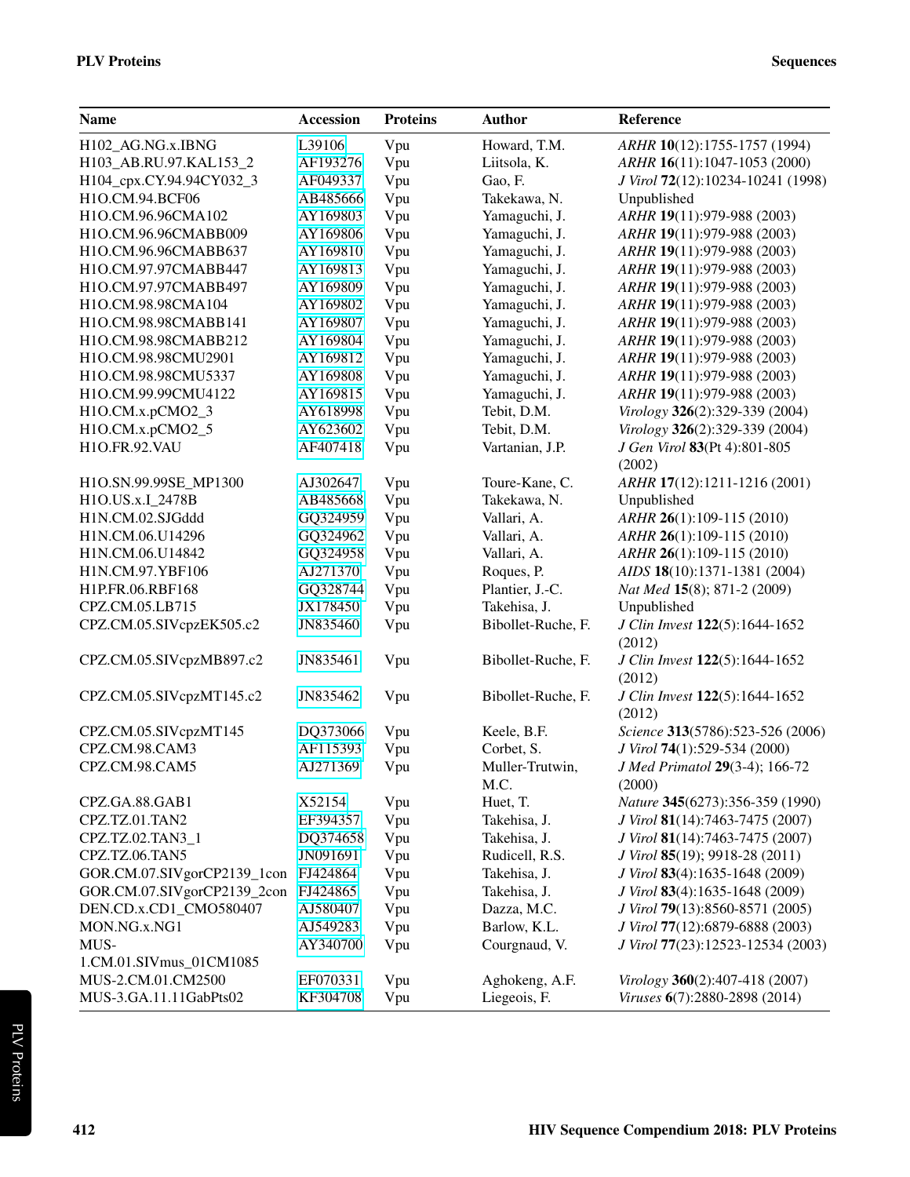| Name | Accession | Proteins | Author | Reference |
|---|---|---|---|---|
| H102_AG.NG.x.IBNG | L39106 | Vpu | Howard, T.M. | *ARHR* **10**(12):1755-1757 (1994) |
| H103_AB.RU.97.KAL153_2 | AF193276 | Vpu | Liitsola, K. | *ARHR* **16**(11):1047-1053 (2000) |
| H104_cpx.CY.94.94CY032_3 | AF049337 | Vpu | Gao, F. | *J Virol* **72**(12):10234-10241 (1998) |
| H1O.CM.94.BCF06 | AB485666 | Vpu | Takekawa, N. | Unpublished |
| H1O.CM.96.96CMA102 | AY169803 | Vpu | Yamaguchi, J. | *ARHR* **19**(11):979-988 (2003) |
| H1O.CM.96.96CMABB009 | AY169806 | Vpu | Yamaguchi, J. | *ARHR* **19**(11):979-988 (2003) |
| H1O.CM.96.96CMABB637 | AY169810 | Vpu | Yamaguchi, J. | *ARHR* **19**(11):979-988 (2003) |
| H1O.CM.97.97CMABB447 | AY169813 | Vpu | Yamaguchi, J. | *ARHR* **19**(11):979-988 (2003) |
| H1O.CM.97.97CMABB497 | AY169809 | Vpu | Yamaguchi, J. | *ARHR* **19**(11):979-988 (2003) |
| H1O.CM.98.98CMA104 | AY169802 | Vpu | Yamaguchi, J. | *ARHR* **19**(11):979-988 (2003) |
| H1O.CM.98.98CMABB141 | AY169807 | Vpu | Yamaguchi, J. | *ARHR* **19**(11):979-988 (2003) |
| H1O.CM.98.98CMABB212 | AY169804 | Vpu | Yamaguchi, J. | *ARHR* **19**(11):979-988 (2003) |
| H1O.CM.98.98CMU2901 | AY169812 | Vpu | Yamaguchi, J. | *ARHR* **19**(11):979-988 (2003) |
| H1O.CM.98.98CMU5337 | AY169808 | Vpu | Yamaguchi, J. | *ARHR* **19**(11):979-988 (2003) |
| H1O.CM.99.99CMU4122 | AY169815 | Vpu | Yamaguchi, J. | *ARHR* **19**(11):979-988 (2003) |
| H1O.CM.x.pCMO2_3 | AY618998 | Vpu | Tebit, D.M. | *Virology* **326**(2):329-339 (2004) |
| H1O.CM.x.pCMO2_5 | AY623602 | Vpu | Tebit, D.M. | *Virology* **326**(2):329-339 (2004) |
| H1O.FR.92.VAU | AF407418 | Vpu | Vartanian, J.P. | *J Gen Virol* **83**(Pt 4):801-805 (2002) |
| H1O.SN.99.99SE_MP1300 | AJ302647 | Vpu | Toure-Kane, C. | *ARHR* **17**(12):1211-1216 (2001) |
| H1O.US.x.I_2478B | AB485668 | Vpu | Takekawa, N. | Unpublished |
| H1N.CM.02.SJGddd | GQ324959 | Vpu | Vallari, A. | *ARHR* **26**(1):109-115 (2010) |
| H1N.CM.06.U14296 | GQ324962 | Vpu | Vallari, A. | *ARHR* **26**(1):109-115 (2010) |
| H1N.CM.06.U14842 | GQ324958 | Vpu | Vallari, A. | *ARHR* **26**(1):109-115 (2010) |
| H1N.CM.97.YBF106 | AJ271370 | Vpu | Roques, P. | *AIDS* **18**(10):1371-1381 (2004) |
| H1P.FR.06.RBF168 | GQ328744 | Vpu | Plantier, J.-C. | *Nat Med* **15**(8); 871-2 (2009) |
| CPZ.CM.05.LB715 | JX178450 | Vpu | Takehisa, J. | Unpublished |
| CPZ.CM.05.SIVcpzEK505.c2 | JN835460 | Vpu | Bibollet-Ruche, F. | *J Clin Invest* **122**(5):1644-1652 (2012) |
| CPZ.CM.05.SIVcpzMB897.c2 | JN835461 | Vpu | Bibollet-Ruche, F. | *J Clin Invest* **122**(5):1644-1652 (2012) |
| CPZ.CM.05.SIVcpzMT145.c2 | JN835462 | Vpu | Bibollet-Ruche, F. | *J Clin Invest* **122**(5):1644-1652 (2012) |
| CPZ.CM.05.SIVcpzMT145 | DQ373066 | Vpu | Keele, B.F. | *Science* **313**(5786):523-526 (2006) |
| CPZ.CM.98.CAM3 | AF115393 | Vpu | Corbet, S. | *J Virol* **74**(1):529-534 (2000) |
| CPZ.CM.98.CAM5 | AJ271369 | Vpu | Muller-Trutwin, M.C. | *J Med Primatol* **29**(3-4); 166-72 (2000) |
| CPZ.GA.88.GAB1 | X52154 | Vpu | Huet, T. | *Nature* **345**(6273):356-359 (1990) |
| CPZ.TZ.01.TAN2 | EF394357 | Vpu | Takehisa, J. | *J Virol* **81**(14):7463-7475 (2007) |
| CPZ.TZ.02.TAN3_1 | DQ374658 | Vpu | Takehisa, J. | *J Virol* **81**(14):7463-7475 (2007) |
| CPZ.TZ.06.TAN5 | JN091691 | Vpu | Rudicell, R.S. | *J Virol* **85**(19); 9918-28 (2011) |
| GOR.CM.07.SIVgorCP2139_1con | FJ424864 | Vpu | Takehisa, J. | *J Virol* **83**(4):1635-1648 (2009) |
| GOR.CM.07.SIVgorCP2139_2con | FJ424865 | Vpu | Takehisa, J. | *J Virol* **83**(4):1635-1648 (2009) |
| DEN.CD.x.CD1_CMO580407 | AJ580407 | Vpu | Dazza, M.C. | *J Virol* **79**(13):8560-8571 (2005) |
| MON.NG.x.NG1 | AJ549283 | Vpu | Barlow, K.L. | *J Virol* **77**(12):6879-6888 (2003) |
| MUS-1.CM.01.SIVmus_01CM1085 | AY340700 | Vpu | Courgnaud, V. | *J Virol* **77**(23):12523-12534 (2003) |
| MUS-2.CM.01.CM2500 | EF070331 | Vpu | Aghokeng, A.F. | *Virology* **360**(2):407-418 (2007) |
| MUS-3.GA.11.11GabPts02 | KF304708 | Vpu | Liegeois, F. | *Viruses* **6**(7):2880-2898 (2014) |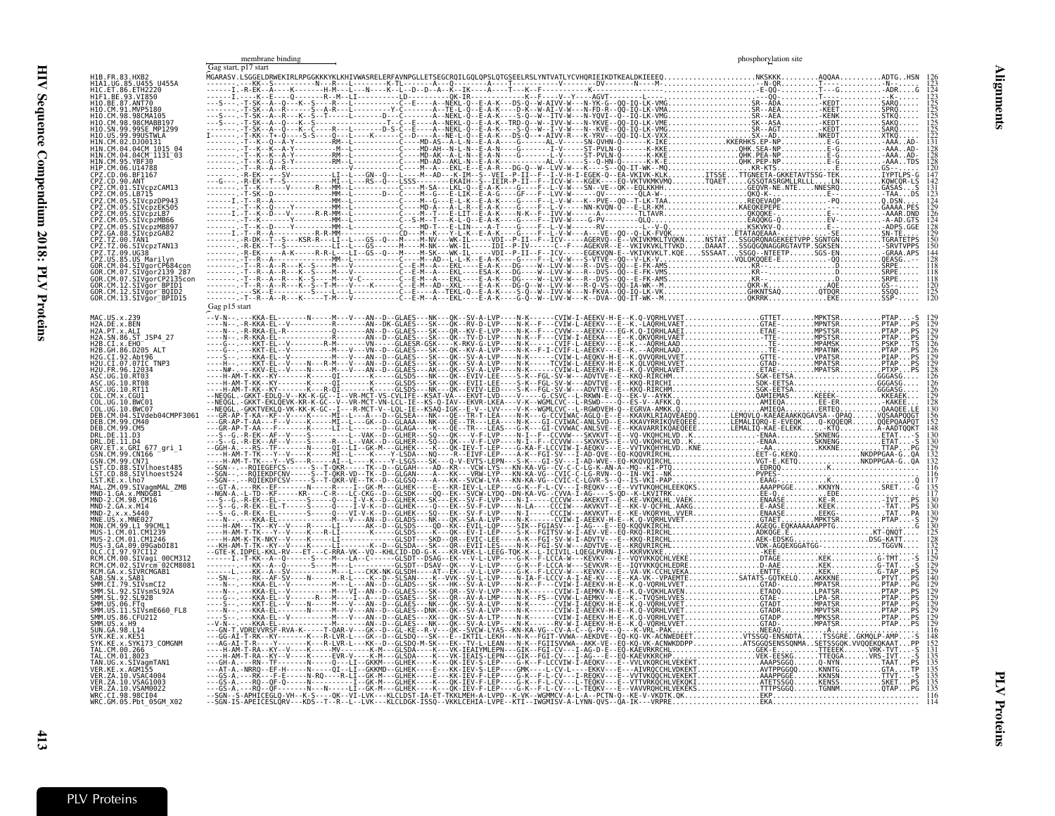Gag start, p17 start — membrane binding — phosphorylation site

```
H1B.FR.83.HXB2              MGARASV.LSGGELDRWEKIRLRPGGKKKYKLKHIVWASRELERFAVNPGLLETSEGCRQILGQLQPSLQTGSEELRSLYNTVATLYCVHQRIEIKDTKEALDKIEEEQ.......................NKSKKK.........AQQAA..........ADTG..HSN  126
H1A1.UG.85.U455_U455A       123
H1C.ET.86.ETH2220           124
H1F1.BE.93.VI850            123
H1O.BE.87.ANT70             125
H1O.CM.91.MVP5180           125
H1O.CM.98.98CMA105          125
H1O.CM.98.98CMABB197        125
H1O.SN.99.99SE_MP1299       125
H1O.US.99.99USTWLA          122
H1N.CM.02.DJO0131           131
H1N.CM.04.04CM_1015_04      128
H1N.CM.04.04CM_1131_03      128
H1N.CM.95.YBF30             128
H1P.CM.06.U14788            120
CPZ.CD.06.BF1167            147
CPZ.CD.90.ANT               142
CPZ.CM.01.SIVcpzCAM13       131
CPZ.CM.05.LB715             123
CPZ.CM.05.SIVcpzDP943       124
CPZ.CM.05.SIVcpzEK505       129
CPZ.CM.05.SIVcpzLB7         126
CPZ.CM.05.SIVcpzMB66        124
CPZ.CM.05.SIVcpzMB897       128
CPZ.GA.88.SIVcpzGAB2        129
CPZ.TZ.00.TAN1              150
CPZ.TZ.06.SIVcpzTAN13       150
CPZ.TZ.09.UG38              144
CPZ.US.85.US_Marilyn        128
GOR.CM.04.SIVgorCP684con    118
GOR.CM.07.SIVgor2139_287    118
GOR.CM.07.SIVgorCP2135con   118
GOR.CM.12.SIVgor_BPID1      120
GOR.CM.12.SIVgor_BQID2      125
GOR.CM.13.SIVgor_BPID15     120
```

Gag p15 start

```
MAC.US.x.239                129
H2A.DE.x.BEN                129
H2A.PT.x.ALI                129
H2A.SN.86.ST_JSP4_27        129
H2B.CI.x.EHO                125
H2B.GH.86.D205_ALT          126
H2G.CI.92.Abt96             129
H2U.CI.07.07IC_TNP3         128
H2U.FR.96.12034             129
ASC.UG.10.RT03              126
ASC.UG.10.RT08              126
ASC.UG.10.RT11              126
COL.CM.x.CGU1               129
COL.UG.10.BWC01             128
COL.UG.10.BWC07             130
DEB.CM.04.SIVdeb04CMPF3061  156
DEB.CM.99.CM40              152
DEB.CM.99.CM5               148
DRL.DE.11.D3                130
DRL.DE.11.D4                130
GRV.ET.x.GRI_677_gri_1      129
GSN.CM.99.CN166             132
GSN.CM.99.CN71              132
LST.CD.88.SIVlhoest485      116
LST.CD.88.SIVlhoest524      116
LST.KE.x.lho7               117
MAL.ZM.09.SIVagmMAL_ZMB     135
MND-1.GA.x.MNDGB1           117
MND-2.CM.98.CM16            130
MND-2.GA.x.M14              130
MND-2.x.x.5440              130
MNE.US.x.MNE027             129
MON.CM.99.L1_99CML1         130
MUS-1.CM.01.CM1239          131
MUS-2.CM.01.CM1246          128
MUS-3.GA.09.09GabOI81       132
OLC.CI.97.97CI12            115
RCM.CM.00.SIVagi_00CM312    129
RCM.CM.02.SIVrcm_02CM8081   129
RCM.GA.x.SIVRCMGAB1         129
SAB.SN.x.SAB1               140
SMM.CI.79.SIVsmCI2          129
SMM.SL.92.SIVsmSL92A        129
SMM.SL.92.SL92B             129
SMM.US.06.FTq               129
SMM.US.11.SIVsmE660_FL8     129
SMM.US.86.CFU212            129
SMM.US.x.H9                 129
SUN.GA.98.L14               116
SYK.KE.x.KE51               148
SYK.KE.x.SYK173_COMGNM      152
TAL.CM.00.266               131
TAL.CM.01.8023              131
TAN.UG.x.SIVagmTAN1         135
VER.KE.x.AGM155             135
VER.ZA.10.VSAC4004          135
VER.ZA.10.VSAG1003          135
VER.ZA.10.VSAM0022          135
WRC.CI.98.98CI04            116
WRC.GM.05.Pbt_05GM_X02      114
```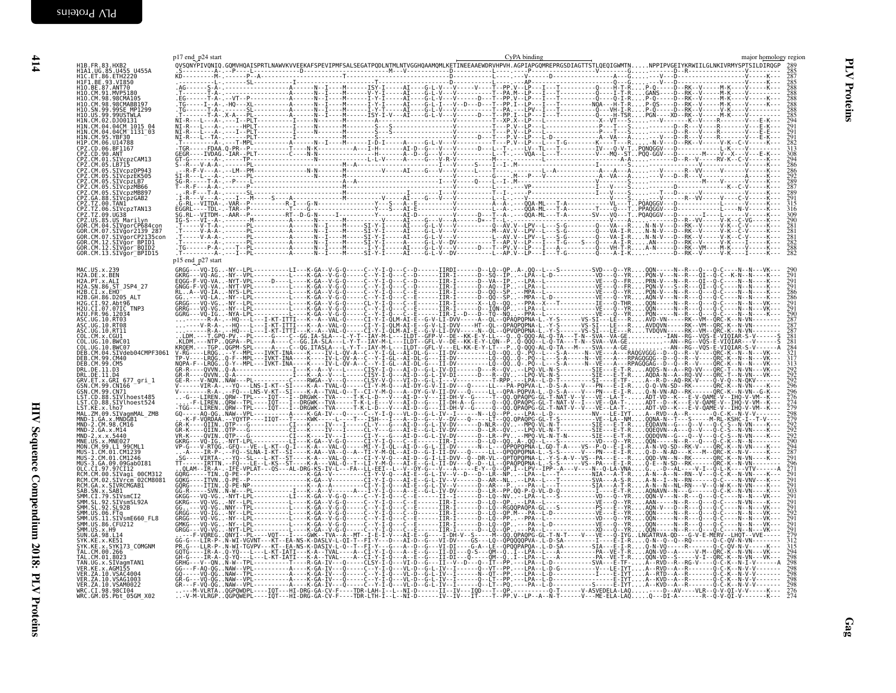```
                        p17 end_p24 start                                                                                    CyPA binding                                       major homology region
H1B.FR.83.HXB2          QVSQNYPIVQNIQ.GQMVHQAISPRTLNAWVKVVEEKAFSPEVIPMFSALSEGATPQDLNTMLNTVGGHQAAMQMLKETINEEAAEWDRVHPVH.AGPIAPGQMREPRGSDIAGTTSTLQEQIGWMTN.....NPPIPVGEIYKRWIILGLNKIVRMYSPTSILDIRQGP  289
H1A1.UG.85.U455_U455A                                                                                                                                                                                                                                              285
H1C.ET.86.ETH2220                                                                                                                                                                                                                                                  287
H1F1.BE.93.VI850                                                                                                                                                                                                                                                   285
H1O.BE.87.ANT70                                                                                                                                                                                                                                                    288
H1O.CM.91.MVP5180                                                                                                                                                                                                                                                  288
H1O.CM.98.98CMA105                                                                                                                                                                                                                                                 288
H1O.CM.98.98CMABB197                                                                                                                                                                                                                                               288
H1O.SN.99.99SE_MP1299                                                                                                                                                                                                                                              288
H1O.US.99.99USTWLA                                                                                                                                                                                                                                                 285
H1N.CM.02.DJO0131                                                                                                                                                                                                                                                  294
H1N.CM.04.04CM_1015_04                                                                                                                                                                                                                                             291
H1N.CM.04.04CM_1131_03                                                                                                                                                                                                                                             291
H1N.CM.95.YBF30                                                                                                                                                                                                                                                    291
H1P.CM.06.U14788                                                                                                                                                                                                                                                   282
CPZ.CD.06.BF1167                                                                                                                                                                                                                                                   313
CPZ.CD.90.ANT                                                                                                                                                                                                                                                      308
CPZ.CM.01.SIVcpzCAM13                                                                                                                                                                                                                                              294
CPZ.CM.05.LB715                                                                                                                                                                                                                                                    286
CPZ.CM.05.SIVcpzDP943                                                                                                                                                                                                                                              286
CPZ.CM.05.SIVcpzEK505                                                                                                                                                                                                                                              292
CPZ.CM.05.SIVcpzLB7                                                                                                                                                                                                                                                289
CPZ.CM.05.SIVcpzMB66                                                                                                                                                                                                                                               287
CPZ.CM.05.SIVcpzMB897                                                                                                                                                                                                                                              289
CPZ.GA.88.SIVcpzGAB2                                                                                                                                                                                                                                               291
CPZ.TZ.00.TAN1                                                                                                                                                                                                                                                     315
CPZ.TZ.06.SIVcpzTAN13                                                                                                                                                                                                                                              316
CPZ.TZ.09.UG38                                                                                                                                                                                                                                                     309
CPZ.US.85.US_Marilyn                                                                                                                                                                                                                                               290
GOR.CM.04.SIVgorCP684con                                                                                                                                                                                                                                           281
GOR.CM.07.SIVgor2139_287                                                                                                                                                                                                                                           281
GOR.CM.07.SIVgorCP2135con                                                                                                                                                                                                                                          281
GOR.CM.12.SIVgor_BPID1                                                                                                                                                                                                                                             282
GOR.CM.12.SIVgor_BQID2                                                                                                                                                                                                                                             288
GOR.CM.13.SIVgor_BPID15                                                                                                                                                                                                                                            282
                        p15 end_p27 start
MAC.US.x.239                                                                                                                                                                                                                                                       290
H2A.DE.x.BEN                                                                                                                                                                                                                                                       291
H2A.PT.x.ALI                                                                                                                                                                                                                                                       291
H2A.SN.86.ST_JSP4_27                                                                                                                                                                                                                                               291
H2B.CI.x.EHO                                                                                                                                                                                                                                                       286
H2B.GH.86.D205_ALT                                                                                                                                                                                                                                                 286
H2G.CI.92.Abt96                                                                                                                                                                                                                                                    291
H2U.CI.07.07IC_TNP3                                                                                                                                                                                                                                                291
H2U.FR.96.12034                                                                                                                                                                                                                                                    290
ASC.UG.10.RT03                                                                                                                                                                                                                                                     287
ASC.UG.10.RT08                                                                                                                                                                                                                                                     287
ASC.UG.10.RT11                                                                                                                                                                                                                                                     287
COL.CM.x.CGU1                                                                                                                                                                                                                                                      281
COL.UG.10.BWC01                                                                                                                                                                                                                                                    281
COL.UG.10.BWC07                                                                                                                                                                                                                                                    284
DEB.CM.04.SIVdeb04CMPF3061                                                                                                                                                                                                                                         321
DEB.CM.99.CM40                                                                                                                                                                                                                                                     317
DEB.CM.99.CM5                                                                                                                                                                                                                                                      313
DRL.DE.11.D3                                                                                                                                                                                                                                                       292
DRL.DE.11.D4                                                                                                                                                                                                                                                       292
GRV.ET.x.GRI_677_gri_1                                                                                                                                                                                                                                             292
GSN.CM.99.CN166                                                                                                                                                                                                                                                    296
GSN.CM.99.CN71                                                                                                                                                                                                                                                     296
LST.CD.88.SIVlhoest485                                                                                                                                                                                                                                             276
LST.CD.88.SIVlhoest524                                                                                                                                                                                                                                             274
LST.KE.x.lho7                                                                                                                                                                                                                                                      279
MAL.ZM.09.SIVagmMAL_ZMB                                                                                                                                                                                                                                            298
MND-1.GA.x.MNDGB1                                                                                                                                                                                                                                                  279
MND-2.CM.98.CM16                                                                                                                                                                                                                                                   292
MND-2.GA.x.M14                                                                                                                                                                                                                                                     292
MND-2.x.x.5440                                                                                                                                                                                                                                                     292
MNE.US.x.MNE027                                                                                                                                                                                                                                                    290
MON.CM.99.L1_99CML1                                                                                                                                                                                                                                                294
MUS-1.CM.01.CM1239                                                                                                                                                                                                                                                 287
MUS-2.CM.01.CM1246                                                                                                                                                                                                                                                 291
MUS-3.GA.09.09GabOI81                                                                                                                                                                                                                                              296
OLC.CI.97.97CI12                                                                                                                                                                                                                                                   271
RCM.CM.00.SIVagi_00CM312                                                                                                                                                                                                                                           291
RCM.CM.02.SIVrcm_02CM8081                                                                                                                                                                                                                                          291
RCM.GA.x.SIVRCMGAB1                                                                                                                                                                                                                                                291
SAB.SN.x.SAB1                                                                                                                                                                                                                                                      303
SMM.CI.79.SIVsmCI2                                                                                                                                                                                                                                                 291
SMM.SL.92.SIVsmSL92A                                                                                                                                                                                                                                               291
SMM.SL.92.SL92B                                                                                                                                                                                                                                                    291
SMM.US.06.FTq                                                                                                                                                                                                                                                      292
SMM.US.11.SIVsmE660_FL8                                                                                                                                                                                                                                            291
SMM.US.86.CFU212                                                                                                                                                                                                                                                   291
SMM.US.x.H9                                                                                                                                                                                                                                                        291
SUN.GA.98.L14                                                                                                                                                                                                                                                      279
SYK.KE.x.KE51                                                                                                                                                                                                                                                      312
SYK.KE.x.SYK173_COMGNM                                                                                                                                                                                                                                             315
TAL.CM.00.266                                                                                                                                                                                                                                                      291
TAL.CM.01.8023                                                                                                                                                                                                                                                     291
TAN.UG.x.SIVagmTAN1                                                                                                                                                                                                                                                298
VER.KE.x.AGM155                                                                                                                                                                                                                                                    298
VER.ZA.10.VSAC4004                                                                                                                                                                                                                                                 298
VER.ZA.10.VSAG1003                                                                                                                                                                                                                                                 298
VER.ZA.10.VSAM0022                                                                                                                                                                                                                                                 298
WRC.CI.98.98CI04                                                                                                                                                                                                                                                   276
WRC.GM.05.Pbt_05GM_X02                                                                                                                                                                                                                                             274
```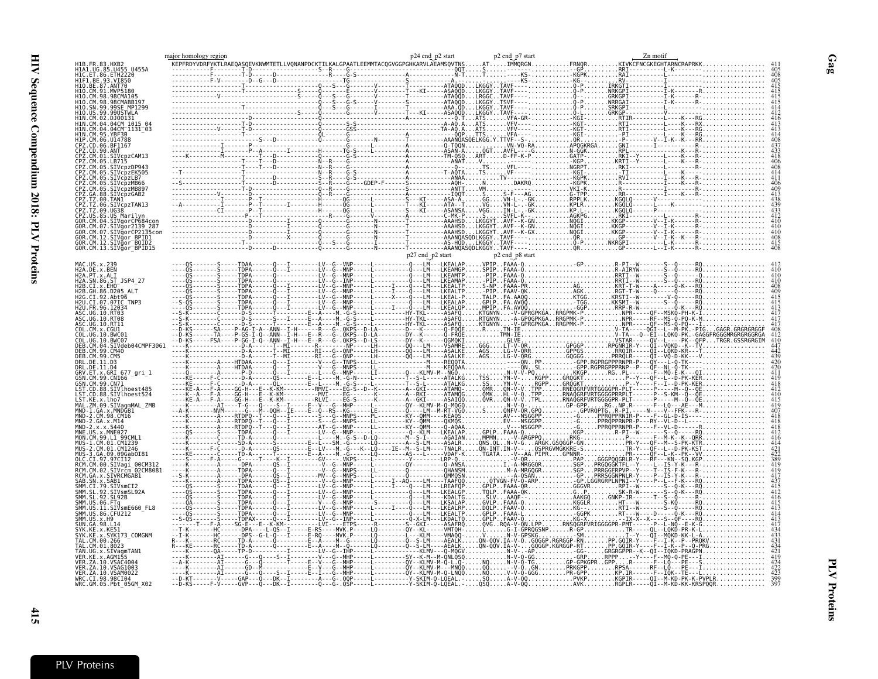```
                          major homology region                                    p24 end p2 start     p2 end p7 start                    Zn motif
H1B.FR.83.HXB2            KEPFRDYVDRFYKTLRAEQASQEVKNWMTETLLVQNANPDCKTILKALGPAATLEEMMTACQGVGGPGHKARVLAEAMSQVTNS.....AT......IMMQRGN..........FRNQR.........KIVKCFNCGKEGHTARNCRAPRKK.................  411
H1A1.UG.85.U455_U455A                                                                                                                                                                405
H1C.ET.86.ETH2220                                                                                                                                                                    408
H1F1.BE.93.VI850                                                                                                                                                                     405
H1O.BE.87.ANT70                                                                                                                                                                      415
H1O.CM.91.MVP5180                                                                                                                                                                    415
H1O.CM.98.98CMA105                                                                                                                                                                   415
H1O.CM.98.98CMABB197                                                                                                                                                                 415
H1O.SN.99.99SE_MP1299                                                                                                                                                                414
H1O.US.99.99USTWLA                                                                                                                                                                   412
H1N.CM.02.DJO0131                                                                                                                                                                    416
H1N.CM.04.04CM_1015_04                                                                                                                                                               413
H1N.CM.04.04CM_1131_03                                                                                                                                                               411
H1N.CM.95.YBF30                                                                                                                                                                      414
H1P.CM.06.U14788                                                                                                                                                                     408
CPZ.CD.06.BF1167                                                                                                                                                                     437
CPZ.CD.90.ANT                                                                                                                                                                        433
CPZ.CM.01.SIVcpzCAM13                                                                                                                                                                418
CPZ.CM.05.LB715                                                                                                                                                                      406
CPZ.CM.05.SIVcpzDP943                                                                                                                                                                408
CPZ.CM.05.SIVcpzEK505                                                                                                                                                                414
CPZ.CM.05.SIVcpzLB7                                                                                                                                                                  411
CPZ.CM.05.SIVcpzMB66                                                                                                                                                                 406
CPZ.CM.05.SIVcpzMB897                                                                                                                                                                409
CPZ.GA.88.SIVcpzGAB2                                                                                                                                                                 413
CPZ.TZ.00.TAN1                                                                                                                                                                       438
CPZ.TZ.06.SIVcpzTAN13                                                                                                                                                                439
CPZ.TZ.09.UG38                                                                                                                                                                       433
CPZ.US.85.US_Marilyn                                                                                                                                                                 412
GOR.CM.04.SIVgorCP684con                                                                                                                                                             410
GOR.CM.07.SIVgor2139_287                                                                                                                                                             410
GOR.CM.07.SIVgorCP2135con                                                                                                                                                            410
GOR.CM.12.SIVgor_BPID1                                                                                                                                                               408
GOR.CM.12.SIVgor_BQID2                                                                                                                                                               415
GOR.CM.13.SIVgor_BPID15                                                                                                                                                              408

                                                                                   p27 end p2 start     p2 end p8 start
MAC.US.x.239                                                                                                                                                                         412
H2A.DE.x.BEN                                                                                                                                                                         410
H2A.PT.x.ALI                                                                                                                                                                         410
H2A.SN.86.ST_JSP4_27                                                                                                                                                                 410
H2B.CI.x.EHO                                                                                                                                                                         408
H2B.GH.86.D205_ALT                                                                                                                                                                   409
H2G.CI.92.Abt96                                                                                                                                                                      415
H2U.CI.07.07IC_TNP3                                                                                                                                                                  412
H2U.FR.96.12034                                                                                                                                                                      413
ASC.UG.10.RT03                                                                                                                                                                       417
ASC.UG.10.RT08                                                                                                                                                                       417
ASC.UG.10.RT11                                                                                                                                                                       417
COL.CM.x.CGU1                                                                                                                                                                        408
COL.UG.10.BWC01                                                                                                                                                                      411
COL.UG.10.BWC07                                                                                                                                                                      410
DEB.CM.04.SIVdeb04CMPF3061                                                                                                                                                           447
DEB.CM.99.CM40                                                                                                                                                                       442
DEB.CM.99.CM5                                                                                                                                                                        439
DRL.DE.11.D3                                                                                                                                                                         420
DRL.DE.11.D4                                                                                                                                                                         420
GRV.ET.x.GRI_677_gri_1                                                                                                                                                               411
GSN.CM.99.CN166                                                                                                                                                                      419
GSN.CM.99.CN71                                                                                                                                                                       418
LST.CD.88.SIVlhoest485                                                                                                                                                               412
LST.CD.88.SIVlhoest524                                                                                                                                                               410
LST.KE.x.lho7                                                                                                                                                                        415
MAL.ZM.09.SIVagmMAL_ZMB                                                                                                                                                              419
MND-1.GA.x.MNDGB1                                                                                                                                                                    407
MND-2.CM.98.CM16                                                                                                                                                                     418
MND-2.GA.x.M14                                                                                                                                                                       418
MND-2.x.x.5440                                                                                                                                                                       418
MNE.US.x.MNE027                                                                                                                                                                      412
MON.CM.99.L1_99CML1                                                                                                                                                                  416
MUS-1.CM.01.CM1239                                                                                                                                                                   414
MUS-2.CM.01.CM1246                                                                                                                                                                   421
MUS-3.GA.09.09GabOI81                                                                                                                                                                422
OLC.CI.97.97CI12                                                                                                                                                                     389
RCM.CM.00.SIVagi_00CM312                                                                                                                                                             419
RCM.CM.02.SIVrcm_02CM8081                                                                                                                                                            419
RCM.GA.x.SIVRCMGAB1                                                                                                                                                                  418
SAB.SN.x.SAB1                                                                                                                                                                        417
SMM.CI.79.SIVsmCI2                                                                                                                                                                   415
SMM.SL.92.SIVsmSL92A                                                                                                                                                                 412
SMM.SL.92.SL92B                                                                                                                                                                      416
SMM.US.06.FTq                                                                                                                                                                        415
SMM.US.11.SIVsmE660_FL8                                                                                                                                                              413
SMM.US.86.CFU212                                                                                                                                                                     414
SMM.US.x.H9                                                                                                                                                                          413
SUN.GA.98.L14                                                                                                                                                                        417
SYK.KE.x.KE51                                                                                                                                                                        434
SYK.KE.x.SYK173_COMGNM                                                                                                                                                               433
TAL.CM.00.266                                                                                                                                                                        431
TAL.CM.01.8023                                                                                                                                                                       434
TAN.UG.x.SIVagmTAN1                                                                                                                                                                  421
VER.KE.x.AGM155                                                                                                                                                                      419
VER.ZA.10.VSAC4004                                                                                                                                                                   424
VER.ZA.10.VSAG1003                                                                                                                                                                   422
VER.ZA.10.VSAM0022                                                                                                                                                                   423
WRC.CI.98.98CI04                                                                                                                                                                     399
WRC.GM.05.Pbt_05GM_X02                                                                                                                                                               397
```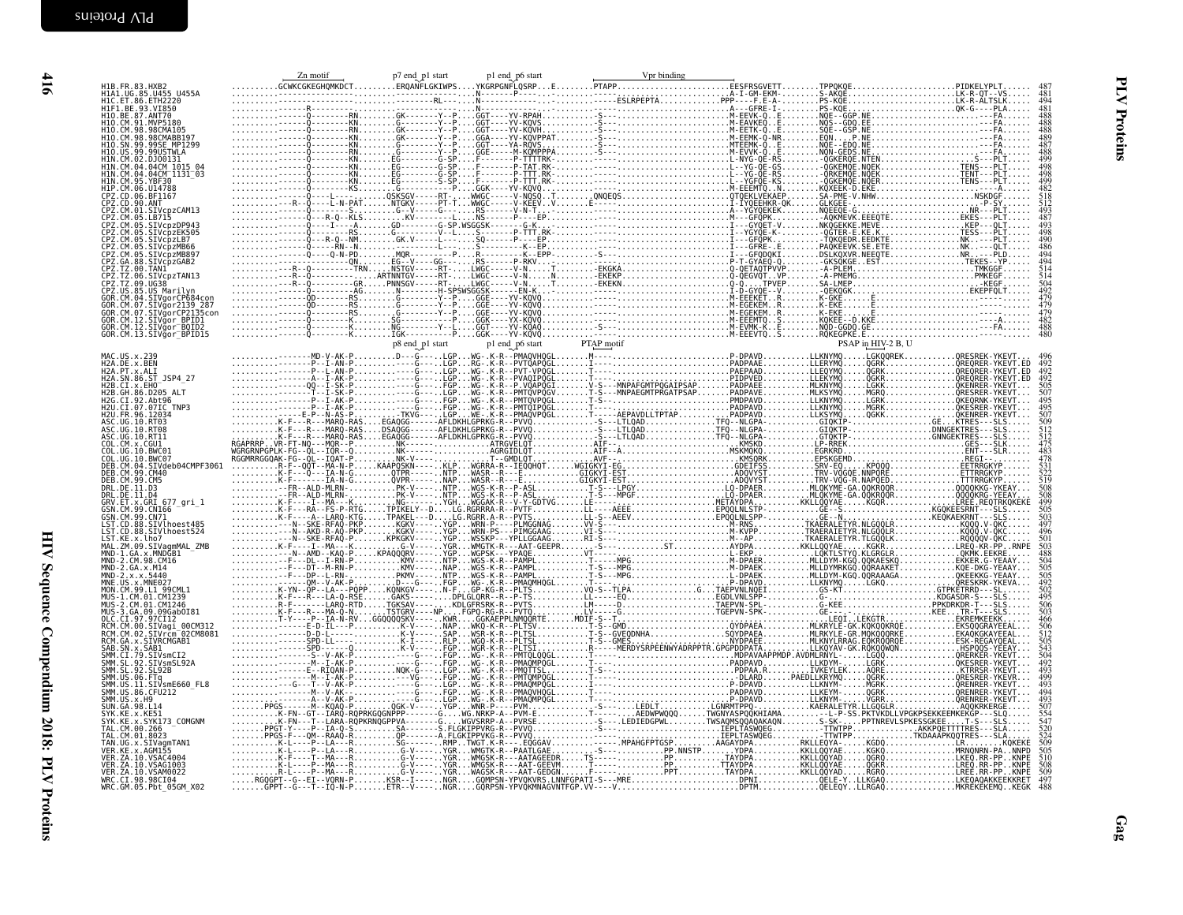```
                   Zn motif           p7 end_p1 start     p1 end_p6 start       Vpr binding
H1B.FR.83.HXB2          ..........GCWKCGKEGHQMKDCT.........ERQANFLGKIWPS.....YKGRPGNFLQSRP...E........PTAPP.......................EESFRSGVETT........TPPQKQE......................PIDKELYPLT......  487
H1A1.UG.85.U455_U455A   ..........................................N.........P----..............................A-I-GM-EKM-.......S-AKQE......................LK-R-QT--VS.....  481
H1C.ET.86.ETH2220       ..........................................RL---..N..............-------ESLRPEPTA...........PPP-----F.E-A-.......PS-KQE......................LK-R-ALTSLK.....  494
H1F1.BE.93.VI850        ..........--R-----------..............N.....................................A---GFRE-I-.......PS-KQE......................QK-G----PLA.....  481
H1O.BE.87.ANT70         ..........------Q--------RN........GK-------Y--P....GGT----YV-RPAH...........-S--....................M-EEVK-Q..E.......NQE--GGP.NE......................----FA.....  488
H1O.CM.91.MVP5180       ..........------Q--------RN........G--------Y--P....GGT----YV-KQVS...........-S--....................M-EAVKEQ..E.......NQS--GDQ.EE......................----FA.....  488
H1O.CM.98.98CMA105      ..........------Q--------RN........GK-------Y--P....GGT----YV-KQVH...........-S--....................M-EETK-Q..E.......SQE--GSP.NE......................----FA.....  488
H1O.CM.98.98CMABB197    ..........------Q--------RN........GK-------Y--P....GGA----YV-KQVPPAT........-S--....................M-EEMK-Q-NR.......EQN....P.NE......................----FA.....  489
H1O.SN.99.99SE_MP1299   ..........------Q--------RN........G--------Y--P....GGT----YA-RQVS...........-S--....................MTEEMK-Q..E.......NQE--EDQ.NE......................----FA.....  487
H1O.US.99.99USTWLA      ..........------Q--------RN........G--------Y--P....GGE----M-KQMPPPA.........-S--....................M-EVVK-Q..E.......NQE--GEDS.NE......................----FA.....  488
H1N.CM.02.DJ00131       ..........------Q--------RN........EG-------G-SP....F------P-TTTTRK..............................L-NYG-QE-RS.......-QGKERQE.NTEN......................S----PLT.....  499
H1N.CM.04.04CM_1015_04  ..........------Q--------RN........EG-------G-SP....F------P-TAT.RK..............................L--YG-QE-GS.......-QGKEMQE.NQEK......................TENS---PLT.....  498
H1N.CM.04.04CM_1131_03  ..........------Q--------RN........EG-------G-SP....F------P-TTT.RK..............................L--YG-QE-RS.......-QRKEMQE.NQEK......................TENT---PLT.....  498
H1N.CM.95.YBF30         ..........------Q--------RN........EG-------S-SP....F------P-TTT.RK..............................L--YGFQE-KS.......-QGKEMQE.NQER......................TENS---PLT.....  499
H1P.CM.06.U14788        ..........------Q--------KS........G--------Y--P....GGK----YV-KQVQ...............................M-EEEMTQ..N.......KQXEEK-D.EKE......................----A.....  482
CPZ.CD.06.BF1167        ..........------Q----L-----........QSKSGV-----RT----WWGC----V-NQSQ..T.........QNQEQS..............QTQEKLVEKAEP.......SA-PME-V.NHW......................NSKDGF.....  518
CPZ.CD.90.ANT           ..........--R--Q-----L-N-PAT.......NTGKV-----PT-T----WWGC----V-KEEV..V.........E----...............I-IYQEEHKR-QK.......GLKGEE-......................-P-SY.....  512
CPZ.CM.01.SIVcpzCAM13   ..........------Q--------S---......G--V------G--.....RS------V-N-T..............................A--YGYQEKEK.........NQEEQE-G......................NR---PLT.....  493
CPZ.CM.05.LB715         ..........------Q---R-Q--KLS.......KV-----------L....NS------P----EP..............................M---GFQPK.........-AQKNEVK.EEEQTE......................EKES---PLT.....  487
CPZ.CM.05.SIVcpzDP943   ..........------Q----I----A........GD---------G-SP.WSGGSK------G-K..............................I---GYQET-V.........NKQGEKKE.MEVE......................KEP---QLT.....  493
CPZ.CM.05.SIVcpzEK505   ..........------Q--------RS........G--------V--L.....S------P-TTT.RK..............................I--YGYQE-K-.........-QGTER-E.KE.K......................TESS---PLT.....  498
CPZ.CM.05.SIVcpzLB7     ..........------Q---R-Q--NM........GK.V-----L-----..SQ------P----EP..............................I---GFQPK.........-TQKQEDR.EEDKTE......................NK----PLT.....  497
CPZ.CM.05.SIVcpzMB66    ..........------Q------RN--N.......-------------L.....S------K---EP..............................I---GFRE-.E.........PAQKEEVK.SE.ETE......................NK.---QLT.....  486
CPZ.CM.05.SIVcpzMB897   ..........------Q----Q-N-PD........MQR---------P.....R------K-EPP..........-S--.................I---GFQDQKI.........DSLKQXVR.NEEQTE......................NR.---PLD.....  494
CPZ.GA.88.SIVcpzGAB2    ..........-------------QN..........EG--V---GG---.....RS------P-RKV...............................P-T-GYAEQ-Q.........-GKSQKGE..EST......................TEKES--YP.....  494
CPZ.TZ.00.TAN1          ..........--R--Q---------TRN.......NSTGV-----RT-.....LWGC----V-N....T.........-EKGKA..............Q-QETAQTPVVP.........-A-PLEM......................TMKGGF.....  514
CPZ.TZ.06.SIVcpzTAN13   ..........--R--Q---------ARTNNTGV-----RT-.....LWGC----V-N....N.........-EKEKP..............Q-QEGVQT..VP.........-A-PMEMG......................PMKEGF.....  514
CPZ.TZ.09.UG38          ..........--R--Q---------GR........PNNSGV-----RT-.....LWGC----V-N....T.........-EKEKN..............Q-Q.....TPVEP.........SA-LMEP......................KEGF.....  504
CPZ.US.85.US_Marilyn    ..........-------Q--------AG.......N--------H-SPSWSGGSK------EN-K..............................I-D-GYQE--V.........-QEKQGK......................EKEPFQLT.....  492
GOR.CM.04.SIVgorCP684con ..........------QD-------RS........G--------Y--P....GGE----YV-KQVQ...............................M-EEEKET..R.......K-KQE..........E......................------.....  479
GOR.CM.07.SIVgor2139_287 ..........------QD-------RS........G--------Y--P....GGE----YV-KQVQ...............................M-EGEKEM..R.......K-EKE..........E......................------.....  479
GOR.CM.07.SIVgorCP2135con ..........------Q--------RS........G--------Y--P....GGE----YV-KQVQ...............................M-EGEKEM..R.......K-EKE..........E......................------.....  479
GOR.CM.12.SIVgor_BPID1  ..........------Q--------K.........SG-------Y--P....GGK----YV-KQVQ...............................M-EEEMTQ..S.......KQKEE--D.KKE......................----A.....  482
GOR.CM.12.SIVgor_BQID2  ..........------Q--------K.........NG-------Y--L....GGT----YV-KQAQ...........-S--.................M-EVMK-K..E.......NQD-GGDQ.GE......................----FA.....  488
GOR.CM.13.SIVgor_BPID15 ..........------Q--------K.........IGK------Y--P....GGK----YV-KQVQ...............................M-EEEVTQ..S.......RQKEGPKE..E......................------.....  480

                                  p8 end_p1 start      p1 end_p6 start       PTAP motif                      PSAP in HIV-2 B, U

MAC.US.x.239            ..........--------MD-V-AK-P..........D---G----..LGP...WG-.K-R--PMAQVHQGL........M----.....................P-DPAVD..........LLKNYMQ......LGKQQREK..........QRESREK-YKEVT...  496
H2A.DE.x.BEN            ..........--------L--I-AN-P..........G----..LGP...RG-.K-R--PVTQAPQGL........I----.....................PADPAAE..........LLERYMQ......QGRK...............QREQRER-YKEVT...  492
H2A.PT.x.ALI            ..........--------P--L-AN-P..........G----..LGP...WG-.K-R--PVT-VPQGL........T----.....................PAEPAAD..........LLEQYMQ......QGRK...............QREQRER-YKEVT.ED  492
H2A.SN.86.ST_JSP4_27    ..........--------A--I-AK-P..........G----..LGP...WG-.K-R--PVAQIPQGL........T----.....................PIDPVED..........LLKNYMQ......QGRK...............QREQRER-YKEVT.ED  492
H2B.CI.x.EHO            ..........--------QQ-I-SK-P..........G----..LGP...WG-.K-R--P-VQAPQGI........V-S---MNPAFGMTPQGAIPSAP.......PADPAEE..........MLKNYMQ......LGKK...............QKENREK-YKEVT...  505
H2B.GH.86.D205_ALT      ..........--------T--I-SK-P..........G----..LGP...WG-.K-R--PMTQVPQGV........T-S---MNPAEGMTPRGATPSAP.......PADPAVE..........MLKSYMQ......MGRQ...............QRESREK-YKEVT...  507
H2G.CI.92.Abt96         ..........--------P--I-AK-P..........G----..FGP...WG-.K-R--PMTQAPQGL........T-S--.....................PMDPAVD..........LLKNYMQ......LGRK...............QKEQRNK-YKEVT...  495
H2U.CI.07.07IC_TNP3     ..........--------P--I-AK-P..........G----..LGP...WG-.K-R--PMTQIPQGL........T----.....................PTDPAVD..........LLKNYMQ......MGRK...............QKESREK-YKEVT...  495
H2U.FR.96.12034         ..........--------E-P--N-AS-P.........TKVG----..LGP...WE-.K-R--PMAQVPQGL........T-----AEPAVDLLTPTAP.........PADPAVD..........LLKSYMQ......QGKK...............QKENREK-YKEVT...  507
ASC.UG.10.RT03          ..........K-F----R---MARQ-RAS....EGAQGG------AFLDKHLGPRKG-R--PVVQ.........-S---LTLQAD................TFQ--NLGPA-..........GIQKTP-.........................GE...KTRES---SLS.....  509
ASC.UG.10.RT08          ..........K-F----R---MARQ-RAS....DSAQGG------AFLDKHLGPRKG-R--PVVQ.........-S---LTLQAD................TFQ--NLGPA-..........GTQKTP-.........................DNNGEKTRES---SLS.....  512
ASC.UG.10.RT11          ..........K-F----R---MARQ-RAS....EGAQGG------AFLDKHLGPRKG-R--PVVQ.........-S---LTLQAD................TFQ--NLGPA-..........GTQKTP-.........................GNNGEKTRES---SLS.....  512
COL.CM.x.CGU1           RGAPRRP..VR-FT-NQ---MQR--P.........NK------...........ATRGVELQT..........AIF--.....................KMSKD..........LP-RREK..........................GES---SLK.....  475
COL.UG.10.BWC01         WGRGRNPGPLK-FG--QL--IQR--Q.........NK------...........AGRGIDLQT..........AIF--A.....................MSKMQKQ..........EGRKRD..........................ENT---SLR.....  483
COL.UG.10.BWC07         RGGMRRGGQAK-FG--QL--IQAT-P.........NK-V------...........T--GMDLQT..........AVF--.....................KMSQRK..........EPSKGEMD..........................REGI---.....  478
DEB.CM.04.SIVdeb04CMPF3061 ..........R-F--QQT--MA-N-P.........KAAPQSKN------..KLP...WGRRA-R--IEQQHQT........WGIGKYI-EG.................GDEIFSS..........SRV-EQ....KPQQQ...............EETRRGKYP.....  531
DEB.CM.99.CM40          ..........K-F----Q---IA-N-G.........QTPR------...NTP...WASR-R---E.........GIGKYI-EST.................ADQVYST..........TRV-VQGQE.NNPQRE...............ETTRRGKYP.....  522
DEB.CM.99.CM5           ..........K-F--------IA-N-G.........QVPR------...NAP...WASR-R---E.........GIGKYI-EST.................ADQVYST..........TRV-VQG-R.NAPQED...............TTTRRGKYP.....  519
DRL.DE.11.D3            ..........-----FR--ALD-MLRN-.........PK-V------...NTP...WGS-K-R--P-ASL.........T-S---LPGY.................LQ-DPAER..........MLQKYME-GA.QQKRQQR...............QQQQKKG-YKEAY.....  508
DRL.DE.11.D4            ..........-----FR--ALD-MLRN-.........PK-V------...NTP...WGS-K-R--P-ASL.........T-S---MPGF.................LQ-DPAER..........MLQKYME-GA.QQKRQQR...............QQQQKRG-YEEAY.....  508
GRV.ET.x.GRI_677_gri_1  ..........K-F----I---MA---K.........NG-----...YGH...WGGAK-R--V-Y-GDTVG........LE-----.....................METAYDPA..........KKLLQQYAE.......KGQR...............LREE.REQTRKQKEKE  499
GSN.CM.99.CN166         ..........K-F----RA--FS-P-RTG.......TPIKELY--D....LG.RGRRRA-R--PVTF........LL---AEEE.................EPQQLNLSTP-..........GE--S..........................KGQKEESRNT---SLS.....  505
GSN.CM.99.CN71          ..........K-F----A--LARQ-KTG.......TPAKEL---D....LG.RGRR-A-R--PVTS.........LL-S--AEEV.................EPQQLNLSPP-..........GE--N..........................KEQKAEKRNT---SLS.....  503
LST.CD.88.SIVlhoest485  ..........--N--SKE-RFAQ-PKP.........KGKV-----...YGP...WRN-P----PLMGGNAG........VV-S--.....................M-RNS..........TKAERALETYR.NLGQQLR...............KQQQ.V-QKC.....  497
LST.CD.88.SIVlhoest524  ..........--N--AKD-R-AQ-PKP.........KGKV-----...YGP...WRN-PS---PIMGGAAG........VI-S--.....................M-KVPP..........TRAERAIETYR.NLGQQLR...............KQQQ.V-QKC.....  496
LST.KE.x.lho7           ..........--N--SKE-RFAQ-P..........KPKGKV-----...YGP...WSSKP----YPLLGGAAG........RI-S--.....................M--AP..........TKAERALETYR.TLGQQLK...............RQQQQV-QKC.....  501
MAL.ZM.09.SIVagmMAL_ZMB ..........K-F----I---MA---K.........G-V-----...YGR...WMGTK-R---AAT-GEEPR........-S-----.........ST.........AYDPA..........KKLLQQYAE.......KGKR...............LREQ-KR-PP..RNPE  503
MND-1.GA.x.MNDGB1       ..........--N--AMD--KAQ-P..........KPAQQQRV-----...YGP...WGPSK---YPAQE........VT----.....................L-EKP..........LQKTLSTYQ.KLGRGLR...............QKMK.EEKRE.....  488
MND-2.CM.98.CM16        ..........-F---DL--I-RN-P..........KMV-----...NTP...WGS-K-R--PAMPL........T-S---MPG.....................M-DPAEK..........MLLDYMN-KGQ.QQKAESKQ...............EKKER.G-YEAAY.....  504
MND-2.GA.x.M14          ..........-F---DT--M-RN-P..........KMV-----...NAP...WGS-K-R--PAMPL........T-S---MPG.....................M-DPAEK..........MLLDYMRKGQ.QQRAAKET...............KQE-DKG-YEAAY.....  505
MND-2.x.x.5440          ..........-F---DP--L-RN-.........PKMV-----...NTP...WGS-K-R--PAMPL........T-S---MPG.....................L-DPAEK..........MLLDYM-KGQ.QQRAAAGA...............QQEEKKG-YEAAY.....  505
MNE.US.x.MNE027         ..........--------QM--V-AK-P.........D---G----..FGP...WG-.K-R--PMAQMHQGL........T----.....................P-DPAVD..........LLKNYMQ......LGKQ...............QRESRK-YKEVA...  492
MON.CM.99.L1_99CML1     ..........K-YN--QP--LA---PQPP....KQNKGV-----.N-F...GP-KG-R--PLTS.........VQ-S--TLPA................G...TAEPVNLNQEI..........GS-KT.........................GTPKETRRD---SL.....  502
MUS-1.CM.01.CM1239      ..........K-F----R---LA-Q-RSE....GAKS-----..DPLGLQRR--R--P-TS.........LL-----EQ.................EGDLVNLSPP-..........G-...............................KDGASDR-S---SLS.....  495
MUS-2.CM.01.CM1246      ..........R-F--------LARQ-RTD....TGKSAV-----..KDLGFRSRK-R--PVTS.........LM-----D.................TAEPVN-SPL-..........G-KEE..........................PPKDRKDR-T---SLS.....  506
MUS-3.GA.09.09GabOI81   ..........K-F----R---MA-Q-N.........TSTGRV----NP....FGPQ-RG-R--PVTQ.........LV-----G.................TGEPVN-SPK-..........GE...............................KEE...TR-T---SLS.....  503
OLC.CI.97.97CI12        ..........T-Y----P--IA-N-RV...GGQQQQSKV-----..KWR.....GGKAEPPLNMQQRTE.....MDIF-S--T.....................LEQI..LEKGTR..........................EKREMKEEKK.....  466
RCM.CM.00.SIVagi_00CM312 ..........------E-DL-I--F-........NAP....WKQ-K-R--PLTSV.........-T-S--GMG.....................QYDPAEA..........MLKRYLE-GK.KQKQQKRQE...............EKSQQGKAYEEAL.....  496
RCM.CM.02.SIVrcm_02CM8081 ..........-------D-D-L-........K-V-----...SAP...WS-K-R--PLTSL.........T-S---GVEQDNHA.................SQYDPAEA..........MLKRYLE-GR.MQKQQQRKE...............EKAQKGKAYEEAL.....  512
RCM.GA.x.SIVRCMGAB1     ..........-------SPD-LL-........K-I-----...RLP...WGQ-K-R--PLTSL.........T-S---GMES.....................NYDPAEE..........MLKNYLRRAG.EQKRQQRQE...............ESK-REGAYQEAL.....  505
SAB.SN.x.SAB1           ..........-------SPD---Q.......K-V-----...FGP...WGR-K-R--PLTSI.........R------NERDYSRPEENWYADRPPTR.GPGPDPDATA.........LLKQYAV-GK.RQKQQWQN...............HSPQQS-YEEAY.....  543
SMM.CI.79.SIVsmCI2      ..........-------S---V-AK-P........D---G----..FGP...WG-.K-R--PMTQLQQGL........T----.....................MDPAVAAPPMDP.AVDMLRNYL.......LGQQ...............QRERKER-YKEVT...  504
SMM.SL.92.SIVsmSL92A    ..........-------M--I-AK-P.........G----..FGP...WG-.K-R--PMAQMPQGL........T----.....................PADPAVD..........LLKDYM......LGRK...............QKESRER-YKEVT...  492
SMM.SL.92.SL92B         ..........-------E--RIQAN-P.......NQK-G---..LGP...WG-.K-R--PMQTTSL........T-S--.....................PDPAA.R..........IVKEYLEK.....AQRE...............KTRRSR-YKEVT...  493
SMM.US.06.FTq           ..........-------M--I-AK-P.........VG----..FGP...WG-.K-R--PMTQMPQGL........T----.....................DLARD......PAEDLLKRYMQ.......QGRK...............QRESRER-YKEVR...  499
SMM.US.11.SIVsmE660_FL8 ..........--G----T--V-AK-P.........G----..LGP...WG-.K-R--PMAQMPQGL........T----.....................P-DPAVD..........LLKNYM......MGRK...............QRENRER-YKEVT...  493
SMM.US.86.CFU212        ..........-------M--V-AK-.........G----..FGP...WG-.K-R--PMAQVHQGL........T----.....................PADPAVD..........LLKEYM......QGRK...............QRENRER-YKEVT...  494
SMM.US.x.H9             ..........-------A--V-AK-P.........G----..LGP...WG-.K-R--PMAQMPQGL........T----.....................P-DPAVD..........LLKNYM......VGRR...............QRENRER-YKEVT...  493
SUN.GA.98.L14           ..........PPGS-----M--KQAQ-P......QGK-V-----...YGP...WNR-P---PVM.........T-------LEDLT.................LGNRMTPPQ-..........KAERALETYR.LLGQGLR...............AQQKRKERGE.....  507
SYK.KE.x.KE51           ..........K-FN--GT--IARQ-RQPRKGQGNPPP------G....WG.NRKP-A--PVM-E.........T--------AEDWPWQQQ.......TWGNYASPQQKHIAMA..........L-P-SS.PKTVKDLLVPGKPSEKKEEMKEKGP---SLQ.....  554
SYK.KE.x.SYK173_COMGNM  ..........K-FN---T--LARA-RQPKRNQGPPVA------G....WGVSRRP-A--PVRSE.........-S---LEDIEDGPWL.......TWSAQMSQQAQAKAQN..........S-SK-...PPTNREVLSPKESSGKEE....T-S---SLS.....  547
TAL.CM.00.266           ..........PPGT-Y----P-IA-Q-S.......SA------..S.FLGKIPPVRG-R--PVVQ.........-S-----.....................IEPLTASWQEG..........-TTWTPP..........................AKKPQETTTRES--SLA.....  520
TAL.CM.01.8023          ..........PPGS-F----QM--RAAQ-R.......QP------..A.FLGKIPPVRG-R--PVVQ.........T--------.....................IEPLTASWQES..........-TTWTPP.........................TKDAAAPKQQTRES---SLA.....  524
TAN.UG.x.SIVagmTAN1     ..........K-L----P--LA---R.........SG------...RMP..TWGT.K-R---EQGGAV.........-----MPAHGFPTGSP.........AAGAYDPA..........RKLLEQYA-.......KGDQ...............LR.......KQKEKE  509
VER.KE.x.AGM155         ..........K-L----P--LA---R.........G-V-----...YGR...WMGTK-R--PAATLGAE........-S--..........PP.NNSTP.........YDPA..........KKLLQQYAE.......KGKQ...............MRNQNRN-PA...NNPD  505
VER.ZA.10.VSAC4004      ..........K-F----T--MA---R.........G-V-----...YGR...WMGSK-R---AATAGEEDR........TS-----..........PP.........TAYDPA..........KKLLQQYAD.......QGRQ...............LREQ.RR-PP...KNPE  510
VER.ZA.10.VSAG1003      ..........K-L----P--MA---R.........G-V-----...YGR...WMGSK-R---AAT-GEEVM........T------..........PP.........TTAYDPA..........KKLLQQYAE.......QGKR...............LREQ.RR-PP...KNPE  508
VER.ZA.10.VSAM0022      ..........R-L----P--MA---R.........G-V-----...YGR...WAGSK-R---AAT-GEDGN........F-----...........PPT.........TAYDPA..........KKLLQQYAD.......RGRQ...............LREE.RR-PP...KNPE  509
WRC.CI.98.98CI04        ..........RGQGPT-G--EI--VQRN-P.......KSR--I-----...NGR...GQMPSN-YPVQKVRS.LNNFGPATI-S---MRE...............DPNI..........QELE-Y..LLKGAQ...............LKEQAQAKEEKKRET  497
WRC.GM.05.Pbt_05GM_X02  ..........GPPT--G---T--IQ-N-P.......ETR--V-----...NGR...GQRPSN-YPVQKMNAGVNTFGP.VV----V.....................DPTM..........QELEQY..LLRGAQ...............MKREKEKEMQ..KEGK  488
```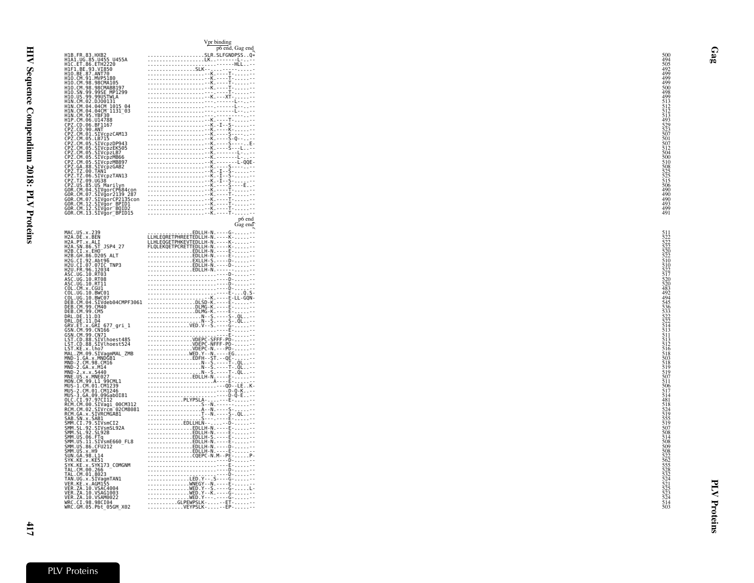Vpr binding

p6 end, Gag end

```
H1B.FR.83.HXB2               ..................SLR.SLFGNDPSS..Q*     500
H1A1.UG.85.U455_U455A        ..................LK..-------L-..--     494
H1C.ET.86.ETH2220            .......................------HLL..--    505
H1F1.BE.93.VI850             ..................SLK--.-------....-    492
H1O.BE.87.ANT70              ....................--K.----T-.....-    499
H1O.CM.91.MVP5180            ....................--K.----T-.....-    499
H1O.CM.98.98CMA105           ....................--K.----T-.....-    499
H1O.CM.98.98CMABB197         ....................--K.----T-.....-    500
H1O.SN.99.99SE_MP1299        ....................---.----T-.....-    498
H1O.US.99.99USTWLA           ....................--K.---XT-.....-    499
H1N.CM.02.DJO0131            ....................---.------L-..--    513
H1N.CM.04.04CM_1015_04       ....................---.------L-..--    512
H1N.CM.04.04CM_1131_03       ....................---.------L-..--    512
H1N.CM.95.YBF30              ....................---.---------.--    513
H1P.CM.06.U14788             ....................--K.----T-.....-    493
CPZ.CD.06.BF1167             ....................--K.-I--S-.....-    529
CPZ.CD.90.ANT                ....................--K.----K-.....-    523
CPZ.CM.01.SIVcpzCAM13        ....................--K.----S-.....-    507
CPZ.CM.05.LB715              ....................--K.----S-Q-..--    501
CPZ.CM.05.SIVcpzDP943        ....................--K.----S-----.E-   507
CPZ.CM.05.SIVcpzEK505        ....................--K.----S---L..--   512
CPZ.CM.05.SIVcpzLB7          ....................--K.------L-..--    504
CPZ.CM.05.SIVcpzMB66         ....................--K.------L-..--    500
CPZ.CM.05.SIVcpzMB897        ....................--K.--------L-QQE-  510
CPZ.GA.88.SIVcpzGAB2         ....................--K.----S-----..-   508
CPZ.TZ.00.TAN1               ....................--K.-I--S-.....-    525
CPZ.TZ.06.SIVcpzTAN13        ....................--K.-I--S-.....-    525
CPZ.TZ.09.UG38               ....................--K.-I--S-.....-    515
CPZ.US.85.US_Marilyn         ....................--K.----S----E..-   506
GOR.CM.04.SIVgorCP684con     ....................--K.----T-.....-    490
GOR.CM.07.SIVgor2139_287     ....................--K.----T-.....-    490
GOR.CM.07.SIVgorCP2135con    ....................--K.----T-.....-    490
GOR.CM.12.SIVgor_BPID1       ....................--K.----T-.....-    493
GOR.CM.12.SIVgor_BQID2       ....................--K.----T-.....-    499
GOR.CM.13.SIVgor_BPID15      ....................--K.----T-.....-    491
```

p6 end

Gag end

```
MAC.US.x.239                 ...............EDLLH-N.----G-.....--     511
H2A.DE.x.BEN                 LLHLEQRETPHREETEDLLH-N.----K-.....--     522
H2A.PT.x.ALI                 LLHLEQGETPHKEVTEDLLH-N.----K-.....--     522
H2A.SN.86.ST_JSP4_27         FLQLEKQETPCRETTEDLLH-N.----K-.....--     522
H2B.CI.x.EHO                 ...............EDLLH-N.----E-.....--     520
H2B.GH.86.D205_ALT           ...............EDLLH-N.----E-.....--     522
H2G.CI.92.Abt96              ...............EXLLH-S.----D-.....--     510
H2U.CI.07.07IC_TNP3          ...............EDLLH-N.----D-.....--     510
H2U.FR.96.12034              ...............EDLLH-N.----.......--     522
ASC.UG.10.RT03               ........................----D-.....--   517
ASC.UG.10.RT08               ........................----D-.....--   520
ASC.UG.10.RT11               ........................----D-.....--   520
COL.CM.x.CGU1                ........................----D-.....--   483
COL.UG.10.BWC01              ........................----E-...Q.S-   492
COL.UG.10.BWC07              ....................--K.----E-LL-GQN-   494
DEB.CM.04.SIVdeb04CMPF3061   ................DLSD-K.----E-.....--    545
DEB.CM.99.CM40               ................DLMG-K.----E-.....--    536
DEB.CM.99.CM5                ................DLMG-K.----E-.....--    533
DRL.DE.11.D3                 ...................N--S.----S-.QL..--   522
DRL.DE.11.D4                 ...................N--S.----S-.QL..--   522
GRV.ET.x.GRI_677_gri_1       ..............VED.V--S.----G-.....--    514
GSN.CM.99.CN166              ........................----E-.....--   513
GSN.CM.99.CN71               ........................----E-.....--   511
LST.CD.88.SIVlhoest485       ...............VDEPC-SFFF-PD-.....--    513
LST.CD.88.SIVlhoest524       ...............VDEPC-NFFF-PD-.....--    512
LST.KE.x.lho7                ...............VDEPC-N.---PD-.....--    516
MAL.ZM.09.SIVagmMAL_ZMB      ..............WED.Y--N.----EG.....--    518
MND-1.GA.x.MNDGB1            ...............EDFH--ST.--QE-.....--    503
MND-2.CM.98.CM16             ...................N--S.----T-.QL..--   518
MND-2.GA.x.M14               ...................N--S.----T-.QL..--   519
MND-2.x.x.5440               ...................N--S.----T-.QL..--   519
MNE.US.x.MNE027              ...............EDLLH-N.----E-.....--    507
MON.CM.99.L1_99CML1          ......................A----E-.....--    511
MUS-1.CM.01.CM1239           ........................----QD-LE..K-   506
MUS-2.CM.01.CM1246           ........................----D-Q-K..--   517
MUS-3.GA.09.09GabOI81        ........................----D-Q-E..--   514
OLC.CI.97.97CI12             ...............PLYPSLA-.----E-.....--   481
RCM.CM.00.SIVagi_00CM312     ..................S--N.-----------.--   518
RCM.CM.02.SIVrcm_02CM8081    ..................A--N.----S-.....--    524
RCM.GA.x.SIVRCMGAB1          ..................T--N.----S-.QL..--    519
SAB.SN.x.SAB1                ..................S---.----E-.....--    555
SMM.CI.79.SIVsmCI2           ............EDLLHLN---.----D-.....--    519
SMM.SL.92.SIVsmSL92A         ...............EDLLH-N.----E-.....--    507
SMM.SL.92.SL92B              ...............EDLLH-N.----E-.....--    508
SMM.US.06.FTq                ...............EDLLH-S.----E-.....--    514
SMM.US.11.SIVsmE660_FL8      ...............EDLLH-N.----E-.....--    508
SMM.US.86.CFU212             ...............EDLLH-N.----D-.....--    509
SMM.US.x.H9                  ...............EDLLH-N.----E-.....--    508
SUN.GA.98.L14                ...............CQEPC-N.M--PE-.....P-    522
SYK.KE.x.KE51                ........................----D-.....--   562
SYK.KE.x.SYK173_COMGNM       ........................----E-.....--   555
TAL.CM.00.266                ........................----D-.....--   528
TAL.CM.01.8023               ........................----D-.....--   532
TAN.UG.x.SIVagmTAN1          ..............LED.Y--.S----G-.....--    524
VER.KE.x.AGM155              ..............WNEGY--N.----E-.....--    521
VER.ZA.10.VSAC4004           ..............WED.Y--S.----G-.....L-    525
VER.ZA.10.VSAG1003           ..............WED.Y--K.----G-.....--    523
VER.ZA.10.VSAM0022           ..............WED.Y---.----G-.....--    524
WRC.CI.98.98CI04             ..........GLPEWPSLK-.....-ET-.....--    514
WRC.GM.05.Pbt_05GM_X02       ............VEYPSLK-.....-EP-.....--    503
```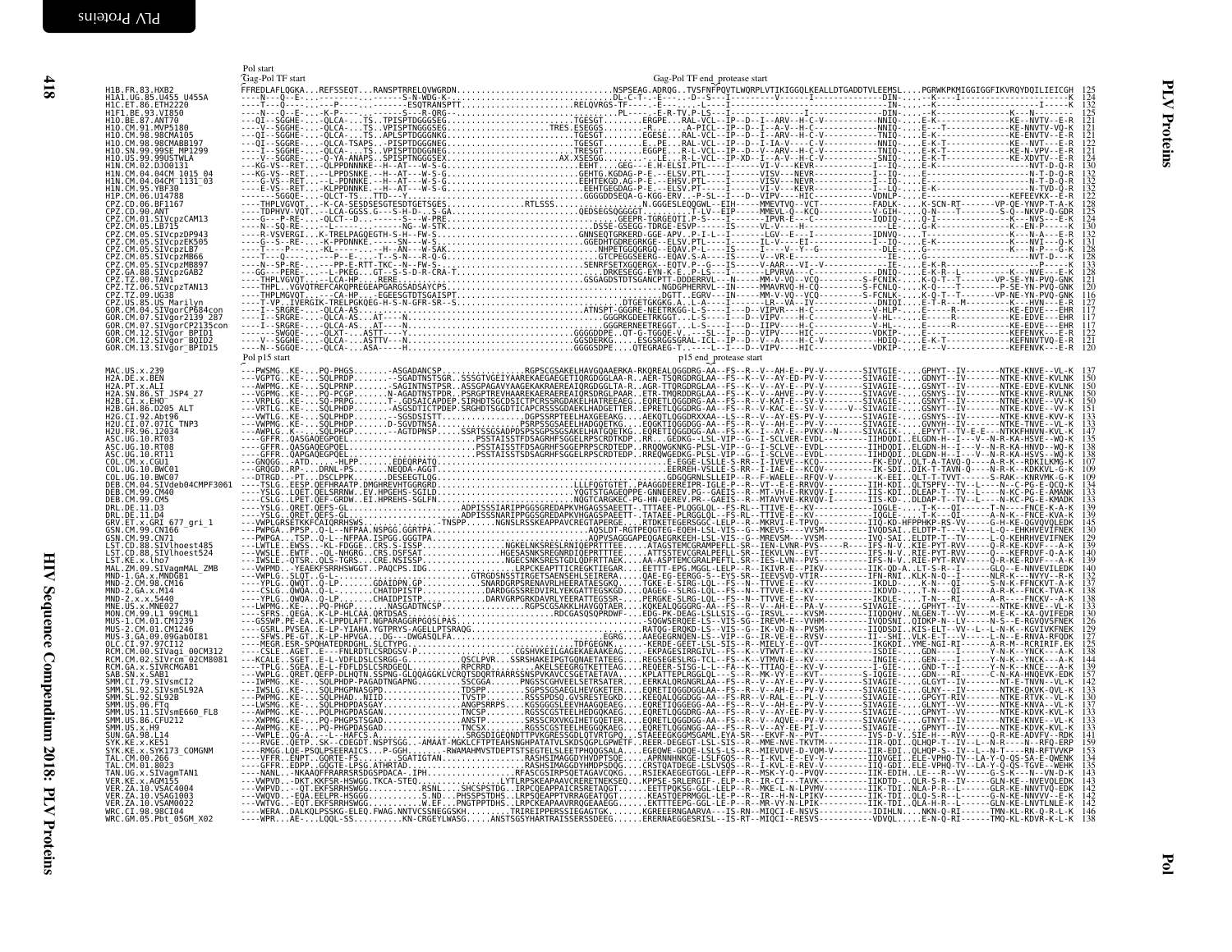```
Pol start
Gag-Pol TF start                                                      Gag-Pol TF end_protease start
H1B.FR.83.HXB2              FFREDLAFLQGKA...REFSSEQT...RANSPTRRELQVWGRDN.................................NSPSEAG.ADRQG..TVSFNFPQVTLWQRPLVTIKIGGQLKEALLDTGADDTVLEEMSL....PGRWKPKMIGGIGGFIKVRQYDQILIEICGH  125
H1A1.UG.85.U455_U455A       ----N---Q--E-.........-.....-S-N-WDG-K...........................................DL-C-T-.-E-....-D--S---I--------V-------I---------------DIN-.....-K-----I----------------------K  124
H1C.ET.86.ETH2220           ----T----Q---.....-P-.......-ESQTRANSPTT.......RELQVRGS-TF-----.-E----.-L---I--------------------------------IN-.....-K-----------------------I-----K  132
H1F1.BE.93.VI850            ----N---Q--E-...-K-P-.......S---R-QRG..........................PL-----.-E-R-TV-P-LS--I--------------------------DIN-.....-K-------------------K----N-------  125
H1O.BE.87.ANT70             ---QI--SGGHE-...QLCA-...TS..TPISPTDGGGSEG.....................TGESGT.......ERGPE....RAL-VCL--IP--D--I--ARV--H-C-V---------NNIQ-.....E-K---------------KE--NVTV--E-R  121
H1O.CM.91.MVP5180           ----V--SGGHE-...QLCA-...TS..VPISPTNGGGSEG..............TRES.ESEGGS.......-R........A-PICL--IP--D--I--A-V--H-C---------NNIQ-.....E---T------------KE-NNVTV-VQ-K  121
H1O.CM.98.98CMA105          ---QI--SGGHE-...QLCA-...TS..APLSPTDGGGNKG.....................TGESGT.......EGESE....RAL-VCL--IP--D--I--ARV--H-C-V---------TNIQ-.....E-K---------------KE-ENVTV--E-R  121
H1O.CM.98.98CMABB197        ---QI--SGGHE-...QLCA-TSAPS..TPISPTDGGGNEG.....................TGESGT.......E..PE....RAL-VCL--IP--D--I-IA-V---C-V---------NNIQ-.....E-K-T-------------KE--NVT---E-R  121
H1O.SN.99.99SE_MP1299       ----I--SGGHE-...QLCA-...TS..VPISPTDDGGNEG.....................TRESGT.......EGGPE....R-L-VCL--IP--D--V--ARV--H-C-V---------TNIQ-.....E-K-T-------------KE-N-VPV--E-R  121
H1O.US.99.99USTWLA          ----V--SGGRE-...Q-YA-ANAPS..SPISPTNGGGSEX..................AX.XSESGG.......-.LE....R-L-VCL--IP-XD--I--A-V--H-C-V---------SNIQ-.....E-K-T-------------KE-XDVTV--E-R  124
H1N.CM.02.DJ00131           ---KG-VS--RET...-QLPPDNNNKE.-H--AT---W-S-G.........................EEHT.....GEG---E-H-ELSI-PTL----I---------VI-V---KEVR-------------I--LQ-.....E-K--------------------NVT-D-Q-R  130
H1N.CM.04.04CM_1015_04      ---KG-VS--RET...--LPPDSNKE..-H--AT---W-S-G.....................GEHTG.KGDAG-P-E.---ELSV-PTL----I---------VISV---NEVR-----------I---IQ-.....E----------------------------N-T-D-Q-R  132
H1N.CM.04.04CM_1131_03      ----G-VS--RET...--PDNNKE..-H--AT---W-S-G.....................EEHTEKGD.AG-P-E.---EHSV-PTL----I---------VISV---NEVR-----------I---IQ-.....E----------------------------N-T-D-Q-R  132
H1N.CM.95.YBF30             ----E-VS--RET...-KLPPDNNKE..-H--AT---W-S-G.....................EEHTGEGDAG-P-E.---ELSV-PTL----I---------VISV---NEVR-----------I---LQ-.....E-K---------------------N-TVD-Q-R  132
H1P.CM.06.U14788            -----SGGQE-.....QLCT-TS....TTD---Y............................GGGGDDSEQA-G-KGG-ERV....P-SL--I---D--VIPV---HIC-----------VDNLP-.....-------------------KEFEEVKV--E-R  125
CPZ.CD.06.BF1167            -----THPLVGVQT...-K-CA-SESDSESGTESDTGETSGES..............RTLSSS.........N-GGGESLEQQGNL--EIH----MMEVTVQ--VCT-------------IKDLK-.....K-SCN-RT--------VP-QE-YNVP-T-A-K  128
CPZ.CD.90.ANT               ----TDPHVV-VQT...-LCA-GGSS.G---S-H-D-..S-GA..........................QEDSEGSQGGGGT...........T-LV--EIP------MMEVL-Q--KCQ---------V-GIH-.....Q-N----T--------S-Q--NKVP-Q-GDR  125
CPZ.CM.01.SIVcpzCAM13       ----G---P-RE-....QLCT--D-.........S---W-PRE...............................GEEPR-TGRGEQTI-P-S----I-------IPVR-E---C-----------IQDIQ-.....Q-I------------------K---NVS---E-R  124
CPZ.CM.05.LB715             ----N--SQ-RE-.......L--.........NG--W-STK.........................DSSE-GSEGG-TDRGE-ESVP------VL-V----H---------------LE-.....G-K------------------KE--EN-P----K  130
CPZ.CM.05.SIVcpzDP943       ----R-VSVERGI...K-TRELPAQGEGTH-S-H--FW-S.......................GNNSEQTGRKERD-GGE-APV..P-I-L--I---------LGV-I---I-----------IDNVQ-.....T--------------------K---N-A---E-R  132
CPZ.CM.05.SIVcpzEK505       ----G--S--RE-....K-PPDNNKE.......SN---W-S.......................GGEDHTGDREGRKGE--ELSV-PTL----I---------IL-V---EI-------------I--IQ-.....E-K------------------K----NVI---Q-K  131
CPZ.CM.05.SIVcpzLB7         ----T---P-.......-KL-.......-H--AN---W-SAK..........................NHPETGGQGRGQ--EQAV-P-I----IS------I---V---Y--G----------DLE-.....G---------------------K----N-P---G-K  128
CPZ.CM.05.SIVcpzMB66        ----T---Q-.......-P--E--.........T--S-N---R-Q-G......................GTCPEGGSEERG--EQAV-S-A----IS------V---VR--E------------IE-.....G-----------------------NVT-D---K  128
CPZ.CM.05.SIVcpzMB897       ----N--SP-RE-.......-P--E-RTT-TKC--N--FW-S.........................SENRFSETXGQERGX--EQTV-P--G---IS-------V-AAR---VI--V----------IE-.....E-K-R-------------------------  133
CPZ.GA.88.SIVcpzGAB2        ----GG---PERE-.....-L-PKEG...GT---S-S-D-R-CRA-T......................DRKESEGG-EYN-K-E..P-LS---I---LPVRVA---C---------DNIQ-.....E-K-R--L----------K----NVE---E-R  128
CPZ.TZ.00.TAN1              ----THPLVGVQT...-LCA-HP.....RERE..............................GSGAGDSTDTSGANCPTT-DDDERRVL---N----MM-V-VQ--VCQ---------S-FCNIK-.....K-Q-T--T--------VP-SE-YN-PVQ-GNK  121
CPZ.TZ.06.SIVcpzTAN13       ----THPL..VGVQTREFCAKQPREGEAPGARGSADSAYCPS.........................NGDGPHERRVL--IN---MMAVRVQ-H-CQ---------S-FCNLQ-.....K-Q-T--T--------P-SE-YNC-PVQ-GNK  130
CPZ.TZ.09.UG38              ----THPLMGVQT.....-CA-HP.....EGEESGTDTSGAISPT........................DGTT..EGRV--IN-----MM-V-VQ--VCQ---------S-FCNLK-.....K-Q-T--T--------VP-NE-YN-PVQ-GNK  116
CPZ.US.85.US_Marilyn        ----T-VP..IVERGIK-TRELPGKQEG-H-S-N-GFR-SR-S.........................DTGETGKKGG.A..L-A----I----LR--VA--IV-----------DNIQI-.....E-T-R----M---------K---HVN---E-R  127
GOR.CM.04.SIVgorCP684con    ----I--SRGRE-....QLCA-AS...AT---N..................................ATNSPT.GGGRE-NEETRKGGT.-L-S----I---D--VIPVR---HIC-----V-HLP-.....E-----R----------KE-EDVE---EHR  121
GOR.CM.07.SIVgor2139_287    ----I--SRGRE-....QLCA-AS...AT---N...................................GGGRKGDEETRKGGT.-L-S----I---D--VIPV---HIC-----------V-HL-.....E-----R----------KE-EDVE---EHR  117
GOR.CM.07.SIVgorCP2135con   ----I--SRGRE-....QLCA-AS...AT---N...................................GGGRERNEETREGGT.-L-S----I---D--IIPV---HIC-----------V-HL-.....E-----R----------KE-EDVE---EHR  117
GOR.CM.12.SIVgor_BPID1      ----SWGQE-.......QLXT-...ASTT-.......-S-.........................GGGGDDPE..QT-G-TGGQE-...-SL--IP--D--V-A---HIC-----------VDKIP-.....E-------------------KEFENVEV--E-R  122
GOR.CM.12.SIVgor_BQID2      ----V--SGGHE-....QLCA-...ASTTV---N..................................GGSDERKG.....ESGSRGGSGRAL-ISL--IP--D--V-A---HIC-----------HDIQ-.....E-K-T--------------KEFNNVTVQ-E-R  121
GOR.CM.13.SIVgor_BPID15     ----N--SGGQE-....QLCA-...ASA----N...................................GGGGSDPE....QTEGRAEG-T.-----I---D--VIPV---HIC-----------VDKIP-.....E---V--------------KEFENVK--E-R  120
Pol p15 start                                                          p15 end_protease start
MAC.US.x.239                ---PVSMG..KE-...PQ-PHGS........-ASGADANCSP..................RGPSCGSAKELHAVGQAAERKA-RKQREALQGGDR-AA--FS--R--V--AH-E--PV-V---------SIVTGIE-.....GPHYT--IV--------NTKE-KNVE--VL-K  137
H2A.DE.x.BEN                ---VGPTG..KE-...SQLPRDP......--SGADTNSTSGR..SSSGTVGEIYAAREKAEGAEGEITQRGDGGLAA-R..AER-TSQRDRGLAA--FS--R--V--AY-ED-PV-V--------SIVAGIE-.....GDNYT--IV--------NTKE-KNVE-KVLNK  150
H2A.PT.x.ALI                ---AWPMG..KE-...SQLPRNP.......-SAGINTNSTPSR..ASSGPAGAVYAAGEKAKRAEREAIQRGDGGLTA-R..AGR-TTQRGDRGLAA--FS--R--V--AY-E--PV-V---------SIVAGIE-.....GSNYT--IV--------NTKE-EDVE-KVLNK  150
H2A.SN.86.ST_JSP4_27        ---VGPMG..KE-...PQ-PCGP.......N-AGADTNSTPDR..PSRGPTREVHAAREKAKEAEREAIQRSDRGLPAAR..ETR-TMQRDDRGLAA--FS--R--V--AHVE--PV-V---------SIVAGVE-.....GSNYS--IV--------NTKE-KNVE-RVLNK  150
H2B.CI.x.EHO                ---VRTLG..KE-...SQ-PRPG.......T-.GDSAICAPDEP.SIRHDTSGCDSICTPCRSSRQDAKELHATREEAEG..EQRETLQGQDRG-AA--FS--R--V--AH-E--PV-V---------SIVAGIE-.....GSNYT--IV--------NTKE-KNVE-RVLNK  150
H2B.GH.86.D205_ALT          ---VRTLG..KE-...SQLPHDP.......-ASGSDTICTPDEP.SRGHDTSGGDTICAPCRSSSGDAEKLHADGETTER..EPRETLQGQDRG-AA--FS--R--V--KAC-E--SV-V-----V--SIVAGIE-.....GSNYT--IV--------NTKE-KDVE--VV-K  151
H2G.CI.92.Abt96             ---VWTLG..KE-...SQLPHDP.......-SDSGISTTT..................DGPSSRPTEELHAXGEEAKG....AEKQTLQGGDRXAA--LS--R--V--AY-ES-PV-V---------SIVAGIE-.....GSNYS--IV--------NTKE-KNVE-KVV-K  133
H2U.CI.07.07IC_TNP3         ---VWPMG..KE-...SQLPHDP.......D-SGVDTNSA...................PSRPSSGSAELHADGQETKG....EQGKTIQGGDGG-AA--FS--R--V--AY-E--SV-V---------SIVAGIE-.....GVNYH--IV--------NTKE-TNVE--VV-K  133
H2U.FR.96.12034             ---AWPLG..K-....SQLPHGP.......--AGTDPNSP......SSRTSSGSADPDSPSSGPSSGSAELHATGQETKG....EQRETIQGGDRGAA--FS--K--I--AY-E--PVKV--N-----SIVAGIK-.....EPYYT--TV-E-E---NTKKFHNVN-KVL-K  147
ASC.UG.10.RT03              ---GFFR..QASGAQEGPQEL......................PSSTAISSTFDSAGRHFSGGELRPSCRDTKDP..RR...GEDKG--LSL-VIP--G--I-SCLVER-EVDL-----------IIHDQDI.ELGDN-H--I----V-N-R-KA-HSVE--WQ-K  135
ASC.UG.10.RT08              ---GFFR..QASGAQEGPQEL......................PSSTAISSTSDSAGRHFSGGEPRPSCRDTEDP..RRQGWGNKG-PLSL-VIP--G--I-SCLVE--EVDL-----------IIHDQDI.ELGDN-HMD--I----V-N-R-KA-HNVD--WQ-K  138
ASC.UG.10.RT11              ---GFFR..QAPGAQEGPQEL......................PSSTAISSTDSAGRHFSGGELRPSCRDTEDP..RREQWGEDKG-PLSL-VIP--G--I-SCLVE--EVDL-----------IIHDQDI.DLGDN-H--I----V-N-R-KA-HSVS--WQ-K  138
COL.CM.x.CGU1               ---GNQGG..-ATD.......-HLPP........EDEQRPATQ.....................................E-EGGE-LSLLE-S-RR--I-IVEVE--KCQ-----------FK-EDV..QLT-A-TAVQ-Q----A-R-K--RDKILKMG-K  107
COL.UG.10.BWC01             ---GRQGD..-RP-.......DRNL-PS........NEQDA-AGGT....................................EERREH-VSLLE-S-RR--I-IAE--KCQ-----------IK-SDI.DIK-T-TAVN-Q----N-R-K--KDKKVL-G-K  109
COL.UG.10.BWC07             ---DTRGD..-PT.......DSCLPPK........DESEEGTLQG.....................................GDGQGRNLSLLEIP--R--F-WAELE--RFQV-V---------K-EEI.QLT-T-TVVT------S-RAK--KNRVMK-G-K  109
DEB.CM.04.SIVdeb04CMPF3061  ----TSLG..EESP.QEFHRAATP.DMGHREVHTGGNDP...........................LLFQGTGTET..PAAGGDEEREIPR-IGLE-P--R--VT--E-E-RRVQV-----------IIH-KDI.QLTSPFV--TV--L----N---C-PG-E-QCQ-K  134
DEB.CM.99.CM40              ----TSLG..QET.QELSRRNW..CHPGEHS-SGILD.........................VQGTSTGAGEQPPE-GNNEEREV-EL-PVL-PA--R--MT-VH-E-RKVQV-I-------IIS-KDI.DLEAP-T--TV--------N-KC-PG-E-AMANK  133
DEB.CM.99.CM5               ----CSLG..LPET.QEF-GRDW..EI.HPREHS-SGLFN.......................NQGTCARGKEC-PG-HN-QEREV.PR--GAEIS--R--MTAVYVE-KRVQV-I---------IIS-KD-.DLDAP-T--TV--L----N-KC-PG-E-KMADK  133
DRL.DE.11.D3                ---YSLMG..QRET.QEFS-GL.............ADPISSSIARIPPGGSGREDAPKVHGAGSSAEETT-.TTTAEE-PLQGGLQL-FS-RL--TTIVE-E--KV----------IQGLE-.....T-K---QI-------T-N----FNCE-K-A-K  139
DRL.DE.11.D4                ---YSLMG..QRET.QEFS-GL.............ADPTSSSNARIPPGGSGREDAPKVHGAGSSAEETT-.TATAEE-PLRGGLQL-FS-RL--TTIVE-E--KV----------IQGLE-.....T-K---QI-------A-N-K--FNCE-KVA-K  139
GRV.ET.x.GRI_677_gri_1      ---VWPLGRSETKKFCAIQRRHSWS.................TNSPP..........NGNSLRSSKEAPPAVCREGTAPERGE....RTDKETEGERSGGC-LELP--R--MKRVI-E-TPVQ----------IIQ-KD-HFPPHKP-RS-VV------G-H-KE-QGVQVQLEDK  145
GSN.CM.99.CN166             ---PWPGA..PPSP.Q-L--NFPAA.NSPGG.GGGTPA..............................AQSLDT-RGTPEQGTEG-EQEH-LSL-VIS--G--MKEVS----VVSM----------IVQDSAI.ELDTP-T---V------L-Q--EHKHVEVIFNEK  130
GSN.CM.99.CN71              ---PWPGA..TSP..Q-L--NFPAA.ISPGG.GGGTPA..............................AQPVSAQGGAPEQGAEGRKEEH-LSL-VIS--G--MREVSM----VVSM--------IVQ-SAI.ELDTP-T--TV-----L-Q-KEHRHVEVIFNEK  129
LST.CD.88.SIVlhoest485      ---LWTLE..EWSS..KL-FDGGE..CRS.S-ISSP...............NGKELNKSRESLRNIQEPRTTTEE.....ATAGSTEMCGRAMPEFLL-SR--IEN-LVNR-PVS-----R----IFS-N-V..KIE-PYT-RVV------Q-R-KE-KDVF---A-K  139
LST.CD.88.SIVlhoest524      ---VWSLE..EWTF..QL-NHGRG..CRS.DSFSAI..............HGESASNKSRENGRNDIQEPRTTTEE.....ATTSSTEVCGRALPEFLL-SR--IEKVLVN--EVT----------IFS-N-V..RIE-PYT-RVV------Q----KEFRDVF-Q-A-K  140
LST.KE.x.lho7               ---IWSLE..QTSR..QLS-TGRS...CRE.NSISSP.............NGECSNKSRESTGDLQDPRTTAEE......AA-ASPTEMCGRALPEFTL-SR--IES-LVN--PVS-----------IFS-N-V..RIE-PYT-RVV-----Q-R-KE-KDVF-K-A-K  139
MAL.ZM.09.SIVagmMAL_ZMB     ---VWPMD..-YEAEKFSRRHSWGGT..PAQCPS.IDG...................LRPCKEAPTTICREGKTIEGAR....EETTT-EPG.MGGL-LELP--R--IKIVR-E--PIKV-----------IIK-QD-A..LT-S-R--I--------GLQ--E-NNVEVILEDK  140
MND-1.GA.x.MNDGB1           ---VWPLG..SLQT..G-L-.............GTRGDSNSSTIRGETSAENSEHLSEIRERA......QAE-EG-EERGG-S--EYS-SR--IEEVSVD-VTIR-----------IFN-RNI..KLK-N-Q--I---------NLR-K---NYYV--R-K  132
MND-2.CM.98.CM16            ---YPLG..QWQT..Q-L-.........GDAIDPN.GP.............SNARDGRPSRENAVRLHEERATAESGKQ......TGKE-E-SLRG-LQL--FS--N--TTVVE-E--KV-----------IKDLD-.....-N---QI-------S-N-K-FFNCKVT-A-K  137
MND-2.GA.x.M14              ---CSLG..QWQA..Q-L-.........CHATDPISTP...............DARDGGSREDVIRLYEKGATTEGSKGD......QAGEG--SLRG-LQL--FS--N--TTVVE-E--KV-----------IKDVD-.....-T-N---QI------A-R-K--FNCK-TVA-K  138
MND-2.x.x.5440              ---YPLG..QWQA..Q-L-.........CHAIDPISTP...............DARVGRPGRKDAVRLYEERATTEGSSR......PERGKE-SLRG-LQL--FS--N--TTVVE-E--KV-----------IKDLE-.....-T-N---RI-------A-R----FNCKV--A-K  138
MNE.US.x.MNE027             ---LWPMG..KE-...PQ-PHGP.........NASGADTNCSP.................RGPSCGSAKKLHAVGQTAER......KQKEALQGGGRG-AA--FS--R--V--AH-E--PA-V---------SIVAGIE-.....GPHYT--IV--------NTKE-KNVE--VL-K  133
MON.CM.99.L1_99CML1         ---SFRS..QEGA..K-LP-HLCAA.QRTDSAS.........................RDCGASQSQPRDWF-...EDG-PK-DEAG-LSLLSIS--G--IRSVL----KVSM-----------IIQDQHV..NLGEN-T--VV------M-E-K--KA-QVIFEDR  130
MUS-1.CM.01.CM1239          ---GSSWP.PE-EA..K-LPPDLAFT.NGPARAGGRPGQSLPAS.................................-SQGWSERQEE-LS--VIS-SG--IREVM-E--VVHM-----------IVQDSNI.QIDKP-N--LV------N-S--E-RGVQVSFNEK  126
MUS-2.CM.01.CM1246          ---GSRL..PVSEA..E-LP-YIAHA.YGTPRYS-AGELLPTSRAQG..................................AATQG-EQNQ-LS--VIS--G--IK-VQ-N--PVSM-----------IIQDSDI..KIS-ELT--VV--L-L-N-K--KGVIVKFNEK  129
MUS-3.GA.09.09GabOI81       ---SFWS.PE-GT..K-LP-HPVGA..DG---DWGASQLFA....................................EGRG.....AAEGEGRNQEN-LS--VIP--G--IR-VE-E--RVSV-----------II--SHI..VLK-E-T---V-----L-N--E-RNVA-RFQDK  127
OLC.CI.97.97CI12            ---MEGR.ESR-SPQHATEDRDGHL.SLCTYPG....................................TDFGEGNK.....-KERDE-GEET-LSL-SIS--R--MILEY-E--QVT------------IKGKDI..YME-NGI-RI--------A-R-M--RCRIRIF.EK  125
RCM.CM.00.SIVagi_00CM312    ---CSLE..AGET..E---FNLRDTLCSRDGSV-P.......................CGSHVKEIIGAGEKAEAAKEAG.....-EKPAGESIRRGIVL-SIS--R--MWVT-E--KV------------ISDIE-.....GDN---I-------Y-N-K--YNCK---A-K  135
RCM.CM.02.SIVrcm_02CM8081   ---KCALE..SGET..E-L-VDFLDSLCSRGG-G.........QSCLPVR...SSRSHAKEIPGTGQNAETATEEG.....REGSEGESLRG-TCL--FS--K--VTMVN-E--KV-----------INGIE-.....GEN---I-------Y-N-K--YNCK---A-K  144
RCM.GA.x.SIVRCMGAB1         ---TPLG..SGEA..E-L-FDFLDSLCSRDGEQL.......RPCRRD.........AKELSEEGRGTKETTEAG.....REQEER-SISG-L---FA--K--TTIAQ-E--KV-V-----------I-GIE-.....GND-T---I-------Y-N-K--KNCE---A-K  139
SAB.SN.x.SAB1               ---VWPLG..QRETT.QEFP-DLHQTN.SSPNG-GLQQAGGKLVCRQTSDQRTRARRSSNSPVKAVCCSGETAETAVA.....KPLATHEEPLGGLQL--FS--R--MK-VV-E--KVT-----------S-IDQIE-.....GDN---RI-------C-N-KA-HNDEVK-EDK  157
SMM.CI.79.SIVsmCI2          ---IWPMG..KE-...SQLPHDP-PAGADTNGAPNG..........SSCGGA.......PNGSSCGHVEELSETRSATER.....EERKALQRGNGRLAA--FS--R--V--AY-E--PV-V---------SIVAGIE-.....GLGYT--IV--------NT-E-TNVN--VL-K  142
SMM.SL.92.SIVsmSL92A        ---IWSLG..KE-...SQLPHGPNASGPD..........TDSPP...........SGPSSGSAEGLHEVGKETER.....EQRETIQGGDGGLAA--FS--R--V--AH-E--PV-V---------SIVAGIE-.....GLNY---IV--------NTKE-QKVK-QVL-K  133
SMM.SL.92.SL92B             ---PWPMG..KE-...SQLPHAD..NIID..........TVSTP...........RSSSPDSQ.GVSRESTEGKD.....KEEQALQGGDGG-AA--FS--R--RAL-E--PL-V---------SIVAGIE-.....GPGYT-RIV--------NTKE-RTVK--VL-K  133
SMM.US.06.FTq               ---LWSMG..KE-...SQLPHDPDASGAY..........ANGPSRRPS.......KGSGGGGSLEEVHAAGQEAEG.....EQRETIQGGEGG-AA--FS--R--V--AH-E--PV-V---------SIVAGIE-.....GLNYT--VV--------NTKE-KNVA--VL-K  137
SMM.US.11.SIVsmE660_FL8     ---AWPMG..KE-...PQLPHGPDASGAN..........TNCSP...........RGSSCGGSTEELHEDGQKAEG.....EQRETLQGGDRG-AA--FS--R--V--AY-EE-PV-V---------SIVAGIE-.....GPNYT--VV--------NTKE-KDVK-KVL-K  133
SMM.US.86.CFU212            ---XWPMG..KE-...PQ-PHGPSTSGAD..........ANSTP...........SRSSCRXVKGIHETGQETER.....EQRETLQGGDGG-AA--FS--R--V--AQVE--PV-V---------SIVAGVE-.....GTNYT--IV--------NTKE-KNVE--VL-K  133
SMM.US.x.H9                 ---AWPMG..KE-...PQ-PHGPDASGAD..........TNCSX...........RGSSCGGSTEELHEGGQKAEG.....EQRETLQGQGNGG-AA--FS--R--V--AY-EE-PI-V---------SIVAGIE-.....GPNYT--IV--------NTKE-KDVK-KVL-K  133
SUN.GA.98.L14               ---VWPLE..QG-A..---L--HAFCS.A..........SRGSDIGEQNDTTPVKGRESSGDLQTVRTGPQ.....STAEEEGKGGMSGAML.EYA-SR---EKVF-N--PVT-----------IVS-D-V..SIE-H---RVV------Q-R-KE-ADVFV--RDK  141
SYK.KE.x.KE51               ----RVGE..QETP..SK--CDEGDT.NSPTSGG..AMAAT-MGKLCFTPTEAHSNGHPATATVLSKDSQGPLGPWETF..REER-DEGEGT-LSL-SIS--R--MME-NVE-TKVTM-----------IIR-QDI..QLHQP-T--IV--L--N-R-----N--RFQ-ERP  159
SYK.KE.x.SYK173_COMGNM      ----RMGG.LQE-PSQLPSEERAICS...P-GGH.......-RWAMAHMVSTDEPTSTSEGTELSLEETPHQQGSALA.....EGEQWE-GDQE-LSLS-LS--R--MIEVDVE-D-VQM-V--------IIR-EDI..QLHQP-S--IV--L--N-T----RN-RFTVVKP  153
TAL.CM.00.266               ----VFFR..ENPT..GQRTE-FS.......SGATIGTAN...........RASHSIMAGGDYHVDPTSQE.....APRNNHNKGE-LSLFQS--R--I-KVL-E--EV-V----------IIQVGEI..ELE-VPHQ-TV--LA-Y-Q-QS-SA-E-QWENK  134
TAL.CM.01.8023              ----GFFR..EDPP..GQGTE-LPSG.ATHRTAD..............RASHSIMAGGDYHMDPSDQG.....CRSTQATDEGE-LSLVSQS--R--I-KVL-E-REV-V----------IIQ-GDI..ELE-VPHQ-TV--LA-Y-Q-QS-TGVE--WEHK  135
TAN.UG.x.SIVagmTAN1         ----NANL..-NKAAQFFRARRSRSDGSPDACA-.IPH..............RFASCGSIRPSQETAGAVCQKG.....RSIEKAEGEGTGGL-LEFP--R--MSK-Y-Q--PVQV-----------IIK-EDIH..LE---R--VV------G-S-K----N--VN-D-K  143
VER.KE.x.AGM155             ----VWPVD..-DKT.KKFSR-HSWGG.TKCA-STEQ............LYTLRPSKEAPAAVCREREQTNEKSEQ.....KPPSE-SRLERGIF-.ELP--R--IR-CI---TAVK-----------IIKDTD..QLR-S-R--IV------GLN-KE--NVEVQLEDK  143
VER.ZA.10.VSAC4004          ----VWPVD..--QT.EKFSRRHSWSG..........RSNL....SHCSPSTDG..IRPCQEAPPAICRSRETAQGT.....EETTPQKSG-GGL-LELP--R--MKE-L-N-LPVMV-----------IIK-TDI..NLA-P-R--L-------GLR-KE--NNVTVQ-EDK  142
VER.ZA.10.VSAG1003          ----VWQVD..-EQA.EELPR-HSGGG.........S.ND...PHSSPSTDHS..LRPSQEAPPTVRRAGEATQGT.....KEASTQEPRMGGL-LE-P--R--IR--H-N-LPIKV-----------IIK-TDI..QLQ-S-R--L------G-N-KE--NNVVV--E-K  142
VER.ZA.10.VSAM0022          ----VWTVG..-EQT.EKFSRRHSWG.........W.EF....PNGTPPTDHS..LRPCKEAPAAVRQGEAAEGG.....EKTTTEEPG-GGL-LE-P--R--MR-VY-N-LPIK-----------IIK-TDI..QLA-H-R--L-------GLN-KE--LNVTLNLE-K  142
WRC.CI.98.98CI04            ----WERA..DALKQLPSSKG-ELEQ.FWAG.NNTVCSSNEGGSKH..........TRIREIPPERSSIEGAGTGK.....KGREEERNGAARVA---IS-RN--MIQCI-E-NSVS-----------IDIHLN.....NKN-Q-RI------TMN-KL-RK-Q-R-L-K  142
WRC.GM.05.Pbt_05GM_X02      ----WPR...AE-...LQQL-SS..........KN-CRGEYLWASG.....ANSTSGSYHARTRAISSERSSDEEG.....ERERNAEGGESRILS--IS-RT--MIQCI--RESVS-----------VDVQL.....E-N-Q-RI------TMQ-KL-KDVR-K-L-K  138
```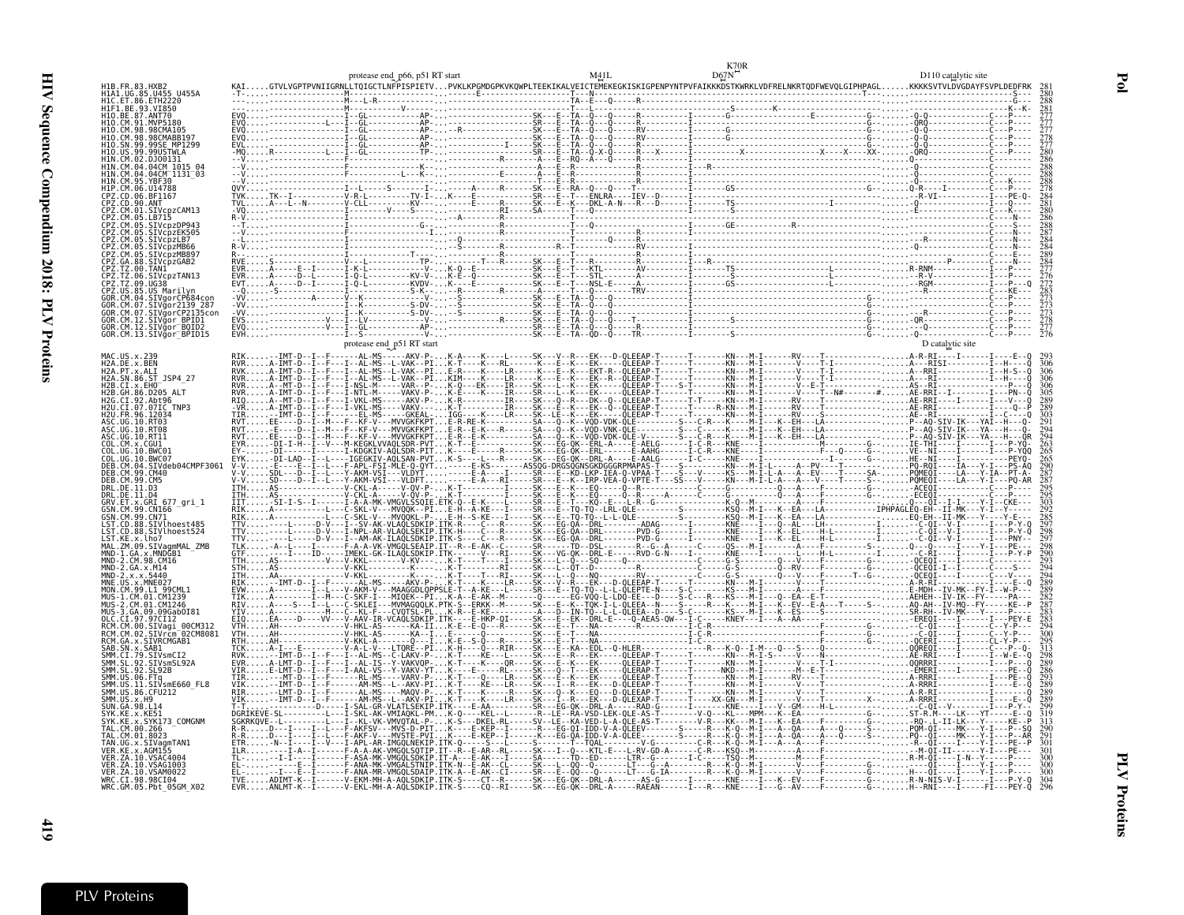```
                                                                                                                   K70R
                                  protease end_p66, p51 RT start                    M41L                D67N                                                   D110 catalytic site
H1B.FR.83.HXB2                 KAI.....GTVLVGPTPVNIIGRNLLTQIGCTLNFPISPIETV....PVKLKPGMDGPKVKQWPLTEEKIKALVEICTEMEKEGKISKIGPENPYNTPVFAIKKKDSTKWRKLVDFRELNKRTQDFWEVQLGIPHPAGL......KKKKSVTVLDVGDAYFSVPLDEDFRK  281

                                  protease end_p51 RT start                                                                                                     D catalytic site
```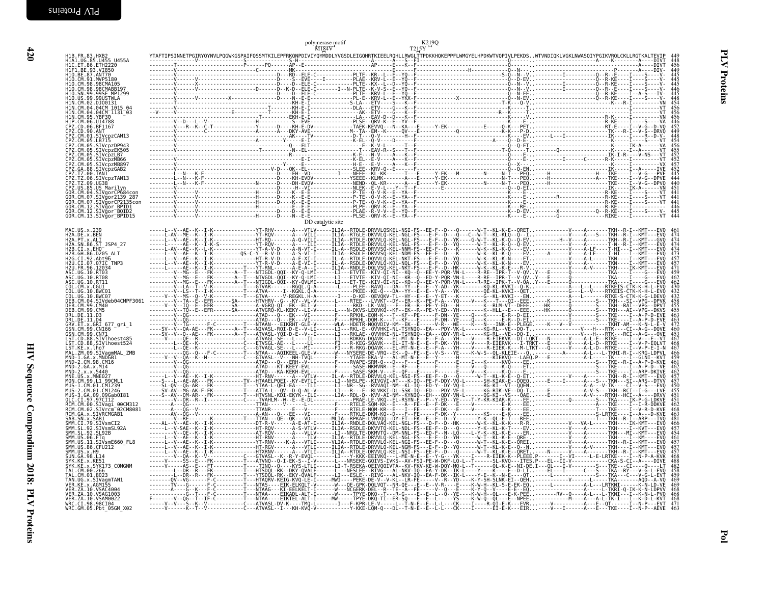# PLV Proteins

## Pol

```
                                                               polymerase motif                  K219Q
                                                                    M184V                       T215Y
H1B.FR.83.HXB2              YTAFTIPSINNETPGIRYQYNVLPQGWKGSPAIFQSSMTKILEPFRKQNPDIVIYQYMDDLYVGSDLEIGQHRTKIEELRQHLLRWGLTTPDKKHQKEPPFLWMGYELHPDKWTVQPIVLPEKDS..WTVNDIQKLVGKLNWASQIYPGIKVRQLCKLLRGTKALTEVIP  449
H1A1.UG.85.U455_U455A       448
H1C.ET.86.ETH2220           456
H1F1.BE.93.VI850            449
H1O.BE.87.ANT70             445
H1O.CM.91.MVP5180           445
H1O.CM.98.98CMA105          445
H1O.CM.98.98CMABB197        446
H1O.SN.99.99SE_MP1299       443
H1O.US.99.99USTWLA          448
H1N.CM.02.DJO0131           454
H1N.CM.04.04CM_1015_04      456
H1N.CM.04.04CM_1131_03      456
H1N.CM.95.YBF30             456
H1P.CM.06.U14788            446
CPZ.CD.06.BF1167            452
CPZ.CD.90.ANT               449
CPZ.CM.01.SIVcpzCAM13       448
CPZ.CM.05.LB715             454
CPZ.CM.05.SIVcpzDP943       456
CPZ.CM.05.SIVcpzEK505       455
CPZ.CM.05.SIVcpzLB7         452
CPZ.CM.05.SIVcpzMB66        452
CPZ.CM.05.SIVcpzMB897       457
CPZ.GA.88.SIVcpzGAB2        452
CPZ.TZ.00.TAN1              445
CPZ.TZ.06.SIVcpzTAN13       444
CPZ.TZ.09.UG38              440
CPZ.US.85.US_Marilyn        451
GOR.CM.04.SIVgorCP684con    441
GOR.CM.07.SIVgor2139_287    441
GOR.CM.07.SIVgorCP2135con   441
GOR.CM.12.SIVgor_BPID1      446
GOR.CM.12.SIVgor_BQID2      445
GOR.CM.13.SIVgor_BPID15     444

                                                 DD catalytic site
MAC.US.x.239                461
H2A.DE.x.BEN                474
H2A.PT.x.ALI                474
H2A.SN.86.ST_JSP4_27        474
H2B.CI.x.EHO                474
H2B.GH.86.D205_ALT          473
H2G.CI.92.Abt96             457
H2U.CI.07.07IC_TNP3         457
H2U.FR.96.12034             471
ASC.UG.10.RT03              459
ASC.UG.10.RT08              462
ASC.UG.10.RT11              462
COL.CM.x.CGU1               430
COL.UG.10.BWC01             432
COL.UG.10.BWC07             432
DEB.CM.04.SIVdeb04CMPF3061  458
DEB.CM.99.CM40              455
DEB.CM.99.CM5               455
DRL.DE.11.D3                463
DRL.DE.11.D4                463
GRV.ET.x.GRI_677_gri_1      472
GSN.CM.99.CN166             460
GSN.CM.99.CN71              453
LST.CD.88.SIVlhoest485      467
LST.CD.88.SIVlhoest524      468
LST.KE.x.lho7               467
MAL.ZM.09.SIVagmMAL_ZMB     466
MND-1.GA.x.MNDGB1           459
MND-2.CM.98.CM16            461
MND-2.GA.x.M14              462
MND-2.x.x.5440              462
MNE.US.x.MNE027             462
MON.CM.99.L1_99CML1         457
MUS-1.CM.01.CM1239          450
MUS-2.CM.01.CM1246          454
MUS-3.GA.09.09GabOI81       451
OLC.CI.97.97CI12            451
RCM.CM.00.SIVagi_00CM312    462
RCM.CM.02.SIVrcm_02CM8081   468
RCM.GA.x.SIVRCMGAB1         463
SAB.SN.x.SAB1               481
SMM.CI.79.SIVsmCI2          466
SMM.SL.92.SIVsmSL92A        457
SMM.SL.92.SL92B             454
SMM.US.06.FTq               461
SMM.US.11.SIVsmE660_FL8     457
SMM.US.86.CFU212            457
SMM.US.x.H9                 457
SUN.GA.98.L14               468
SYK.KE.x.KE51               488
SYK.KE.x.SYK173_COMGNM      482
TAL.CM.00.266               458
TAL.CM.01.8023              459
TAN.UG.x.SIVagmTAN1         469
VER.KE.x.AGM155             469
VER.ZA.10.VSAC4004          468
VER.ZA.10.VSAG1003          468
VER.ZA.10.VSAM0022          468
WRC.CI.98.98CI04            471
WRC.GM.05.Pbt_05GM_X02      463
```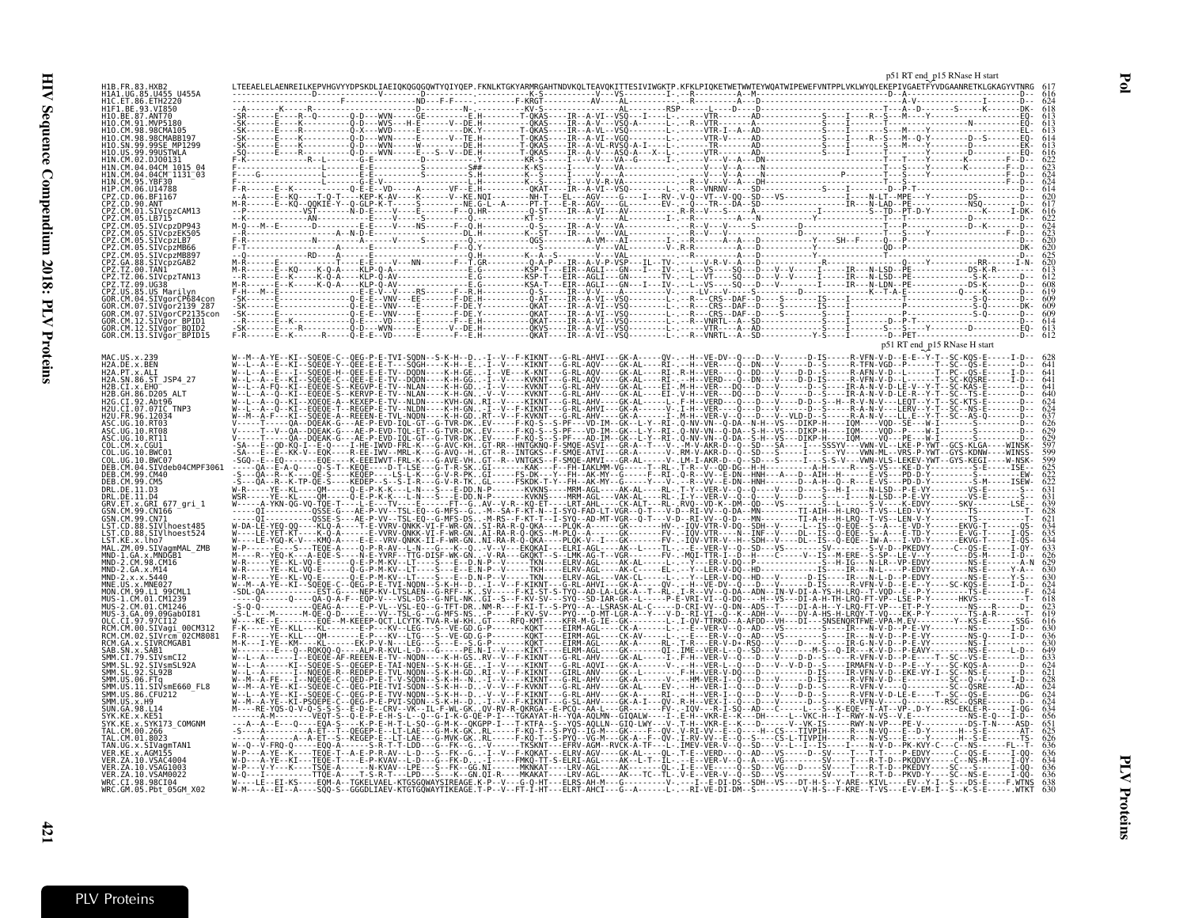```
                                                                                                              p51 RT end_p15 RNase H start
H1B.FR.83.HXB2              LTEEAELELAENREILKEPVHGVYYDPSKDLIAEIQKQGQGQWTYQIYQEP.FKNLKTGKYARMRGAHTNDVKQLTEAVQKITTESIVIWGKTP.KFKLPIQKETWETWWTEYWQATWIPEWEFVNTPPLVKLWYQLEKEPIVGAETFYVDGAANRETKLGKAGYVTNRG  617
H1A1.UG.85.U455_U455A       -------------------------------V------D-----------------S----------V--VS---------I-.--R---------A--M-----------------------------------D--A------------------------D--  616
H1C.ET.86.ETH2220           -----------------------F----------------ND---F-F------------F-KRGT----------AV----AL---------R-------A---D-------------------------------A-V-----------------I-------D--  624
H1F1.BE.93.VI850            --A-------K------R-------------------------D-------------N----------KV-S---------AL-------RSP----L----D-----D-----------------T---A--D------S------K-------DK-  618
H1O.BE.87.ANT70             -SR------E----R--Q-------Q-D---WVN-----GE----------E.H--------T-QKAS----IR--A-VI--VSQ----I----L-.-----VTR-------AD--------------S----I---R--S---M---Y-----------EQ-  613
H1O.CM.91.MVP5180           -SK------E----K----------Q-D---WVS---H-E--------V--DE.H--------QKAS----IR--A-V---VSQ-A------L-.--R--VTR-------A----------------S----I-------I--------------EQ-  613
H1O.CM.98.98CMA105          -SK------E----R----------Q-X---WVD-------E-------DK.Y--------T-QKAS----IR--A-VL--VSQ--------L-.------VTR-I--A--AD--------------S----I-----S---M---Y---------N--------EL-  613
H1O.CM.98.98CMABB197        -SK------E----K----------Q-D---WVN-------E------V--TE.H--------T-QKAS----IR--A-VI--VGQ--------L-.------VTR-------AD--------------S----I---R--S---M--Q-Y---------D--S------EQ-  614
H1O.SN.99.99SE_MP1299       -SK------E----K----------Q-D---WVN------W--------V--DE.H--------T-QKAS----IR--A-VL-RVSQ-A-I---L-.------VTR-------AD--------------S----I-----S---M---Y----------------EK-  613
H1O.US.99.99USTWLA          -SQ------E----R----------Q-D---WVN-------E----S--V--DE.H--------T-QKAS----IR--A-V---ASQ-A---X--L-.------VTR-------AD--------------S----I-------S---M---Y----------------EQ-  616
H1N.CM.02.DJ00131           F-K--------------R--L-------G-E------------------------Y-------KR-S-----I---V--V--VA--G-----I-.---------V---A---DN---------------------T---T-----Y------K-------F--D--  622
H1N.CM.04.04CM_1015_04      F-------------------------E-E-------------S---------S##--------K-KS-----I---V--V--VA----------L-.------V---A---N-------------------------T---S---Y-------K-------F--D--  623
H1N.CM.04.04CM_1131_03      F-------------------------E-E-------------S---------L.H--------K-S------I---V--V--VA----------L-.------V---A---N-----------------P--------T---S---Y----------------F--D--  624
H1N.CM.95.YBF30             F-------------------------G-E-V-------------------L.H--------K--S-----I---V-V-R-VA---------L-.---------V---A---DH---------------------T---S---Y----------------F--D--  624
H1P.CM.06.U14788            F-R------E--K--------Q-E-E--VD-----A---VF--E.H--------QKAT---IR--A-VI--VSQ---------L-.--VNRNV----S-D--------------------D---P-T-----------------------D--  614
CPZ.CD.06.BF1167            --A------E--KQ----T-Q-T----KEP-K-AV-----K------V--KE.NQI------NH-T---EL--AGV-----G---I---RV-.V-Q---VT--V-QQ--SD--VS-------------I---N-LT--MPE---Y---------DS-------D--  620
CPZ.CD.90.ANT               M-R------E--KQ--QQKIE-Y--Q-GLP-K-T------S--------NE.G-L--A-----PT-T---E-R--AGV-----GL-------EV-.--Q---TR---DA--SD--------------IR---N-LAD--PE----------NSQ--------D--  617
CPZ.CM.01.SIVcpzCAM13       --P-----------VST-------N-D-E----V--E------------Q.HR---------Q-ST----IR--A-VI---AV---------R-.R--V---S-----A----------------I---------S--TD--PT-D-Y---------K-----I-DK-  616
CPZ.CM.05.LB715             --K-----------AN-----------E-E----V--------S-------Q.H--------KT-S------V---AL---------I-.--R--------A---N-----------Y-------------T---T-------------------------D--  622
CPZ.CM.05.SIVcpzDP943       M-Q--M--E------------------E-E----V-----NS------F-Q.H--------Q-S-----IR--A-V--VA----------R--V--V--------S---------D-------------T---P---------------D--K-------D--  624
CPZ.CM.05.SIVcpzEK505       --K-----------------A--N-D-E-------------------DL.H--------K-ST----IR--V---VAL---------R-.--V---V---------D-------------------------T---S---Y----------------F--D--  623
CPZ.CM.05.SIVcpzLB7         F-R-----------N------------A------V-------S-------Q.H--------QGS--------A-VM---AI-------I-.--R-------A---A------D--------------Y------SH--F------Q---P----------D--  620
CPZ.CM.05.SIVcpzMB66        F-T------------------------A-----E--------------F--Q.Y--------------A---VL--------V-.-R--R---------A---------------------------------QD--P---------------------DK-  620
CPZ.CM.05.SIVcpzMB897       --Q------------RD------A----E-E------------------Q.H--------K--A--S------V---VAL-----------R--V-----------A--D----------------Y---------D--P---------------------D--  625
CPZ.GA.88.SIVcpzGAB2        M-R------------------T----E-E----V---NN--------F-T.GR-------Q-A-P----IR--A-V-P-VSP--IL--TV---.--V-R-V--A---D----------------R-------------------Q---Y--------RR-----I-N-  620
CPZ.TZ.00.TAN1              M-R------E--KQ-----K-Q-A----KLP-Q-A--------------E.G-------KSP-T---EIR--AGLI---GN---I---IV-.-L--VS----SQ---D---V--V----I----IR---N-LSD--PE--------------DS-K-R------  613
CPZ.TZ.06.SIVcpzTAN13       --R------E--K------K-Q-A----KLP-Q-AV-------------E.G-------KSP-T---EIR--AGLI---GN---I---IV-.-L--VS----SQ---D---V--V----I----IR---N-LSD--PE--------------S-K-------D--  613
CPZ.TZ.09.UG38              M-R------E--K------K-Q-A----KLP-Q-AV-------------E.G-------KSA-T---EIR--AGLI---GN---I---IV-.-L--VS----SQ---D---V---V---I----IR---N-LDN--PE--------------DS-K-------D--  608
CPZ.US.85.US_Marilyn        F-H---M--E-----------------E-E-V---V----RS------F--R.H----------Q-S----IR--V-V---A-----------V-.---LV---V-----D-------------------K--T-A-E-------Q--------K--------D--  619
GOR.CM.04.SIVgorCP684con    -SK------E--------------Q-E-E---VNV-----EE-------F-DE.H--------QKAT---IR--A-VI--VSQ---------L-.--R---CRS--DAF--D----S-------IS--I---------------------S-----------D--  609
GOR.CM.07.SIVgor2139_287    -SK------E--------------Q-E-E---VNV-----E-------F-DE.Y--------QKAT---IR--A-VI--VSQ---------L-.--R---CRS--DAF--D----S-------IS--I---------------------S-Q---------DK-  609
GOR.CM.07.SIVgorCP2135con   -SK------E--------------Q-E-E---VNV-----E-------F-DE.Y--------QKAT---IR--A-VI--VSQ---------L-.--R---CRS--DAF--D----S--------------------------------P--------S-Q--------D--  609
GOR.CM.12.SIVgor_BPID1      --R------E--K-----------Q-E-E---VD------E-------F--E.H--------QKAT---IR--A-VI--VSQ---------L-.--R--VNRTL--A---D----------------------D---P-T----------------------D--  614
GOR.CM.12.SIVgor_BQID2      -SK------E--K--R---------Q-D---WVN------E------V--DE.H--------QKVS----IR--A-VI--VSQ---------L-.------VTR-------AD----------------S----I-----S---Y-----------------EQ-  613
GOR.CM.13.SIVgor_BPID15     F-R------E--K-----------Q-E-E--VD------E-------F--E.H--------QKAT---IR--A-VI--VSQ---------L-.--R--VNRTL--A--SD---------------Y-S---I------D--PET-----------------D--  612
                                                                                                              p51 RT end_p15 RNase H start
MAC.US.x.239                W--M--A-YE--KI--SQEQE-C--QEG-P-E-TVI-SQDN--S-K-H--D.-I--V--F-KIKNT---G-RL-AHVI---GK-A------QV-.-H--VE----Q---DV-----V------D-IS-----R-VFN-V-D--E-E--Y-T--SC-KQS-E-----I-D--  628
H2A.DE.x.BEN                W--L--A-YE--KL--SQEQK-Y--QEE-E-E-TV--SQGH----K-H-E-.-I--V---E-KINT---G-RL-AHVS---GK-AL-----RI-.----VE------Q--DN-----V------D-IS-----R-TFN-VQD--P------T--SC--QS-E-----I-D--  629
H2A.PT.x.ALI                W--L--A--E--I--SQEQE-H--QEE-E-E-TV--DQDN-----K-H-GE.-I--VE---K-KNT---G-RL-AQV---GK-AL-----RI-.R-H--VER-----Q--DD---V-----D-D--S------R-AFN-V-D--L-------T--PC--QS-E-----I-D--  641
H2A.SN.86.ST_JSP4_27        W--L--A--E--KI--SQEQE-S--QEE-E-E-TV--DQDN-----K-H-GD.-I--V-----KVKNT---G-RL-AQV---GK-AL-----RI-.------VERD---Q--DN---V-----D-D-IS-----R-VFN-V-D--------T--SC-KQSRE-----I-D--  641
H2B.CI.x.EHO                W--L--A-FQ--KI--EQEQE-S--KEQV-E-TV--NLAN-----K-H-GD.-I--V-----KVKNT---G-RL-AHV---GK-AL-----RI-.-H-H--VER----Q--DN-----V-----D-D--S-----IR-A-N-V-D-LE-V--Y-T--SC-KAS-E-------D--  641
H2B.GH.86.D205_ALT          W--L--A--Q--KI--EQEQE-S--KERVP-E-TV--NLAN-----K-H-GN.-V--V-----KVKNT---G-RL-AHV---GK-AL-----EI-.V-H--VER----DQ---D--V-----D--S-----IR-A-N-V-D-LE-R--Y-T--SC--TS-E-------D--  640
H2G.CI.92.Abt96             W--L--A--Q--KI--SQEQE-A--KEEP-E-TV--NLDN-----KVH-GN.RI--V-----KIKNT---G-RL-AHV---GK-AL-------L-.F-H--VERD---Q--D-----V----D--S--H--R-V-N-V---LEQT--Y-T--SC-KTS-E-------D--  624
H2U.CI.07.07IC_TNP3         W--L--A--Q--KI--SQEQE-T--REEP-E-TV--NLDN-----K-H-GD.-I--V-----KIKNT---G-RL-AHV---GK-AL------L-.--H---VER----Q---D----V-----D--S-----R-A-N-V---LERV--Y-T--SC--NS-E-------D--  626
H2U.FR.96.12034             W--M--A-F---KI--SQEQE-A--REEEN-E-TVL-NQDN-----K-H-GD.RT--V--F-KVKNT---G-RL-AHV---GK-A-------I-.-M-H--VER-V---Q---D---V--VLD-D--S-----R-A-N-V----LL-E--Y-T--SC--AS-Q-------D--  637
ASC.UG.10.RT03              V-----T-----QA--DQEAK-G---AE-P-EVD-IQL-GT--G-TVR-DK.EV-----F-KQ-S--S-PF---VD-IM--GK-L-Y-RI-.Q-NV-VN--Q-DA--N-H--VS---DIKP-H----IQM-----VQD--SE---W-I---------S------D--  626
ASC.UG.10.RT08              V-----T--V--QA--DQEAK-G---AE-P-EVD-IQL-GT--G-TVR-DK.EV-----F-KQ-S--S-PF---AD-IM--GK-L-Y-RI-.Q-NV-VN--Q-DA--N-H--VS---DIKP-H----IQM-----VQD--P---W-I---------S-------D--  629
ASC.UG.10.RT11              V-----T-----QA--DQEAK-G---AE-P-EVD-IQL-GT--G-TVR-DK.EV-----F-KQ-S--S-PF---AD-IM--GK-L-Y-RI-.Q-NV-VN--Q-DA--S-H--VS---DIKP-H----IQM-----PE---W-I---------S-------D--  629
COL.CM.x.CGU1               -SA--E--QD-KQ-I--E-Q-----I-HE-IWVD-FRL-K---G-AVC-KH.GT-RR--HNTGKNQ-F-SMQE-ASVI---GR-A-T----V-.-M-V-AKR-D--Q--SD--SA----I---SSSYV----WWN-VL--LKE-P-YWT--GCS-KLGA----WINSK-  597
COL.UG.10.BWC01             -SA--E--E--KK-V--EQE-----R-EE-IWV--MRL-K---G-AVQ-H-.GT-R--INTGKS---G-SMQE-ATVI---GR-A-I---RI-.RM-V-AKR-D--Q--SD---S----I---S--YV----VWN-VL--VRS-P-YWT--GYS-KDNW----WINSS-  599
COL.UG.10.BWC07             -SGQ--E--EQ-------EQE----K-EEEIWVT-FRL-K---G-AVE-VH.GT-R--VNTGKS---F-SMQE-AMVI---GR-AL------V-.LM-I-AKR-D--Q--SD---S-----I---S-S-V---VWN-VLS-LEKEV-YWT--GYS-KEGI----W-NSK-  599
DEB.CM.04.SIVdeb04CMPF3061  ---QA--E-A-Q---Q-S-T--KEQE-----D-T-LSE---G-T-R-SK.GI---------KAK---F-FH-IAKLMM-VG-----T--RL-.T-R--V---QD-D--H-H---------A-H---------S--VS-------KE-D-Y---------S-E------ISE--  625
DEB.CM.99.CM40              -S---QA--K--K------QE-S----KEP-----LS-L--K---G-V-R-PK.GL-------FS-DK---F-FH--AK-MY--G------F--RL-.Q-R--VV--E-DN--HNH------A--D--A-IH----E-VS----PD-D-Y---------S-------IS---  622
DEB.CM.99.CM5               -S---QA--R--K-TP-QE-S------KEDEP--S.-S-I-R---G-V-R-TK.GL------FSKDK-T-Y--FH--AK-MY--G-------Y---V-.--R--VV--E-DN--HNH--------D--A-IH----E-VS----PD-D-Y---------S-M------ISEW-  622
DRL.DE.11.D3                W-R-----YE--KL-----QM-------Q-E-P-K-K----L-N---S---E-DD.N-P---------KVKNS-----MRM-AGL-----AK-AL----RL-.T-Y--VER-V--Q--Q---V------D----S--H-I------N-LSD--P-E-VY---------VS-E------S--  631
DRL.DE.11.D4                WSR-----YE--KL-----QM-------Q-E-P-K-K----L-N---S---E-DD.N-P---------KVKNT-----MRM-AGL-----AK-AL----RL-.T-Y--VER-V--Q--Q---V------D----S--H-I------N-LSD--P-E-VY---------VS-E------S--  631
GRV.ET.x.GRI_677_gri_1      W-----A-YKN-QG-VQ-TQE-T----L-E----TV-------FT--G.AV--V-R--KQ-ET---LRT-AHL----CK-ALT---RL-.RVQ--VD-K--DM--QD---VS--------S---L-------S-V------K-EDVY-------SKV---------LSE--  639
GSN.CM.99.CN166             -----QI--------QSSE-G---AE-P-VV--TSL-EQ--G-MFS--G.-M--SA-F-KT-N--I-SYQ-FAD-LT-VGR--Q-T----V-D-RI-VV--Q-DA--MN-------TI-AIH--H-LRQ--T-VS--LED-V-Y---------TS----------T-  628
GSN.CM.99.CN71              -----QI--------QSSE-S---AE-P-VV--TSL-EQ--G-MFS-DS-.-M-RS--F-KT-T--I-SYQ--AD-MT-VGR--Q-T----V-RD-RI-VV--Q-DA--MN-------I---A-H--H-LRQ--T-VS--LEN-V-Y---------TS--------T-  621
LST.CD.88.SIVlhoest485      W-DA-LE-YEQ-QQ----KLQ-A----T-E-VVRV-QNKK-VI-F-WR-GN.SI-RA-R-Q-QKA----PLQK-A-----GK--------HV-.-IQV-VTR-V-DQ--SDH--V------L--IS--Q-EQE--S--A---E-VD-Y-------EKVG-T-------QS-  634
LST.CD.88.SIVlhoest524      W-----LE-YET-KT----K-Q-A-----E-VVRV-QNKK-VI-F-WR-GN.AI-RA-R-Q-QKS--M-PLQ-A-------GK--------FV-.-IQV-VTR----N--INF------DL--IS--Q-EQE--S--A---E-TD-Y---------E-VG-T------I-QS-  633
LST.KE.x.lho7               W-----LE-YGQ-K-V---KMQ-A-----E-E--VVR-QNKK-II-F-WR-GN.NI-RA-R-Q-QKA----PLQK-V--I-----GK--------FV-.-IQV-VTR-V-DQ--SDH--V------DL--IS--Q-EQE--IW-A---I-VD-Y-------EKVG-T------I-QS-  634
MAL.ZM.09.SIVagmMAL_ZMB     W-P-------E--S---TQEE-A-----Q-P-R-AV--L-N---G---K--Q.-V--V---EKQKAI---ELRI-AGL-----AK--L---TL-.-E--VER-V--Q--SD---VS---------SV--------S-V-D--PKEDVY-------C--QS-E------I-QY-  633
MND-1.GA.x.MNDGB1           M-----R--YEQ-K---A-EQE-S------N-E-YVRF--TTG-DISF-WK-GN.-V-RA---GKQKT--S--LMK-AG-T--VGR-------FV-.-MQI-TTR-I--D--H------C------V--IS---M-ERE--S-SP-LE-V--Y---------DS-M------I-D--  629
MND-2.CM.98.CM16            W-R-----YE--KL-VQ-E-------Q-E-P-M-KV--LT----S---E-D.N-P---V------TKN----ELRV-AGL-----AK-AL-------EL-.---Y--LER-V-DQ--P-----V-----------S--H-IG----N-LR--VP-EDVY-------NS-E------A-N  629
MND-2.GA.x.M14              W-R-----YE--KL-VQ-E-------Q-G-P-M-KV--LT----S---E-D.N-P---V------TKH----ELRV-AGL-----AK-C-----EL-.--Y--LER-V-DQ--HD----------IS-------IR---N-L-----P-EDVY-------NS-E------Y-A-  630
MND-2.x.x.5440              W-R------YE--KL-VQ-E-------Q-E-P-M-KV--LT----S---E-D.N-P---V------TKH----ELRV-AGL-----VAK-CL-----L-.-Y--LER-V-DQ--HD---------D-IS------IR---N-L-D--P-EDVY-------NS-E-----Y-S-  630
MNE.US.x.MNE027             W--M--A-YE--KI--SQEQE-C--QEG-P-E-TVI-NQDN--S-K-H--D.-I--V--F-KIKNT---G-RL-AHVI---GK-A------QV-.-H--VE-DV--Q---D-----V-----D-IS-----R-VFN-V-D--E-E--Y-T--SC-KQS-E-----I-D--  621
MON.CM.99.L1_99CML1         -SDL-QA-------------EST-G-----NEP-KV-LTSLAEN--G-RFF--K.SV-----F-KI-ST-S-TYQ--AD-LA-LGK-A--T--RL-.I-R--VV--Q-DA--ADN--IN-V-DI-A-YS-H-LRQ--T-VQD--E--P-Y---------TS-E-------F-  624
MUS-1.CM.01.CM1239          -----Q---------Q-----QA-Q-A-F--EQP-V----VSL-DS--G-NFL-NK..GI--S--F-KV-SV----SYQ--SD-IAR-GR-L-------P-E-VRI-VI--Q-DQ----H--VS---DI-A-H-TH-LRQ-FT-VP--LSE-P-Y-------HKVS---------T-  618
MUS-2.CM.01.CM1246          -S-Q-Q---------QEAG-A-----E-P-VL---VSL-EQ--G-TFT-DR.-NM-R---F-KI-T--S-PYQ--A-LSRASK-AL-C----D-CRI-VV--Q-DA--ADS--T----DI-A-H--Y-LRQ-FT-VP---ET-P-Y----------NS------R-D--  623
MUS-3.GA.09.09GabOI81       -S-L----M-------M-QE-Q-D-----E---VV--TSL-G--G-MFS-NS.-.P-----F-KV-SV----PYQ---D-MT-LGR-A--Y---V-D-RI-VI--Q--K--ADH--V-----DV-A-HS-H-LRQY-T-VQ---EK-P-Y---------TS-A-R-------T-  619
OLC.CI.97.97CI12            W-----KE--E-------EQE---M-KEEP-QCT-LCYTK-TVA-R-W-KH..GT----RFQ-KMT-----KFR-M-G-IE--GK-------I-.QV-TTRKD--A-AFDD--VH---DI---SNSENQRTFWE-VPA-M-EV---------Y--KS-E------SSG-  616
RCM.CM.00.SIVagi_00CM312    F-K-----YE--KLL----QM-------E-P---KV--LTG---S--VE-GD.G-P---------KQKT-----EIRM-AGL-----CK-AV-----L-.---E--VER-V--Q--AD---VS--------S--H-IG----N-LR--VP-E-VY---------NS-------I-D--  630
RCM.CM.02.SIVrcm_02CM8081   F-R-----YE--KLL---QM-------E-P---KV--LTG---S--VE-GD.G-P---------KQKT-----EIRM-AGL-----CK-AV-------L-.---E--VER-V--Q--AD---VS-------S------IR---N-V-D--P-E-VY---------NS-Q------I-D--  630
RCM.GA.x.SIVRCMGAB1         M-K---I-YE--KM----KL-------EK-P-V-N---LEG----S---E-S.G-P---------KQKT-----EIRM-AGL-----AK-A------RL-.T-R--VER-V-D+-RSQ---V-----D--S----IR-G-N-V-D--P-E-VY---------NS-I-------D--  630
SAB.SN.x.SAB1               W-----------Q--RQKQQ-Q----ALP-R-KVL---L-D----G-----PE.N-I---V-----KKT----ELRM-AGL-----GK-A------QI-.IME--VER-L--Q---SD--V--------M--S--Q-IR--K-VD-V-D--P-EAVY---------NS-E------L-D--  649
SMM.CI.79.SIVsmCI2          W--L--A-------I--EQEQE-AF-REEN-E-TV--NLDN-----K-H-GS.-RV--V--F-KIKNT---G-RL-AHV-----GK-AL-----I-.F-H--VER-V--Q---D--V-----D-D--S-----R-VFN-V-D--P-E----T--SC--VS-E-------D--  633
SMM.SL.92.SIVsmSL92A        W--L--A-----KI--SQEQE-S--QEGEP-E-TAI-NQEN--S-K-H-GE.-I--V--F-KIKNT---G-RL-AQVI---GK-AL------QV-.--H--VER-L--Q---D---V--V-D-D-IS-----IRMAFN-V-D--P-E---Y----SC-KQS-A-------D--  624
SMM.SL.92.SL92B             W--L--A-----I--NQEQE-R--REDEP-E-TVL-NQDN--S-K-H-GD.RI--V--F-KIKNT---GIRL-ANV---GK-L------L-.-F-H--VER-V-DQ---D-----------D-IS-----IR-VFN-V-D--EKE-VY-T--SC--NS-E-------D--  621
SMM.US.06.FTq               W--M--A-FE---I--NQEQE-C--QED-P-E-T-V-SQDN--S-K-H--N.-I--V--F-KIKNT---G-RL-AHV----GK-A-------V-.-HM-VER-I--Q---D---V-----D-IS-----R-VFN-V-D--P-E---------SC--Q--V------I-D--  628
SMM.US.11.SIVsmE660_FL8     W--L--A-YE--KI--SQEQE-C--QEG-PIE-TVI-SQDN--S-K-H--D.-V--V--F-KVKNT---G-RL-AHV-----GK-AL-------V-.---H--VER-I--Q---D---V--V----D-D--S-----R-VFN-V-----D-------SC-QSRE------AD--  624
SMM.US.86.CFU212            W--L--A-YE--KI--SQEQE-C--QEG-P-E-TVV-NQDN--S-K-H-D.-V--V--F-KIKNT---G-RL-AHV----GK-AL-----RI-.-H--VER-I--Q---D---V------D-IS-----R-VFN-V-D-LE-E---T--SC--QS-E-------DG-  624
SMM.US.x.H9                 W--M--A-YE--KI--PSQEPE-C--QEG-P-E-PVI-SQDN--S-K-H--D.-I--V--F-KIKNT---G-SL-AHV---GK-A-I----QV-.-R-H--VEX-I--Q---D---V------D-IS-----R-VFN-V---------Q-------RSC--QSRE------D--  624
SUN.GA.98.L14               M----RE-YQS-Q-V-Q-S-S-S-E-D-E---CRV---VK--IL-F-WL-GK.QV-RV-R-QKRGA---E-PCQ---AA-L---GR-------FV--.-IQV----R-I-SQ--AD----C-----L----S--K-EQE--T-AT--VP--D-Y-------EKLE-R------I-QG-  634
SYK.KE.x.KE51               -------A-M-------VEQT-S---Q-E-P-E-H-S-L---Q--G-I-K-G-QE-P-I---TGKAYAT-H--YQA-AQLMN--GIQALW-----I--E-H--VKR-E--K---DH-------L---VKC-H--I---RWY-N-VS--V-E------------NS-E-Q----I-D--  656
SYK.KE.x.SYK173_COMGNM      ---A--A--E---Q-----EQA-S-----K-P-E-H-T-L-SQ--G-M-K--QKGPP-I---T-KTFA--S--YQS-AQLLN--GIQ-LWY---V-.T-H--VKR-E--K---D-------V--VK-IS-------RWY-N-VP---PE-V-----------DS-T-N-----ASD-  651
TAL.CM.00.266               -S-------------A-ET--T--QEGEP-E--LT-LAE---G-M-K-GK.RL-----F-KQ-T--S-PYQ--IG-M----GK-----F--QV-.V-RI-VV--E-Q-----S-----H--CS---TIVPIH-----R---N-VQ---E--D-Y------------H--S-E-------AT-  625
TAL.CM.01.8023              -S-------------A--A-ET--S--KEGEP-E--LT-LAE---G-MVK-GK.RL-----F-KQ-T--S-PYQ--VG-M----GK-A--F--QV-.I-RV-VV--E-Q--S-----CS-L-TIVPIH-----R---N-VS---E--D-Y----------H--S-E-------TS-  626
TAN.UG.x.SIVagmTAN1         W--Q--V-FRQ-Q------EQQ-A------S-R-T-T-LDD---G--FK--G.-V------TKSKNT---EFRV-AGM--RVCK-A-TF---L-.IMEV-VER-V--Q--SD---V--L--I--IS-----I----N-V-D--PK-KVY-C---C--NS-------FL--T-  636
VER.KE.x.AGM155             W-P---A-YE--K-----TEQE-T--A-E-P-R-AV---L-D----S--FK--G.-I--V--F-KQKAT---ELRV-AGV---GK-AL-----QL-.T-E--VERD---Q--AD---VS-----D--SV----T-------P-EDVY--------C--QS-E-----I-QQ-  636
VER.ZA.10.VSAC4004          W-D---A-YE--KI-----TEQE-T----E-P-KVAV---L-D----G--FK-D.-I-----FMKQ-TT-S-ELRI-AGL-----AK--L-T--IL-.-E-H--VER-V--Q--A-----VG-------S-----T---R-VFN-V-D--PKQDVY-------C--NS-M-----I-QY-  634
VER.ZA.10.VSAG1003          W-P---V-Y---K-----TSQE-A------N-KVAV---LPE---S--FK--GG.NI------MKNKAT----LRV-AGL-----AK------QL-.I-E--VE----Q--SD---VG---D-----SV----T----R-T-D--PKEDVY-------SC---S------I-QQ-  636
VER.ZA.10.VSAM0022          W-Q---I------------TTQE-A------T-S-R-T---LPD----S---FK--GN.QI-R----MKAKAT----LRV-AGL-----AK-----TC--TL-.V-E--VER-V--Q--SD---VS-----S-----T---R-T-D--PKVD-Y-------SC--NS-E------I-QQ-  636
WRC.CI.98.98CI04            W-----LE--EI-KS----EQM-A--TGKELVAEL-KTGSGQWAYSIREAGE.K-P--V---G-Q-HT----ELRS-AH-M---G--------V-.---I--E-DI-DS--SDH--VS----DT-H-S--Y-ARE-KIVL-----EV--Y-I--S---DS-E-----F.WTNS  638
WRC.GM.05.Pbt_05GM_X02      W-M---A--EI--A------EQQ-S-Q--GGGDLIAEV-KTGTGQWAYTIKEAGE.T-P--V--FT-I-HT----ELRT-AHCI---G--A-------L-.--RI-VE-DI-DM--S-----------V-H-S--F-KRE--T-VS---E-V-EM-I--S--K-S-E-------.WTKT  630
```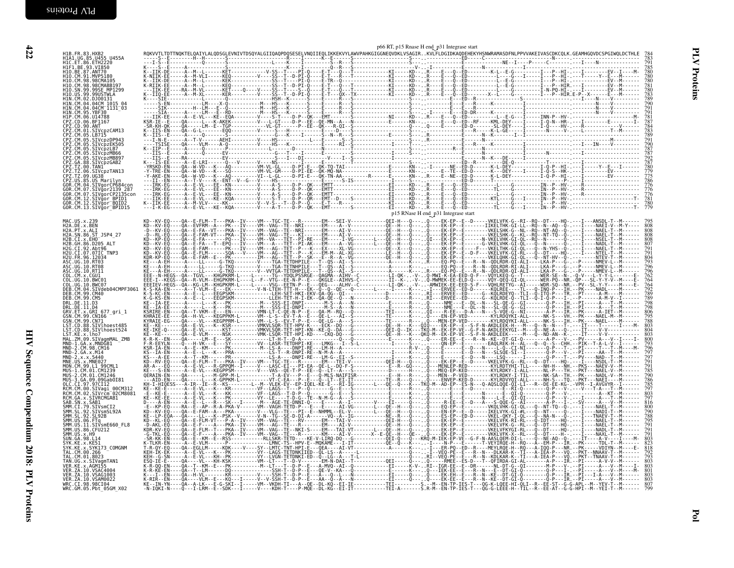p66 RT, p15 Rnase H end_p31 Integrase start

| Sequence | Alignment | Position |
|---|---|---|
| H1B.FR.83.HXB2 | RQKVVTLTDTTNQKTELQAIYLALQDSGLEVNIVTDSQYALGIIQAQPDQSESELVNQIIEQLIKKEKVYLAWVPAHKGIGGNEQVDKLVSAGIR..KVLFLDGIDKAQDEHEKYHSNWRAMASDFNLPPVVAKEIVASCDKCQLK.GEAMHGQVDCSPGIWQLDCTHLE | 784 |
| H1A1.UG.85.U455_U455A | | 783 |
| H1C.ET.86.ETH2220 | | 791 |
| H1F1.BE.93.VI850 | | 785 |
| H1O.BE.87.ANT70 | | 780 |
| H1O.CM.91.MVP5180 | | 780 |
| H1O.CM.98.98CMA105 | | 780 |
| H1O.CM.98.98CMABB197 | | 781 |
| H1O.SN.99.99SE_MP1299 | | 780 |
| H1O.US.99.99USTWLA | | 783 |
| H1N.CM.02.DJ00131 | | 789 |
| H1N.CM.04.04CM_1015_04 | | 790 |
| H1N.CM.04.04CM_1131_03 | | 790 |
| H1N.CM.95.YBF30 | | 791 |
| H1P.CM.06.U14788 | | 781 |
| CPZ.CD.06.BF1167 | | 787 |
| CPZ.CD.90.ANT | | 784 |
| CPZ.CM.01.SIVcpzCAM13 | | 783 |
| CPZ.CM.05.LB715 | | 789 |
| CPZ.CM.05.SIVcpzDP943 | | 791 |
| CPZ.CM.05.SIVcpzEK505 | | 790 |
| CPZ.CM.05.SIVcpzLB7 | | 787 |
| CPZ.CM.05.SIVcpzMB66 | | 787 |
| CPZ.CM.05.SIVcpzMB897 | | 792 |
| CPZ.GA.88.SIVcpzGAB2 | | 787 |
| CPZ.TZ.00.TAN1 | | 780 |
| CPZ.TZ.06.SIVcpzTAN13 | | 779 |
| CPZ.TZ.09.UG38 | | 775 |
| CPZ.US.85.US_Marilyn | | 786 |
| GOR.CM.04.SIVgorCP684con | | 776 |
| GOR.CM.07.SIVgor2139_287 | | 776 |
| GOR.CM.07.SIVgorCP2135con | | 776 |
| GOR.CM.12.SIVgor_BPID1 | | 781 |
| GOR.CM.12.SIVgor_BQID2 | | 780 |
| GOR.CM.13.SIVgor_BPID15 | | 779 |

p15 RNase H end_p31 Integrase start

| Sequence | Alignment | Position |
|---|---|---|
| MAC.US.x.239 | | 795 |
| H2A.DE.x.BEN | | 808 |
| H2A.PT.x.ALI | | 808 |
| H2A.SN.86.ST_JSP4_27 | | 808 |
| H2B.CI.x.EHO | | 808 |
| H2B.GH.86.D205_ALT | | 807 |
| H2G.CI.92.Abt96 | | 791 |
| H2U.CI.07.07IC_TNP3 | | 791 |
| H2U.FR.96.12034 | | 804 |
| ASC.UG.10.RT03 | | 793 |
| ASC.UG.10.RT08 | | 796 |
| ASC.UG.10.RT11 | | 796 |
| COL.CM.x.CGU1 | | 762 |
| COL.UG.10.BWC01 | | 764 |
| COL.UG.10.BWC07 | | 766 |
| DEB.CM.04.SIVdeb04CMPF3061 | | 789 |
| DEB.CM.99.CM40 | | 789 |
| DEB.CM.99.CM5 | | 789 |
| DRL.DE.11.D3 | | 798 |
| DRL.DE.11.D4 | | 798 |
| GRV.ET.x.GRI_677_gri_1 | | 806 |
| GSN.CM.99.CN166 | | 795 |
| GSN.CM.99.CN71 | | 795 |
| LST.CD.88.SIVlhoest485 | | 803 |
| LST.CD.88.SIVlhoest524 | | 804 |
| LST.KE.x.lho7 | | 803 |
| MAL.ZM.09.SIVagmMAL_ZMB | | 800 |
| MND-1.GA.x.MNDGB1 | | 793 |
| MND-2.CM.98.CM16 | | 796 |
| MND-2.GA.x.M14 | | 797 |
| MND-2.x.x.5440 | | 797 |
| MNE.US.x.MNE027 | | 791 |
| MON.CM.99.L1_99CML1 | | 791 |
| MUS-1.CM.01.CM1239 | | 785 |
| MUS-2.CM.01.CM1246 | | 790 |
| MUS-3.GA.09.09GabOI81 | | 786 |
| OLC.CI.97.97CI12 | | 785 |
| RCM.CM.00.SIVagi_00CM312 | | 797 |
| RCM.CM.02.SIVrcm_02CM8081 | | 803 |
| RCM.GA.x.SIVRCMGAB1 | | 797 |
| SAB.SN.x.SAB1 | | 816 |
| SMM.CI.79.SIVsmCI2 | | 800 |
| SMM.SL.92.SIVsmSL92A | | 790 |
| SMM.SL.92.SL92B | | 788 |
| SMM.US.06.FTq | | 795 |
| SMM.US.11.SIVsmE660_FL8 | | 791 |
| SMM.US.86.CFU212 | | 791 |
| SMM.US.x.H9 | | 791 |
| SUN.GA.98.L14 | | 803 |
| SYK.KE.x.KE51 | | 823 |
| SYK.KE.x.SYK173_COMGNM | | 818 |
| TAL.CM.00.266 | | 792 |
| TAL.CM.01.8023 | | 793 |
| TAN.UG.x.SIVagmTAN1 | | 803 |
| VER.KE.x.AGM155 | | 803 |
| VER.ZA.10.VSAC4004 | | 801 |
| VER.ZA.10.VSAG1003 | | 803 |
| VER.ZA.10.VSAM0022 | | 803 |
| WRC.CI.98.98CI04 | | 807 |
| WRC.GM.05.Pbt_05GM_X02 | | 799 |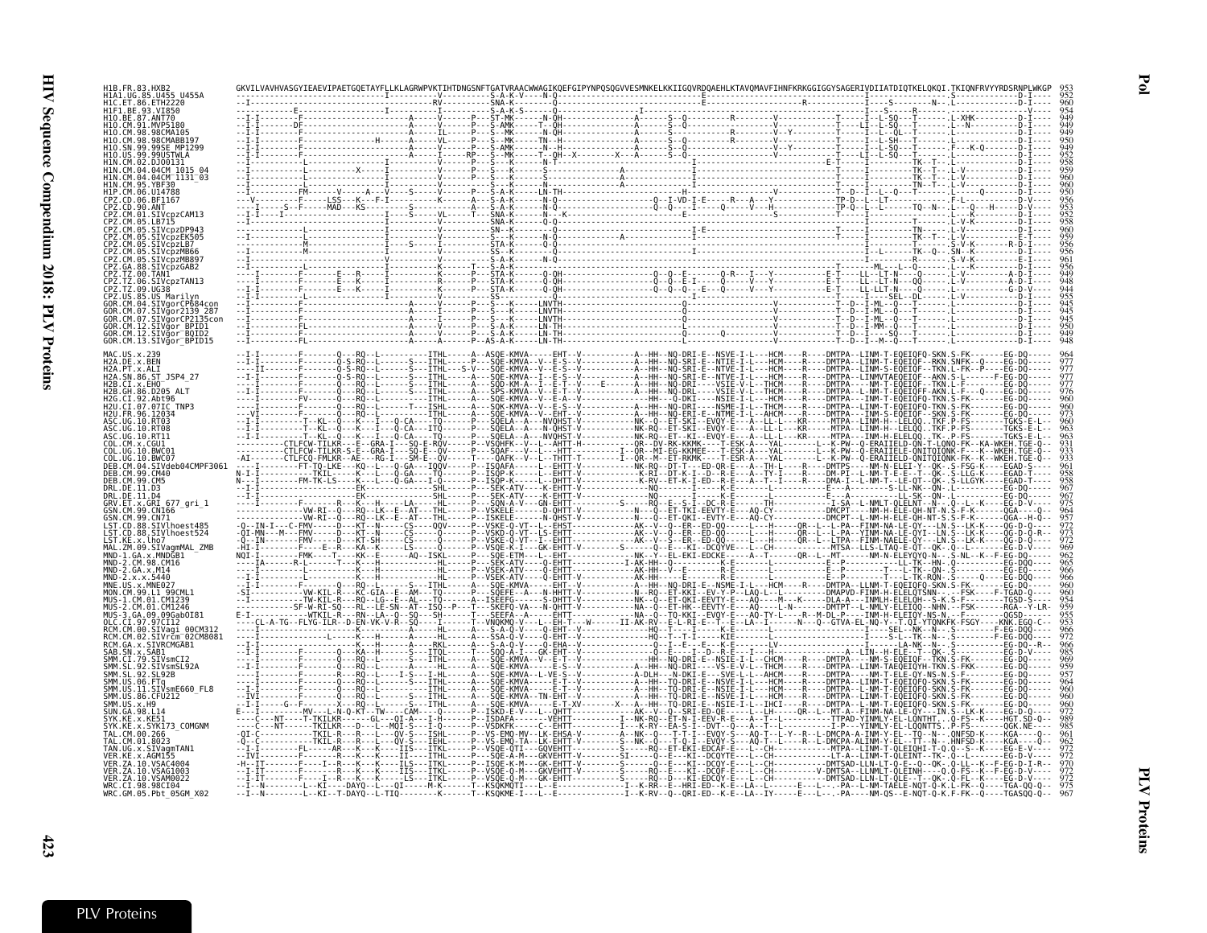```
H1B.FR.83.HXB2              GKVILVAVHVASGYIEAEVIPAETGQETAYFLLKLAGRWPVKTIHTDNGSNFTGATVRAACWWAGIKQEFGIPYNPQSQGVVESMNKELKKIIGQVRDQAEHLKTAVQMAVFIHNFKRKGGIGGYSAGERIVDIIATDIQTKELQKQI.TKIQNFRVYYRDSRNPLWKGP  953
H1A1.UG.85.U455_U455A       ---------------------------------I----------V----------S-A-K-V----N-Q---------------------------E-----------------------------------------I---------------S--------------  952
H1C.ET.86.ETH2220           --I-----------------------------------------RV----------SNA-K--------Q-------------------------E-----------------------R-------------I----S--------N---L------------D-I----  960
H1F1.BE.93.VI850            ----------E-----------------I-------------------------S-A-K-S-------Q-Q-----------------I-------------------------------------------L---S-----R---------------D-I----  954
H1O.BE.87.ANT70             --I-I-------F------------------A-----V------P---ST-MK------N-QH--------------A------S--Q---------R--------V-----------T-----I--L-SQ--T-------L-XHK---------D-I----  949
H1O.CM.91.MVP5180           --I-I-------DF-----------------A-----V------P---S-AMK------T--QH--------------A------S--Q------------------------------T----LI--L-SQ--T-------L--N---------D-I----  949
H1O.CM.98.98CMA105          --I-I-------F------------------A-----I------P---S--MK------N-QH--------------A------S--Q------------------V--Y---------T----I--L-SQ--T-------L---K---------D-I----  949
H1O.CM.98.98CMABB197        --I-I-------F-----------H------A-----VL-----P---S--MK------TN--H-------------A------S--Q---------R--------V-----------T-----I--L-SH--T-------L-------------D-I----  950
H1O.SN.99.99SE_MP1299       --I-I-------F------------------A-----V------P---S-AMK------N--H--------------A------S--Q------------------V--Y---------T-----I--L-SQ--T-------F---K-Q-------D-I----  949
H1O.US.99.99USTWLA          --I-I-------F------------------A-----V-----RP---S--MK------T--QH--X--------X--A------S--Q------------------------------T----LI--L-SQ--T-------L-------------D-I----  952
H1N.CM.02.DJO0131           --I-----------------------------------V-------P---S--K------N-T---------------------------I--------------------------E-T------I-------TK--T---L-------------D-I----  958
H1N.CM.04.04CM_1015_04      --I----------L------------X----I----------V-------P---S--K------S-----------------A-----------------------------------T-----I--------TK--T---L-V-----------D-I----  959
H1N.CM.04.04CM_1131_03      --I----------L-----------------I----------V-------P---S--K------S-----------------A-----------------------------------T-----I--------TK--T---L-V-----------D-I----  960
H1N.CM.95.YBF30             --I----------L-----------------I----------V-------P---S--K------S-----------------A-----------------------------------T-----I--------TN--T---L-V-----------D-I----  960
H1P.CM.06.U14788            --I----------FM--------V-----A---V-----S--------P---S-A-K------LN-TH-----------------------------H---------------V-----------T--D--I--L--Q---T-------L-----Q------D-I----  950
CPZ.CD.06.BF1167            ----V---------F-----LSS---K---F-I------K-------A---S-A-K-------N-Q-------------------Q--I-VD-I-E-----R---A---Y-----------TP-D--L--LT--------------F-L-----------D-V----  956
CPZ.CD.90.ANT               ----I------S--F-------MAD---KS---------S-------A---S-A-K-------N-Q-------------------Q--Q---I-----Q-----V---H-----------TP-Q--L--L-------TQ--N---L---Q---H------D-V----  953
CPZ.CM.01.SIVcpzCAM13       --I-I---I-------------------I-----------S-----VL-----T---SNA-K--------N---K--------------------E---------------S-----------T-----I--------------------L---K-----------D-I----  952
CPZ.CM.05.LB715             --I-----------------------------I-----------V--------------SNA-K--------Q-Q---------------------------------------------------T-----I--------------------L-V-K---------D-I----  958
CPZ.CM.05.SIVcpzDP943       ------------------------------------------V------------------SN--K--------Q----------------------I-E-------------------------T-----I--------TN------L-V-----------D-I----  960
CPZ.CM.05.SIVcpzEK505       --I------------------------------I-----------V------------P---S--K-------N-Q-----------------A----------------------------------T-----I--------TK--T---L-V-----------E-I----  959
CPZ.CM.05.SIVcpzLB7         --I----------M------------------I-----------V------------------STA-K--------Q-Q--------------------------------------------------T-----I---------------------S-V-K-------R-D-I----  956
CPZ.CM.05.SIVcpzMB66        --I----------M------------------I-----------V------------------SS--K--------Q-Q--------------------------------------------------I-----L-------TK--Q---SN--K-----------D-I----  956
CPZ.CM.05.SIVcpzMB897       --I-----------------------------------------V------------------S-A-K--------N-Q-----------------------------------------------------T-----I---------------R-----S-V-K-----------E-I----  961
CPZ.GA.88.SIVcpzGAB2        --I----------------------------I-----------K------T---P---STA-K--------Q-Q----------------------------------------------------T-----I----ML---L--Q-----------L-----------E-I----  956
CPZ.TZ.00.TAN1              ----I-------F-------E---R-----I-----------K-----P---STA-K-------Q-QH------------------Q--Q--E-------Q-R---I---Y-----------E-T-----LL--LT-N---Q--------L-V---------A-D-I----  949
CPZ.TZ.06.SIVcpzTAN13       ----I-------F-------E---K-----I-----------K-----P---STA-K-------Q-QH------------------Q--Q--EI------Q-----V---Y-----------E-T-----LL--LT-N---QQ-------L-V---------A-D-I----  948
CPZ.TZ.09.UG38              --I-I-------F-------E---K-----I-----------K-----P---STA-K-------Q-QH------------------Q--Q--Q---E---Q-----V---Y-----------E-T-----LL-LLT-N---Q--------L-----------G-D-V----  944
CPZ.US.85.US_Marilyn        --I-I-------L------------------I-----------V------------------SS------------Q-------------------------------------------------T-----I-----SEL--DL-------L-V-----------D-I----  955
GOR.CM.04.SIVgorCP684con    --I---------------------------------A-----I------P---S--K-----LNVTH-----------------------------------------------------T--D--I-ML--Q---T----------L-----------D-I----  945
GOR.CM.07.SIVgor2139_287    --I---------------------------------A-----I------P---S--K-----LNVTH-----------------------------------------------------T--D--I-ML--Q---T----------L-----------D-I----  945
GOR.CM.07.SIVgorCP2135con   --I---------------------------------A-----I------P---S--K-----LNVTH-----------------------------------------------------T--D--I-ML--Q---T----------L-----------D-I----  945
GOR.CM.12.SIVgor_BPID1      --I----------FL---------------------A-----V------P---S-A-K-----LN-TH-----------------------------------------------------T--D--I-MM--Q---T----------L-----------D-I----  950
GOR.CM.12.SIVgor_BQID2      --I---------------------------------A-----V------P---S-A-K-----LN-TH-----------------------------------------------------T--D--I--SQ--T------------L-----------D-I----  949
GOR.CM.13.SIVgor_BPID15     --I----------FL---------------------A-----V------P---AS-A-K----LN-TH-----------------------------------------------------T--D--I--M--Q--T-----------L-----------D-I----  948

MAC.US.x.239                --I-I-------F-------Q---RQ--L---------ITHL------A--ASQE-KMVA-----EHT--V-----------A--HH--NQ-DRI-E--NSVE-I-L---HCM----R----DMTPA--LINM-T-EQEIQF-SKN.S-FK-------EG-DQ----  964
H2A.DE.x.BEN                --I-I-------F-------Q-S-RQ--L---------ITHL------A--SQE-KMVA--V--E-S--V-----------A--HH--NQ-SRI-E--NTIE-I-L---HCM----R----DMTPA--LINM-T-EQEIQF--RKN.SNFK--Q----EG-DQ----  977
H2A.PT.x.ALI                ----II------F-------Q---RQ--L--------S--ITHL---S-V---SQE-KMVA--V--E-S--V-----------A--HH--NQ-SRI-E--NTVE-I-L---HCM----R----DMTPA--LINM-S-EQEIQF--TKN.L-FK--P----EG-DQ----  977
H2A.SN.86.ST_JSP4_27        --I-I-------F-------Q-S-RQ--L---------ITHL------A--SQE-KMVA--I--E-S--V-----------A--HH--NQ-SRI-E--NTVE-I-L---HCM----R----DMTPA--LINMVTAEQEIQF--AKN.S-L------F-EG-DQ----  977
H2B.CI.x.EHO                --I-I-------F-------Q---RQ--L---------ITHL------A--SQD-KM-A--I--E-T--V----E------A--HH--NQ-DRI-----VSIE-V-L---THCM----R----DMTPA---NM-T-EQEIQF--TKN.L-F------EG-DQ----  977
H2B.GH.86.D205_ALT          --I-I-------F-------Q---RQ--L---------ITHL------A--SPS-KMVA--V--E-T--V-----------A--HH--NQ-DRI-----VSIE-V-L---THCM----R----DMTPA--L-NM-T-EQEIQFF-AKN.L-F--Q----EG-DQ----  976
H2G.CI.92.Abt96             ----I-------FV------Q---RQ--L---------ITHL------A--SQE-KMVA--V--E-A--V-----------A--HH--Q-DKI-----NSIE-I-L---HCM----R----DMTPA--LINM-T-EQEIQFQ-TKN.S-FK-------EG-DQ----  960
H2U.CI.07.07IC_TNP3         ----I-------F-------Q---RQ--L-------T---ISHL------A--SQE-KMVA--V--E-S--V-----------A--HH--NQ-DRI-E--NSME-I-L---THCM----R----DMTPA--LINM-T-EQEIQF-TKN.S-FK-------EG-DQ----  960
H2U.FR.96.12034             ----IV------F-------Q---RQ--L---------ITHL------A--SQE-KMVA--V--E-T--V-----------A--HH--NQ-DRI-E--NTME-I-L---AHCM----R----DMTPA--LINM-S-EQEIQF--SKN.S-FK-------EG-DQ----  973
ASC.UG.10.RT03              --I-I--------T--KL---Q---K---I---Q-CA----TQ------P---SQELA--A---NVQHST-V----------NK--Q--ET-SKI--EVQY-E---A--LL-L---KR-----MTPA--LINM-H--LELQQ..TKF.P-FS-------TGKS-E-L--  960
ASC.UG.10.RT08              --I-I--------T--KL---Q---K---I---Q-CA----ITQ-----P---SQELA--A---NVQHST-V----------NK-RQ--ET-SKI--EVQY-E---A--LL-L---KR-----MTPA--LINM-H--LELQQ..TKF.P-FS-------TGKS-E-L--  963
ASC.UG.10.RT11              --I-I--------T--KL---Q---K---I---Q-CA----TQ------P---SQELA--AA---NVQHST-V----------NK-RQ--ET-SKI--EVQY-E---A--LL-L---KR-----MTPA--INM-H-ELELQQ..TK-.P-FS-------TGKS-E-L--  963
COL.CM.x.CGU1               ----------CTLFCW-TILKR---E--GRA-I---SQ-E-RQV-----P---VSQHFK--V--L--AHTT-H----------QR--DV-RK-KKMK---T-ESK-A---YAL--------L---K-PW--Q-ERAIIEID-QN-T-LQNQ-FK--KA-WKEH.TGE-Q-  931
COL.UG.10.BWC01             ----------CTLFCW-TILKR-S-E--GRA-I---SQ-E-QV------P---SQAF---V--L---HTT-----------I--QR-MI-EG-KKMEE---T-ESK-A---YAL-------L---K-PW--Q-ERAIIEID-QNITQIQNK-F--K--WKEH.TGE-Q-  933
COL.UG.10.BWC07             -AI-------CTLFCQ-FMLKR--AE---RG-I---SM-E--QV-----T---QAFK--V--L---HTT-T---------I--QR--M--ET-RKMK---T-ESK-A---YAL-------L---K-PW--Q-ERAIIEID-QNITQIQNK-FK--K--WKEH.TGE-Q-  933
DEB.CM.04.SIVdeb04CMPF3061  ----I--------FT-TQ-LKE---KQ--L---Q-GA---IQQV-----P---ISQAFA------L--EHTT-V----------NK-RQ--DT-T----ED-QR-E---A--TH-L-----R----DMTPS-----NM-N-ELEI-Y--QK-.S-FSG-K-----EGAD-S---  961
DEB.CM.99.CM40              N-I-I-----------TKIL------K---L---Q-GA---IQ------P---ISQP-K------L--EHTT-V----------K-RI--DT-K-I--D--R-E---A--TY-I-----R-----DM-PI--L-NM-T-E-T--QK--S-LLG-K-----EGAD-T---  958
DEB.CM.99.CM5               N--I--------FM-TK-LS---K---L---Q-GA---IQ------P---ISQP-K------L--DHTT-V----------K-RV--ET-K-I-ED--R-E---A--T--I-----R------DMA-I--L-NM-T--LE-QT--QK--S-LLGYK-----EGAD-T---  958
DRL.DE.11.D3                --I-I--------------------EK-----------------SHL------P---SEK-ATV-----K-EHTT-V----------NQ----------I------K-E-----------L------------E----A-----------S-LL-NK--QN--L-------------EG-DQ----  967
DRL.DE.11.D4                --I-I--------------------EK-----------------SHL------P---SEK-ATV-----K-EHTT-V----------NQ----------I------K-E-----------L------------E----A------------LL-SK--QN--L------------EG-DQ----  967
GRV.ET.x.GRI_677_gri_1      ----I-------F--------R-----K----H---LA------HL------P---SQN-A-V---GK-EHTT-----------S-----RQ----E--S-I--DC-R------TH-------------I-SA--L-NMLT-QLELNT--N--Q--L--F-------EG-D-V----  975
GSN.CM.99.CN166             ----I---------VW-RI--Q---RQ--LK--E--AT--THL------P---VSKELE------Q-QHTT-V----------N----Q--ET-TKI-EEVTY-E---AQ-CY----------DMCPT---L-NM-H-ELE-QH-NT-N.S-F-K-------QGA---Q---  964
GSN.CM.99.CN71              ----I---------VW-RI--Q---RQ--LK--E--AT--THL------P---ISKELE------N-QHST-V----------N----Q--ET-QKI--EVTY-E---AQ-CY----------DMCPT---L-NM-H-ELE-QH-NT-S.S-F-K-------QGA--H-Q---  957
LST.CD.88.SIVlhoest485      -Q--IN-I---C-FMV-----D---KT--N------CS----QQV------P---VSKE-Q-VT--L--EHST-----------AK--V--Q--ER--ED-QQ------L----H-----QR--L---L-PA--FINM-NA-LE-QY---LN.S--LK-K----QG-D-Q---  972
LST.CD.88.SIVlhoest524      -QI-MN---M---FMV-----D---KT--N------CS----Q------P---VSKD-Q-VT--LS-EHTT-----------AK--V--Q--ER--ED-QQ------L----H-----QR--L---L-PA--YINM-NA-LE-QYI--LN.S--LK-K----QG-D-Q-R-  973
LST.KE.x.lho7               -Q--IN-------FMV-----D---KT-SH------CS----Q------P---VSKE-Q-VT--I--EHTT-----------AK--V--S--ER--ED-QQ------L----H-----QR--L---LTPA--FINM-NAELE-QY---LN.S--LK-K----QG-D-Q---  972
MAL.ZM.09.SIVagmMAL_ZMB     -HI-I-------F----E--R---KA--K-----LS------Q------P---VSQE-K--I--GK-EHTT-V---------S------Q---E---KI--DCQYVE---L--CH------------MTSA--LLS-LTAQ-E-QT--QK--Q---L-------EG-D-V----  969
MND-1.GA.x.MNDGB1           NQI-I-------FMK----T----KK--E-----AQ--ISKL------P---SQE-ETM---L--EHT-----------NK---Y--EL-EKI-EDCKE------A---T------QR--L---MT------NM-N-ELEYQYQ-N---.S-NL--K--F-EG-DQ----  962
MND-2.CM.98.CM16            ----IA------R-L-----T----K---H--------------HL------P---SEK-ATV-----Q-EHTT------------I-AK-HH--Q----------K-E-----------L----------E--P----------LL-TK--HN-.Q-------------EG-DQQ----  965
MND-2.GA.x.M14              ----I--------------------K---H--------------HL------P---VSEK-ATV-----Q-EHTT-V---------AK-HH--V---E--------K-E----------L----------E--P------------T---L-TK--QN--.S-------------EG-EQ----  966
MND-2.x.x.5440              ----I--------------------K---H--------------HL------P---SEK-ATV-----Q-EHTT-V---------AK-HH----------R-E-----------L----------E--P------------T---L-TK-RQN-.S-------Q------EG-DQ----  966
MNE.US.x.MNE027             --I-I-------F-------Q---RQ--L---------ITHL------A---SQE-KMVA-----EHT--V-----------A--HH--NQ-DRI-E--NSME-I-L---HCM----R----DMTPA--LINM-T-EQEIQF-SKN.S-FK-------EG-DQ----  960
MON.CM.99.L1_99CML1         -SI---------VW-KIL-R---KC-GIA--E--AM--TQ--------P---SQEFE--A--N-HHTT-V------------N--RQ--ET-KKI--EV-Y-P--LAQ-L--L---------DMAPVD-FINM-H-ELELQTSNN-.---FSK-----F-TGAD-Q----  960
MUS-1.CM.01.CM1239          ---I---------TW-KIL-R---RQ--LG--E--AL---TQ------A--ISEEFG------S-DHTT-V-----------NK--Q--ET-QKI-EEVTY-E---AQ----M--K--------DLA-A---INMLH-ELELQH--S-K.S-F-------TGSD-S----  954
MUS-2.CM.01.CM1246          ---I--------SF-W-RI-SQ---RL--LE-SN--AT--ISQ--P--T---SKEFQ-VA---N-DHTT-V-----------NK--Q--ET-HK-EEVTY-E---AQ-----L-N--------DMTPT--L-NMLY-ELEIQQ--NHN.--FSK-----RGA--Y-LR-  959
MUS-3.GA.09.09GabOI81       E-I-------------WTKIL-R---RN--LA--Q--SQ---SH------T---SEEFA--A-----EHTT-----------NK--Q--TQ-KKI--EVQY-E---AQ-TY-L-----R--M-DL-P----INM-H-ELEIY-NS-N.--F-------QGSD-----  955
OLC.CI.97.97CI12            ----CL-A-TG--FLYG-ILR--D-EN-VK-V-R--SQ-----I-------T--VNQKMQ-V---L--EH-T---W-------II-AK-RV--E-L-RI-E--T--E--LA--I------N---Q--GTVA-EL-NQ-Y--T.QI-YTQNKFK-FSGY----KNK.EGQ-C-  953
RCM.CM.00.SIVagi_00CM312    ----I---------------------K-----H-------------HL------A---S-A-Q-V-----Q-EHT--V----------HQ----E----------KIE------------L------------E--------------SEL--NK--N---.S------F-EG-DQQ----  966
RCM.CM.02.SIVrcm_02CM8081   ----I---------------L-----K-----H--------------HL------A---SSA-Q-V-----Q-EHT--V----------HQ--T--I-T----KIE------------L-----------I--------------S-L--TK--N---.S--------F-EG-DQQ----  972
RCM.GA.x.SIVRCMGAB1         --I-I--------------------K---H------A----RKL------A---S-A-Q-V-----Q-EHA--V----------Q--I--E---E----K-EE------LV---------------I--------LA-NK--N---.S---------EG-DQ--R--  966
SAB.SN.x.SAB1               --I-I-------F-------Q---KA-H----I-----IL-----A---SQE-A-I---GK-EHTT---------------Q--E----I--D---R-E--I-------------A-LIN--H-ELE--T--QK--S-------------EG-DQ----  969
SMM.CI.79.SIVsmCI2          --I-I-------F-------Q---RQ--L---------ITHL------A---SQE-KMVA--V--E-T--V-----------HH--NQ-DRI-E--NSIE-I-L---CHCM----R----DMTPA--LNM-S-EQEIQF--TKN.S-FK-------EG-DQ----  969
SMM.SL.92.SIVsmSL92A        --I-I-------F-------Q---RQ--L---------A-----HL------A---SQE-KMVA--------E-S--V-----------A--HH--NQ-DRI-----VS-E-V-L---THCM----R----DMTPA--LINM-TAEQEIQYH-TKN.S-FKK-------EG-DQ----  959
SMM.SL.92.SL92B             --I-----------F-------R---RQ--L---------I-S---I-HL------A---SQE-KMVA--L-VE-S--V-----------A-DLH---N-DKI-E----SVE-L-L---AHCM----R----DMTPA---NM-T-ELE-QY-NS-N.S-F-------RGA---Q----  957
SMM.US.06.FTq               --I-I-------F-------Q---RQ--L---------ITHL------A---SQE-KMVA-----E-T--V-----------A--HH--TQ-DRI-E--NSVE-I-L---HCM----R----DMTPA--LINM-T-EQEIQF-SKN.S-FK-------EG-DQ----  964
SMM.US.11.SIVsmE660_FL8     --I-I-------F-------Q---RQ--L---------ITHL------A---SQE-KMVA-----E-T--V-----------A--HH--TQ-DRI-E--NSIE-I-L---HCM----R----DMTPA--L-NM-T-EQEIQFQ-SKN.S-FK-------EG-DQ----  960
SMM.US.86.CFU212            --IVI-------F-------Q---RQ--L---------ITHL------A---SQE-KMVA--TN-EHT--V-----------A--HH--TQ-DRI-E--NSVE-I-L---HCM----R----DMTPA--LINM-T-EQEIQF-SKN.S-FK-------EG-DQ----  960
SMM.US.x.H9                 --I-I----G--F-------X--Q---RQ--L---------ITHL------A---SQE-KMVA-----E-T-XV-------X---A--HH--TQ-DRI-E--NSIE-I-L---IHCI----R----DMTPA--LINM-T-EQEIQF-SKN.S-FK-------EG-DQ----  960
SUN.GA.98.L14               E---I---------MV----L-N-Q-KT--TW----CAM----Q-------P---ISKD-E-V---L--QHTT-----------AK--V--Q--SRI-ED-QE-----L---LH-----QR--L---MT-A--FINM-NA-LE-QY---IN.S--LK-K----EG-D-Q----  972
SYK.KE.x.KE51               ----C---NT-------T-TKILKR-------GL---QI-A---I-H-------P---ISDAFA------VEHTT----------I---NK-RQ--ET-N-I-EEV-R-E---A--T--L----------TTPAD-YINMLY-EL-LQNTHT.--Q-FS--K-----HGT.SD-Q--  989
SYK.KE.x.SYK173_COMGNM      ----C---NT--------T-TKILKR----D---L--MQI-S---I-Q-------P---VSDKFK------C-EHTT-----------I---K-RY--EA-S-I--DVT---Q----A--T--L--------I-P----YINMLY-EL-LQQNTTS..P-FS-------QGK.NE---  985
TAL.CM.00.266               -QI-C-----------TKIL-R---R---L----QV-S---ISHL------P---VS-EMQ-MV--LK-EHSA-V--------A--NK--Q----T-T-I--EVQY-S----AQ-T--L-Y--R--L-DMCPA-A-INM-Y-EL--TQ--N---QNFSD-K----KGA----Q--  961
TAL.CM.01.8023              -Q-C-----------TKIL-R---R---L----QV-S---IEHL------P---VS-EMQ-TA--LK-EHTT-V--------S--NK--Q----T-Q-I--EVQY-S----AQ-T--L-----R--L-DMCPA-ALINM-Y-EL--TT--N---HNFSD-K----KGA----Q--  962
TAN.UG.x.SIVagmTAN1         --I-I-------FL------AR---K---K----IIS----ITHL------P---VSQE-QTI---GQVEHTT----------RQ-----ET-EKI-EDCAF-E---L--CH-----------MTPA--LINM-T-QLEIQHI-T-Q.Q--S--K-----EG-E-V----  972
VER.KE.x.AGM155             --IVI--------F------R---K---K-----II----ITHL------P---SQE-A-M---GKVEHTT-V---------SI------Q---E---KI--DCQYTE---L--CH------------LT-A---LINM-T-QLEINT--TK-.Q--L---------EG-D-V----  972
VER.ZA.10.VSAC4004          -H--IT--------I--R---K---K----ILS-----ITKL------P---ISQE-K-M---GK-EHTT-V----------S-----Q---E---KI--DCQY-E---L--CH------------DMTSAD-LLN-LT-Q-E--Q--QK-.Q-LL---K--F-EG-D-I-R--  970
VER.ZA.10.VSAG1003          --I-IT--------F-------R---K---K-----IIS----ITKL------P---VSQE-Q-M---GKVEHTT-V---------S-----RQ--E---KI--DCQF-E---L--CH----------V-DMTSA--LLNMLT-QLEINH-----Q.Q-FS--K--F-EG-D-V----  972
VER.ZA.10.VSAM0022          --I-IT--------F----I--R---K---K----LS----ITKL------P---VSQE-Q-M---GK-EHTT-----------S-----RQ--D---KI--EDCQY-E---L--CH------------DMTSAD-LLN-LT-QLE--T--QK-.Q-FL---K-----EG-D-V----  972
WRC.CI.98.98CI04            --I--N-------L--KI-----DAYQ--L---QI----M-K------T---KSQKMQTI---L--E---------------I---K-RR--E--HRI-ED--K-E---LA--L----------E----L---PA---L-NM-TAELE-NQT-Q-K.L-FK--Q-----TGA-QQ-Q--  975
WRC.GM.05.Pbt_05GM_X02      --I--N-------L--KI--T-DAYQ--L-TIQ---------K------T---KSQKME-I---L--E-----------------I--K-RV--Q--QRI-ED--K-E---LA--IY-----E---L---PA-----NM-QS--E-NQT-Q-K.F-FK--Q-----TGASQQ-Q--  967
```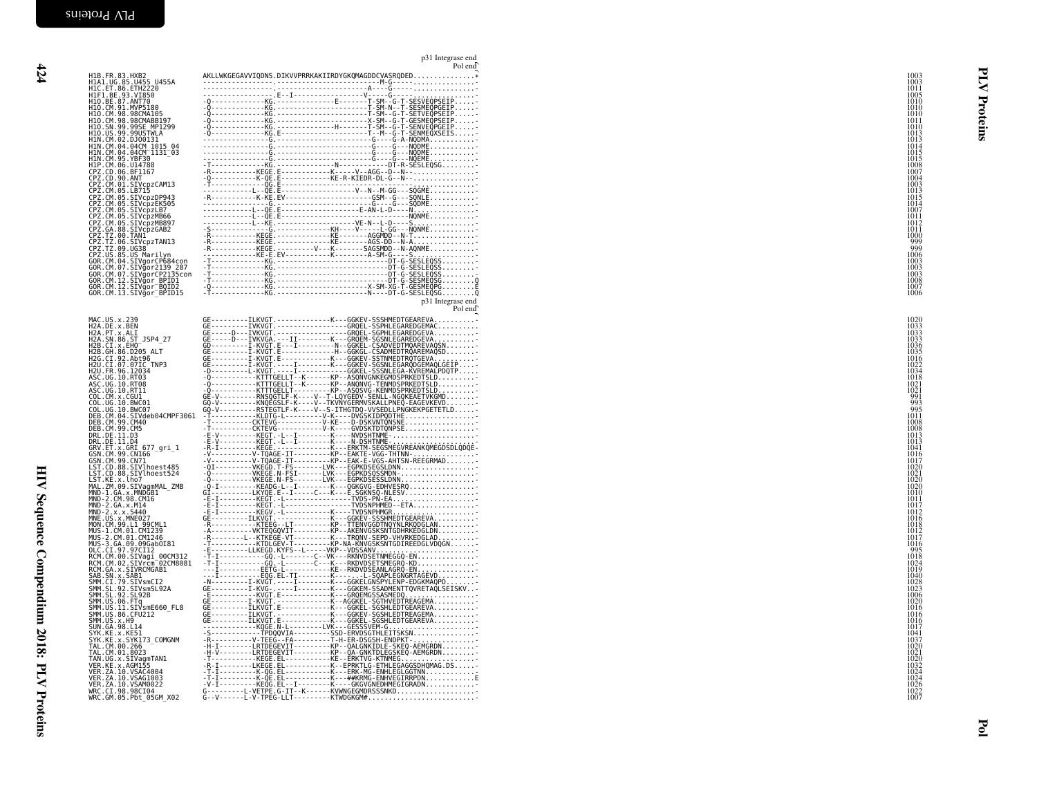p31 Integrase end
Pol end

```
H1B.FR.83.HXB2                AKLLWKGEGAVVIQDNS.DIKVVPRRKAKIIRDYGKQMAGDDCVASRQDED...............*   1003
H1A1.UG.85.U455_U455A         -----------------.-------------------------M-G-----...............-   1003
H1C.ET.86.ETH2220             -----------------.--------------------A----G-----...............-   1011
H1F1.BE.93.VI850              ---------------E--I-------------V----G----...............-   1005
H1O.BE.87.ANT70               -Q-------------KG.-------------E-------T-SESVEQPSEIP......-   1010
H1O.CM.91.MVP5180             -Q-------------KG.------------------T-SM-N--T-SESMEQPGEIP......-   1010
H1O.CM.98.98CMA105            -Q-------------KG.------------------T-SM--G-T-SETVEQPSEIP......-   1010
H1O.CM.98.98CMABB197          -Q-------------KG.------------------X-SM--G-T-SESMEQPSEIP......-   1011
H1O.SN.99.99SE_MP1299         -Q-------------KG.----------H-------T-SM--G-T-SENVEQPGEIP......-   1010
H1O.US.99.99USTWLA            -Q-------------KG.E-----------------T--M--G-T-SENMEQXSEIS......-   1013
H1N.CM.02.DJO0131             ----------------G.----------------G----G-A-NQDMA............-   1013
H1N.CM.04.04CM_1015_04        ----------------G.----------------G----G---NQDME............-   1014
H1N.CM.04.04CM_1131_03        ----------------G.----------------G----G---NQDME............-   1015
H1N.CM.95.YBF30               ----------------G.----------------G----G---NQEME............-   1015
H1P.CM.06.U14788              -T-------------KG.----------N----------DT-R-SESLEQSG.........-   1008
CPZ.CD.06.BF1167              -R-----------KEGE.E-----------K-----V--AGG--D--N-...............-   1007
CPZ.CD.90.ANT                 -Q-----------K-QE.E-----------KE-R-KIEDR-DL-G--N--..............-   1004
CPZ.CM.01.SIVcpzCAM13         -T---------------QG.E------------------------------..............-   1003
CPZ.CM.05.LB715               -------------L--QE.E---------------------V--N--M-GG---SQGME...........-   1013
CPZ.CM.05.SIVcpzDP943         -R-----------K-KE.EV-------------------GSM--G---SQNLE...........-   1015
CPZ.CM.05.SIVcpzEK505         ----------------G.--------------------G----G---SQDME...........-   1014
CPZ.CM.05.SIVcpzLB7           -------------L--QE.E-------------------E-AN-L-D----N...........-   1007
CPZ.CM.05.SIVcpzMB66          -------------L--QE.E---------------------------NQNME...........-   1011
CPZ.CM.05.SIVcpzMB897         -------------L--KE.-----------------VE-N--L-D----S...........-   1012
CPZ.GA.88.SIVcpzGAB2          -S----------------G.-----------KH----V------L-GG---NQNME...........-   1011
CPZ.TZ.00.TAN1                -R-----------KEGE.------------KE--------AGGMDD--N-T...............-   1000
CPZ.TZ.06.SIVcpzTAN13         -R-----------KEGE.------------KE--------AGS-DD--N-A...............-    999
CPZ.TZ.09.UG38                -R-----------KEGE.---------V---K-------SAGSMDD--N-AQNME...........-    999
CPZ.US.85.US_Marilyn          -------------KE-E.EV-----------K--------A-SM-G----S................-   1006
GOR.CM.04.SIVgorCP684con      -T-------------KG.-------------------------DT-G-SESLEQSS.........-   1003
GOR.CM.07.SIVgor2139_287      -T-------------KG.-------------------------DT-G-SESLEQSS.........-   1003
GOR.CM.07.SIVgorCP2135con     -T-------------KG.-------------------------DT-G-SESLEQSS.........-   1003
GOR.CM.12.SIVgor_BPID1        -T-------------KG.-------------------------DT-G-SESMEQSG.........Q   1008
GOR.CM.12.SIVgor_BQID2        -Q-------------KG.-------------------X-SM-XG-T-GESMEQPG.........E   1007
GOR.CM.13.SIVgor_BPID15       -T-------------KG.-------------------N----DT-G-SESLEQSG.........Q   1006
```

p31 Integrase end
Pol end

```
MAC.US.x.239                  GE---------ILKVGT.-------------K---GGKEV-SSSHMEDTGEAREVA..........-   1020
H2A.DE.x.BEN                  GE---------IVKVGT.-----------------GRQEL-SSPHLEGAREDGEMAC..........-   1033
H2A.PT.x.ALI                  GE-----D---IVKVGT.-----------------GRQEL-SGPHLEGAREDGEVA..........-   1033
H2A.SN.86.ST_JSP4_27          GE-----D---IVKVGA.---II--------K---GRQEM-SGSNLEGAREDGEVA..........-   1033
H2B.CI.x.EHO                  GD---------I-KVGT.E----------N--GGKEL-CSADVEDTMQAREVAQSN.........-   1036
H2B.GH.86.D205_ALT            GE---------I-KVGT.-------------H--GGKGL-CSADMEDTRQAREMAQSD.........-   1035
H2G.CI.92.Abt96               GE---------I-KVGT.E-------------K---GGKEV-SSTNMEDTRQTGEVA..........-   1016
H2U.CI.07.07IC_TNP3           GE---------I-KVGT.----I---------K---GGKEV-SGSNLEGAROQDGEMAQLGEIP.....-   1022
H2U.FR.96.12034               -D---------L-KVGT.----I----------GGKEL-SSSNLEGA-KVREMALPDQTP.....-   1034
ASC.UG.10.RT03                -Q-----------KTTTGELLT--K-------KP--ASQNVGNKEGMDSPRKEDTSLD.........-   1018
ASC.UG.10.RT08                -Q-----------KTTTGELLT--K-------KP--ANQNVG-TENMDSPRKEDTSLD.........-   1021
ASC.UG.10.RT11                -Q-----------KTTTGELLT----------KP--ASQSVG-KENMDSPRKEDTSLD.........-   1021
COL.CM.x.CGU1                 GE-V---------RNSQGTLF-K-----V--T-LQYGEDV-SENLL-NGQKEAETVKGMD.......-    991
COL.UG.10.BWC01               GQ-V---------KNQEGSLF-K-----V--TKVNYGERMVSKALLPNEQ-EAGEVKEVD.......-    993
COL.UG.10.BWC07               GQ-V---------RSTEGTLF-K-----V--S-ITHGTDQ-VVSEDLLPNGKEKPGETETLD......-    995
DEB.CM.04.SIVdeb04CMPF3061    -T-----------KLDTG-L---------V-K----DVGSKIDPQDTHE.................-   1011
DEB.CM.99.CM40                -T-----------CKTEVG----------V-KE---D-DSKVNTQNSNE.................-   1008
DEB.CM.99.CM5                 -T-----------CKTEVG----------V-K----GVDSKTDTQNPSE.................-   1008
DRL.DE.11.D3                  -E-V---------KEGT.-L--I---------K----NVDSHTNME-.....................-   1013
DRL.DE.11.D4                  -E-V---------KEGT.-L--I---------K----N-DSHTNME-.....................-   1013
GRV.ET.x.GRI_677_gri_1        -R-I---------KEGE.--------------K---ERKTM-SEGSMEGVREANKQMEGDSDLQDQE-   1041
GSN.CM.99.CN166               -V-----------V-TQAGE-IT---------KP--EAKTE-VGG-THTNN-................-   1016
GSN.CM.99.CN71                -V-----------V-TQAGE-IT---------KP--EAK-E-VGS-AHTSN-REEGRMAD........-   1017
LST.CD.88.SIVlhoest485        -QI----------VKEGD.T-FS-------LVK---EGPKDSEGSLDNN..................-   1020
LST.CD.88.SIVlhoest524        -Q-----------VKEGE.N-FSI------LVK---EGPKDSQSSMDN-..................-   1021
LST.KE.x.lho7                 -Q-----------VKEGE.N-FS-------LVK---EGPKDSESSLDNN..................-   1020
MAL.ZM.09.SIVagmMAL_ZMB       -Q-I---------KEADG-L--I---------K----QGKGVG-EDHVESRQ................-   1020
MND-1.GA.x.MNDGB1             GI-----------LKYQE.E--I----C----K---E.SGKNSQ-NLESV..................-   1010
MND-2.CM.98.CM16              -E-I---------KEGT.-L-----------------TVDS-PN-EA....................-   1011
MND-2.GA.x.M14                -E-I---------KEGT.-L-----------------TVDSNPHMED--ETA................-   1017
MND-2.x.x.5440                -E-I---------KEGV.-L----------K-----TVDSNPHMGR.....................-   1012
MNE.US.x.MNE027               GE---------ILKVGT.-------------K---GGKEV-SSSHMEDTGEAREVA...........-   1016
MON.CM.99.L1_99CML1           -R-----------KTEEG--LT----------KP--TTENVGGDTNQYNLRKQDGLAN.........-   1018
MUS-1.CM.01.CM1239            -A-----------VKTEQGQVIT---------KP--AKENVGSKSNTGDHRKEDGLDN.........-   1012
MUS-2.CM.01.CM1246            -R-----------L--KTKEGE-VT-------K---TRQNV-SEPD-VHVRKEDGLAD.........-   1017
MUS-3.GA.09.09GabOI81         -T-----------KTDLGEV-T----------KP-NA-KNVGSKSNTGDIREEDGLVDQGN......-   1016
OLC.CI.97.97CI12              -E-----------LLKEGD.KYFS--L-----VKP--VDSSANV........................-    995
RCM.CM.00.SIVagi_00CM312      -T-I-----------GQ.-L--------C---VK---RKNVDSETNMEGGQ-EN..............-   1018
RCM.CM.02.SIVrcm_02CM8081     -T-I-----------GQ.-L--------C---K---RKDVDSETSMEGRQ-KD..............-   1024
RCM.GA.x.SIVRCMGAB1           ---I-----------EETG-L-----------KE--RKDVDSEANLAGRQ-EN..............-   1019
SAB.SN.x.SAB1                 ---I-----------EQG.EL-TI--------K-------L-SQAPLEGNGRTAGEVD..........-   1040
SMM.CI.79.SIVsmCI2            -N-----------I-KVGT.----I-------K---GGKELGNSPYLENP-EDGKMAQPD.......-   1028
SMM.SL.92.SIVsmSL92A          GE---------I-KVG-----I----------K---GGKEM-SSADMENTTQVRETAQLSEISKV..-   1023
SMM.SL.92.SL92B               -E-----------KVGT.E-------------K---GRQEMGSSASMEDQ..................-   1006
SMM.US.06.FTq                 GE---------I-KVGT.--------------K--AGGKEL-SGTHVEDTREAGEMA...........-   1020
SMM.US.11.SIVsmE660_FL8       GE---------ILKVGT.E-------------K---GGKEL-SGSHLEDTGEAREVA...........-   1016
SMM.US.86.CFU212              GE---------ILKVGT.--------------K---GGKEV-SGSHLEDTREAGEMA...........-   1016
SMM.US.x.H9                   GE---------ILKVGT.E-------------K---GGKEL-SGSHLEDTGEAREVA...........-   1016
SUN.GA.98.L14                 -------------KQGE.N-L----------LVK---GESSSVEM-G......................-   1017
SYK.KE.x.KE51                 -S-------------TPDQQVIA---------SSD-ERVDSGTHLEITSKSN................-   1041
SYK.KE.x.SYK173_COMGNM        -R-----------V-TEEG--FA---------T-H-ER-DSGSH-ENDPKT-................-   1037
TAL.CM.00.266                 -H-I---------LRTDEGEVIT---------KP--QALGNKIDLE-SKEQ-AEMGRDN.........-   1020
TAL.CM.01.8023                -H-V---------LRTDEGEVIT---------KP--QA-GNKTDLEGSKEQ-AEMGRDN.........-   1021
TAN.UG.x.SIVagmTAN1           -T-----------KEGE.EL-----------KE--ERKTVG-KTNMEG....................-   1020
VER.KE.x.AGM155               -R-I---------LKEGE.EL-----------K---EPRKTLG-ETHLEGAGGSDHQMAG.DS......-   1032
VER.ZA.10.VSAC4004            -T-I---------K-QG.EL------------K---ERK-MG-ENHLEGLGGTNN.............-   1024
VER.ZA.10.VSAG1003            -T-I---------K-QE.EL------------K---##KRMG-ENHVEGIRRPDN.............E   1024
VER.ZA.10.VSAM0022            -V-I---------KEQG.EL--I---------K---GKGVGNEDHMEGIGRADN..............-   1026
WRC.CI.98.98CI04              G---------L-VETPE.G-IT--K------KVWNGEGMDRSSSNKD.....................-   1022
WRC.GM.05.Pbt_05GM_X02        G--V-------L-V-TPEG-LT----------KTWDGKGM#............................-   1007
```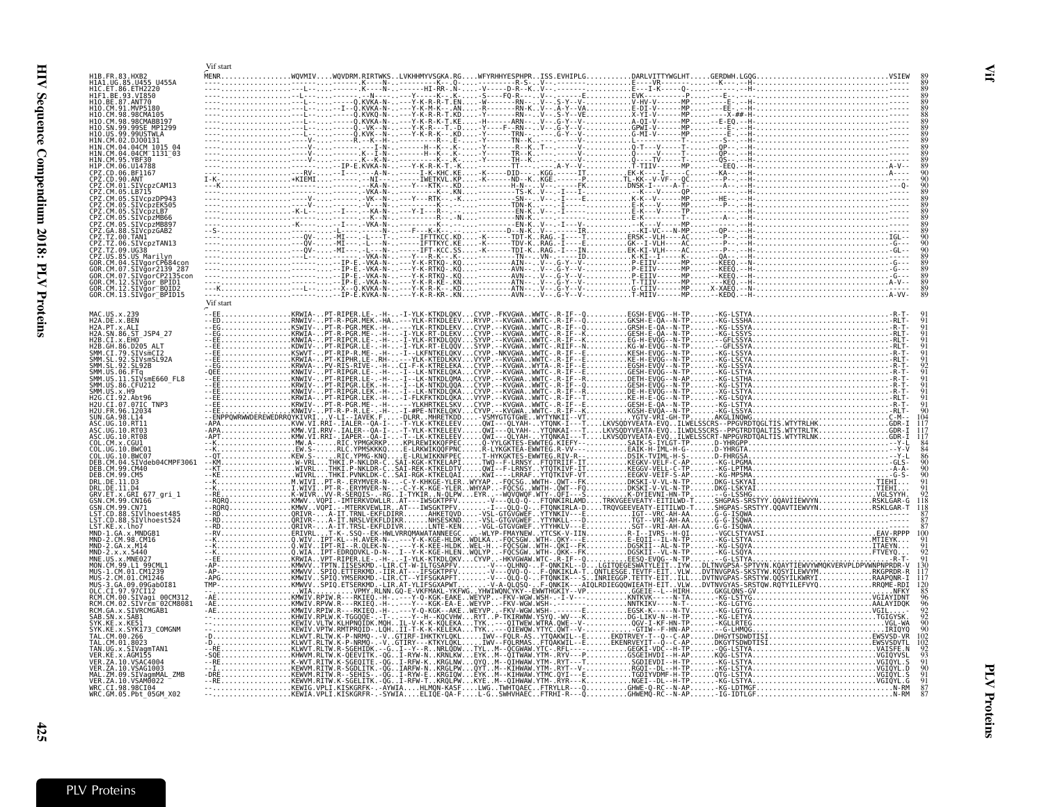```
                          Vif start
H1B.FR.83.HXB2            MENR................WQVMIV....WQVDRM.RIRTWKS..LVKHHMYVSGKA.RG....WFYRHHYESPHPR..ISS.EVHIPLG...........DARLVITTYWGLHT.....GERDWH.LGQG...............................VSIEW   89
H1A1.UG.85.U455_U455A     ----...................................K----N-...........K---.Q-.............-R-S-..V-.............E.---VR.........K----.--H-.....................................   89
H1C.ET.86.ETH2220         ----................L--..........K----N-.........-HI-RR-.N-.....-V-----D-R--K..V--..............E----I-K-------Q-.........---.-H.....................................   89
H1F1.BE.93.VI850          ----..................-L-..............-----N---.....-Y----K--.K-.....-S-----FQ-R-----V-.......-----E........EVK-------P-....---E.....................................   89
H1O.BE.87.ANT70           ----...................L-........Q.KVKA-N-.....-Y-K-R-T.EN.....-W-------RN-...V-..-S-Y--V-.......V-HV-V------MP.......---E-.--H-.............................   89
H1O.CM.91.MVP5180         ----...................L-........Q.KVKA-N-.....-Y-K-M-K-..AN.....-R-------RN-K..V--.A-Y--VA.......E-DI-V------MP.......--EE-.--H-.............................   89
H1O.CM.98.98CMA105        ----...................L-.....I--Q.KVKQ-N-.....-Y-K-R-T.KD.....-Y-------RN-...V--.-S-Y--VE.......X-YI-V------MP.......----X-##-H-.........................   88
H1O.CM.98.98CMABB197      ----...................L-........Q.KVKA-N-.....-Y-K-R-K-T.KE.....-H-------ARN-...V--.-G-Y--V-.......A-QI-V------MP.......--E-EQ.--H-.........................   89
H1O.SN.99.99SE_MP1299     ----...................L-........Q.-VK--N-.....-Y-K-R--.T-.D.....-Y----F--RN-...V--.-G-Y--V-.......GPWI-V------MP.......----E-.--H-.............................   89
H1O.US.99.99USTWLA        ----...................L-........Q.KVK--N-.....-Y-K-R--.KD.....-Y-------TRN-...V--.-G-Y--V-.......G-MI-V------MP.......----E-.--H-.............................   89
H1N.CM.02.DJO0131         ----...................V-...........R-.K--H-..............-K--E-.....-Y-------TN--K.......--.......L---------------.......----E-.--H-.............................   89
H1N.CM.04.04CM_1015_04    ----...................V-..............-I-N-.........-H--K--.K-.....-Y-------R--K..T-..............Q-T---V------T-.......--QP-.--H-.............................   89
H1N.CM.04.04CM_1131_03    ----...................V-..........K--I-N-.........-H--K--.K-.....-Y-------TR--.QP-...............T-------------T-.......---QP-.--H-.............................   89
H1N.CM.95.YBF30           ----...................V-..........K-.K-N-.........-K--K--.K-.....-Y-------TH--K.......--.......Q----TV------T-.......---QS-.--H-.............................   89
H1P.CM.06.U14788          ----..............................IP-E.KVKA-N-.....-Y-K-R-K-T.-K.....-TT-------.-A-Y-.-V-.......T-TIIV------MP.......---EEQ.--H-.....................A-V-   89
CPZ.CD.06.BF1167          ----.......................RV-.......I-......A-N-.....-I-K-KHC.KE.....-K-----DID-.....KGG.......IT.......EK-K-----I-----C------KA-.--H-.........................A---   90
CPZ.CD.90.ANT             I-K-...................+KIEMI.........-NI-.........IWETKVL.KP.....-K------ND--K..KGE.......FP.......TL-KK--V-VF---QC.......-P--.--H-.............................   90
CPZ.CM.01.SIVcpzCAM13     ---K......................................-KA-N-.....-Y---KTK-..KD.............-H-N-.....V--------FK.......DNSK-I-----A-T-.......A--.--H-..............................-Q-   90
CPZ.CM.05.LB715           ----.......................................-KA-N-.............-K--.KN.............-TS-K..V----I-..............--K---V----QP-.......---E-.--H-.............................   89
CPZ.CM.05.SIVcpzDP943     ----...................V-..........-VK--N-.....-Y---RTK-..-K.............-SN-.....V---I----E.......K-K--V-----MP.......-HE--.--H-.............................   89
CPZ.CM.05.SIVcpzEK505     ----...................V-.............-K--N-.........-K--.-...............-TDN-K..-I-..............E-K--V-----MP.......--P--.--H-.............................   89
CPZ.CM.05.SIVcpzLB7       ----..............-K-L-..........I----KA-N-.....-Y-I--R-.............-EN-K..V----I-..............E-K--V-----TP.......---E-.--H-.............................   89
CPZ.CM.05.SIVcpzMB66      ----.....................................-N-.............-R--N-.............NN-K.......................E-K----------T-.......A--.--H-..............................   89
CPZ.CM.05.SIVcpzMB897     ----................-K----I---.-VKA-N-.............-K-.-.............-EN-K..V--.-I--V-.......E-K--V-----MP.......--E-.--H-.............................   89
CPZ.GA.88.SIVcpzGAB2      --S-....................L-...........-N-.....F---K-K-..............-D--N-K..V-------IR.......--KI-VC---N-MP.......-QP--.--H-.............................   89
CPZ.TZ.00.TAN1            ----..................QV-.....MI-...-L---T-.......IFTTKCC.KD.....-K-------TDV-K..RAG..-I---T-.......ERSK--VLH----AC.......-P--.--H-.........................IGL-   90
CPZ.TZ.06.SIVcpzTAN13     ----..................QV-.....MI-...-L---N-.......IFTTKYC.KE.....-K-------TDV-K..RAG..-I---T-.......GK--V-VLH----AC.......-P--.--H-...........................-G--   90
CPZ.TZ.09.UG38            ----..................QV-.....MI-...-L---N-.......IFTT-KCC.SS.....-K-------TDI-K..RAG..-I---IN.......EK-KI-VLH----AC.......-P--.--H-.........................-GL-   90
CPZ.US.85.US_Marilyn      ----......................................-VKA-N-.....-Y---R-K-..K-.....-.........-TN-..VN-.......ID.......-K-KI--I-----K-.......-QA--.--H-.............................   89
GOR.CM.04.SIVgorCP684con  ----..............................IP-E.-VKA-N-.....-Y-K-RTKQ-.KQ.........-AIN-..V--.-G-Y--V-.......P-EIIV------MP.......KEEQ.--H-...........................G---   89
GOR.CM.07.SIVgor2139_287  ----..............................IP-E.-VKA-N-.....-Y-K-RTKQ-.KQ.........-AVN-..V--.-G-Y--V-.......P-EIIV------MP.......KEEQ.--H-...........................G---   89
GOR.CM.07.SIVgorCP2135con ----..............................IP-E.-VKA-N-.....-Y-K-RTKQ-.KQ.........-AVN-..V--.-G-Y--V-.......P-EIIV------MP.......KEEQ.--H-...........................G---   89
GOR.CM.12.SIVgor_BPID1    ----..............................IP-E.-VKA-N-.....-Y-K-R-KE-.KN.........-ATN-..V--.-G-Y--V-.......T-TIIV------MP.......KEEQ.--H-.........................A-V-   89
GOR.CM.12.SIVgor_BQID2    ---K..................L-..........X-.Q.KVKA-N-.....-Y-K-R-KR-.KD.........-ATN-..V--.-G-Y--V-.......G-CIIV------MP.......X-XAEQ.--H-.............................   89
GOR.CM.13.SIVgor_BPID15   ----..............................IP-E.KVKA-N-.....-Y-K-R-KR-.KQ.........-ATN-..V--.-G-Y--V-.......T-MIIV------MP.......-KEDQ.--H-.........................A-VV-   89
                          Vif start
MAC.US.x.239              --EE................KRWIA-..PT-RIPER.LE.-H-..-I-YLK-KTKDLQKV...CYVP.-FKVGWA..WWTC-.R-IF--Q...........EGSH-EVQG--H-TP.......-KG-LSTYA......................................R-T-   91
H2A.DE.x.BEN              --ED................RNWIV-..PT-R-PGR.MEK.-HA..--YLK-RTKDLEEV...CYVP.--KVGWA..WWTC-.R-IF--Q...........GKSH-E-QA--N-TP.......-KG-LSSHA......................................RLT-   91
H2A.PT.x.ALI              --EG................KSWIV-..PT-R-PGR.MEK.-H-..--YLK-RTKDLEEV...CYVP.--KVGWA..WWTC-.R-IF--Q...........GRSH-E-QA--N-TP.......-KG-LSSYA......................................RLT-   91
H2A.SN.86.ST_JSP4_27      --EE................KRWIA-..PT-R-PGR.ME-.-H-..-I-YLK-RT-DLEKV...CYVP.--KVGWA..WWTC-.R-IF--K...........GRSH-E-QA--N-TP.......-KG-LSSYS......................................RLT-   91
H2B.CI.x.EHO              --EE................KNWIA-..PT-R-RIPCR.LE-.-H-..-I-YLK-RTKQLQKV...SYVP.--KVGWA..WWTC-.R-IF--K...........EG-H-EVQG--N-TP.......-KG-LSSYA......................................RLT-   91
H2B.GH.86.D205_ALT        --EE................KDWIV-..PT-R-RIPGR.LE-.-H-..-I-YLK-RT-ELQQV...SYVP.--KVGWA..WWTC-.RIIF--N...........KG-W-EVQG--N-TP.......-GFLSSYA......................................RLT-   91
SMM.CI.79.SIVsmCI2        --EE................KSWVT-..PT-RIP-R.ME-.-H-..-I--LKFNTKELQKV...CYVP.-NKVGWA..WWTC-.R-IF--E...........KESH-EVQG--N-TP.......-KG-LSTYA......................................R-T-   91
SMM.SL.92.SIVsmSL92A      --EE................KRWIA-..PT-KIPHR.LE-.-RH-..--YLK-KTEDLQKV...CYVP.--KVGWA..WWTC-.R-IF--E...........KE-H-EVQG--N-TP.......-KG-LSSYA......................................RLT-   91
SMM.SL.92.SL92B           --EG................KRWVA-..PV-RIS-RIVE-.-H-..CI-F-K-KTRELEKA...CYVP.--KVGWA..WYTA-.R-IF--E...........KGSH-EVQV--N-TP.......-KG-LSSYA......................................R-T-   92
SMM.US.06.FTq             -QEE................KNWIV-..PT-RIPGR.LE-.-H-..-I--LK-KTKDLQKA...CYVP.--KVGWA..WWTC-.R-IF--E...........EGSH-EVQG--N-TP.......-KG-LSTYA......................................R-T-   91
SMM.US.11.SIVsmE660_FL8   --EE................KNWIV-..PT-RIPER.LE-.-H-..-I--LK-NTKDLQMA...CYVP.--KVGWA..WWTC-.R-IF--R...........DETH-EVQG--N-AP.......-KG-LSTYA......................................R-T-   91
SMM.US.86.CFU212          --EE................KNWIV-..PT-RIPGR.LEK.-H-..-I--LK-NTKDLQQA...CYVP.--KVGWA..WWTC-.R-IF--Q...........GESH-EVQG--N-TP.......-KG-LSSYA......................................R-T-   91
SMM.US.x.H9               --EE................KNWIV-..PT-RIPGR.LEK.-H-..-I--LK-NTKDLQKA...CYVP.--KVGWA..WWTC-.R-IF--R...........DE-H-EVQG--N-TP.......-KG-LSSYA......................................R-T-   91
H2G.CI.92.Abt96           --EE................KNWIV-..PT-RIPGR.LEK.-H-..-I-FLKFKTKDLQKA...CYVP.--KVGWA..WWTC-.R-IF--T...........KE-H-E-QG--N-TP.......-KG-LSTYA......................................R-T-   91
H2U.CI.07.07IC_TNP3       --EE................KRWIV-..PT-R-PGR.ME-.-H-..---YLKHRTKELSKV...CYVP.--KVGWA..WWTC-.R-IF--E...........GESH-E-QA--N-TP.......-KG-LSTYA......................................R-T-   91
H2U.FR.96.12034           --EE................KNWIV-..PT-R-P-R.LE-.-H-..-I-#PE-NTKELQKA...CYVP.--KVGWA..WWTC-.R-IF--E...........KGSH-EVQA--N-TP.......-KG-LSTYA......................................RLT-   90
SUN.GA.98.L14             --ENPPQWRWWDEREWEDRRQYKIVRI..-V-LI--IAVEK.F.....DLRR..MHRETKDQ...-VSMYGTGTGWE..WYTYNKII--VT...........YGTV-VRI-GH-TP.......AKGLIHQHG......................................-C-M-   104
ASC.UG.10.RT11            -APA................KVW.VI.RRI-.IALER--QA-I...T-YLK-KTKELEEV...QWI--QLYAH-..YTQNK-I---T....LKVSQDYVEATA-EVQ..ILWELSSCRS--PPGVRDTQGLTIS.WTYTRLHK......................GDR-I   117
ASC.UG.10.RT03            -APA................KMW.VI.RRV-.IALER--QA-I...T-YLK-KTKELEEV...QWI--QLYAH-..YTQNKAI---T....LKVSQDYVEATA-EVQ..ILWDLSSCRS--PPGTRDTQALTIS.WTYTRLTK......................GDR-I   117
ASC.UG.10.RT08            -APT................KMW.VI.RRI-.IAPER--QA-I...T--LK-KTKELEEV...QWI--QLYAH-..YTQNKAI---T....LKVSQDYVEATA-EVQ..ILWELSSCRT-NPPGVRDTQALTIS.WTYTRLNK......................GDR-I   117
COL.CM.x.CGU1             --K.................MW.A-....RIC.YPMGKRKP...KPLREWIKKQFPEC.....Q-YYGLKTES-EWWTEG.KIEFY--..........SAIK-S-IYLGT-TP.......D-YHRGPP......................................-Y-L   84
COL.UG.10.BWC01           --K.................EW.S-....RIC.YPMSKKKQ....E-LRKWIKQQFPFC....R-LYKGKTEA-EWWTEG.R-VV-..........EAIK-H-IML-H-G-.......D-YHRGTA......................................-Y-V   84
COL.UG.10.BWC07           --QT................KEW.S-....RIC.YPMG-KNQ...E-LRLWIKKQFPEC...T-HYKGKTES-EWWTEG.RIV-R-..........DSIK-TVIML-H-S-.......D-FHRGSA......................................-Y-L   86
DEB.CM.04.SIVdeb04CMPF3061 --KM................W-VRL....THKI.P-NKLDR-C..SAI-KGK-KTKELAPI....TWQ--F-LRNSY..FTQTRIIF-IT.........KEGKV-VELF-C-AP.......-KG-LPGMA......................................-GLS-   90
DEB.CM.99.CM40            --KT................WIVRL....THKI.P-NKLDR-C..SAI-REK-KTKELDTV....QWI--F-LRNSY..YTQTKIVF-IT.........KEGGV-VELL-C-TP.......-KG-LPTMA......................................-A-A-   90
DEB.CM.99.CM5             --KE................WIVRL....THKI.PVNKLDK-C..SAI-RGK-KTKELQAI....KWI--LRRAF..YTQTKIVF-VT.........EEGKV-VEIF-S-AP.......-KG-MPSMA......................................-G-S-   90
DRL.DE.11.D3              --K.................M.WIVI..PT-R-.ERYMVER-N-...-C-Y-KHKGE-YLER..WYYAP..-FQCSG..WWTH-.QWT--FK..........DKSKI-V-VL-N-TP.......DKG-LSKYAI.......................TIEHI...   91
DRL.DE.11.D4              --K.................I.WIVI..PT-R-.ERYMVER-N-...-C-Y-KGE-YLER..WHYAP..-FQCSG..WWTH-.QWT--FQ..........DKSKI-V-VL-N-TP.......DKG-LSKYAI.......................TIEHI...   91
GRV.ET.x.GRI_677_gri_1    --RE................K-WIVR..VV-R-SERQIS..-RG..I-TYKIR..N-QLPW...EYR..-WQVQWQF.WTY-.QFI--S.........K-DYIEVNI-HN-TP.......-G-LSSHG.......................VGLSYYH..   92
GSN.CM.99.CN166           --RQRQ..............KMWV..VQPI.-IMTERKVDWLLR..AT--IWSGKTPFV.......-V---QLQ-Q..FTQNKIRLAMD....TRKVGEEVEATY-EITILWD-T......SHGPAS-SRSTYY.QQAVIIEWVYN...........RSKLGAR-G   118
GSN.CM.99.CN71            --RQRQ..............KMWV..VQPI.--MTERKVEWLIR..AT---IWSGKTPFV.......-I---QLQ-Q..FTQNKIRLA-D....TRQVGEEVEATY-EITILWD-T......SHGPAS-SRSTYY.QQAVTIEWVYN...........RSKLGAR-T   118
LST.CD.88.SIVlhoest485    --RD................QRIVR-...A-IT.TRNL-EKFLDIRR......AHKETQVD....-VSL-GTGVGWEF..YTYNKIV---E...........IGT--VRC-AH-AA.......G-G-ISQWA......................................-----   87
LST.CD.88.SIVlhoest524    --RD................QRIVR-...A-IT.NRSLVEKFLDIKR.....NHSESKND....-VSL-GTGVGWEF..YTYNKLL---D...........TGT--VRI-AH-AA.......G-G-ISQWA......................................-----   87
LST.KE.x.lho7             --RD................QRIVR-...A-IT.TRSL-EKFLDIVR......LNTE-KEN....-VGL-GTGVGWEF..YTYHKLV---E...........SGT--VRI-AH-AA.......G-G-ISQWA......................................-----   87
MND-1.GA.x.MNDGB1         --RV................ERIVRL..T-K..SSQ-.EK-HWLVRRQMAWATANNEEGC.....WLYP-FMAYNEW..YTCSK-V-IIN..........R-I--IVRS--H-QI.......-VGCLSTYAVSI.........................EAV-RPPP   100
MND-2.CM.98.CM16          --K.................Q.WIV..IPT-KL-.-H.AVER-N-....-Y-K-KGE-HLDK..WDLKA..-FQCSGW..WTH-.QKY--E..........E-EQII--IL-N-TP.......-KG-LSQYA...........................MTIEYK...   91
MND-2.GA.x.M14            --K.................Q.WIV..IPT-RI-.R.QLEK-N-....-Y-K-KGE-HLDK..WEL-H..-FQCSGW..WTH-.QKI--FK..........DGSKII--AL-N-TP.......-KG-LSQYA...........................ITAEYN...   91
MND-2.x.x.5440            --K.................Q.WIA..IPT-EDRQDVKL-D-N-....I---Y-K-KGE-HLEN..WQLYP..-FQCSGW..WTH-.QKK--FK..........DGSKII--VL-N-TP.......-KG-LSQYA...........................FTVEYQ...   92
MNE.US.x.MNE027           --EE................KRWIA..VPT-RIPER.LE-.-H-..-I-YLK-KTKDLQKV...CYVP.-HKVGWAW.WTC-.R-IF--Q...........EESQ-EVQG--N-TP.......-G-LSTYA......................................R-T-   91
MON.CM.99.L1_99CML1       -AP-................KMWVV..TPTN.IISESKMD.-LIR.CT-W-ILTGSAPFV.......-V---QLHNQ-..F-QNKIKL--D...LGITQEEGSWATYLEIT.IYW..DLTNVGPSA-SPTVYN.KQAYTIEWVYWMQKVERVPLDPVWNPNPRDR-V   130
MUS-1.CM.01.CM1239        -AP-................KMWVV..SPIQ.ETTERKMD.-LIR.AT---IWSGKTPFV.......-VQ-Q-..F-QNKIKLA-T....QNKLTLESGE.TEVTYLEIT..ILW..DVTNVGPAS-SKSTYW.KQSYILEWVYM.......RKGPRDR-R   117
MUS-2.CM.01.CM1246        -APG................KMWIV..SPIQ.YMSERKMD.-LIR.CT--YIFSGKAPFT.......-V---QLQ-Q..FTQNKIK---S..INRIEGGP.TETTY-EIT..ILL..DVTNVGPAS-SRSTYW.QQSYILKWRYI..........RAAPQNR-I   117
MUS-3.GA.09.09GabOI81     TMP-................KMWVV..SPIQ.ETSERKMD..LIR.AT.YLIFSGKAPWT.......-V-A-QLQSQ-..F-QNKIK---AIQLRDIEGQQWIEATH-EIT..VLW..DVTNVGYAS-SRSTQW.RQTYILEFVYQ..........RRQME-RDI   120
OLC.CI.97.97CI12          -A-................WIA.....VPMY.RLNN.GQ-E-VKFMAKL-YKFWG..YHWIWQNCYKY--EWWTHGKIY--VP..........GGEIE--L--HIRH.......GKGLQNS-GV......................................NFKY   85
RCM.CM.00.SIVagi_00CM312  -AE.................KMWIV.RPIW.R---RKIEQ.-H-..---Y-Q-KGK-EAKE..WEYVP..-FKV-WGW.WSH-..I-V--...........KNTKVK-----N-TA.......-KG-LSTYG...........................VGIAYIDNT   96
RCM.CM.02.SIVrcm_02CM8081 -AE.................KMWIV.RPVW.R---RKIEQ.-H-..----KGK-EA-E..WEYVP..-FKV-WGW.WSH-......-...........NNTKIKV-----N-T-.......-KG-LGTYG...........................AALAYIDQK   96
RCM.GA.x.SIVRCMGAB1       -AE.................KMWIV.RPIW.R---RKIEQ.-H-..----Y-Q-KGK-AKE..WEYVP..-FKV-WGW.WSH-........-E...........EGSK-K-----N-TV.......-KG-LGTYG......................................VGIL.....   92
SAB.SN.x.SAB1             --..................KMWIV.RPLW.K-TGGQQE-.-T-..---Y--H--KQCVHW...RYT..P-TKIRWNW.YSYQ.-WV--K...........DG-LIKV-N--H-TP.......-KG-LETYA.........................TGIGYSK.   92
SYK.KE.x.KE51             --..................KEWIV.VLTW.KLHPNQIDK.MQH..IL-V-K-K-KQLEKA...TYK..-QITWEW.WTRA.QWE--V...........QGV-I-KF-HN-TP.......-KGLLRTEG......................................VGL-WA   90
SYK.KE.x.SYK173_COMGNM    --..................KEWIV.VPTW.RMTPRQID..LQH..II-T-K-K-KELEKA...TYK....-QIEWQW.YTYC.QWT--V...........-GTIW--F-HN-AP.......-G-LHMQG......................................IRIQYQ   90
TAL.CM.00.266             -D..................KLWVT.RLTW.K-P-NRMQ.-V..GTIRF-IHKTKYLQKL.....IWV--FQLR-AS..YTQAKWIL--E......EKDTRVEY-T--Q--C-AP.......DHGYTSDWDTISI.................EWSVSD-VR   102
TAL.CM.01.8023            -D..................KLWVT.RLTW.K-P-NRMQ.-V..GTIRY---KTKYLQKL.....IWV--FQLRMAS..FTQAKWIL--E......EKENRVEYIT--Q--C-AP.......DKGYTSDWDTISI.................EWSVSDVTL   102
TAN.UG.x.SIVagmTAN1       --RE................KLWVT.RLTW.R-SGEHIDK..-G..I--Y--R..NRLQDW...TYL..M--QCGWAW.YTC-.RFL---...........GEGKI-VDC--H-TP.......-QG-LSTYA...........................VAISFE.N   92
VER.KE.x.AGM155           -SQE................KHWVM.RLTW.K-QEEVITK.-QG..I-RYW-N..KRNLKW...EYK..M--QITWAW.YTM-.RYV---P..........GSGEIHVDI--H-AP.......KQG-LSTYA...........................VGIQYVSL   93
VER.ZA.10.VSAC4004        --RE................K-WVT.RITW.K-SGEQITE..-QG..I-RFW-K..KRGLNW...QYQ..M--QIHWAW.YTM-.RYT---T..........SGDIEVDI--H-TP.......-KG-LSTYA...........................VGIQYL.S   91
VER.ZA.10.VSAG1003        --I.................KEWVM.RITW.R-SGDLITK..-QG..IARFW-N..KRGLPW...QYT..M--KIHWAW.YTM-.RYT---V..........RGQI--DL--H-TP.......-KG-LSTYA...........................VGIQYL.D   90
MAL.ZM.09.SIVagmMAL_ZMB   -DRE................KEWVM.RITW.R--SEHIS-..-QG..I-RYW-E..KRGIQW...EYK..M--KIHWAW.YTMC.QYI---E..........TGDIYVDMF-H-TP.......QTG-LSTYA...........................VGIQYL.S   91
VER.ZA.10.VSAM0022        --RE................KEWVM.RLTW.K-SGELITK..-QG..I-RFW-T..KRGLPW...KYE..M--QIHWAW.YTM-.RYR---K..........NGEI--DL--H-TP.......-KG-LSSYA...........................VGIQYL.G   91
WRC.CI.98.98CI04          --..................KEWIG.VPLI.KISKGRFK-..AYWIA...HLMQN-KASF....LWG..TWHTQAEC..FTRYLLR---Q..........GHWE-Q-RC--N-AP.......-KG-LDTMGF......................................N-RM   87
WRC.GM.05.Pbt_05GM_X02    --..................KEWIA.VPLI.KISKGRFR-..SYWIA...ELIQE-QA-F....L-G..SWHVHAEC..FTRHI-R---Q..........GHWEMQ-RC--N-AP.......-IG-IDTLGF......................................N-RM   87
```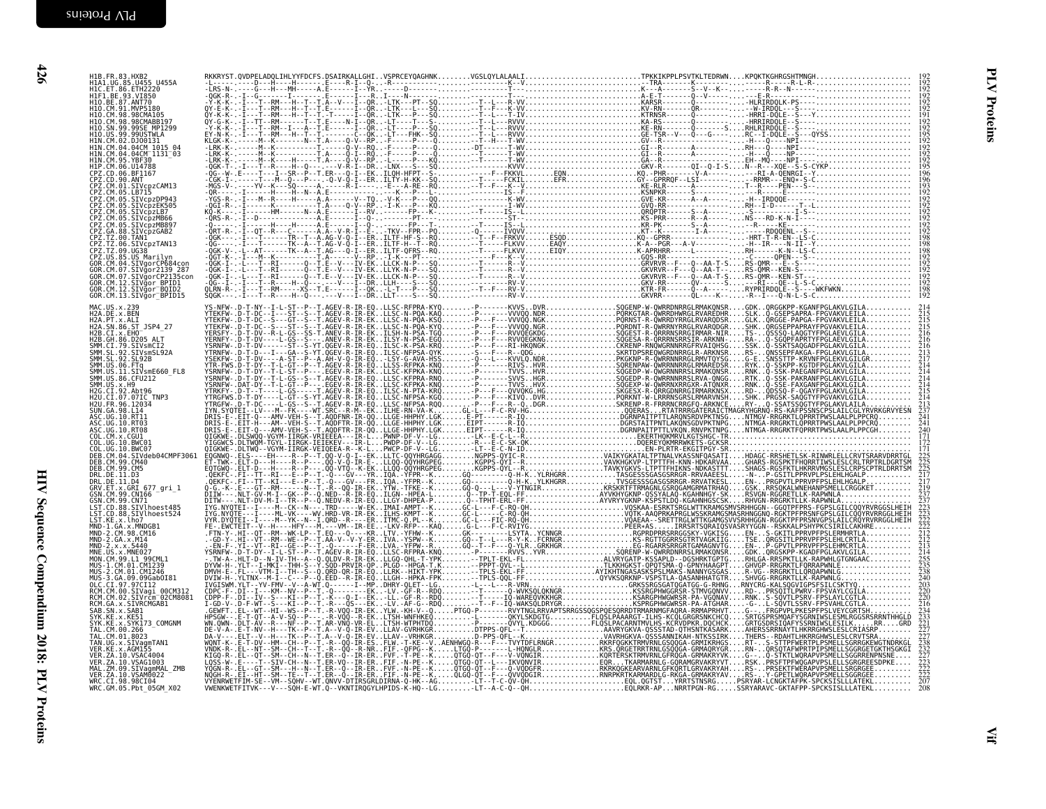# Vif

```
H1B.FR.83.HXB2                 RKKRYST.QVDPELADQLIHLYYFDCFS.DSAIRKALLGHI..VSPRCEYQAGHNK........VGSLQYLALAALI..........................TPKKIKPPLPSVTKLTEDRWN....KPQKTKGHRGSHTMNGH.....................  192
H1A1.UG.85.U455_U455A          -L-----.----D---H----H-------.E----R-I--Q...R---------------------------K--V...........................--TRA-------K-------------------------R-L-R-..........................  192
H1C.ET.86.ETH2220              -LRS-N-.----G---H---MH-----A.E------I--YR.....----D-----------------------T--- .......................K---A-------S--V--K--.....-----R-R--N-----.......................  192
H1F1.BE.93.VI850               -QGK-R-.-I-G------------------.E------I---R..I----N----.-------------------------.......................A-E-T--------Q--V-------.....E-R------.......................  192
H1O.BE.87.ANT70                -Y-K-K-.-I---T--RM---H--T--T.A--V---I--QR..-LTK---PT--SQ.......-T--L---R-VV...........................KARSR--------Q-----------.....-HLRIRDQLK-PS----...................  192
H1O.CM.91.MVP5180              QY-E-K-.-I---T--RM---H--T--T.E------I--QR..-LTK---L---SQ.......-T--F---K-VV...........................KV-RN--------QR-----------.....--W-IRDQL---S----...................  192
H1O.CM.98.98CMA105             QY-K-K-.-I---T--RM---H--T--T.T------I--QR..-LTK---P---SQ.......-T--L---T-IV...........................KTRNSR-------Q-------------.....-HRRI-DQLE--S---Y-..................  191
H1O.CM.98.98CMABB197           QY-G-K-.-I--TT--RM-----T--T.E----N-I--QR..-LT----T---S-.......-T--L---RVVV...........................KA-RS--------Q-----------.....-HRRIRDQLE--S----...................  192
H1O.SN.99.99SE_MP1299          -Y-K-K-.-I---T--RM--I---A--T.E------I--QR..-LT----P---SQ.......-T--L---RVVV...........................KTRNSR-------Q--------S....RHLRIRDQLE--S----...................  192
H1O.US.99.99USTWLA             EY-N-K-.-I---T--RM---H--T--T.------C--QK..-LT---FHK--SQ.......-T--F---K-VV...........................GE-TSR--V----Q---G-------.....RG--I-DQLE--S----QYSS................  195
H1N.CM.02.DJO0131              KLGK-K-.-----M--K-------N--T.A----Q-V--RP..-F----P---Q.........-T--H---T-WV...........................GV--R-------------------.....-H----Q----NPI-----...................  192
H1N.CM.04.04CM_1015_04         -LRK-K-.-----M--K-----------T.-------Q-V--RQ..-F----P---Q.........DT------T-WV...........................GI--R---------A----------.....RH---Q----NPI-----...................  192
H1N.CM.04.04CM_1131_03         -LRK-K-.-----M--K-----------T.A----Q-I--RQ..-F----P---Q.........-T------T-WV...........................GI--R---------A----------.....-H---Q----NP------...................  192
H1N.CM.95.YBF30                -LRK-K-.-----M--K-------N--T.A----Q-V--RP..-L----P---SQ.........-T------T-WV...........................GA--R---------A----------.....EH--MQ----NPI-----...................  192
H1P.CM.06.U14788               -QGK-T-.-I---T--R--H--Q--------V-R-I--DR..-LNX---S---SQ...................KVVV...........................GKV-R------QI--Q-I-S.....N--R---XQE--S-S-CYKP...............  195
CPZ.CD.06.BF1167               -QG--W-.E----I--SR--P--T.ER----Q-I--EK..ILQH-HFPT--S-.........F--FKKVL.......EQN..........KQ--PHR--------V-A-------.....---RI-A-QENRGI--Y-.......................  196
CPZ.CD.90.ANT                  -CGK-I-.-----T---M--Q--P-----Q-V-Q-I--ER..ILTY-H-KK--SQ.........-T------FCKIL.......EFR..........GY--GPRRQF--LSI-------.....-RRMR---ENQ*-S-C.........................  196
CPZ.CM.01.SIVcpzCAM13          -MGS-V-.----YV--K---SQ-----A.---R-I-----.-E---A-RE--RQ.........-T--F---K--V...........................KE-RLR------A-----------.....T--R----PEN---S--........................  193
CPZ.CM.05.LB715                -QR----.-I------H---H--N--A.E-------------K---P---L-.............-------IS--F...........................KSNPKR-------S-----------.....R------E----------.......................  192
CPZ.CM.05.SIVcpzDP943          -YGS-R-.-I---M--R----H------A.A------V--TQ..-V-K---P---QQ.............---K-WV...........................GVE-KR-------A--A------.....-H--IRDQQE----- ......................  192
CPZ.CM.05.SIVcpzEK505          -QGI-R-.-I-----K------------T.A-----Q-V--RP..-I-K---P---RQ.............---I-WV...........................GVQ-RR------------------.....RH--I-D------T--L.......................  192
CPZ.CM.05.SIVcpzLB7            KQ-K---.-I-----HM-------N--A.E------I--RV.............FP---K-.........-T------IS--L...........................QRQPTR-------S--A-------.....-S-----------I-S--......................  192
CPZ.CM.05.SIVcpzMB66           -QRS-R-.-I--D-------------A.E--------I--Q-..........PT-----.................ST--.........................KS-PRR------R--A------.....NS---RD-K-N-I----.......................  192
CPZ.CM.05.SIVcpzMB897          -Q-----.-I--------H-----H-----A.E------I--Q-.........FP---T-.........-T------IS--L...........................KR-PK--------S--A--------.....--R----KE---------.......................  192
CPZ.GA.88.SIVcpzGAB2           -QRT-R-.-I--QT--R---C------A.A--V-R-I--E...TKV--FPR--PQ.........-Q------IVQVV...........................KT--K--------I--A-------.....------RDQQENL--S--........................  192
CPZ.TZ.00.TAN1                 -QGK----.-I--T------TR--T--A.AG-V-Q-I--ER..ILTF-HF-S--RQ.........-T--F--FRKVV.......ESQD..........KQ--GPRR----------------.....-HRT-T-R-EN--LS-C.......................  198
CPZ.TZ.06.SIVcpzTAN13          -QG----.-I--T------TK--A--T.AG-V-Q-I--ER..ILTF-H--T--RQ.........-T------FLKVV.......EAQY..........K-A--PGR---A-V-----------.....-H--IR----N-II--Y-.....................  198
CPZ.TZ.09.UG38                 -QGK-V-.-L--AT------TK--A--T.AG--Q-I--ER..ILTF-QFRS--RQ.........-T------FLKVV.......EIQY..........K-APRHRR-----L-------------.....RH-----K-N--LS-C.......................  198
CPZ.US.85.US_Marilyn           -QGT-K-.-I---M--K--------T.A------V--RP..-I-K---P----.............-F------K--V...........................GQS-RR------------------.....-C------QPEN---S--........................  192
GOR.CM.04.SIVgorCP684con       -QGK-I-.-L---T--RI------Q--T.E--V---IV-EK..LLCK-N-P---SQ.........-T------R--V...........................GRVRVR--F---Q--AA-T--.....RS-QMR--E--S----........................  192
GOR.CM.07.SIVgor2139_287       -QGK-I-.-L---T--RI------Q--T.E--V---IV-EK..LLYK-N-P---SQ.........-T------R--V...........................GKVRVR--F---Q--AA-T--.....RS-QMR--KEN-S----.......................  192
GOR.CM.07.SIVgorCP2135con      -QGK-I-.-L---T--RI------Q--T.E--V---IV-EK..LLCK-N-P---SQ.........-T------R--V...........................GKVRVR--F---Q--AA-T--.....RS-QMR--KEN-ST---.......................  192
GOR.CM.12.SIVgor_BPID1         -QGK-I-.-I---T--RI------Q--------V---I--DR..LLH-----S---SQ.........-T------RV-V...........................GKV-RR-------QV------S.....---RI---QE--L-S-C.........................  192
GOR.CM.12.SIVgor_BQID2         QLRN-R-.-I---T--RM----XS--T.E------I--QK..-L-T----P---SQ.........-T------RV-V...........................KTR-FR-------Q--A-------.....RYPRIRDQLE--S----WKFWKN.............  198
GOR.CM.13.SIVgor_BPID15        SQGK----.-I---T--R-----H--Q------V---I--DR..LLT----S---SQ.........-T------RV-V...........................GKVRR-------QL----K--.....-R--I---Q-N-L-S-C.........................  192

MAC.US.x.239                   YS-NFW-.D-T-NY--I-L-ST--P--T.AGEV-R-IR-EQ..LLSC-RFPRA-KYQ.........P-------KVVS..DVR...............SQGENP-W-QWRRDNRRGLRMAKQNSR....GDK..QRGGKPP-KGANFPGLAKVLGILA...........  214
H2A.DE.x.BEN                   YTEKFW--D-T-DC--I---ST--S--T.AGEV-R-IR-EK..LLSC-N-PQA-KAQ.........P-------VVVQQ.NDR..............PQRKGTAR-QWRRDHWRGLRVAREDHR....SLK..Q-GSEPSAPRA-FPGVAKVLEILA...........  215
H2A.PT.x.ALI                   YTEKFW--D-T-DC--S---GT--S--T.AGEV-R-IR-EK..LLSC-N-PQA-KSQ.........P-------VVVQQ.NGK..............PQRNST-R-QWRRDYRRGLRVARQDSR....GLK..QRGGE-PAPGA-FPGVAKVLEILA...........  215
H2A.SN.86.ST_JSP4_27           YTEKFW--D-T-DC--S---ST--S--T.AGEV-R-IR-EK..LLSC-N-PQA-KYQ.........P-------VVVQQ.NGR..............PQRDNT-R-QWRRNYRRGLRVARQDGR....SHK..QRGSEPPAPRAYFPGVAKVLEILA...........  215
H2B.CI.x.EHO                   YERSFY--D-T-DV--R-L-GS--SS-T.ANEV-R-IR-EK..ILSH-N-PSA-TGQ.........P---F---RVVQEKDG.............SQGEST-R-QRRRNSRRGIRMAR-NIR....TS-..QSSSQ-LAQGTYFPGLAEVLGILA...........  216
H2B.GH.86.D205_ALT             YERNFY--D-T-DV---L-GS--S--T.ANEV-R-IR-EK..ILSY-N-PSA-KSQ.........P---F---RVVQEGKNG............SQGESA-R-QRRRNSRRSIR-ARKNN......RA-..Q-SGQPFAPRTYFPGLAEVLGILA...........  216
SMM.CI.79.SIVsmCI2             YSRNFW--D-T-DV-----ST--S-YT.QGEV-R-IR-EQ..ILSC-K-PSA-KRQ.........P---F---RI-HKQNGK...........CKRENP-RNQWGRNNRRGFRVAIQHSG....SSK..Q-SSKTSAQGADFPGLAKVLGILA...........  216
SMM.SL.92.SIVsmSL92A           YTRNFW--D-T-D---I---GA--S-YT.QGEV-R-IR-EQ..ILSC-NFPSA-QYK.........S---F---R--QDG..............SKRTDPSREQWGRDNRRGLR-ARKNSR....RS-..QNSSEPFAKGA-FPGLAKVLGILA...........  213
SMM.SL.92.SL92B                YSEKFW--D-T-DV-----A-ST--P--A-AH-V-Q-IR-EQ..LLSC-C-AVA-HSS.........P---F---KVVLQ.NDR..............SGGEDP-R-QWRRNNRRGLRMVTQYSG....E-E..SNSSTTP-KRVNFPGLEKVLGILGR..........  217
SMM.US.06.FTq                  TYR-FWS.D-T-DY--T-L-GT--P--T.AGEV-R-IR-EQ..LLSS-RFPKA-KNQ.........P-------RIVS..HVR..............SQRENPAW-QWRRNNRRGLRMAREDSR....RYK..Q-SSKPP-KGTDFPGLAKVLGILA...........  214
SMM.US.11.SIVsmE660_FL8        YSRNFW--D-T-DY--T-L-ST--S--T.EGEV-R-IR-EQ..LLSC-KFPKA-KNQ.........P-------TVVS..HVR..............SQGEDP-W-QWGRNNRRSLRMAKQNSR....RNK..Q-SSE-PAEGANFPGLAKVLGILA...........  214
SMM.US.86.CFU212               YSRNFW--D-T-DY--T-L-GS--S--T.AGEV-R-IR-EQ..LLSC-RFPNA-KNQ.........P-------SVVS..HGR..............SGGEDP-R-QWRRNNRRSLRVA-QNGG....RTK..Q-SSK-PAKRANFPGLAKVLGILA...........  214
SMM.US.x.H9                    YSRNFW-.DAT-DY--T-L-GT--P---.EGEV-R-IR-EQ..LLSC-RFPKA-KNQ.........P-------TVVS..HVX..............SGGEXP-W-QWRRNXRRGXR-ATQNXR....RNK..Q-SSE-FAXGANFPGLAKVLGILA...........  214
H2G.CI.92.Abt96                YTRKFY-.D-T---T----LGS--T--T.AGEV-R-IR-EQ..ILSC-N-PTA-KRQ.........P---F---RVVQKG.HG..............SKGESX-R-QRRGDNRRGIRMARKNSX....RD-..QDSSQ-F-QGAYFPGLAKVLGILA...........  215
H2U.CI.07.07IC_TNP3            YTRGFWS.D-T-DY----L-GT--S-YT.AGEV-R-IR-EQ..LLSC-NFPSA-KKQ.........P-------KIVQ..DVR..............PQRKNT-W-LRRRNSGRGLRMARVNSH....SHK..PRGSK-SAQGTYFPGVAKVLGILA...........  214
H2U.FR.96.12034                YTRGFW--D-T-DC----L-GS--S--T.AGEV-R-IR-EQ..LLSC-NFPSA-RQQ.........P---F---R--Q..DGR..............SKRENP-R-FRRRNCRRGFQ-ARKNCE....RY-..Q-SSATSSQGTYFPGLAKVLAILA...........  213
SUN.GA.98.L14                  IYN.SYQTEI--LV---M--FK----WT.SRC--R-M--EK..ILHE-RN-VA-K........GL-L---F-C-RV-HG...........QQERAS...RTATRRRGATERAITCMAGRYHGRNQ-RS-KAFPSSNSCPSLAILCGLYRVRKGRVYESN  237
ASC.UG.10.RT11                 DRIS-E-.EIT-Q---AMV-VEH-S--T.AQDFNR-IR-QQ..LLGE-HHPHY.LGK......E-PT-------R-IQ...............DGRNPAITPTTLAKQNSRDVPKTNPG....NTMGV-RRGRKTLQPRRTPWSLAALPLPPCRQ.........  241
ASC.UG.10.RT03                 DRIS-E-.EIT-H---AM--VEH-S--T.AQDFTR-IR-QQ..LLGE-HHPHY.LGK......EIPT-------R-IQ...............DGRSTAITPNTLAKQNSGDVPKTNPG....NTMGA-RRGRKTLQPRRTPWSLAALPLPPCRQ.........  241
ASC.UG.10.RT08                 DRIS-E-.EIT-Q---AMV-VEH-S--T.AQDFTR-IR-QQ..LLGE-HHPHY.LGK......EIPT-------R-IQ...............DGRNPAITPTTLVKQN.RNVPKTNPG....NTMGA-RRGRKTFQPRRTPWSLAALPLPPCGH.........  240
COL.CM.x.CGU1                  QIGKWE-.DLSWQQ-VGYM-IIRGK-VRIEEEA---IR-L...PWNP-DF-V--LG........LK--E-C-L--R.................EKERTHQKMRVLKGTSHGC-TR................................................  171
COL.UG.10.BWC01                YIGGWCS.DLTWQM-TGYL-IIRGK-IEIEKEV---IR-L...PWDP-DF-V--LG........R---E-C-SK-QK.................DQEREYQKMRRWKETS-GCKSR.................................................  172
COL.UG.10.BWC07                QIGKWE-.DLTWQ--VGYM-IIRGK-VEIQEEA-R--K-L...PWCP-DF-V--LG........LT--E-C-N-ID...................EN-PLRTR-EKGITPGY-SR.................................................  171
DEB.CM.04.SIVdeb04CMPF3061     EQGNWQ-.ELS----EH----R--P--T.QQ-V-Q-I--EK..LLTC-QQYHRGAGG........NGPPS-QYIC-R...............VAIKYGKATALTPTNALVKASSNFQASATI....HDAGC-RRSHETLSK-RINWRLELLCRVTSRARVDRRTGL  225
DEB.CM.99.CM40                 ET-TWK-.ELT-D---H----R--P---.QQ-V-Q-IR-E-..LLQQ-QQYHRGPEG........KGPPS-QYI--R...............VAVKHGKVP-LTPTTFH-KNN-HDKARVAA....GHARS-RGSPKTFHQRRTIWSLESLCRLTRPTRLDGRTSM  225
DEB.CM.99.CM5                  EQTGWQ-.ELT-D---H----R--P---.QQ-VTQ--K-EK..LLQQ-QQYHRGPEG........KGPPS-QYL--R...............TAVKYGKVS-LTPTTFHIKNS-NDKASTTT....SHAGS-RGSFKTLHKRRVMGSLESLCRPSCPTRLDRRTSM  225
DRL.DE.11.D3                   -QEKFC-.FI--TT--RI---E--P--T.-Q---GV---YR.IQA.-YFPR--K.........GQ---------Q-H-K..YLRHGRR.........TASGESSSGASGSRRGR-RRVAAEESL....-N-..P-GSITLPPRVPFPSLEHLHGALP...........  217
DRL.DE.11.D4                   .QEKFC-.FI--TT--KI----E--P--T.-Q---GV---FR.IQA.-YFPR--K.........GQ---------Q-H-K..YLKHGRR.........TVSGESSSGASGSRRGR-RRVATKESL....EN-..PRGPVTLPPRVPFPSLEHLHGALP...........  217
GRV.ET.x.GRI_677_gri_1         Q-G.-K-.E---GT--RM-------N--T.-R--QQ-IR-EK..YTW.-TFKE--K.........GQ-Q----L---V-YTNGIR.............KRSKRTFTRMAGNLGSRQGAMGRMATRHAQ....GSK..RRSQKALWNEHANPSMELLCRGGKET........  219
GSN.CM.99.CN166                DIIW---.NLT-GV-M-I--GK--P--Q.NED--R-IR-EQ..ILGN--HPEA-K.........Q--TP-T-EQL-FF...............AYVKHYGKNP-QSSYALAQ-KGAHNHGY-SK....RSVGN-RGGRETLLK-RAPWNLA...............  237
GSN.CM.99.CN71                 DITW---.NLT-DV-M-I--TR--P--Q.NEDV-R-IR-EQ..LLGY-DHPEA-P.........Q--TPHT-ERL-FF...............AYVRYYGKNP-KSPSTLDQ-KGAHNHGSCSK....RHVGN-RRGRKTLLK-RAPWNLA...............  237
LST.CD.88.SIVlhoest485         IYG.NYQTEI--I----M--CK--N--.TRD-----W-EK..IMAI-AMPT--K.........GC-L---F-RQ-QH...............VQSKAA-ESRKTSRGLWTTKRAMGSMVSRHHGGN--GGQTPFPRS-FGPSLGILCQQYRVRGGSLHEIH  223
LST.CD.88.SIVlhoest524         IYG.NYQTE---I----ML-VK---WV.HRD-VR-IR-EK..ILHS-KMPT--K.........GC-L-----C-RQ-QH...............VQTK-AAQPRKAPRGLWSSKRAMGSMASRHNGGNQ-RGKTPFPRSNFGPSLGILCQQYRVRRGGLHEIH  223
LST.KE.x.lho7                  VYR.DYQTEI--I----M--YK--N--I.QRD--R----ER..ITMC-Q.PL--K.........GC-L---FIC-RQ-QH...............VQAEAA--SRETTRGLWTTKGAMGSVVSRHHGGN-RGGKTPFPRSNVGPSLAILCRQYRVRRGGLHEIH  222
MND-1.GA.x.MNDGB1              FE-.EWCTEIT--V--H---HFY---M.---VM--IR-EE..-LKV-RFP---KAQ.........G-L---F-C-RVIYG...............PEER+AS.....IRRSRTSQRAIQSVASRYYGGN--RSKKALPSHYPKCSIRILCAKHRE.........  222
MND-2.CM.98.CM16               .FTN-Y-.HI--QT--RM--WK-LP--T.EQ---Q----KR..LTV.-YFHW--K.........GK-----------LSYTA..YCNNGR.........RGPRDPRRSRRGGSKY-VGKISG....EN-..S-GKITLPPRVPFPSLERMHRTLA...........  212
MND-2.GA.x.M14                 .-GD-Y-.HI--VT--RM--WE--P--T.AA-V--V-Y-ER..IVA.-YSPW--K.........GQ--T-L----R-Y-K..FCRNGR.........KS-RGTTGGRRSGTRTVAGKIIG....TSE..QRGSITLPPRVPFPSLEHLCRTLA...........  213
MND-2.x.x.5440                 .-EN-Y-.YI--VT--RI--GE--P--T.-Q-----I--EK..LVA.-YFPW--K.........GQ--T-F-----Q-YLR..GRKHGR.........EG-RGARRSRRGRTGAMAGNVTG....EN-..P-GPVTLPPRVPFPSLEHMCRTLA...........  213
MNE.US.x.MNE027                YSRNFW--D-T-DY--T-L-ST--P--T.AGEV-R-IR-EQ..LLSC-RFPRA-KNQ.........P-------RVVS..YVR..............SQRENP-W-QWRRDNRRGLRMAKQNSR....GDK..QRGSKPP-KGADFPGLAKVLGILA...........  214
MON.CM.99.L1_99CML1            -.TW-A-.HLT-D--N-IV-TH--A--Q.QLDV-R-IR-EK..LLGQ-QHL-T-YPK........--TPLT-EKL-FL...............ALVRYGATP-KSSAPLD--QGSHRKTGPTG....RHLGA-RRSPKTLLK-RAPWHLGTGNGAAC.........  255
MUS-1.CM.01.CM1239             DYVW-H-.YLT--I-MCI-THH-S--Y.SQD-PRVIR-QP..PLGD--HPGA-T-K........--TPPT-QVL---...............TLKKHGKST-QPQTSMA-Q-GPNYHAAGPT....GHVGP-RRGRKTLFQRRAPWNLE.................  235
MUS-1.CM.01.CM1246             DMVH-E-.FL---VTM-I--TH--S--Q.QRD-QR-IR-EQ..LLRK--HIKP-TPK........--TPLS-EKL-FF...............AYIKHTNGASASKSPSLMAKS-NANNYGSGAS....R-VG--RRGRKTLLQRQAPWNLG...............  238
MUS-3.GA.09.09GabOI81           DVIW-H-.YLTNX--M-I--C---P--Q.EED--R-IR-EQ..LLGH--HPKA-FPK........--TPLS-QQL-FF...............QYVKSQRKNP-VSPSTLA-QASANHHATGTR....SHVGG-RRGRKTLLK-RAPWNLG...............  240
OLC.CI.97.97CI12               IVGISWM.YLT--YV-FMV--V--A-WT.Q------I--MP..DHRY-QLET--LG........L---L---R-VRN...............GRKSSRGSGATQGATGG-G-RHNG....RNYCRG-KALSQGVIGPSFSILCSKTYQ.............  203
RCM.CM.00.SIVagi_00CM312       CDPC-F-.DI--I---KM--NV--P--T.-Q------I--EK..-LV.-GF-R--RDQ.........T------Q-WVKSQLQKNGR.........KSSRGPHWGGRSR-STMVGQNVV....RD-..PRSQITLPWRV-FPSVAYLCGILA...........  220
RCM.CM.02.SIVrcm_02CM8081      CDPP-F-.DI--IV--S---KI--P--T.-K---Q-I--EK..-LL.-GF-R--RDQ.........T------IQ-WAREQVKKHGR.........KSARGPHWGWRSR-PA-VGQNAV....RNK..S-SQVTLPSRV-FPSLAYLCGILA...........  220
RCM.GA.x.SIVRCMGAB1            I-GD-V-.D-F-WT--S---KI--P--T.-R---QS---EK..-LV.-AF-G--RDQ.........T--F---IQ-WAKSQLDRYGR.........KSPRGPHWGWRSR-PA-ATGHAR....-G-..L-SQVTLSSRV-FPSVAHLCGTLA...........  216
SAB.SN.x.SAB1                  .GEWFT.-EL-.WT--HI--WS--P--T.-R-VQQ-IR-EK..YLW.-KH-V--Q.....PTGQ-P.......-RVYTNGLRRVAPTSRRGSSQGSPQESQRRDTRMARNMGFAQRA-RRMAPRHVT....G-..FRGPVPLPKESPFPSLVEYCGRTSH.........  234
SYK.KE.x.KE51                  HPSGW--.E-T-QT--A-V-SQ--P---.-R-VQQ--R-EK..LLTSH-WNFHKEQ........L------QKYLSKDGTG..........FLQSLPAAARGT-ILHS-KCQLGRGRSNKCHCQ....SRTGSPRSMQAFYSGRNIWSLESMLRGGSRSRRNTHHGLD  233
SYK.KE.x.SYK173_COMGNM         WN.QWN-.DLT-AV--R---NF--P--T.AR-VNQ-VR-EL..LTSH-WTPHTDQ........P------QYYL.KDGGG..........FLQSLPACARNTMVLHS-KCRVDPKR.DQCHCK....GRTGSDRSIQAFYSSRNIWSLESILK......RR....GRD  221
TAL.CM.00.266                  DE-V-A-.E-T-NV--H---TK--P--T.A--V-Q-IR-EV..LLAV-GVRHKGR........DTPPS-QFL--T...............AAVRYGKVA-QSSSTAD-QTHSNTKASARK....AHERSSRRNAYTLHKRRGHWSLESLCRIASRP.......  227
TAL.CM.01.8023                 DA-V---.ELT--V--H---TK--P--T.A--V-Q-IR-EV..LLAV--VRHKGR........D-PPS-QFL--K...............VAVRHGKVA-QSSSANNIKAH-NTKSSIRK....THERS--RDAHTLHKRRGHWSLESLCRVTSRA.......  227
TAN.UG.x.SIVagmTAN1            WQNT-K-.E-T-DV--HM--CH--P--T.-R---QQ-IS-ES..FLW.-T-KE--V..AENHWGQ-R---F---TVYTDFLRNGR.........RKRFGGKKTRMVRNLGSQQGA-GRMIKRHGS....RT-..S-STTPFWERTPLPSMELLSGRRGVEWTGNDRKGL  238
VER.KE.x.AGM155                VNDK-R-.EL--NT---SM--CH--T--T.-R---QQ--R-NR..FIF.-QFPG--K.....LTGQ-P--------L-HQNGLR.........KRS.QRGETRRTNLRSQQGA-GRMAQRYGR....RN-..QRSQTAFWPRTPIPSMELLSGGRGETGKTHSGKGI  232
VER.ZA.10.VSAC4004             KIGQ-R-.EL--QT--SM--CH--N--T.ER---Q--IR-ER..FVF.-T-PE--K.....QTGQ-QT-F---V-VQNGIR.........KQRTERSKTRMVRNLGFRQGA-GRMAKRYVK....G---..Q-STKTLWQRAPVPSMELLSGGRRENPNSNE....  227
VER.ZA.10.VSAG1003             LQSS-W-.E---T--SIV-CH--N--T.ER-VQ--IR-ER..FIF.-N-PE--K.....QTGQ-QT--L---IKVQNVIR.........EQR....TKARMARNLG-QRAMGRVAKRYVT....RSK..PRSFTPFWQGAPVPSLELLSGRGREESDPKE....  223
MAL.ZM.09.SIVagmMAL_ZMB        YQGN-R-.EL--GT--SM---H--N--T.ER---Q--IR-ER..FVF.-N-PE--K.....QTGQ-QT--F---Q-VQDGFR.........RKRKQGKEARVARNLGFKQRTLGRVAKRYAH....RS-..RRSEKTFWERAPVPSMELLSRGRGEE.......  222
VER.ZA.10.VSAM0022             NQGH-R-.EI--HT--SM--TE--T--T.ER---Q--IR-ER..FIF.-N-PE--K.....QLGQ-QT--F---QVVQDGIR.........RNRPKRTKARMARDLG-RKGA-GRMAKRYAV....RS-..Y-GPETLWQRAPVPSMELLSRGRGEE.......  222
WRC.CI.98.98CI04               VYENRWETFIM-SE--VM--SQHV--WT.QNVV-DTIRSGRLDIRNA-Q-HK--AG........--LT--T-C-QV-QH.................EQL.QGTST....YRRTSTNSRG....PSRYAR-LCNGKTAFKP-SPCKSISLLLATEKL.........  207
WRC.GM.05.Pbt_05GM_X02         VWENKWETFITVK---V---SQH-E-WT.Q--VKNTIRQGYLHPIDS-K-HQ--LG........-LT--A-C-Q--QH.................EQLRKR-AP...NRRTPGN-RG.....SSRYARAVC-GKTAFPP-SPCKSISLLLATEKL.........  208
```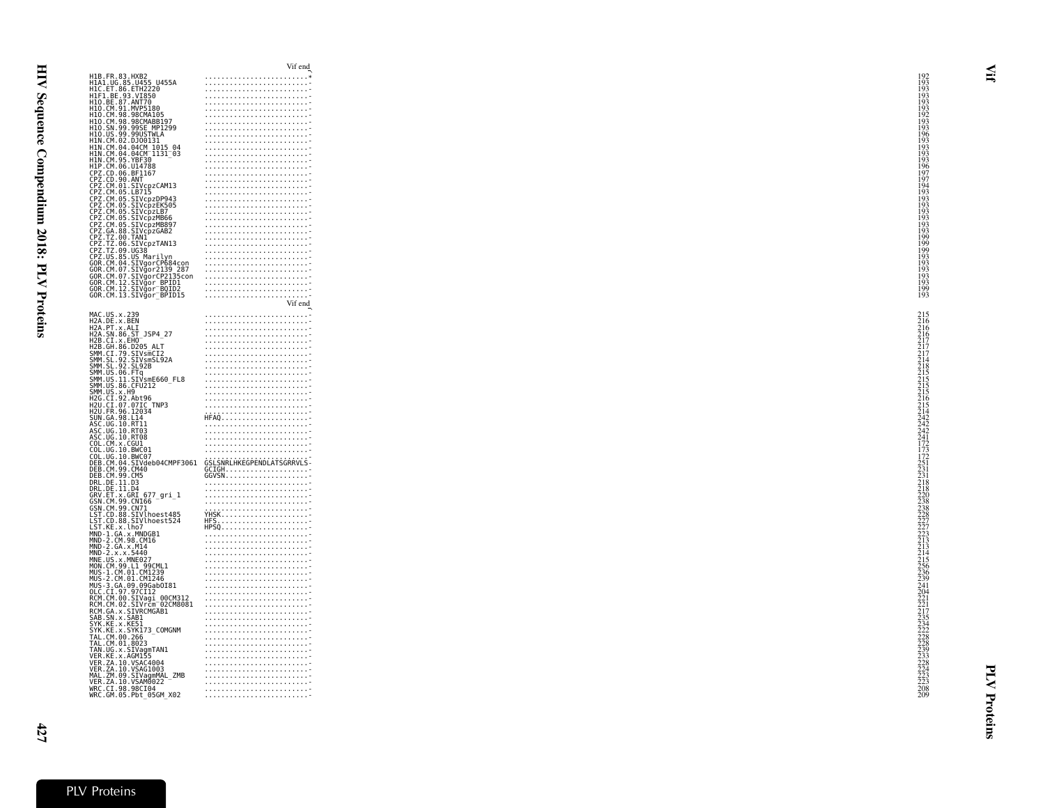```
                                  Vif end
H1B.FR.83.HXB2              ........................*   192
H1A1.UG.85.U455_U455A       ........................-   193
H1C.ET.86.ETH2220           ........................-   193
H1F1.BE.93.VI850            ........................-   193
H1O.BE.87.ANT70             ........................-   193
H1O.CM.91.MVP5180           ........................-   193
H1O.CM.98.98CMA105          ........................-   192
H1O.CM.98.98CMABB197        ........................-   193
H1O.SN.99.99SE_MP1299       ........................-   193
H1O.US.99.99USTWLA          ........................-   196
H1N.CM.02.DJO0131           ........................-   193
H1N.CM.04.04CM_1015_04      ........................-   193
H1N.CM.04.04CM_1131_03      ........................-   193
H1N.CM.95.YBF30             ........................-   193
H1P.CM.06.U14788            ........................-   196
CPZ.CD.06.BF1167            ........................-   197
CPZ.CD.90.ANT               ........................-   197
CPZ.CM.01.SIVcpzCAM13       ........................-   194
CPZ.CM.05.LB715             ........................-   193
CPZ.CM.05.SIVcpzDP943       ........................-   193
CPZ.CM.05.SIVcpzEK505       ........................-   193
CPZ.CM.05.SIVcpzLB7         ........................-   193
CPZ.CM.05.SIVcpzMB66        ........................-   193
CPZ.CM.05.SIVcpzMB897       ........................-   193
CPZ.GA.88.SIVcpzGAB2        ........................-   193
CPZ.TZ.00.TAN1              ........................-   199
CPZ.TZ.06.SIVcpzTAN13       ........................-   199
CPZ.TZ.09.UG38              ........................-   199
CPZ.US.85.US_Marilyn        ........................-   193
GOR.CM.04.SIVgorCP684con    ........................-   193
GOR.CM.07.SIVgor2139_287    ........................-   193
GOR.CM.07.SIVgorCP2135con   ........................-   193
GOR.CM.12.SIVgor_BPID1      ........................-   193
GOR.CM.12.SIVgor_BQID2      ........................-   199
GOR.CM.13.SIVgor_BPID15     ........................-   193

                                  Vif end
MAC.US.x.239                ........................-   215
H2A.DE.x.BEN                ........................-   216
H2A.PT.x.ALI                ........................-   216
H2A.SN.86.ST_JSP4_27        ........................-   216
H2B.CI.x.EHO                ........................-   217
H2B.GH.86.D205_ALT          ........................-   217
SMM.CI.79.SIVsmCI2          ........................-   217
SMM.SL.92.SIVsmSL92A        ........................-   214
SMM.SL.92.SL92B             ........................-   218
SMM.US.06.FTq               ........................-   215
SMM.US.11.SIVsmE660_FL8     ........................-   215
SMM.US.86.CFU212            ........................-   215
SMM.US.x.H9                 ........................-   215
H2G.CI.92.Abt96             ........................-   216
H2U.CI.07.07IC_TNP3         ........................-   215
H2U.FR.96.12034             ........................-   214
SUN.GA.98.L14               HFAQ....................-   242
ASC.UG.10.RT11              ........................-   242
ASC.UG.10.RT03              ........................-   242
ASC.UG.10.RT08              ........................-   241
COL.CM.x.CGU1               ........................-   172
COL.UG.10.BWC01             ........................-   173
COL.UG.10.BWC07             ........................-   172
DEB.CM.04.SIVdeb04CMPF3061  GSLSNRLHKEGPENDLATSGRRVLS-   251
DEB.CM.99.CM40              GCIGH...................-   231
DEB.CM.99.CM5               GGVSN...................-   231
DRL.DE.11.D3                ........................-   218
DRL.DE.11.D4                ........................-   218
GRV.ET.x.GRI_677_gri_1      ........................-   220
GSN.CM.99.CN166             ........................-   238
GSN.CM.99.CN71              ........................-   238
LST.CD.88.SIVlhoest485      YHSK....................-   228
LST.CD.88.SIVlhoest524      HFS.....................-   227
LST.KE.x.lho7               HPSQ....................-   227
MND-1.GA.x.MNDGB1           ........................-   223
MND-2.CM.98.CM16            ........................-   213
MND-2.GA.x.M14              ........................-   213
MND-2.x.x.5440              ........................-   214
MNE.US.x.MNE027             ........................-   215
MON.CM.99.L1_99CML1         ........................-   256
MUS-1.CM.01.CM1239          ........................-   236
MUS-2.CM.01.CM1246          ........................-   239
MUS-3.GA.09.09GabOI81       ........................-   241
OLC.CI.97.97CI12            ........................-   204
RCM.CM.00.SIVagi_00CM312    ........................-   221
RCM.CM.02.SIVrcm_02CM8081   ........................-   221
RCM.GA.x.SIVRCMGAB1         ........................-   217
SAB.SN.x.SAB1               ........................-   235
SYK.KE.x.KE51               ........................-   234
SYK.KE.x.SYK173_COMGNM      ........................-   222
TAL.CM.00.266               ........................-   228
TAL.CM.01.8023              ........................-   228
TAN.UG.x.SIVagmTAN1         ........................-   239
VER.KE.x.AGM155             ........................-   233
VER.ZA.10.VSAC4004          ........................-   228
VER.ZA.10.VSAG1003          ........................-   224
MAL.ZM.09.SIVagmMAL_ZMB     ........................-   223
VER.ZA.10.VSAM0022          ........................-   223
WRC.CI.98.98CI04            ........................-   208
WRC.GM.05.Pbt_05GM_X02      ........................-   209
```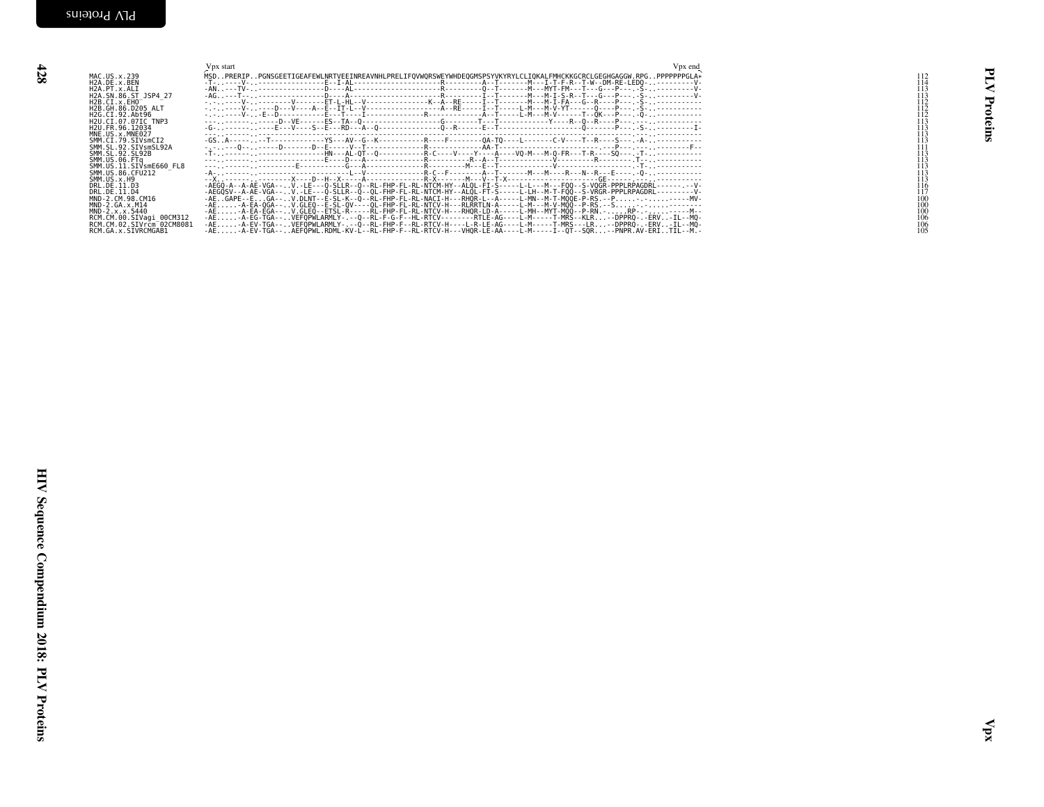```
                           Vpx start                                                                                                                                                        Vpx end
MAC.US.x.239              MSD..PRERIP..PGNSGEETIGEAFEWLNRTVEEINREAVNHLPRELIFQVWQRSWEYWHDEQGMSPSYVKYRYLCLIQKALFMHCKKGCRCLGEGHGAGGW.RPG..PPPPPPPGLA*   112
H2A.DE.x.BEN              -T-..-----V-..-----------------E--I-AL---------------------R---------A--T-------M---I-T-F-R--T-W--DM-RE-LEDQ-..---------V-   114
H2A.PT.x.ALI              -AN..---TV-..-----------------D----AL---------------------R---------Q--T-------M---MYT-FM---T---G---P---.-S-..---------V-   113
H2A.SN.86.ST_JSP4_27      -AG..---T-..-----------------D----A-----------------------R---------I--T-------M---M-I-S-R--T---G---P---.-S-..---------V-   113
H2B.CI.x.EHO              -.-..----V-..---------V-------ET-L-HL--V---------------K--A--RE-----I--T-------M---M-I-FA---G--R----P---.-S-..---------V-   112
H2B.GH.86.D205_ALT        -.-..----V-..----D---V----A--E--IT-L--V------------------A--RE-----I--T-----L-M---M-V-YT------Q----P---.-S-..----------   112
H2G.CI.92.Abt96           -.-..----V-..-E--D-----------E---T----I-------------R------------A--T-----L-M---M-V------T--QK---P---.-Q-..----------   112
H2U.CI.07.07IC_TNP3       ---..-------..-----D--VE------ES--TA--Q-------------------G--------T---T-----------Y----R--Q--R----P---.-.-..----------   113
H2U.FR.96.12034           -G-..-------..----E---V----S--E---RD---A--Q-----------------Q--R------E--T-------------------Q-------P---.-S-..---------I-   113
MNE.US.x.MNE027           ---..-------..-------------------------------------------------------------------------------------------.---..----------   113
SMM.CI.79.SIVsmCI2        -GS..A-----..--T-------------YS---AV--G--K-----------R----F--------QA-TQ----L-------C-V----T--R----S---.-A-..----------   113
SMM.SL.92.SIVsmSL92A      -.-..----Q--..-----D-------D--E-----V--T------------R-------------AA-T-----------------------.---P---.-.-..--------F--   111
SMM.SL.92.SL92B           -T-..-------..----------------HN---AL-QT--Q----------R-C----V----Y----A----VQ-M---M-Q-FR---T-R----SQ---.-T-..----------   113
SMM.US.06.FTq             ---..-------..-----------------E----D---A------------R---------R--A--T------------V---------R---------.T-..----------   113
SMM.US.11.SIVsmE660_FL8   ---..-------..---------E------------G---A------------R---------M---E--T------------V-----------------.-T-..----------   113
SMM.US.86.CFU212          -A-..-------..-----------------------L--V------------R-C--F---------A--T-------M---M----R---N--R---E-----.-Q-..----------   113
SMM.US.x.H9               --X..-------..--------X----D--H--X-----A-------------R-X-------M---V--T-X---------------------GE-------.---..----------   113
DRL.DE.11.D3              -AEGQ-A--A-AE-VGA----V.-LE---Q-SLLR--Q--RL-FHP-FL-RL-NTCM-HY--ALQL-FI-S-----L-L---M---FQQ--S-VQGR-PPPLRPAGDRL-------.--V-   116
DRL.DE.11.D4              -AEGQSV--A-AE-VGA----V.-LE---Q-SLLR--Q--QL-FHP-FL-RL-NTCM-HY--ALQL-FT-S-----L-LH--M-T-FQQ--S-VRGR-PPPLRPAGDRL---------V-   117
MND-2.CM.98.CM16          -AE..GAPE--E...GA---.V.DLNT--E-SL-K--Q--RL-FHP-FL-RL-NACI-H---RHQR-L--A-----L-MN--M-T-MQQE-P-RS---P.....-.-.....-----MV-   100
MND-2.GA.x.M14            -AE.....-A-EA-QGA----V.GLEQ--E-SL-QV----QL-FHP-FL-RL-NTCV-H---RLRRTLN-A-----L-M---M-V-MQQ--P-RS.--S.....-.-.....-------   100
MND-2.x.x.5440            -AE.....-A-EA-EGA----V.GLEQ--ETSL-R-----RL-FHP-FL-RL-NTCV-H---RHQR-LD-A-----L-MH--MYT-MQQ--P-RN.-.....RP-.-.....-----M--   100
RCM.CM.00.SIVagi_00CM312  -AE.....-A-EG-TGA----VEFQPWLARMLY-.--Q--RL-F-G-F--HL-RTCV---------RTLE-AG----L-M-----T-MRS--KLR...--DPPRQ-.-ERV..-IL--MQ-  106
RCM.CM.02.SIVrcm_02CM8081 -AE.....-A-EV-TGA----VEFQPWLARMLY-.--Q--RL-FHP-F--RL-RTCV-H----L-R-LE-AG----L-M-----T-MRS---LR...--DPPRQ-.-ERV..-IL--MQ-  106
RCM.GA.x.SIVRCMGAB1       -AE.....-A-EV-TGA----AEFQPWL.RDML-KV-L--RL-FHP-F--RL-RTCV-H---VHQR-LE-AA----L-M-----I--QT--SQR...--PNPR.AV-ERI..TIL--M.-  105
```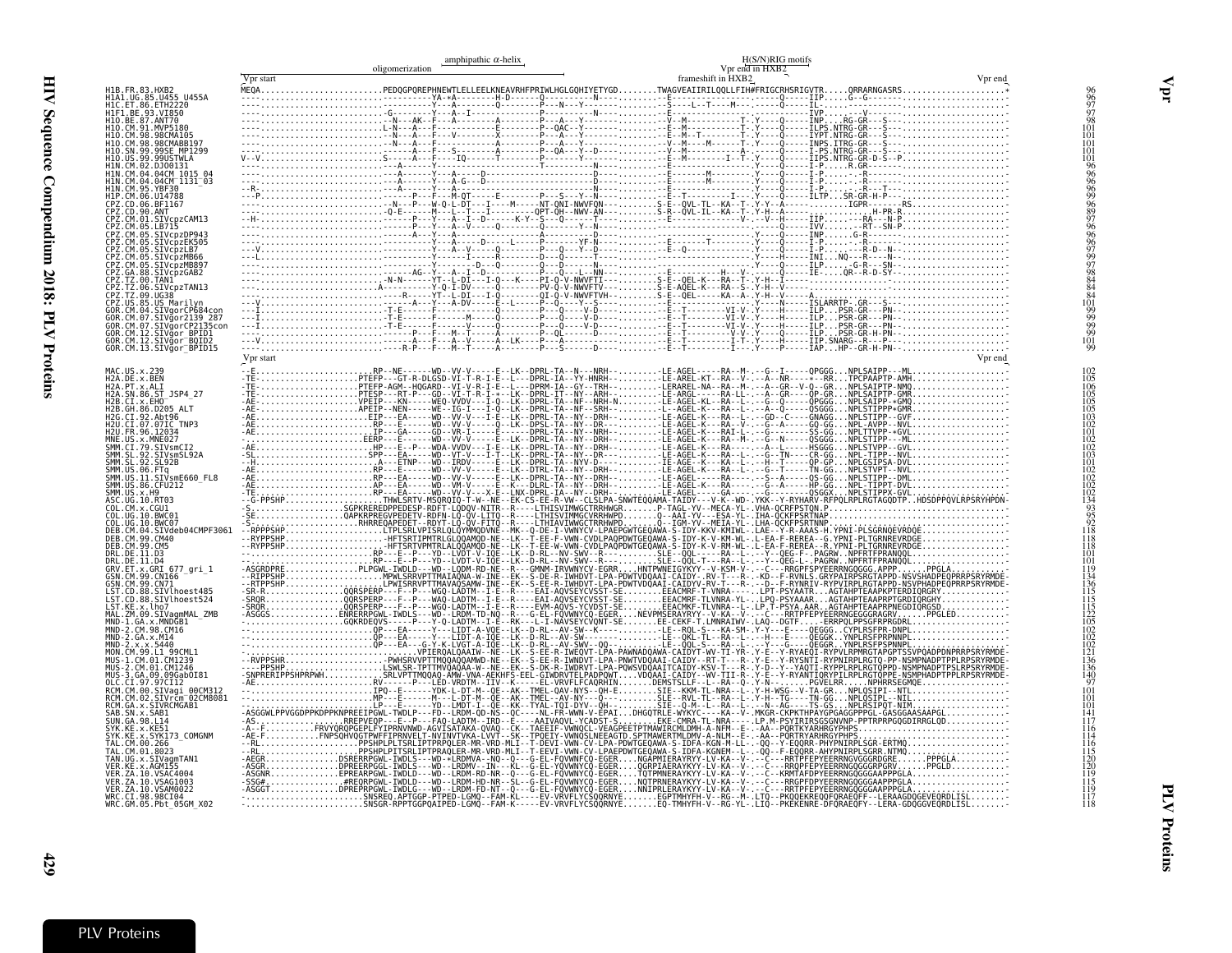Vpr start — oligomerization — amphipathic α-helix — H(S/N)RIG motifs — Vpr end in HXB2 — frameshift in HXB2 — Vpr end

```
H1B.FR.83.HXB2             MEQA........................PEDQGPQREPHNEWTLELLEELKNEAVRHFPRIWLHGLGQHIYETYGD........TWAGVEAIIRILQQLLFIH#FRIGCRHSRIGVTR.....QRRARNGASRS.....................*   96
H1A1.UG.85.U455_U455A                                                                                                                                                  96
H1C.ET.86.ETH2220                                                                                                                                                      97
H1F1.BE.93.VI850                                                                                                                                                       97
H1O.BE.87.ANT70                                                                                                                                                        98
H1O.CM.91.MVP5180                                                                                                                                                     101
H1O.CM.98.98CMA105                                                                                                                                                    101
H1O.CM.98.98CMABB197                                                                                                                                                  101
H1O.SN.99.99SE_MP1299                                                                                                                                                 101
H1O.US.99.99USTWLA                                                                                                                                                    101
H1N.CM.02.DJO0131                                                                                                                                                      96
H1N.CM.04.04CM_1015_04                                                                                                                                                 96
H1N.CM.04.04CM_1131_03                                                                                                                                                 96
H1N.CM.95.YBF30                                                                                                                                                        96
H1P.CM.06.U14788                                                                                                                                                       99
CPZ.CD.06.BF1167                                                                                                                                                       96
CPZ.CD.90.ANT                                                                                                                                                          89
CPZ.CM.01.SIVcpzCAM13                                                                                                                                                  97
CPZ.CM.05.LB715                                                                                                                                                        95
CPZ.CM.05.SIVcpzDP943                                                                                                                                                  96
CPZ.CM.05.SIVcpzEK505                                                                                                                                                  96
CPZ.CM.05.SIVcpzLB7                                                                                                                                                    97
CPZ.CM.05.SIVcpzMB66                                                                                                                                                   99
CPZ.CM.05.SIVcpzMB897                                                                                                                                                  97
CPZ.GA.88.SIVcpzGAB2                                                                                                                                                   98
CPZ.TZ.00.TAN1                                                                                                                                                         84
CPZ.TZ.06.SIVcpzTAN13                                                                                                                                                  84
CPZ.TZ.09.UG38                                                                                                                                                         84
CPZ.US.85.US_Marilyn                                                                                                                                                  101
GOR.CM.04.SIVgorCP684con                                                                                                                                               99
GOR.CM.07.SIVgor2139_287                                                                                                                                               99
GOR.CM.07.SIVgorCP2135con                                                                                                                                              99
GOR.CM.12.SIVgor_BPID1                                                                                                                                                 99
GOR.CM.12.SIVgor_BQID2                                                                                                                                                101
GOR.CM.13.SIVgor_BPID15                                                                                                                                                99
```

Vpr start — Vpr end

```
MAC.US.x.239                 102
H2A.DE.x.BEN                 105
H2A.PT.x.ALI                 106
H2A.SN.86.ST_JSP4_27         105
H2B.CI.x.EHO                 105
H2B.GH.86.D205_ALT           105
H2G.CI.92.Abt96              103
H2U.CI.07.07IC_TNP3          102
H2U.FR.96.12034              101
MNE.US.x.MNE027              102
SMM.CI.79.SIVsmCI2           102
SMM.SL.92.SIVsmSL92A         103
SMM.SL.92.SL92B              101
SMM.US.06.FTq                101
SMM.US.11.SIVsmE660_FL8      102
SMM.US.86.CFU212             102
SMM.US.x.H9                  102
ASC.UG.10.RT03               134
COL.CM.x.CGU1                 93
COL.UG.10.BWC01               95
COL.UG.10.BWC07               92
DEB.CM.04.SIVdeb04CMPF3061   118
DEB.CM.99.CM40               118
DEB.CM.99.CM5                118
DRL.DE.11.D3                 101
DRL.DE.11.D4                 101
GRV.ET.x.GRI_677_gri_1       119
GSN.CM.99.CN166              134
GSN.CM.99.CN71               136
LST.CD.88.SIVlhoest485       115
LST.CD.88.SIVlhoest524       115
LST.KE.x.lho7                115
MAL.ZM.09.SIVagmMAL_ZMB      122
MND-1.GA.x.MNDGB1            105
MND-2.CM.98.CM16             102
MND-2.GA.x.M14               102
MND-2.x.x.5440               102
MON.CM.99.L1_99CML1          121
MUS-1.CM.01.CM1239           136
MUS-2.CM.01.CM1246           136
MUS-3.GA.09.09GabOI81        140
OLC.CI.97.97CI12              97
RCM.CM.00.SIVagi_00CM312     101
RCM.CM.02.SIVrcm_02CM8081    101
RCM.GA.x.SIVRCMGAB1          101
SAB.SN.x.SAB1                141
SUN.GA.98.L14                117
SYK.KE.x.KE51                116
SYK.KE.x.SYK173_COMGNM       114
TAL.CM.00.266                116
TAL.CM.01.8023               115
TAN.UG.x.SIVagmTAN1          120
VER.KE.x.AGM155              120
VER.ZA.10.VSAC4004           119
VER.ZA.10.VSAG1003           115
VER.ZA.10.VSAM0022           119
WRC.CI.98.98CI04             117
WRC.GM.05.Pbt_05GM_X02       118
```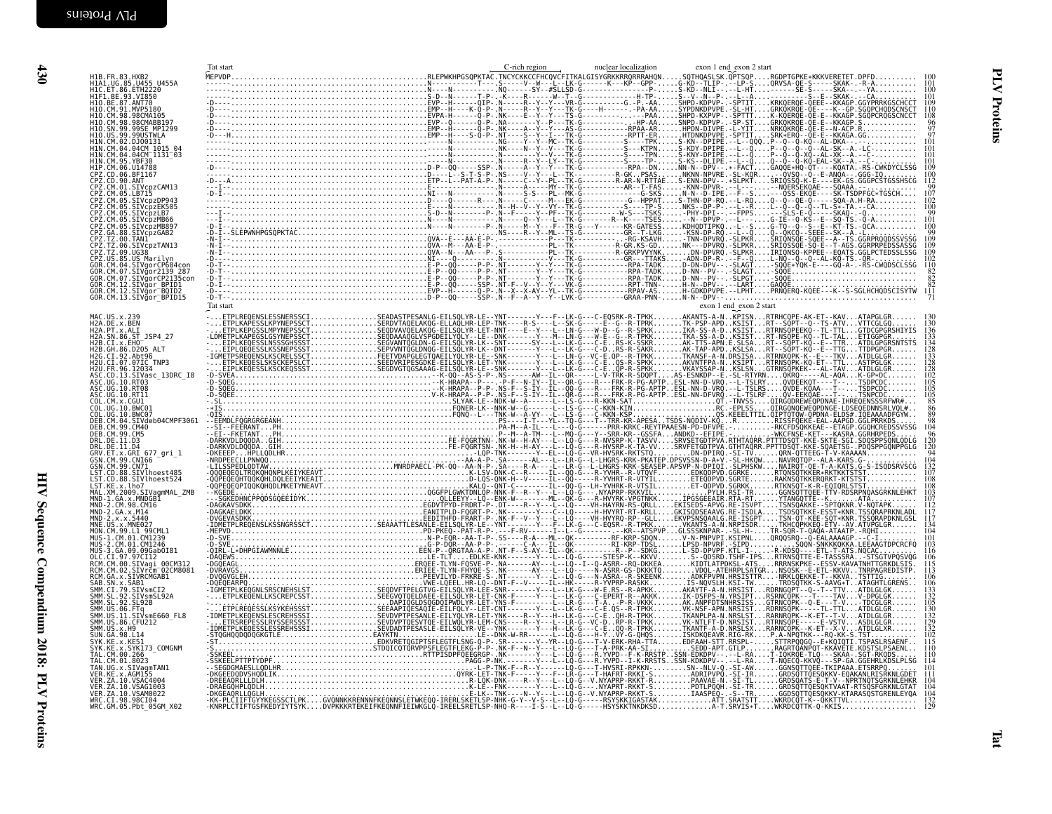# Tat

```
                          Tat start                                            C-rich region          nuclear localization        exon 1 end_exon 2 start
H1B.FR.83.HXB2            MEPVDP..........RLEPWKHPGSQPKTAC.TNCYCKKCCFHCQVCFITKALGISYGRKKRRQRRRAHQN.....SQTHQASLSK.QPTSQP....RGDPTGPKE*KKKVERETET.DPFD.........  100
H1A1.UG.85.U455_U455A     ------.........-N---------T----.S-----V--W---L--LK-G-------K---KP--GPP......G-KD--TLIP-..-LP-S.....QRVSA-QE-S-----SKAK-.-R-A.........  101
H1C.ET.86.ETH2220         ------.........-N---N-----------.NQ-----SY--#SLLSD-G-----------------P......S-KD--NLI--..-L-HT.....-------SE-S-----SKA--.--YA.........  100
H1F1.BE.93.VI850          ------.........-S-D--N---------T-P-.-K----R-----W--T--G-----------------H-TP-.....S--V--N--P-..L--A.....---------S--E--SKAK-.--CA.........  101
H1O.BE.87.ANT70           -D----.........EVP--H------QIP-.N-----R--Y--Y---VR-G---------G.-P-.AA......SHPD-KDPVP-..SPTIT.....KRKQERQE-QEEE--KKAGP.GGYPRRKGSCHCCT  109
H1O.CM.91.MVP5180         -D----.........EMP--H----K-Q-P-.N-----R--Y--Y---TS-G-------H--------.-PA-AA......SYPDNKDPVPE-.SL-HT.....GRKQKRQE-QE---K--GP.SGQPCHQDSCNSCT  110
H1O.CM.98.98CMA105        -D----.........EVPA-H------Q-P-.NK-----E--Y--Y---TS-G---------------PAA......SHPD-KXPVP-..SPTTT.....K-KQERQE-QE-E--KKAGP.SGQPCRQGSCNCCT  108
H1O.CM.98.98CMABB197      -D----.........EVP--Q------Q-P-.NA------Y--P---TK-G------------.-HP-AA......SNPD-KDPVP-..SP-ST.....GRKQKRQE-QE-E--KKAGP.S.............   96
H1O.SN.99.99SE_MP1299     -D----.........EMP--H------Q-P-.NK-----A--Y--Y---AS-G---------RPAA-AR......HPDN-DIVPE-..L-YIT.....NRKQKRQE-QE-E--N-ACP.R.............   97
H1O.US.99.99USTWLA        -D---H.........EMP--H----S-Q-P-.NT-----S--Y--I---TK-G----------RPTT-ER......HTDNKDPVPE-..SPTIT.....SRK+ERQ--QE-E--KKAGA.GG..........   97
H1N.CM.02.DJ00131         ------.........------N----------.NG----Y--Y--MC--TK-G------------S----TPK......S-KN--DPIPE-..L--QQQ.....P--Q--Q-KQ--AL-DKA--.........  101
H1N.CM.04.04CM_1015_04    ------.........------N---------.NG-----N--Y--V---TK-G-----------S----KTPN......S-KDY-DPIPE-..L--Q.....P--Q--Q--Q--AL-SK--A.-LC--.......  101
H1N.CM.04.04CM_1131_03    ------.........------N---------.NG-----Y--Y--V---TK-G-----------S----TPN......S-KNY-DPIPE-..L--Q.....P--Q--Q-KQ--AL-XK--A.-L--.........  101
H1N.CM.95.YBF30           ------.........------N---------.NG-----Y--Y--LY--TK-G-----------S----TPK......S-KS--DLIPE-..L--Q.....Q--Q--Q-KQ-EAL-SK--A.--C-.........  101
H1P.CM.06.U14788          -D----.........D-P--QQ-----SSP-.N-----A--Y--Y---TK-G-------------RPA--DN......NN-N--DPV-..*--FACT.....GAQQE+HQ-QT----KQATA.-RS-CWKDYCLSSG  109
CPZ.CD.06.BF1167          ------.........D----L--S-T-S-P-.NS-----V--Y--L---TK-G---------R-GK--PSAS......NKNN-NPVRE-.SL-KQR.....---QVSQ--Q--E-ANQA--.GGG-IQ........  100
CPZ.CD.90.ANT             -D---A.........ETP--L--PAT-A-P-.N-----C--Y--PL--TK-G---------R-AR-N-RTTAE......S-ENN-DPV--.*SLPKT.....SRIQSSQ-K-E----EK-GS.GGGPCSTGSHSCG  112
CPZ.CM.01.SIVcpzCAM13     --I---.........-E----N---------.N-----A-----MY--TK-G-----------AR--T-FAS......-KNN-DPVR-..--L--.....--NQERSEKQAE---SQAAA..............   99
CPZ.CM.05.LB715           --I---.........NI---N-------------.N-----S-S---PL--MK-G-----------G-SKS......N-N--D-IPE-..-F--S.....---QSS-EKQE---SK-TSDPFGC*TGSCH....  107
CPZ.CM.05.SIVcpzDP943     ------.........D----Q------R---.N-----C-----M---EK-G----------G--HPPAT......S-THN-DP-RQ.-L-RQ.....Q--Q--QE-Q-----SQA-A.H-RA..........  102
CPZ.CM.05.SIVcpzEK505     ------.........E----N---------.N--H--V--Y--VY--TK-G-----------S-----TP-S......NKS--DP-P-..L--R.....L--Q--Q--Q--TL-S+-TA.--CA.........  100
CPZ.CM.05.SIVcpzLB7       --I---.........S-D--N---------P-.N-F-----Y--Y---TK-G-----------W-S---TSKS......-PHY-DPI--..-FPPS.....----SLS-E-Q-----SKAQ--Q.........   99
CPZ.CM.05.SIVcpzMB66      ------.........N----N---------.N------Q--Y--L---TK-G---------R--K----TSES......-N--DPVP-..L----.....G-IE--Q-KS--E--SQ-TS.-Q-A.........  101
CPZ.CM.05.SIVcpzMB897     -D-I--.........N----N---------P-.N-----M--Y--F---TR-G---Y------KR-GATESS......KDHQDTIPKQ.-L--S.....G-TQ--Q--S--E--KT-TS.-QCA.........  100
CPZ.GA.88.SIVcpzGAB2      -D-I--SLEPWNHPGSQPKTAC.........NS-----R--Y--ML--TS-G----------GR--T-LKG......KSN-DP-RQ.--L--Q.....Q--QKCQ--SEEE--SK--A.-L............   99
CPZ.TZ.00.TAN1            -N-I--.........QVA--E---AA-E-P-.------------P----TK-------------RG-KSAVH......-TNN-DPVRQ.-SLPKR.....SRIQNSQE-SQEE--A--TS.GGRPRQQDSSVSSG  109
CPZ.TZ.06.SIVcpzTAN13     -N-I--.........QVA--M---AA-E-P-.N----------P----TK-G-----------R-GR-KS-GD......NK--DPVRQ.-SLPKR.....SRIQSSQE-SQ-E--T-AGS.GGRPRRPEDSSASSG  109
CPZ.TZ.09.UG38            -N-I--.........QVA--N---AA--P-.S----------PL--TK-G-----------R-GRKPVVYNK......DN-DPVRQ.-SLPKR.....IRIQNSQ-KPPEE--EQATS.GGLPCTEDSSLSSG  109
CPZ.US.85.US_Marilyn      -N-I--.........NI---Q------P-.N----------V---TK-G-----------GR---TTAKS......-ADN-DP-R-.--F--Q.....L-NQ--Q--Q--AL-KQ-TS.-QR-.........  102
GOR.CM.04.SIVgorCP684con  -D-T--.........D-P--QQ-----SSP-.N-----------Y---TK-G-----------RPA-TADK......D-DN-DPV--.-SLAGT.....--SQQE+YQK-E----GQ-A--RS-CWQDSCLSSG  110
GOR.CM.07.SIVgor2139_287  -D-T--.........E-P--QQ-----P-P-.NT-------Y--Y---TK-G-----------RPA-TADK......D-NN--PV--.-SLAGT.....--SQQE..............................   82
GOR.CM.07.SIVgorCP2135con -D-T--.........E-P--QQ-----P-P-.NT-------Y--Y---TK-G-----------RPA-TADK......D-NN--PV--.-SLAGT.....--SQQE..............................   82
GOR.CM.12.SIVgor_BPID1    -D-I--.........D-P--QQ-----SSP-.NT-F--V--Y--YK--TK-G-----------RPT-TNN......N-N--DPV--.--LART.....GAQQE..............................   82
GOR.CM.12.SIVgor_BQID2    -D-T--.........EVP--H------QQ-P-.N--X--X-AY--YL--TK-G-----------RPAV-AS......H-GDKDPVPE.--LPHT.....PRNQERQ-KQEE---K--S-SGLHCHQDSCISYTW  111
GOR.CM.13.SIVgor_BPID15   -D-T--.........D-P--QQ-----SSP-.N--F--A--Y--Y---LVK-G-----------GRAA-PNN......N-N--DPV-.......................................   71
                          Tat start                                                                                         exon 1 end_exon 2 start
MAC.US.x.239              -....ETPLREQENSLESSNERSSCI.........SEADASTPESANLG-EILSQLYR-LE--YNT-------Y---F--LK-G---C-EQSRK-R-TPKK......AKANTS-A-N..KPISN....RTRHCQPE-AK-TE--KAV...ATAPGLGR.......  130
H2A.DE.x.BEN              -....ETPLKAPESSLKPYNEPSSCT.........SERDVTAQELAKQG-ELLAQLHR-LEP-TNK-----R-S----LK-G---C-E--G--R-TPRK......TK-PSP-APD..KSSTT....RT--SQPT--S-TS-ATV...VTTCGLGQ.......  130
H2A.PT.x.ALI              -....ETPLKEPGSSLMPYNEPSSCT.........SEQDVAVQELAKQG-EILSQLYR-LET-NNT----E--Y---L--LN-G---W-D--G--R-TPKK......IKA-SS-A-D..KSIST....RTRNSQPEEKQ--TL-TTL...GTDCGPGRSHIYIS  136
H2A.SN.86.ST_JSP4_27      -LDMETPLKEPEGSLGSYNEPSSCT.........SEQDAAAQGLVSPQEDILYQLY-LE--DNK-------M--LN---K-G---R-G--R-TPKK......TKA-SS-A-D..KSIST....RT-NSQPE-KQ--TL-TAL...ETIGGPGR.......  133
H2B.CI.x.EHO              -....ETPLKEQESSLNSSGHSSST.........SEGVANTQGLDN-G-EILSQLYR-LK--SNK-----W--Y---L--LK-G---K-E--RS-SSKR......AK-TTS-APN.E.SLSA....RT--SQPT-KQ--E-TTR...ATDLGPGRSNTSTS  134
H2B.GH.86.D205_ALT        -....EIPLQEQESSLKSSNEPSSST.........SEPVVNTQGLDNQG-EILSQLYR-LK--DNT-------Y---L--LK-G---C-D..RS-R-SAKR......AK-TAP-APD..KSLSA....RT--SQPT-KQ--E--TTG...TTDPGPGR.......  128
H2G.CI.92.Abt96           -IGMETPSREQENSLKSCRELSSCT.........FEETVDAPGLEGTQAEILYQLYR-LE--SNK-----V-----L--LN-G---VC-E.QP--R-TPKK......TKANSF-A-N.DRSISA....RTRNXQPK-K--E---TKV...ATDLGLGR.......  133
H2U.CI.07.07IC_TNP3        -....ETPLKEQESSLKSCKEPSSCT.........SEEDVRIPESQADE-EILSQLYR-LEP-TPK-----Y--Y---L--LK-G---C-E..QP-R-SPKK......AKVNTFPA-N..KSIPT....RTRNSQPK-KQ-ET---TAV...ASTPGLGK.......  128
H2U.FR.96.12034           -....EIPLKEQESSLKSCKEQSSST.........SEGDVGTQGSAAAG-EILSQLYR-LE--SNK-------Y---L--LK-G---C-E..QP-R-SPKK......VKAYSSAP-N..KSLSN....GTRNSQPEKK---AL-TAV...ATDLGLGR.......  128
ASC.CD.13.SIVasc_13DRC_I8 -D-SVEA........................-K-QQ--AS-S-P-.NS-----AW--IL--QR-----L-V-TRK-R-SDQPT...AS-ESNKDP-.E.-SL-RTYRN.....QKRQ-----AL-AQA...K-GP+DC.......  102
ASC.UG.10.RT03            -D-SVQ.........................-K-HRAPA--P-..-P-F--N-IY--IL--QR-G----R-----RG-PG-APTP..LS-NN-D-VRQ.-L-TSLRY.....QVDEEKQT-----T----TSDPCDC.......  105
ASC.UG.10.RT08            -D-SQEG........................-K-HRAPA--P-.NS-F--S-IY--IL--QQ-G----R-----FRK-R-PG-APTP..ESL-NN-D-VRQ.-L-TSLRS.....QVDE-KQAA---T----TSDPCDC.......  105
ASC.UG.10.RT11            -D-SQEE........................V-K-HRAPA--P-.NS-F--S-IY--IL--QR-G----R-----FRK-R-PG-APTP..ESL-NN-D-VRQ.-L-TSLRF.....QV-EEKQAE---T----TSNPCDC.......  105
COL.CM.x.CGU1             -.SL...........................SLYAK.LE-NDK-W--A-----L--LS-G---R-KKN-KAT.......QT-.TNVSS.....QIRGQDREWEQPDNAE-IHREQENSSSRFWR#..  85
COL.UG.10.BWC01           -*IS...........................FQNER-LK--NNK-W--G------L--LS-G---C-KKN-KIN...........RC.-EPLSS.....QIRGQNQEWEQPDNGE-LDSEQEDNNSRLVQL#.  86
COL.UG.10.BWC07           -QIS...........................FQNQ--L---TNK-W--A-VY---L--LS-G---C-KKN-KSP...........QS.KEEELTTIL.QIPTQTQW-QPDNA-ELDS#.IQEAAAADFGYW.   89
DEB.CM.04.SIVdeb04CMPF3061 --EEMDLFQGRGRGEANH..........PS----I-T---YL--TQ-G---T-TRR-KR.APESA..TSDS-NQDIV-KQ.....R........RISSFQEKE-EAL-AAPGD.GGLPRRKDS.......  98
DEB.CM.99.CM40            --SI--FEERANT...PH..........PA-M--A-IL---L---Q-G-----PRR-KRKC-REYTPAAESN-PD-DFVPE.-........-RKCFDSQKKEAE--ETAGP.GGQHCREDSSVSSG  104
DEB.CM.99.CM5             --EI--FKETANT...PH..........P--M--A-TM---L---MQ-G---Y--SRR-KR--GSSFA...ANDKD--EFIPE........-WKCFNSE-KET---KASRA.GGRHRPEDS.......   96
DRL.DE.11.D3              -DARKVDLDQQDA..GIH...........FE-FQGRTNN-.NK-W-H-AY---L--LQ-G---R-HVSRP-K-TASVV.....SRVSETGDTPVA.RTHTAQRR.PTTTDSQT-KKE-SKTE-SGI.SDQSPPGQNLQDLG  120
DRL.DE.11.D4              -DARKVDLDQQDA..GIH...........FE-FQGRTSN-.NK-H-H-AY---L--LQ-G---R-HVSRP-K-TA-VV.....SRVFETGDTPVA.GTHTAQRR.PPTTDSQT-KKE-SQAETSG-.PDQSPPGQNPPGLG  120
GRV.ET.x.GRI_677_gri_1    -DKEEEP...HPLLQDLHR..........-LQP-TNK-------Y--EL--LQ-G--VR-HVSRK-RKTSTD.........DN-DPIRQ.-SI-TV.......QRN-QTTEEG-T-V-KAAAAN.........  94
GSN.CM.99.CN166           -NRDPEECLLPNWQQ..............-AA-A-P-.SA-------AL---L--LHGRS-RKK-PKATEP.DPSVSSN-D-A+V.-SL-HKQW.....NAVRQTQP--ALA-KARS.G...........  104
GSN.CM.99.CN71            -LILSSPEDLQDTAW..............MNRDPAECL-PK-QQ--AA-N-P-.SA----R-A----L--LR-G--L-LHGRS-RKK-SEASEP.APSVP-N-DPIQI.-SLPHSKW.....NAIRQT-QE-T-A-KATS.G-S-ISQDSRVSCG  132
LST.CD.88.SIVlhoest485    -QQQEQEQLTRQKQHQNPLKEIYKEAVT.........K-LSV-DNK-C-R----IL--QQ-G---R-YVHR--R-VTQVF.........EDKQDPVD.GGRKE.....RTQNSQTKKER+RKTKKTSTST.......  107
LST.CD.88.SIVlhoest524    -QQPEQEQHTQQKQHQDLDQLEEIYKEAIT.........D-LQS-DNK-H--V-----IL--QQ-----R-YVHRT-R-VTYIL.........ETEQDPVD.SGRTE.....RAKNSQTKKERQRKT-KTSTST.......  108
LST.KE.x.lho7             -QQPEQEQPIQQKQHQDLMKETYNEAVT.........KALQ--QNT-C-------IL--QQ-G--LH-YVHRK-R-VTSIL.........ET-QDPVD.SGRKK.....RTKNSQT-K-R-EQIQRLSTST.......  108
MAL.XM.2009.SIVagmMAL_ZMB -KGEDE..........................QGGFPLGWKTDNLQP-NNK-F--R--Y---L--LQ-G---.NYAPRP-RKKVIL.........PYLH.RSI-TR.....GGNSQTTQEE-TTV-RDSRPNQASGRKNLEHKT  103
MND-1.GA.x.MNDGB1         -SGKEDHNCPPQDSGQEEIDYK.........QLLEEYY--LQ--ENK-W-----Y--ML--QK-G---R-HVYRK-VPGTNKK.......IPGSGEEAER.RTA-RT.....YTANGQTTE--K.......ATA........  100
MND-2.CM.98.CM16          -DAGKAVSDKK.....................EGDVTPVD-FRDRT-P-.DT----R--Y---L--LQ-G----VH-HAYRN-RS-QRLL.....EKISEDS-APVG.RE-ISVPT.....TSNSQAKKE--SPTQKNR.V-NQTAPK.....  112
MND-2.GA.x.M14            -DAGKAELDKK.....................EANITPLD-FQGRT-P-.NK-------Y---C--LQ-----H-HVYRT-RT-KRLL.....GKISQDSEAAVG.RE-ISDLA.....TSDSQTKKE-ESST+KNR.TSSQRAPRKNLADL  117
MND-2.x.x.5440            -DVGEVASDKK.....................EEDITHFD-FRART-P-.NK-F--V--Y---L--LQ-----VH-HVYRQ-RP--GLL.....EKVPSNSQAALG.RE-ISGPT.....-TSN-QT-KEE-SQT+KNR.TSSQRAPDKNLGSL  117
MNE.US.x.MNE027           -IDMETPLREQENSLKSSNGRSSCT.........SEAAATTLESANLE-EILSQLYR-LE--YNT-------Y---F--LK-G---C-EQSR--K-TPKK......VKANTS-A-N.NRPISDR.....TKHCQPKKEQ-ETV--AV.ATVPGLGR.......  134
MON.CM.99.L1_99CML1       -MEPVD..........................PD-PKEQ--PAT-R-P-.--F-RV------I--L----L-------.-KR--ATSPVP.GLSSSKNPAR.-.SL-H-.....TR-SQR-T-QAQA-ATAATP-RQHI.........  104
MUS-1.CM.01.CM1239        -D-SVE..........................N-P-EQR--AA-T-P-.SS----R-A----ML--QK-----------RF-KRP-SPA.......V-N-PNPVPI.KSIPNL.....QRQQSRQ--Q-EALAAAAGP--C-I........  103
MUS-2.CM.01.CM1246        -D-SVE..........................G-P-DQR--AA-P-P-.S-------C-A---IL--QK-------RI-KRP-TDSL.......LPSD-NPVRF.-SIPD.......SQQN-SNKKKQKKA.LEEAAGTDPCRCFQ  103
MUS-3.GA.09.09GabOI81     -QIRL-L*DHPGIAWMNNLE.........EEN-P--QRGTAA-A-P-.NT-F--S-AY---IL--QK-------R--P--SDKG.......L-SD-DPVRF.KTL-I-.....-R-KDSQ----ETL-T-ATS.NQCAC......  116
OLC.CI.97.97CI12          -DAQEWS.........................-LE-TLT....EDLKE-KNK------Y---L--LQ-G----STESP-K-KKVV.......S--QDSRD.TSHF-IPS.....RTRNSQTTE-E-TASSSRA..--STSGTVPQSVQG  106
RCM.CM.00.SIVagi_00CM312  -DQGEAGL........................ERQEE-TLYN-FQSVE-P-.NA-------AY---L--LQ-I--Q-ASRR--RQ-DKKEA.......KIDTLATPDKSL-ATS.....RRRNSKPKE--ESSV-KAVATNHTTGRKDLSIS  115
RCM.CM.02.SIVrcm_02CM8081 -DVRAVGS........................ERIEE-TLYN-FHYQE-S-.NK-------AY---L--LQ-G---N-ASRR-GS-DKKKTQ.......VDQL-ATEHRPLSATGR.....NSQSK--E-ETL-KKV..TNRPAGREDISTP.  113
RCM.GA.x.SIVRCMGAB1       -DVQQVGLEH......................PEEVLTYD-FRKRE-S-.NT-------Y---L--LQ-G---R-ASRR-R-SKERNA.......ADKFPVPN.HRSITTR.....-NRKLQEKKE-T--KKVA..TSTTIG......  106
SAB.SN.x.SAB1             -DQEQEARPQ......................VWE-LQEEL.HR-LQ--DNT-F--V----IL--HK-----R-YVPRP-RASKK.......IS-NQVSLH.KSI-TW.....TRDSQTKK-S-AAVG+T..ATAGHTLGRENS.  106
SMM.CI.79.SIVsmCI2        -IGMETPLKEQGNLSRSCNEHSLST.........SEQDVTPELGTVG-EILSQLYR-LEE-SNR-------Y---L--LK-G---W-E.RS--R-APKK......AKAYTF-A-N.HRSIST.....RDRNGQPT--Q--T--TTV...ATDLGLGK.......  133
SMM.SL.92.SIVsmSL92A      -....ETPLKEQENLLKSCREPCSST.........SEEGVQTQELDAEE-EILSQLYR-LET-CNK-F-------Y---L--LK-G---C-EPERT-R--AKKK......IK-DSFPS-N.YRSIPT.....RSRNCQPK---T----TAV...V-DPGLGK.......  132
SMM.SL.92.SL92B           -...............................DAPIQGLDSQGDQIPWDLYR-LET-YNS-F-------Y---L--LK-G---T-A..-P-R-VKKK......AK.ANPFDTSNHRSISS.....GTRNCQPK--Q-E---T-V...-TDCGLGR.......  105
SMM.US.06.FTq             -....ETPLREQESSLKSYKEHSSST.........SEEAAPIQESAQIE-EILFQLY-LET-CNT-------Y---L--LK-G---C-E.QS--R-TPKK......VK-NSF-APN.NRSIST.....RDRNSQPK----TL-TTL...ATDLGLGR.......  130
SMM.US.11.SIVsmE660_FL8   -IDMETPLREQENSLESCREHSSST.........SEVDVPTPESANLE-EILYQLYR-LET-YNK------Y---H--LK-G---C-E..QH-R-TPKK......TKANPLPA-N.NRSLST.....RARNRQPK--K-ET--T-V...ATDLGLGR.......  132
SMM.US.86.CFU212          -....ETRSREPESSLRYSSERSSST.........SEVDVPTQESVTQE-EILWQLYR-LEM-CNS----R--Y---R--LK-G---VC-D..RP-R-TPKK......VK-NTLFT-D.NRSIST.....RTRNSQPE-----E-VSTV...ASDLGLGR.......  129
SMM.US.x.H9               -IDMETPLKEQESSLESSREHSSST.........SEVDADTPESASLE-EILSQLYR-VE--YNK-------Y---H--LK-G---C-E..QQ-R-TPKK......TKANTF-A-D.NRSLSX.....RARNCQPK--K-ET--X-V...ATDLGLXR.......  132
SUN.GA.98.L14             -STQGHQQDQDQGKGTLE..............EAYKTN..........LE--DNK-W-RR-----L--LQ-G---H-Y..VY-G-QHQS.......ISKDKQEAVR.RIG-RK.....P.A-NPQTKK---RQ-KK-S.TST......  102
SYK.KE.x.KE51             -ST.............................EDKVRETQGIPTSFLEGTFLSNG-Q-P-.SR------Y--YR--LQ-G---T-V-ERK-RHA-TTA.......EDFAAH-STT.RRSPL-.....STTRPQQGQ--E+KQIQTI.TSPASLRSAENF.  115
SYK.KE.x.SYK173_COMGNM    -S..............................STDQICQTQRVPPSFLEGTFLEKG-P-P-.NK-F--N--Y---L--LQ-G---T-A-PRK-AA-SI.......SEDD-APT.GTLP-.....RACRTQANPQT-KKAVETE.KDSTSLPSAENL  110
TAL.CM.00.266             -SSKEEL.........................RTTPISDPFQEEGRGP-.NK------Y---L--LQ-G---R.YVPD--F-K-RRSTP.SSN-EDKDPV--.-L-RA.....T-IQKRQE-TLQ---SKAA-.SGT-RKQDS........  110
TAL.CM.01.8023            -SSKEELPTTPTYDPF................PAGG-P-NK.------Y---L--LQ-G---R.YVPD--I-K-RRSTS.SSN-KDKDPV--.-L-RA.....T-NQECQ-KKVQ---SP-GA.GGEHRLKDLSPLSG  114
TAN.UG.x.SIVagmTAN1       --SEGDGMAESLLQDLHR..............--L-P-TNK-F--R--Y----L--LQ-G---T-HVSRI-RPKKN.......SN--NLV-Q.-SI-AW.....GGNSQTTQEE-TKIPAAA.ETSRRPQ.......  101
VER.KE.x.AGM155           -DKGEEDQDVSHQDLIK................QYRK-LET-TNK-F-----Y---F--LK-G---T-HAFRT-RKKI-S.......ADRIPVPQ.-SI-IR.....GRDSQTTQESQKKV-EQAKANLRISRKNLGDT  117
VER.ZA.10.VSAC4004        -DREEAQRLLLDLH..................R-LQK-DNK----R--Y---L--LQ-G---V.NYAPRP-RKKT-R.......PAAVAE-N.-SI-TL.....GRDSQATS-E-T-V--NPRTNQTSGRKNLEHKR  104
VER.ZA.10.VSAG1003        -DRAEGQHPLQDLH..................K-LE--FNK------Y---L--LQ-G---.NYAPRT-RKKT-S.......PDTLPQQH.-SI-TR.....GRDSQTTQESQKTVAAT-RTSQSFGRKNLGTAT  104
VER.ZA.10.VSAM0022        -DKGEAQRLLQGLH..................E-LK--TNK----N--Y---L--LQ-G---V.NYAPRP-RKKT-S.......IAASPEQ.-S--TR.....GGDSQTTQESQKKV-KTARASQSTGRENLEYQA  104
WRC.CI.98.98CI04          -KK-PLCIIFTGYYKEGSSCTLPK....GVQNNKKRENNNFKEQNNSLETWKEQQ-IRERLSKETLSP-NHK-G-Y--V-S--L--LQ-G---RSYSKKIGASTAK...........ATT.SRATSTT.....WKRDCQT-K--QKKTTVL..............  132
WRC.GM.05.Pbt_05GM_X02    -KNRPLCTIFTGSFKEDYIYTSYK....DVPKKKRTEKEIFKEQNNFIEIWKGLQ-IREELSRETLSP-NHQ-R----I-S--L--LQ-G---HSYSKKTNKDKSD...........A-T.SRVIS*T.....WKRDCQTTK-Q-KKIS...............  129
```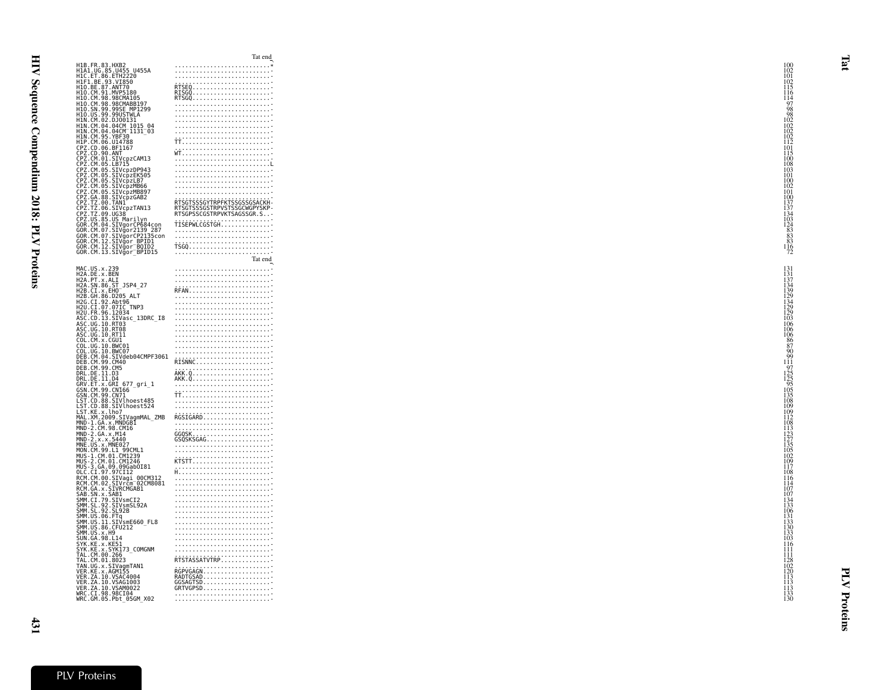```
                                   Tat end
H1B.FR.83.HXB2                ..........................*   100
H1A1.UG.85.U455_U455A         ..........................-   102
H1C.ET.86.ETH2220             ..........................-   101
H1F1.BE.93.VI850              ..........................-   102
H1O.BE.87.ANT70               RTSEQ.....................-   115
H1O.CM.91.MVP5180             RISGQ.....................-   116
H1O.CM.98.98CMA105            RTSGQ.....................-   114
H1O.CM.98.98CMABB197          ..........................-    97
H1O.SN.99.99SE_MP1299         ..........................-    98
H1O.US.99.99USTWLA            ..........................-    98
H1N.CM.02.DJO0131             ..........................-   102
H1N.CM.04.04CM_1015_04        ..........................-   102
H1N.CM.04.04CM_1131_03        ..........................-   102
H1N.CM.95.YBF30               ..........................-   102
H1P.CM.06.U14788              TT........................-   112
CPZ.CD.06.BF1167              ..........................-   101
CPZ.CD.90.ANT                 WT........................-   115
CPZ.CM.01.SIVcpzCAM13         ..........................-   100
CPZ.CM.05.LB715               ..........................L   108
CPZ.CM.05.SIVcpzDP943         ..........................-   103
CPZ.CM.05.SIVcpzEK505         ..........................-   101
CPZ.CM.05.SIVcpzLB7           ..........................-   100
CPZ.CM.05.SIVcpzMB66          ..........................-   102
CPZ.CM.05.SIVcpzMB897         ..........................-   101
CPZ.GA.88.SIVcpzGAB2          ..........................-   100
CPZ.TZ.00.TAN1                RTSGTSSSGYTRPFKTSSGSSGSACKH-   137
CPZ.TZ.06.SIVcpzTAN13         RTSGTSSSGSTRPVSTSSGCWGPYSKP-   137
CPZ.TZ.09.UG38                RTSGPSSCGSTRPVKTSAGSSGR.S..-   134
CPZ.US.85.US_Marilyn          ..........................-   103
GOR.CM.04.SIVgorCP684con      TISEPWLCGSTGH.............-   124
GOR.CM.07.SIVgor2139_287      ..........................-    83
GOR.CM.07.SIVgorCP2135con     ..........................-    83
GOR.CM.12.SIVgor_BPID1        ..........................-    83
GOR.CM.12.SIVgor_BQID2        TSGQ......................-   116
GOR.CM.13.SIVgor_BPID15       ..........................-    72
                                   Tat end
MAC.US.x.239                  ..........................-   131
H2A.DE.x.BEN                  ..........................-   131
H2A.PT.x.ALI                  ..........................-   137
H2A.SN.86.ST_JSP4_27          ..........................-   134
H2B.CI.x.EHO                  RFAN......................-   139
H2B.GH.86.D205_ALT            ..........................-   129
H2G.CI.92.Abt96               ..........................-   134
H2U.CI.07.07IC_TNP3           ..........................-   129
H2U.FR.96.12034               ..........................-   129
ASC.CD.13.SIVasc_13DRC_I8     ..........................-   103
ASC.UG.10.RT03                ..........................-   106
ASC.UG.10.RT08                ..........................-   106
ASC.UG.10.RT11                ..........................-   106
COL.CM.x.CGU1                 ..........................-    86
COL.UG.10.BWC01               ..........................-    87
COL.UG.10.BWC07               ..........................-    90
DEB.CM.04.SIVdeb04CMPF3061    ..........................-    99
DEB.CM.99.CM40                RISNNC....................-   111
DEB.CM.99.CM5                 ..........................-    97
DRL.DE.11.D3                  AKK.Q.....................-   125
DRL.DE.11.D4                  AKK.Q.....................-   125
GRV.ET.x.GRI_677_gri_1        ..........................-    95
GSN.CM.99.CN166               ..........................-   105
GSN.CM.99.CN71                TT........................-   135
LST.CD.88.SIVlhoest485        ..........................-   108
LST.CD.88.SIVlhoest524        ..........................-   109
LST.KE.x.lho7                 ..........................-   109
MAL.XM.2009.SIVagmMAL_ZMB     RGSIGARD..................-   112
MND-1.GA.x.MNDGB1             ..........................-   108
MND-2.CM.98.CM16              ..........................-   113
MND-2.GA.x.M14                GGQSK.....................-   123
MND-2.x.x.5440                GSQSKSGAG.................-   127
MNE.US.x.MNE027               ..........................-   135
MON.CM.99.L1_99CML1           ..........................-   105
MUS-1.CM.01.CM1239            ..........................-   102
MUS-2.CM.01.CM1246            KTSTT.....................-   109
MUS-3.GA.09.09GabOI81         ..........................-   117
OLC.CI.97.97CI12              H.........................-   108
RCM.CM.00.SIVagi_00CM312      ..........................-   116
RCM.CM.02.SIVrcm_02CM8081     ..........................-   114
RCM.GA.x.SIVRCMGAB1           ..........................-   107
SAB.SN.x.SAB1                 ..........................-   107
SMM.CI.79.SIVsmCI2            ..........................-   134
SMM.SL.92.SIVsmSL92A          ..........................-   133
SMM.SL.92.SL92B               ..........................-   106
SMM.US.06.FTq                 ..........................-   131
SMM.US.11.SIVsmE660_FL8       ..........................-   133
SMM.US.86.CFU212              ..........................-   130
SMM.US.x.H9                   ..........................-   133
SUN.GA.98.L14                 ..........................-   103
SYK.KE.x.KE51                 ..........................-   116
SYK.KE.x.SYK173_COMGNM        ..........................-   111
TAL.CM.00.266                 ..........................-   111
TAL.CM.01.8023                RTSTASSATVTRP.............-   128
TAN.UG.x.SIVagmTAN1           ..........................-   102
VER.KE.x.AGM155               RGPVGAGN..................-   120
VER.ZA.10.VSAC4004            RADTGSAD..................-   113
VER.ZA.10.VSAG1003            GGSAGTSD..................-   113
VER.ZA.10.VSAM0022            GRTVGPSD..................-   113
WRC.CI.98.98CI04              ..........................-   133
WRC.GM.05.Pbt_05GM_X02        ..........................-   130
```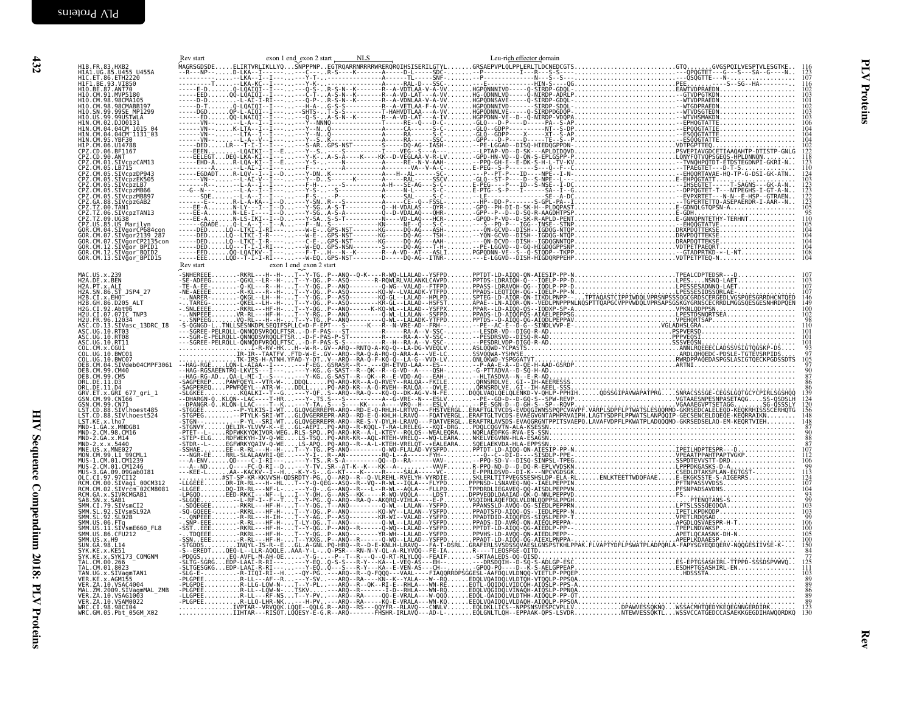# PLV Proteins

## Rev

```
                              Rev start            exon 1 end_exon 2 start     NLS                    Leu-rich effector domain
H1B.FR.83.HXB2               MAGRSGDSDE.....ELIRTVRLIKLLYQ...SNPPPNP..EGTRQARRNRRRRWRERQRQIHSISERILGTYL.......GRSAEPVPLQLPPLERLTLDCNEDCGTS...........................GTQ.......GVGSPQILVESPTVLESGTKE..  116
H1A1.UG.85.U455_U455A        --R---NP-------D-LKA--I----------C---.R-S-----K-------A------D-L-----SDC-.......-P------------I----R---S-S---...........................---QPQGTET---G---S---SA--G----N..  123
H1C.ET.86.ETH2220            ---------------LKA--I--I----------Y-T-..-------------A------TL-----SNF-.......-P------------------N---S--S---...........................---QSQGTTE---N-...................  107
H1F1.BE.93.VI850             --------T-------LKA-KC--I----------Y-K-..------------A------RAL-D---SSC-.......-P------------------HIN-S-----QG...........................PEE.........--S--SG--HA........  116
H1O.BE.87.ANT70              -----E-D-------Q-LQAIQI--I------Q-S-..R-S-N--K-------R--A-VDTLAV-A-V-VV.......HGPQNNNIVD------Q-SIRDP-GDQL-...........................EAWTVDPRAEDN........................  102
H1O.CM.91.MVP5180            -----EED--------QQ-LQAIQI--I------C-T-..A-S-N--K-------R--A-VD-LAT---A-VV.......HG-QDNNLVD------Q-NIRDP-ADRLP-...........................--GTVDPGTKDN........................  103
H1O.CM.98.98CMA105           -----D-D-------L-AI-I-RI-------Q-P-..R-S-N--K-------R--A-VDNLAA-V-A-VV.......HGPQDNSAVE------Q-SIRDP-GDQL-...........................--WTVDPRAEDN........................  101
H1O.CM.98.98CMABB197         -----D-T-------Q-LQAIQI--I------H-A-..G-S-S-----------R--A-VETLAA-F-A-VV.......HGPQNNNIVD-------SIRDP-SDQL-...........................--WTGDPRAEDN........................  102
H1O.SN.99.99SE_MP1299        -----DGD-------QP-L-AIQI--I------SHTS-..T-S-S---------T-HAHVDTLAA---A-VV.......HGPQDNNLVE------Q-SIRDPDGDQP-...........................--WTVDSGTEDN........................  103
H1O.US.99.99USTWLA           -----ED--------QQ-LNAIQI--I------Q-S-..A-S-N--K-------R--A-VD-LAT---A-IV.......HGPPDNN-VE--D--Q-NIRDP-VDQPA-...........................--WTVHSMAKDN........................  104
H1N.CM.02.DJ00131            ------VN-------L-A--I--I--------Y--NNNQ-------------T------RE--Q---D-C-.......-GLQ---D-P-----D-------PA--S-AP-...........................--EPHQGTATTE........................  106
H1N.CM.04.04CM_1015_04       ------VN-------K-LTA--I--I-------Y--N.Q-------------A------CA------S-C-.......-GLQ--GDPP-----------NT--S-AP-...........................--EPQQGTATTE........................  104
H1N.CM.04.04CM_1131_03       ------VN-------L-A--I--I--------Y--N.Q-------------A------RA------S-C-.......-GLQ--GDPP-----X-----XT--S-AP-...........................--ESQQGTATTE........................  104
H1N.CM.95.YBF30              ------VN-------L-A--I--I--------Y--S.K-------------A------RA------SSC-.......-GPP---D-P-----D-----TE--S-P-...........................--ESQQGTATTE........................  104
H1P.CM.06.U14788             -----DED-------LR---T-I-I-------S-AR..GPS-NST---------S------DQ-AG--IASH-.......-PE-LGGAD--DISQ-HIEDQGPPDN-...........................VDTPGPTTEQ..........................  104
CPZ.CD.06.BF1167             -----EEEN-----L-LQAIKI--I--E-----Y-S.-------S--------T----VEG--S---A---.......-LPTAP-VD--DI-SK--APLIDQVD-...........................PSVEPIAVGDCETIAAQAHTP-DTISTP-GNLG  122
CPZ.CD.90.ANT                ----EELEGT--DEQ-LKA-KI--I-------Y-K-..A-S-A------K-----KK--D-VEGLAA-V-R-LV.......-GPD-HN-VD--D-QN-S-EPLGSPP-...........................LQNYFQTVQPSGEQS-HPLDNNQN.......  118
CPZ.CM.01.SIVcpzCAM13        -----EHD-A-----R-LQA-KI--I--E-----Y-S-.-----------N-----------A-------NE--N-V-AAH-.......--PPQ-GH-E--E-DK-S-H-L-TV-KV-...........................--TVNQHPQTDT-ETDSTEGDNPI-GKRI-N..  123
CPZ.CM.05.LB715              ----------A-----L-AI-I--I-----F-..-------------A------------VA---V-A-C-.......E-PEG--S-P-----S---Q--F--C-...........................--TPAEGTET---D-T-S..............  110
CPZ.CM.05.SIVcpzDP943        -----EGDADT-----R-LQV--I--I--D-----Y-DN..K-------------A--H--AL------SC-.......--P--PT-P---ID---NPE--I-N-...........................--EHQQRTAVAE-HQ-TP-G-DSI-GK-ATN..  124
CPZ.CM.05.SIVcpzEK505        ------VN--------L-AI-V--I--------Y--D..S------K-------A------RAL------SSCV.......-GLQ---ST-P-----D--S-NPE--L---...........................E-EHPQGTATT.........................  103
CPZ.CM.05.SIVcpzLB7          ------R--------L-A--I--I--D-----F-H-.--------S-----------A-H---SE-AG---S-C-.......E-PEG---P----ID--S-NSE--I-DC-...........................--IHSEGTET-----T-SAGNS---GK-A-N..  123
CPZ.CM.05.SIVcpzMB66         ----G--N-------L-A--I--I--------Y-S-..--S--------------A------N-L-----S-C-.......E-PTG--S-P---I------SA--I-G-...........................--DPPQGTET-T---NTPEGHS-I-GT-A-N..  123
CPZ.CM.05.SIVcpzMB897        ------SDE-------L-A--I--I--------F-S-..-P---------------K------SAL-----S-C-.......-LE-----------------SE--A-DC-...........................--EVPXRTET---N-N--E-HSP--GTRAEN..  122
CPZ.GA.88.SIVcpzGAB2         ------E--------R-L-A-KA--I--D-----Y-SN..R--------S------A-----CE--Q--FSSL-.......-HP---DD-P------S-GPL-PA--I-...........................--TGPERTETTQ-ASEPAERDR-I-AAR--N..  123
CPZ.TZ.00.TAN1               ----EE-A-------N-LY--I--I--D-----Y-SG..A-S-T-----------G--H-VDALAS---QYR-.......-GPQ--PH-DI-D-SK-H--PLDQPAST-...........................E-GDNQLGTQPSN-A-...................  105
CPZ.TZ.06.SIVcpzTAN13        ----EE-A-------N-LE-I--I--D-----Y-SG..A-S-T-----------Q--H-VDALAS---QHR-.......-GPP--P-D-D-SQ-R-AAGDHTPSP-...........................E-GDH..............................  95
CPZ.TZ.09.UG38               ----EE-A-------N-LS-IKI--I--D-----Y-SA..S-S-T------------N----VD-LAQ---HCR-.......-GPQD-P-VD--D-SK-R-APLD-PENT-...........................E-GNNQPNTETHY-TERHNT..............  110
CPZ.US.85.US_Marilyn         ------GDADE-----Q-L-A--I--A-----F--N..S--------------KN------NE--Q---S-C-.......--S---PD-P---IGG--INSE--STNP-...........................--EHQQGTATVE........................  105
GOR.CM.04.SIVgorCP684con     -----DED-------LQ--LTKI-I--I------W-E-..GPS-NST---------KG------DQ-AG---ASH-.......-QN-GCVD--DISH--IGDQG-NTDP-...........................DRXPDQTTEKSE........................  104
GOR.CM.07.SIVgor2139_287     -----DED-------LQ--LTKI-I-R------W-E-..GPS-NST---------KG------DQ-AG---TSH-.......-YQN-GCVD--DISH--IGDQG-NTDP-...........................DRVPDQTTEKSE........................  104
GOR.CM.07.SIVgorCP2135con    -----DED-------LQ--LTKI-I-R------C-E-..GPS-NST---------KG------DQ-AG---AAH-.......--QN-DCVD--DISH--IGDQGNNTQP-...........................DRAPDQTTEKSE........................  104
GOR.CM.12.SIVgor_BPID1       -----DED-------LQ--T-I-I-RI-------W-EQ..GPS-NST---------S------DQ-AG---T-H-.......-PE-LGGVD-D-GQ-HIGDQGPPDN-...........................VDTPETPAEQRT........................  104
GOR.CM.12.SIVgor_BQID2       -----EED-------QQ-LQAIKV--I-------F-T-..H----N--K-------R--A-VD--AT---ASLI.......PGPQDNN-VE--S---Q-SIQDP--TKPP-...........................--GTADPRTKD-*-L-NT.................  108
GOR.CM.13.SIVgor_BPID15      -----EEE-------LQD--T-I-RI-------W-EQ..GPS-NST---------S------DQ-AG---ITNR-.......---E-LGGVD--DISH-HIGDQRPPEHP-...........................VDTPETPTEQ-N........................  104

                              Rev start            exon 1 end_exon 2 start
MAC.US.x.239                 -SNHEREEE........-RKRL---H--H-..T--Y-TG..P--ANQ--Q-K----R-WQ-LLALAD--YSFPD.......PPTDT-LD-AIQQ-QN-AIESIP-PP-N..........................TPEALCDPTEDSR---D..............  107
H2A.DE.x.BEN                 -SE-AEEEE........-QGKL--LR--H-..T--Y-GG..P--ASQ-------R-RQWLRLVALANKLCAVPD.......PPTDS-LDRAIQH-Q---IQELP-PP-D..........................LPES....NSNQ-LAET...............  103
H2A.PT.x.ALI                 -TE-A-EE--------Q-KL---R--H-..T--Y-QG..P--ANQ----------Q-WG--VALAD--FTFPD.......PPASS-LDRAVQH-QG--IQDLP-PP-D..........................LPESSESADNNQ-LAET...............  107
H2A.SN.86.ST_JSP4_27         -NE-AEEE........-R-KL---R--H-..T--Y-QG..P--ASQ-------KQ-W--LVALADK-YTFPD.......PPADS-LEQTIQH-QG--IQELP-PP-D..........................LPESSESIDSSQRLAE-...............  107
H2B.CI.x.EHO                 -.NARER.........-QKGL--LH--H-..T--Y-QG..P--ASQ-------KR-GL--LALAD--HPLPD.......SPTEG-LD-AIQR-QN-IIEDLPNPP-...TPTAQASTCIPPIWDQLVPRSNPSSSQGCGRDSCERGEDLVGSPQESGRRDHCNTQED  146
H2B.GH.86.D205_ALT           -.TAREG-........-QKEL--LH--H-..T--Y-QG..P--ASQ-------KR-GL--LALAD--HSFST.......APAE--LN-AIQR-QN--VEDLPNPPPNLNQSPTTQAPGCVPPVWDQLVPRSAPSSGKGYGRNSCECRRDLMGGSQESGESNHRDPQEN  149
H2G.CI.92.Abt96              -.SNLEEEE........-RKRL---HF-H-..T--Y-QG..P--ANQ-------K-KQ-WL-LALAD--YSFPX.......PPAR--LD-AIQQ-QS--IQDXP-SP-A..........................VPKNLQDPPSN.......................  100
H2U.CI.07.07IC_TNP3          -.NNPEEEE........-VR-KL---HF-H-..T--Y-RG..P--ANQ------------Q-WL-LALAN--SSFPD.......PPADS-LD-AIQQFQS-AIEELPEPPS-...........................LPESTDSNQRTSEA....................  102
H2U.FR.96.12034              -.SNPEEG.........VQ-RL---H--H-..T--Y-TG..P--ANQ-------------Q-WL-LALADK-YTFPD.......PPTDS--D-AIQQ-QG-AIQDLPEPPAV-...........................VPEHQRTSAP........................  98
ASC.CD.13.SIVasc_13DRC_I8    -S-QGNGD-L..TNLLSESNKDPLSEQIFSPLLC+D-F-EPT---S-----K---R-N-VRE-AD--FRH-.......--PE--AC-E--D-G--SINDLVVP-E-...........................VGLADHSLGRA.......................  110
ASC.UG.10.RT03               ---SGREE-PELRQLL-QNNQDSVRQQLFTSR..-D-F-PAS--ST---------R-----RA-A--V-SSC-.......--LESDR-VD--DISQ-R-AD-...........................PSPVERSD..........................  101
ASC.UG.10.RT08               ---SGR-E-PELRQLL-QNNQDSVRQQLFTSR..-D-F-PAS-P-ST---------R-----RA-A--V-SSC-.......--PESDRSVD--DISQ-R-AD-...........................PPPVEQSI..........................  101
ASC.UG.10.RT11               ---SGRE-PELRQLL-QNNQDFVRQQLFTSC..-D-F-PAS-S-ST---------R--H--RA-A--V-SSC-.......--PESDRLVDP-DISQ-R-AD-...........................SSSVEQSN..........................  101
COL.CM.x.CGU1                ....................I-R-RV-HK...H--W-R-.GV--ARQ--RNTQ-A-KQ-Q--LA-DG-VVEQLV.......ASLQQWD-YCPASTS.............................ANNLRQEEECLADSVSIGTQGSKP-DS....  93
COL.UG.10.BWC01              ...................IR-IR--TAATFV..FTD-W-E-.GV--ARQ--RA-Q-A-RQ-Q-ARA-A---VE-LC.......SSVQQWA-YSHVSE.............................ARDLQHQEDC-PDSLE-TGTEVSRPIDS....  97
COL.UG.10.BWC07              ...................TK-IRS-H-ATNH.YFAD-Y-DT-.V--ARQ--RA-Q-F-KQ-Q--LA--VVD-LV.......QNLQKWD-YSPGGATVT............................RWRDPPAQEDASPGSLASIGTQECKPGDSSDTS  105
DEB.CM.04.SIVdeb04CMPF3061   --HAG-RGE....LQN-L-AIAA-------F-EG..GSRASR--R-----QN-ETVQ-LAA----ES-.......--P-AA-E-A--D-QE-H-AAD-GSRDP-...........................ARTNI.............................  97
DEB.CM.99.CM40               --HAG-RGSAEENTRQ-LKVIS---I----Y-KG..G-SAST--R--QK--R--G-VD--A----QSH-.......-G-PTTADVA--D-SQ-H-AD-...........................................................  90
DEB.CM.99.CM5                --HAG-RG-AD...QA-L-MI-I--S-----Y-KG..G-SAST--R--QK--R--E-VDD-AQ---EAH-.......--HLTASDVA--N--R-AD-...........................................................  87
DRL.DE.11.D3                 -SAGPEREP...PAWFQEYL--VTR-W-..DDQL.....PQ-ARQ-KR--A-Q-RVEY-RALQA--FKILE.......QRNSRDLVE..GI--IH-AEERESSS................................................  86
DRL.DE.11.D4                 -SAGPEREQ...PPWFQEYL--ATR-W-..DDLL.....PQ-ARQ-KR--A-Q-RVEH-RALQA---QVLE.......QRNSRDLVE..GI--IH-AEEL-SSS................................................  86
GRV.ET.x.GRI_677_gri_1       -SLGKEE.........KQALKI--T--G...--Y-QF..S--ARQ--RA-Q---KQ-Q--DK-AG-V-N-FE......DQQLVAQLQELQLENKD-V-QHLP-PPHIH.....QDSSGIPAVWAPATPRG....SNRACSSSGE-CEGSLGQTGCYCPIRLSGSHQQ  139
GSN.CM.99.CN166              --DHARGN-Q..KLQN-LTAC----T-HR..---Y-.TS.S---Q-----A--G-VRE--N----ESLV.......---PE--GD-D--D-GQ-S--SPW-REVP...........................VGTAAESNPESNPASETAGQ.......SS-QSDSLH  124
GSN.CM.99.CN71               --DPANGR-Q..KLQN-LLAC-----T--K..---Y-TA..S---S----KK----A----VRQ--H---ESLV.......---PE-SGN-D--D-GH-S--SP--RQVP...........................VGAAAEGVPTSETAGG.........SG-QSSSLY  120
LST.CD.88.SIVlhoest485       -STGGEE..........--P-YLKIS--I-WT..GLQVGERREPR-ARQ--RD-E-Q-RHLH-LRTVQ---FHSTVERGL..ERAFTGLTVCDS-EVDQGINWSSPQPCVAVPF.VARPLSDPFLPTWATSLESQQRMD-GKRSEDCALELEQD-KEQKRHISSSCERHQTG  156
LST.CD.88.SIVlhoest524       -STGPEG..........--P-TVLK-SRI-WT..GLQVGERREPR-ARQ--RD-E-Q-KHLH-LRAVQ---FQATVERGL..ERAFTGLTVCDS-EVAEGVGNTAPHPRVAIPH.LAGTYSDPFLPPWATSLANPQQIP-GECSENCELDQEQE-KEQRRAIKN........  158
LST.KE.x.lho7                -STGN-.........--P-YL--SRI-WT..GLQVGERREPR-ARQ--RE-S-Y-DYLH-LRAVQ---FQATVERGL..ERAFTRLAVSDS-EVAQGRGNTPPITSVAEPQ.LAVAFVDPFLPKWATPLADQQQMD-GKRSEDSELAQ-EM-KEQRTVIEH........  148
MND-1.GA.x.MNDGB1            -STGNVY........QELIR-YLVVV-K--E...GL-AEQ..PQ-ARQ--R-KQQL-T-RA-LRELEG---KQI-DRG..PDQLCQGVTN-ALA-KSSESS.......................................................  87
MND-2.CM.98.CM16             -PTET--L.......RDFWKKYQKIVQR-WE...RLS-SPQ..PQ-ARQ-KR--A-L-KTEY-RQLQS--AEELEQRA..NQRLAEDFKG-RVA-ES-SSN.......................................................  90
MND-2.GA.x.M14               -STEP-ELG......RDFWEKYH-IV-Q-WE...LS-TSQ..PQ-ARR-KR--AQL-RTEH-VRELQ---WQ-LEARA..NKELVEGVNN-HLA-ESAGSN.......................................................  88
MND-2.x.x.5440               -STDR--L-......EGFWRKYQAIV-Q-WE...LS-APQ..PQ-ARQ--R--A-L-KTEH-VRELQT--+EALEARA..SQELAEKVDA-HLA-EPPSSN.......................................................  87
MNE.US.x.MNE027              -SSHAE.......EE--R-RL---H--H-..T--Y-TG..PS-ANQ--------Q-WQ-FLALAD-VYSFPD.......PPTDT-LD-AIQQ-QN-AIESIP-PP-N..........................IPEILHDPTESPR---D..............  107
MON.CM.99.L1_99CML1          ---NGR-EE.....RRL-SLALAAVRI-QE....-Y-I-..R--AN---------RQ-L--A-----FYH-.......---Q--C--DI-D----SISDLP-PPE-...........................VPEAATPPAHTPAPTVGKP.............  112
MUS-1.CM.01.CM1239           ---A-ENV.......QD---C-I-RI--.......-Y-TS..R-S-A---------QQ--D--RA------VAV-.......--PPQ-SD-V--DISQ-SINPSL-TPEG...........................SSPDTEVVSTT-DRD.................  106
MUS-2.CM.01.CM1246           ---A--ND.......Q----FC-Q-RI--D....-Y-TV..SR--AT-K--K---KK--A------VAVF-.......R-PPQ-ND-D--D-DQ-R-EVDSSN...........................LPPPDKGASKS-D-A.................  99
MUS-3.GA.09.09GabOI81        ---KEE-L.......AA--KACKV--I--H....K-Y-S-..G--KT----K-----R------SALA-----VC-.......E-PPRLDSVD--DI-K---NPCVGDSGK...........................CSEDLDTAKSPLAN-EGTGST-..........  113
OLC.CI.97.97CI12             ...........#ST-SP-KR-KKVVSH-QDSRDTY-PG..Q-ARQ--R--Q-VLREHL-RVELYH-VYRDTE.......SKLERLITTPVEGSSESHSLDP-ELA-RL.....ENLKTEETTWDQFAAE.....E-EKGKSSTE-S-AIGERRS.........  124
RCM.CM.00.SIVagi_00CM312     -LLGEEE.......DR-IR-RL---H--H-..T--Y-Q-QEG-ASQ--R--VQ--R-WL--IQLA---FLYPD.......PPPNSD-LSNAVEQ-NQ--IAELPEPP-A...........................PFTNPASSVVDSS...................  107
RCM.CM.02.SIVrcm_02CM8081    -LLGEE.........DQ-IR-RL---NF-L-..--Y-Q-..G--ANQ--R---T--R-WL--AQLA---FLLPD.......TPPDRDLIEGAVEQ-QQ-AISDLPEPPVN...........................PFSNPADSAVDNS...................  104
RCM.GA.x.SIVRCMGAB1          -LPGQD.........EED-RKKI---NF--L-..I--Y-QH..G--ANS--KK-----R-WQ-VQQLA----LDST.......DPPVEQDLDAAIAD-QK-QV-NNLPEPPVD...........................FS................................  93
SAB.SN.x.SAB1                -SLGQE.........EE--R-RL-------I-..T--Y-PG..G--ARQ--RA-Q--AKQRQ-VIHLA---E-P-.......VSQIDHLAQEFDQLVLQNLQQPPSEPPAA...........................--PTENQTANS-S....................  99
SMM.CI.79.SIVsmCI2           -.SDQEGEE........-RKRL---HF--H-..T--Y-QG..T--ANQ------------Q-WL--LALAN--YSFPD.......PPANSSLD-AVQQ-QG-SIEDLPEPPRN...........................LPTSLSSSQEQDQA....................  103
SMM.SL.92.SIVsmSL92A         -SQ-GQEEE........-RKRL---HF-H-..T--Y-QG..P--ANQ----------KQ-WY--LALAN--YSFPD.......PPADTSFD-AIQQ-QS--IEDLPEPP-N...........................IPETLKPDKQDP......................  103
SMM.SL.92.SL92B              -.QNPEEE.........-R-RL---H--IH-..T--Y-AG..P--ASQ--------KR-WI--VALAD--YSFPD.......PPADTDID-AIQQFDS-SIQSLPEPP-T...........................VPETLRQDSAD.......................  99
SMM.US.06.FTq                -.SNP-EEE........-R-RL---HF--H-..T-LY-QG..T--ANQ------------Q-WL--LALAD--YSFPD.......PPADS-ID-AVRQ-QN-AIEQLPEPPA-...........................APGDLQSVAESPR-H-T..............  106
SMM.US.11.SIVsmE660_FL8      -SST..EEE........-RKRL---HF-H-..T--Y-QG..P--ANQ--R---------Q-WQ--LALAD--YSFPD.......PPTDT-LD-AIQQ-QG-AIEDLP-PP--...........................TPEPLNDVAKSP......................  100
SMM.US.86.CFU212             -.TDQEEE.........-RKRL---HF-H-..T--Y-QG..P--ANQ----------YR-WH--LALAD--YSFPD.......PPVHS-LD-AIQQ-QN-AIEDLPEPP--...........................APETLQCAASNK-DH-N................  105
SMM.US.x.H9                  -SSN..EEE........-R-RL---HF-H-..T--YXXG..P--ANQ--R---------Q-WL--LALAD--YSFPD.......PPADT-LD-AIQQ-QG-AIEXLPNPPA-...........................APEPLKDAAESP......................  100
SUN.GA.98.L14                -STGDDS.........INQYL-IS-R--E...GL.A-GNL.PQ-HRQ--R--D-E-KNLH-LRAVQ---FA-T-DSRL..GRAFERLSVSDSSQVAESLGNSPSTKHLPPAK.FLVAPTYDFLPSWATPLADPQRLA-FAPYSGYEQDQERV-NQQGESIIVSE-K...  150
SYK.KE.x.KE51                -S--EREDT.....QEQ-L--LLR-AQQLE..AAA-Y-L-..Q-PSR---RN-N-Y-QL-A-RLYVQQ--FE-IA......R----TLEQSFGE-QITD...........................................................  84
SYK.KE.x.SYK173_COMGNM       -PDQGS..........EQ-AVFL-M-AH-QE.......Y-G-..--P--T--R---Q--Q-RT-RLYLQQ--FEAIF......-SRTAALEDS-QQ-QISD.........................................................  77
TAL.CM.00.266                -SLTG-SGRG...EDP-LAAI-R-RI--....--Y-EQ..Q-S-S---R-Y---KA--L-VEQ-AS---EH--.......---DRSDQIH--D-SQ-S-ADLGP-ESC...........................ES-EPTGSASHIRL-TTPPD-SSSDSPVWVQ..  125
TAL.CM.01.8023               -SLTGESGKG...EDP-LAAI-R-RI--....--Y-EQ..Q--S---R-Y---KA--E-VEN-AS---CH--.......-GPQQ-PQ-----D--K-S-AELGPPEAP...........................ESDHPTGSASHIRL-EN...............  111
TAN.UG.x.SIVagmTAN1          -SLG-E..........R-IIQI-RI--H...--QY-PG..---ARQ--R--Q-FQQQ---VAAL----FIAQQRRDPSGGESL-AAFDQLVLDNQQ-VIETLP-PPQEP...........................HDSSSTA...........................  103
VER.KE.x.AGM155              -PLGPEE.........R-LL--AF--R.....-Y-SV..---ARQ--RA---KN--K-YALA---W--RQ.......EDQLVQAIDQLVLDTQH-VTQQLP-PPSQA...........................................................  89
VER.ZA.10.VSAC4004           -PLGPDE.........R-LLG-LQW-N-....T--Y-PL..---ARQ--R--QK--RI-E--RHLA---WN-RE.......EQTL-QQIDQLVIDCQH-AIQSLP-PPS-A...........................................................  89
MAL.ZM.2009.SIVagmMAL_ZMB    -PLGPEE.........R-LL--LQW-N-....TSKV....---ARQ--R-------I-D--RHLA---WN-RQ.......EDQLVQGIDQLVINAQH-AIQSLPEPPNQA...........................................................  86
VER.ZA.10.VSAG1003           -LLGPEE.........R-LL---RF-NS-...T--Y-PV....---ARQ--RA-----QQ-E-VRALA---W-QQQ.......EDQL-QAIDQLVLDTHH-AIQQLP-PP-QT...........................................................  89
VER.ZA.10.VSAM0022           -PLGPEE.........R-LLQ-LHR-NK-...T--Y-PV....---ARQ--RA-----KQ-E-VRALA---WN-KQ.......EEQLVQAIDQLVLDAQH-AIQQLP-PPSQA...........................................................  89
WRC.CI.98.98CI04             ...............IVPTAR--VRVQQK.LQQE--QQLG.R--ARQ--RS---QQYFR--RLAVQ---CNNLV.......EQLDKLLICS--NPPSNSVESPCVPLLV.............DPAWVESSQKNQ....WSSACMHTQEDYKEQEGNNGERDIRK......  123
WRC.GM.05.Pbt_05GM_X02       ...............IIHTAR---RISQT.LQQESY-E-G.R--ARQ--------FHSHR-IRLAVQ---AD-L-.......EQLGNLTLQH--EPPAAK-QPS-LSVDR.............NTEWVESSQKTL....WSSVCCATGEDCCASAEKKGEGDIHAWQQRDKQ  130
```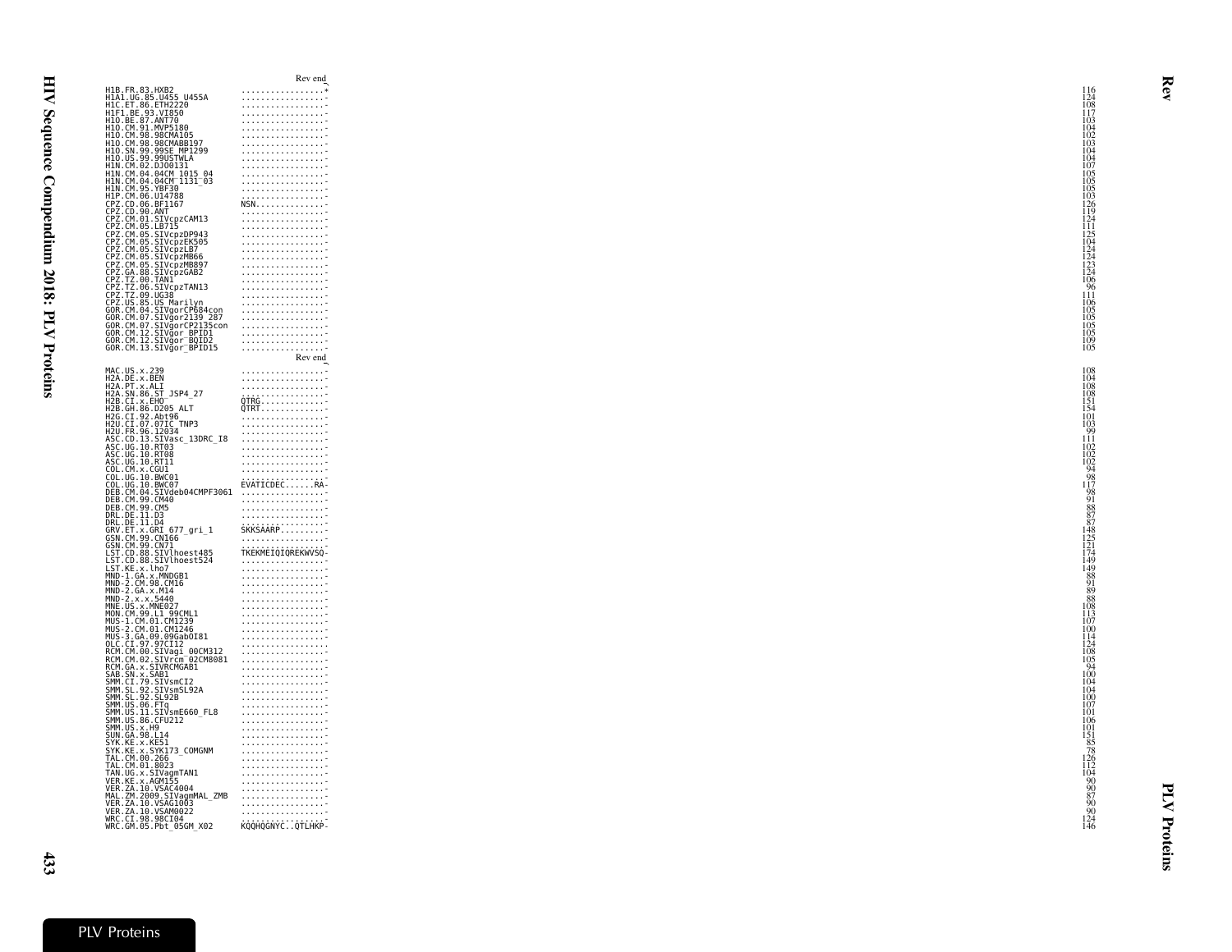Rev end

```
H1B.FR.83.HXB2              .................*   116
H1A1.UG.85.U455_U455A       .................-   124
H1C.ET.86.ETH2220           .................-   108
H1F1.BE.93.VI850            .................-   117
H1O.BE.87.ANT70             .................-   103
H1O.CM.91.MVP5180           .................-   104
H1O.CM.98.98CMA105          .................-   102
H1O.CM.98.98CMABB197        .................-   103
H1O.SN.99.99SE_MP1299       .................-   104
H1O.US.99.99USTWLA          .................-   104
H1N.CM.02.DJO0131           .................-   107
H1N.CM.04.04CM_1015_04      .................-   105
H1N.CM.04.04CM_1131_03      .................-   105
H1N.CM.95.YBF30             .................-   105
H1P.CM.06.U14788            .................-   103
CPZ.CD.06.BF1167            NSN..............-   126
CPZ.CD.90.ANT               .................-   119
CPZ.CM.01.SIVcpzCAM13       .................-   124
CPZ.CM.05.LB715             .................-   111
CPZ.CM.05.SIVcpzDP943       .................-   125
CPZ.CM.05.SIVcpzEK505       .................-   104
CPZ.CM.05.SIVcpzLB7         .................-   124
CPZ.CM.05.SIVcpzMB66        .................-   124
CPZ.CM.05.SIVcpzMB897       .................-   123
CPZ.GA.88.SIVcpzGAB2        .................-   124
CPZ.TZ.00.TAN1              .................-   106
CPZ.TZ.06.SIVcpzTAN13       .................-    96
CPZ.TZ.09.UG38              .................-   111
CPZ.US.85.US_Marilyn        .................-   106
GOR.CM.04.SIVgorCP684con    .................-   105
GOR.CM.07.SIVgor2139_287    .................-   105
GOR.CM.07.SIVgorCP2135con   .................-   105
GOR.CM.12.SIVgor_BPID1      .................-   105
GOR.CM.12.SIVgor_BQID2      .................-   109
GOR.CM.13.SIVgor_BPID15     .................-   105
```

Rev end

```
MAC.US.x.239                .................-   108
H2A.DE.x.BEN                .................-   104
H2A.PT.x.ALI                .................-   108
H2A.SN.86.ST_JSP4_27        .................-   108
H2B.CI.x.EHO                QTRG.............-   151
H2B.GH.86.D205_ALT          QTRT.............-   154
H2G.CI.92.Abt96             .................-   101
H2U.CI.07.07IC_TNP3         .................-   103
H2U.FR.96.12034             .................-    99
ASC.CD.13.SIVasc_13DRC_I8   .................-   111
ASC.UG.10.RT03              .................-   102
ASC.UG.10.RT08              .................-   102
ASC.UG.10.RT11              .................-   102
COL.CM.x.CGU1               .................-    94
COL.UG.10.BWC01             .................-    98
COL.UG.10.BWC07             EVATICDEC......RA-   117
DEB.CM.04.SIVdeb04CMPF3061  .................-    98
DEB.CM.99.CM40              .................-    91
DEB.CM.99.CM5               .................-    88
DRL.DE.11.D3                .................-    87
DRL.DE.11.D4                .................-    87
GRV.ET.x.GRI_677_gri_1      SKKSAARP.........-   148
GSN.CM.99.CN166             .................-   125
GSN.CM.99.CN71              .................-   121
LST.CD.88.SIVlhoest485      TKEKMEIQIQREKWVSQ-   174
LST.CD.88.SIVlhoest524      .................-   149
LST.KE.x.lho7               .................-   149
MND-1.GA.x.MNDGB1           .................-    88
MND-2.CM.98.CM16            .................-    91
MND-2.GA.x.M14              .................-    89
MND-2.x.x.5440              .................-    88
MNE.US.x.MNE027             .................-   108
MON.CM.99.L1_99CML1         .................-   113
MUS-1.CM.01.CM1239          .................-   107
MUS-2.CM.01.CM1246          .................-   100
MUS-3.GA.09.09GabOI81       .................-   114
OLC.CI.97.97CI12            .................-   124
RCM.CM.00.SIVagi_00CM312    .................-   108
RCM.CM.02.SIVrcm_02CM8081   .................-   105
RCM.GA.x.SIVRCMGAB1         .................-    94
SAB.SN.x.SAB1               .................-   100
SMM.CI.79.SIVsmCI2          .................-   104
SMM.SL.92.SIVsmSL92A        .................-   104
SMM.SL.92.SL92B             .................-   100
SMM.US.06.FTq               .................-   107
SMM.US.11.SIVsmE660_FL8     .................-   101
SMM.US.86.CFU212            .................-   106
SMM.US.x.H9                 .................-   101
SUN.GA.98.L14               .................-   151
SYK.KE.x.KE51               .................-    85
SYK.KE.x.SYK173_COMGNM      .................-    78
TAL.CM.00.266               .................-   126
TAL.CM.01.8023              .................-   112
TAN.UG.x.SIVagmTAN1         .................-   104
VER.KE.x.AGM155             .................-    90
VER.ZA.10.VSAC4004          .................-    90
MAL.ZM.2009.SIVagmMAL_ZMB   .................-    87
VER.ZA.10.VSAG1003          .................-    90
VER.ZA.10.VSAM0022          .................-    90
WRC.CI.98.98CI04            .................-   124
WRC.GM.05.Pbt_05GM_X02      KQQHQGNYC..QTLHKP-   146
```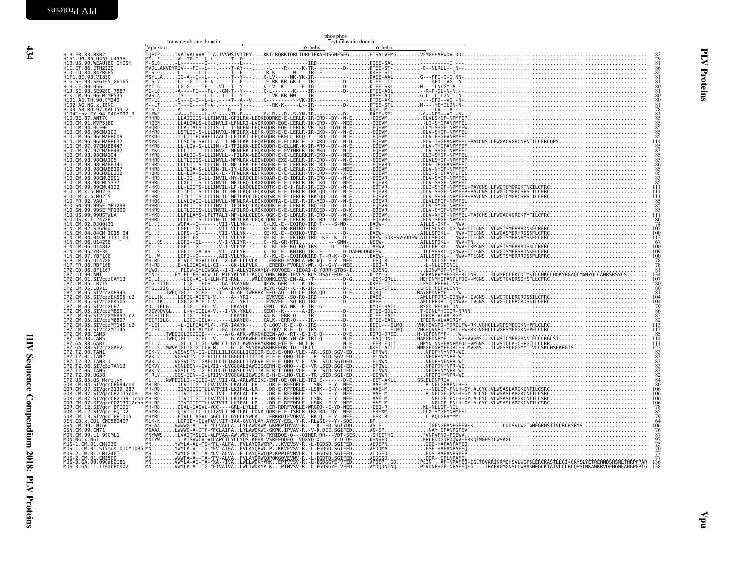```
                                                                     phos phos
                  transmembrane domain                               cytoplasmic domain
                 Vpu start                                     α-helix                α-helix
H1B.FR.83.HXB2           TQPIP.....IVAIVALVVAIIIA.IVVWSIVIIEY....RKILRQRKIDRLIDRLIERAEDSGNESEG........EISALVEMG........VEMGHHAPWDV.DDL.....  82
H1A1.UG.85.U455_U455A    MT-LE......-W--TG-I--L-L-.----T--G-................................................................................  29
H1B.US.90.WEAU160_GHOSH  M-SLQ......-L------G---.-----L---.........................IRD.................DQEE-SAL..........I.................  81
H1C.ET.86.ETH2220        MVDLLAKVDYRIV---FI--L--.----T-AY--....-.-L---R-----K-TR-..........-D-......DTEE-ST-.........-D--NLRLL--.N--.......  86
H1D.CD.84.84ZR085        M-SLQ......L------L-L---.----T--F--.....R-K-----W---IR--E----------......DKEE-STL.........-----------D-...........  82
H1F1.BE.93.VI850         MSYLLA.....IG-A--I--L--.----T--Y---....K-LV-----NK-YK-IR-.........-D-.....DAEE-AAL.........G---PFI-G-I.NN-.......  81
H1G.SE.93.SE6165_G6165   M-SLV......L---G-I--F-A-.---T--F---....-E-RK-KR-GK-L--IR-.........-D-.....DTEE--TL..........----DFD--VG.-N-.......  81
H1H.CF.90.056            MYILG......LG-G---TF---.VI--T--Y---....K-LV--K------E-IG-.........-D-.....DTEE-SKL.........M----LNLGY-A.-.........  80
H1J.SE.93.SE9280_7887    MI-LQ......-A----FI---FL-.-GM-T--Y---....K-L------K----IR-.........-D-.....DTEE-ADL.........-R-P-DL-N-N.-.........  81
H1K.CM.96.96CM_MP535     MVSLA......IS-------L----.---T--Y---....-LVK-KR-NW---IR-.........-D-.....DAEE-ADI.........G-L--LILGNI.-N-.......  80
H101_AE.TH.90.CM240      MT-LE......-S---G-I--L-L-.----T--A--V....K-----------VK-IR-.........-D-.....DTDE-AKL.........----DFD--VG.-N-.......  80
H102_AG.NG.x.IBNG        M--LT......-T---G----F-A-.-----Y---.........RK-K------L--IR-.........-D-.....DTEE-STL.........M----.YEYILDN-N-......  81
H103_AB.RU.97.KAL153_2   M-SLA......A-------VG----.---G--F---.........................IR-..........DQE--M-.........----------LV---A.--...  78
H104_cpx.CY.94.94CY032_3 MLFWE......W---G----L--V.---TL-F---....L-R---R--S-YN-IR-.........-D-.....DAEE-STL.........-G--NFD--VG.-N-.......  81
H1O.BE.87.ANT70          MHHRD......LLAIIIIS-LFINVIL-GFILRK-LEQKEQDRKE-E-LERLR-IR-IRD--DY--N-E.......-EQEVM...........DLVLSHGF-NPMFEP......  85
H1O.CM.91.MVP5180        MHQEN......LALIALS-LCLINVIL-LFNLRI-LVQRKQDR-EQE-LERLR-IR-IRD--DY--NEE.......-QQEVM...........-LI-SHGFANPMFEL......  85
H1O.CM.94.BCF06          MHQRD......LLAIIALS-LCLIS-I--I-NLRN-LEQRKQDR-EQE-LERLR-VR-IKD--DYD-N-E.......-EQEVM...........DLM-SHGF-NPMFEW......  85
H1O.CM.96.96CMA102       MHYRD......LSTLII-S-LLLINVXL-MFILRX-LEHK-QER-E-LERLR-IR-IRD--DY--N-E.......-EQEVM...........DLV-SHGF-NPMFEL......  85
H1O.CM.96.96CMABB009     MYKDQ......IILIIIFCVVFLIAACI-LFILKT-LEQKQDR-EKELL-RLQ-I--IRD--DY--N-E.......-EQEVM...........DLV-EHGFVNPMFEL......  85
H1O.CM.96.96CMABB637     MNYKE......LLSLIV-SVLLL-A--I-MFILKK-LEQKEQDR-E-ELLKR-E--X-XRD--DY--N-D.......-EQEVM...........HLV-THGFANPMFEL*PAICNS.LFWGACVGRCNPNIILCFRCQPY.  114
H1O.CM.97.97CMABB447     MHYRD......LL-LIV-S-LLIN--I-TFILKK-LEQKEQDR-E-ELLNR-K-IR-VRD--DY--N-E.......-EQEVM...........HLV-THGFANPMFEF......  85
H1O.CM.97.97CMABB497     M-YKG......LLLIII.-.LLLINVX.-MFNLRK-LEQKEQER-E-EVINRLR-IR-VKD--DY--N-E.......-EQEVM...........-LV-SHGF-NPMFEL......  85
H1O.CM.98.98CMA104       MHYRD......LLALII-S-LLLINVLL-FILRK-LEQKKQDR-E-E-LERLRKIR-IRD--DY--NEE.......-EQEVM...........DLI-SHGF-NPMFEL......  85
H1O.CM.98.98CMA105       MHHRD......LLTLIIGS-LLLINVLL-MFMLRK-LEQKEQDR-EXE-LERLR-IR-IRD--DY--NEE.......-EQEVM...........DLVLSHGF-NPMFEP......  85
H1O.CM.98.98CMABB141     MLHRD......LLLLIIIS-LLLTN-IL-MF-LRK-LEIKKQER-E-E-LERLRXIR-IRD--DY--NEE.......-EQEVRD..........HLV-TFGFANPMFEI......  86
H1O.CM.98.98CMABB197     MHHRD......LLLTIA-S-LLFIN-IL-IY-LRK-LEQKEQDR-E-E-LERLR-IX-IGD--DY--NEE.......-EQEVM...........DLV-NHGF-NPMFEP......  85
H1O.CM.98.98CMABB212     MHQRD......LL-LIA-SILCLIC-L--TFNLRK-LEHRKQDR-E-E-LERLR-VR-IRD--DY--X-E.......-EQEVM...........DLI-SHGFANPLFEL......  85
H1O.CM.98.98CMU2901      M-HRD......LL-II..S-LL-INVIL-MY-LRQCLEHKKQAR-E-E-IDRLR-IR-IRD--DY--NEE.......-EQEVR...........DLV-SYGF-NPMFEL......  83
H1O.CM.98.98CMU5337      MHHRD......LLXLIIIS-LLXINVIL-MFILRQ-LKXXKQDR-E-E-LERLR-IR-IRD--DY--NEE.......-EQEVR...........DLI-SHGF-NPMFEL......  85
H1O.CM.99.99CMU4122      M-HKD......LL-LIITS-LLLINVIL-LF-KQCLEQKKQTK-E-E-I-RLR-IR-IED--DY--N-E.......-EQTVR...........DLV-SHGF-NPMFEL*PAVCNS.LFWGTCMGRGKTNXILCFRC..  102
H1O.CM.x.pCMO2_3         M-HRD......LITLIIIS-LLLIN-IL-MFILKQCLEQKKQSR-E-E-IERLR-IRKIQD--DY--N-E.......-EQEVR...........DLV-SHGF-NPMFEP*PAVCNS.LCWGTCMGRCSPSIILCFRC..  111
H1O.CM.x.pCMO2_5         M-HRD......LITLIIIS-LLLIN-IL-MFILKQCLEQKKQSR-E-E-IERLR-IRKIQD--DY--N-E.......-EQEVR...........DLV-SHGF-NPMFEP*PAVCNS.LCWGTCMGRCSPSIILCFRC..  111
H1O.FR.92.VAU            MHHQG......LLVLVII-S-LLLINVIL-MFNLRA-LEQKKQDRTA-E-LER-R-IR-VED--DY--N-E.......-EQEVR...........DLVLDFGF-NPMFEL......  85
H1O.SN.99.99SE_MP1299    MHHRD......LLALITTS-LLLTNV-L-TFILRQ-LKQKKQDR-E-E-LERLR-IRQIED--DY--D-T.......-EQEVR...........DLV-SYGF-NPMFEL......  85
H1O.SN.99.99SE_MP1300    MHHRD......LLTLIIIS-LLLINVIL-AFILRQ-LRQKKQDR-E-E-LERLR-IRQIED--DY--D-K.......-EQEVR...........DLV-GYGF-NPMFEP......  85
H1O.US.99.99USTWLA       M-YKD......LLFLLAYS-LFLTTALI-MF-LKLCLEQK-QGK-E-E-LDRLR-IR-IRD--DY--N-X.......-EQEVM...........DLV-XHGF-NPMFEL*TAICHS.LFWGACVGRCKPYTILCFRC..  111
H1O.US.x.I_2478B         MHHRD......LLLLIIS-LLLINVIL-MFILRK-LEQK-QDR-E-E-LDRLR-IR-IRD--DY--NEE.......-EQEVRG..........HLV-SFGF-NPMFEL......  86
H1N.CM.02.DJ00131        ML...E......WGFA--G-------VII-VLLYR--.....K-LKL-E--EQIRQ-IRD-T-----S-ND-.......DADW-...........AILLS-DKF-..NWV-.....  74
H1N.CM.02.SJGddd         ML...E......LGFL--GL-L----VII-VLLYK--.....KE-KL-E-KHIRQ-IRD-------D-.......DTEL-...........-TRLSLSKL-QG-WV*TTLGNS..VLWSTSMERRRDNSFLRFRC.  102
H1N.CM.04.04CM_1015_04   ML...S......LGFS--G-------VII-VLLYK--.....KE-KL-E-EQIKQ-VRD-----------D-.......DAEW-...........AILLSPDKL-..NWV*TTLGNS..VLWGASMERHRDSSFLCFRC.  100
H1N.CM.04.04CM_1131_03   ML...E......LGFI-FG-------VII-VLLYK--.....KE-KL-E-EKIRQ-IRD--KE--K--D-.......DAEW-GDKESVGDDEWLAILLSPDKL-..NWV*TTLGNS..VLWGTSMERNRYSSFLCFRC.  112
H1N.CM.06.U14296         ML..QS......LGFI--G-------V-I-VLIYR--.....K--KL-QR-KTI.-----------GNN-.......NEEW-...........AILLSPDKL-..NWV*TN................  67
H1N.CM.06.U14842         ML...F......LGFI--G-------V-I-VLLYK--.....K--KL-KQ-RQ-IRS-----D---DE.......-AEWV...........ATLLFPTKL-..NWV*TKMGNS..VLWSTSMERRDSSLLRFRC.  100
H1N.CM.95.YBF30          ML...S......LGFI--GA-VS---VI--ALLYR--.....K--KL-E--KHIRQ-IR--E------D-DAEWLDGDEEW-.........TLLSSSKL-QGNWV*TTLGNS..VLWSTSMERSRDNSFLCFRC.  109
H1N.CM.97.YBF106         ML...W......LGFI--G-------AII-VLLYK--.....K--KL-E--EQIRQKIRD-T--R-K--D-.......DAEW-...........ATLLSPDKL-..NWV*PTLGNS..VLWSTSMERRDSSFLCFRC.  100
H1P.CM.06.U14788         MH-RD......E-VLIIAGVLLLCC--X-GK-LLLVLK.....ERERD-FVQRLA-WR-GQ--E-Y--NEE.......-EEQ-R...........-L-NLLGF-HVL..........  78
H1P.FR.06.RBF168         MH-RD......E-VLIIAGVLL-CI----GK-LLFVLK.....ERERD-FVQRLV-WR-Q--G-Y--NEE.......-EEQ-R...........-L-NLLGFGNIL..........  78
CPZ.CD.06.BF1167         MLWQ.......FLQW-QYLGWGGA--I-I-ALLVIRKAYLY-KQVQEE--IEQAI-D-YQRR-STDS-I.......-EDENG...........-LINWMDP-NYFL..........  81
CPZ.CD.90.ANT            MTN-F......EY-FL-FSIVLW-IC-PILYKLYKI-KQQQIDNK-NQR-IEVLS-RLSIDSAIEEDE-A.......DTYY-G..........SGFANPVYREGDE*RLCNS.....ILWSPCLEKCDTYSILCHKCLHDKYRGAQCMGNYQLCANRSRSYCS.  134
CPZ.CM.01.SIVcpzCAM13    MI.LI......-LGC-AI-L-LLN-FI-RNL....WRLCKQNKLEVE-EN-AL--T----------D-G.......-EEK-QRLL.........HDHDNMHGFANPLFDI*MGNS..VLWSTCVERSQHSTLLCFRC..  107
CPZ.CM.05.LB715          MTGLEIIG......LIGI-IELS--.GA-IVAYNN----.QEYK-GER--C--K-IR----------D-.......DKEE-CTLL.........LPSD.PEFVLINN*.........  80
CPZ.CM.05.LB715          MTGLEIIG......LIGI-IELS--.GA-IVAYNN----.QEYK-GER--C--K-IR----------D-.......DKEE-CTLL.........LPSD.PEFVLINN*.........  80
CPZ.CM.05.SIVcpzDP943    ML........TWEQIGLI--GIEG---T---G-AF-TWRRRKIEED-AQ--ID-LE-IRA-QD------D-E.......DQRQ-...........MAYGFDNPMF---W.........  81
CPZ.CM.05.SIVcpzEK505.c2 MLLLIK......LGFIG-AIETL-V.----A--YRI-....-EVKVEE--SQ-RQ-IRD----------D-.......DAEE-...........ANLLPPDRI-QDNWV*.IVGNS..VLWGTCLERCRDSSILCFRC.  104
CPZ.CM.05.SIVcpzEK505    MLLLIK......LGFIG-AIETL-V.----A--YRI-....-EVKVEE--SQ-RQ-IRD----------D-.......DAEE-...........ANLLPPDRI-QDNWV*.IVGNS..VLWGTCLERCRDSSILCFRC.  104
CPZ.CM.05.SIVcpzLB7      MD.LIELG......LIG-IEL--V.-----LKAYQL....KENI--KA-NK--E-IR--G-----------.......DMDE-HAIL.........RSGD.PELVLIDN.........  79
CPZ.CM.05.SIVcpzMB66     MDIVQQVGL......L-V-IIELV-V.-I-VK-YKLC....KEDR--K----A-IR----------D-.......DTEE-QDLI.........T-GDNLMHIGIR-NNN.......  86
CPZ.CM.05.SIVcpzMB897.c2 MEIFIILG......LIGI-IELV-.-----LKAYEC....KALK--ERR-Q----IR----------D-.......DTEE-EAIL.........IPEDR-VLVAIRGY.........  82
CPZ.CM.05.SIVcpzMB897    MEIFIILG......LIGI-IELV-.-----LKAYEC....KALK--ERR-Q----IR----------D-.......DTEE-EAIL.........IPEDR-VLVAIRGY.........  82
CPZ.CM.05.SIVcpzMT145.c2 M-LEI......-L-ILFIALMLV-.-FA-IAAYK-....K-LQQV-R-E--Q--IRS-----------D-.......DEIL---ELMQ.......VHQHQVNPD-MDRILFW*RKLVGHCLLWGPSMEGGKNHPFLCLRC.  113
CPZ.CM.05.SIVcpzMT145    M-LEI......-L-ILFIALMLV-.-FA-IAAYK-....K-LQQV-R-E--Q--IRS-----------D-.......DEIL---ELMQ.......VHQHQVNPD-MDRILFW*RKLVGHCLLWGPSMEGGKNHPFLCLRC.  113
CPZ.CM.98.CAM3           ML.....TWEQIGLIGIGIE-----.--A-G-AFK-WRKGKEEEN-AQ--RT--E-I-S-Q------D-E.......DQRQ-DREI.........H-YGFDNPMF-...W.......  85
CPZ.CM.98.CAM5           ML.....IWEQIGLI--GIEL--V.----G-AYKKWREIKEERN-TQR-YN-AE-IRI-Q-------D-E.......EAQ-DNLL.........HANGFDNPMF-...WP*VVGNS...VLWSTCMERGRNNTFLCLRGLST.  114
CPZ.GA.88.GAB1           MTLLV......GL-LIL-GL-AWN-CI-GYI-KWGYRRYKRHRLETE-E--NLI-R--------N-E.......-EER-EQLI.........HNYN-NNHFANPMFDL*VMGNS..ILWSTCLA*C*PGTLLCLRR.........  111
CPZ.GA.88.SIVcpzGAB2     ML..S..MWVAIGLIGIGTLLV-N.---G--G-SVYKRWKRHKEEQR-ID--IKIT----------D-E.......DKET-ATLL.........HNNGFDNPMFEDRI*S.MVGNS...ILWGSSLEGGYYTIVLCSKCNSFKRGTS.  122
CPZ.TZ.00.TAN1           MIK-V......VGSVSTN-IG-ICILLIIIGGGLLGIGIR-ELE-E-QHQ-VLE--AR-LSID.SGV-ED.......-EFNWN...........NFDPHNYNPR-WI.........  83
CPZ.TZ.01.TAN2           MVKLV......VGSVLTN-IG-FCILLILIGGGLLIITIIK-E-E-E-QHQ-ILE--R-LSID.SGV-ED.......-ELNWN...........NFDPHNYNPR-WI.........  83
CPZ.TZ.02.TAN3_1         MVK-V......VGSVLTN-IGAFCILLILIGGGLLIIAFVR-ELE-E-QHQ-V-E--VR-LSID.SGIDED.......-ELNWN...........NFDPHNFNPR-WI.........  83
CPZ.TZ.06.SIVcpzTAN13    MIKVV......VGNLEQN--GVLVII--LVGGGLIAWIIIKERN-E-QHQ---E--VR-LSID.SGI-ED.......-EFQWL...........NFDPDNHNPR-WI.........  83
CPZ.TZ.06.TAN5           MVKLV......VGSLLTN-IG-FCILLILIGGSLLIVIIIK-ELR-T-QQQ-VLE--R-LSID.SGI-ED.......-ELNWN...........NFDPQHYNPR-WI.........  83
CPZ.TZ.09.UG38           M.RLV......GGS-IQN--G-LFIIV-IVGGGALIGWGIR-E-H-E-LHQ-VLE--TR-LSID.SGI-ED.......-EINWN...........NFDPQHYNPR-WI.........  82
CPZ.US.85.US_Marilyn     ML.....NWFEIGLI--GIEG-LV.VII-GL-ARLWRQIKI-ENT-QE-QN-LE-IRI-E---------D-.......-EET-AKLL........SSLELDNPRIV...........  84
GOR.CM.04.SIVgorCP684con MH-RD......ILVIIIGITLLAVTVIS-LKALAL-LR....DR-E-RFFDRLE---SNK--E-Y--NEE.......-AAE-M............-R-NELGFAFNLH*G.......  80
GOR.CM.07.SIVgor2139_287 MH-RD......IIVIIIGITLLAVTVII-LKIFAL-LR....DR-E-RFFDRLE--LSNK--E-Y--NEE.......-AAE-M............--NELGF-FNLH*GY.ALCYC.VLWSASLARGKCNFILCSRC.  106
GOR.CM.07.SIVgorCP2135con MH-RD......IIVIIIGITLLA-TVI--LKALAL-LR....DR-E-RFFNRLE--LSTK--E-Y--NEE.......-AAE-M............-R-NELGF-FNLH*GY.ALCYC.VLWSASLARGKCNFILCSRC.  106
GOR.CM.07.SIVgorCP2139_1con MH-RD......IIVIIIGITLLAVTVII-LKIFAL-LR....DR-E-RFFDRLE--LSNK--E-Y--NEE.......-AAE-M............--NELGF-FNLH*GY.ALCYC.VLWSASLARGKCNFILCSRC.  106
GOR.CM.07.SIVgorCP2139_2con MH-RD......IIVIIIGITLLAVTVII-LKIFAL-LR....DR-E-RFFDRLE--LSNK--E-Y--NEE.......-AAE-M............--NELGF-FNLH*GY.ALCYC.VLWSASLARGKCNFILCSRC.  106
GOR.CM.12.SIVgor_BPID1   MH-RD......QGAL-IAGVL-VCC---GRL-LYLLE....ER-RDRFVQRLE-WRGKQ--E-YD-NEE.......-EEQ-R............KL-NLLGF-NIL.........  78
GOR.CM.12.SIVgor_BQID2   MHYRG......QIVIIILC-LLIXVLI-MLILKL-LDNK-QDR-E-E-ISRLR-IRXIRD--DY--NEE.......-EREXM...........DLX-SYGFYNPMFEL......  85
GOR.CM.13.SIVgor_BPID15  MHYRD......EIVLLIAGVL-GGCLII-GYLLLYWLK....ERKRDIFVQRVA--RK-Q--E-Y--NEE.......-EEK-R............-L-AQLGFAYYML.......  79
DEN.CD.x.CD1_CM0580407   MLK-K......LGPIEY-CLVFAV.VIT-IAA-GVGYLAY-AYKSY-EEL-Y-R-.RLWSI---Y--SQE.......DP.........................  64
GSN.CM.99.CN166          MH-AA......VWWWG-AIITF-YLCVALLA..LYLAWDKWV-GKPKPTQVAV-R.---D.-ED.SGIYDD.......AS-E-.............TGFNGFANPGFEV*K..........LDDSVLWGTGMEGRNSTIVLRLRSRYS.  106
GSN.CM.99.CN71           MSAAA......LWWWG-A-ITF-YFCLAIFA..LYLAWDKWI-GKPK.IPVAV-R.-V-D.DEE.SGIFED.......AS-EP.............NAY.GFANPGFEV.......  76
MON.CM.99.L1_99CML1      MNYWWS.....LVAITYSLIL-ALPVAA-AW.WRY-KITK-FKRIDQE-Q---QIHER-RH---VDT-SES.......-QHEETHG..........FVNPVFND-FGEWV.......  87
MON.NG.x.NG1             MNTYW......I-AISVWCV-VLLAPCTLYLLYQS-KEHK-VSRFEQDFQ--VQXYQ-X.----Y-D-DE.......DHNSFD............NPLFDDGDPDQWV*FRKQIMGHSILWSAGL.............  97
MUS-1.CM.01.CM1239       MN.........YWYLA-AL-TG-YFL-ALFA..FVLAYQRWCRP...KVEVSV-R.-L-EGDSD.SGIFED.......AEDEPN............GDG-HAFANPAFEQ.......  75
MUS-1.CM.01.SIVmus_01CM1085 MN.......YWYLA-VI-TG-YFV-AIFA..FVLAYQRWC-P..KKVEVSV-R.-L-EGDGD.SGIFED.......AEDDMA............ESE-HAFANPAFEQ.......  76
MUS-2.CM.01.CM1246       MH.........YWYLG-AI-TA-YLV-ALVA..F-LAYQRWCQP.KPPIEVNVLR.-L-EGDSD.SGIFED.......ACDGED............EDS-RAFANPSFEP.......  77
MUS-2.CM.01.CM2500       MN.........WWWFA-A--TA-YFV-ALVA..FVLAYQRWCQPQKGQVEVNV-R.-L-EGDTD.SGIFED.......AEDGSD............DQR-.GFLNPAFEL.......  77
MUS-3.GA.09.09GabOI81    MN.........VWYLA-AI-TA-YXA--IVA..LWLLWDKYVRK..EPTVVSV-R.-L-EGDSGYE-VFED.......APQEP..GD.......PLIN....AF-NPAFEQ*ISLTQVKRINRMDHSVLWGPSLERCKASTLLCI*CKYSLYETREHMDSHSMLTHRPFPAR  136
MUS-3.GA.11.11GabPts02   MN.........VWYLA-A--TG-YFIVAIVA..LYLIWDKYV-K..-PTMVSV-R.-L-EGDSGYE-VFED.......AMDQDNINQ........PLVDNPHGF-NPAFEQ*GS....IRAEKGMGNSLLWRASMEGCKTATVLCLRCQHSLNKAWKRVDFHGMFAHGPFPTG  138
```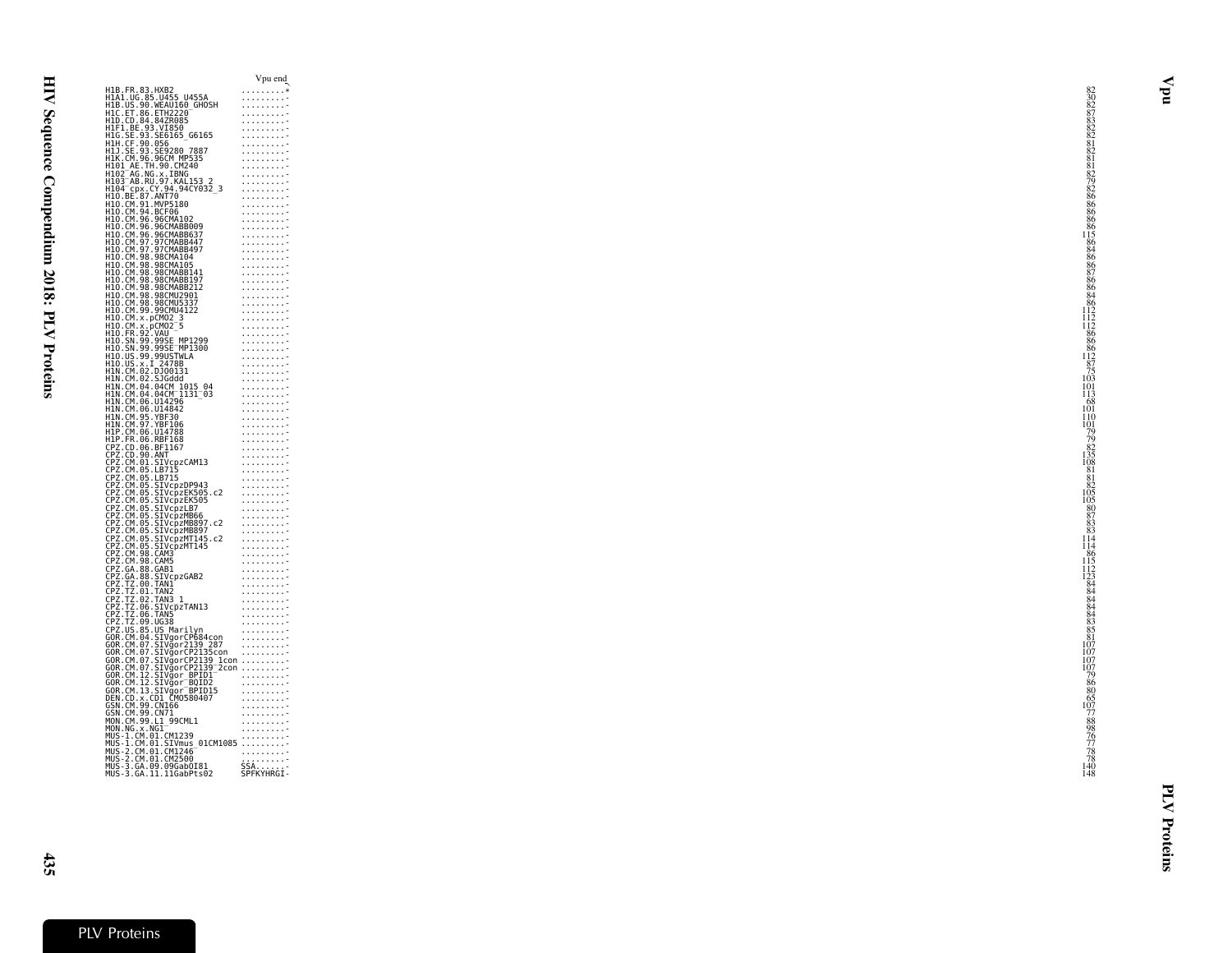| | Vpu end | |
|---|---|---|
| | ^ | |
| H1B.FR.83.HXB2 | .........* | 82 |
| H1A1.UG.85.U455_U455A | .........- | 30 |
| H1B.US.90.WEAU160_GHOSH | .........- | 82 |
| H1C.ET.86.ETH2220 | .........- | 87 |
| H1D.CD.84.84ZR085 | .........- | 83 |
| H1F1.BE.93.VI850 | .........- | 82 |
| H1G.SE.93.SE6165_G6165 | .........- | 82 |
| H1H.CF.90.056 | .........- | 81 |
| H1J.SE.93.SE9280_7887 | .........- | 82 |
| H1K.CM.96.96CM_MP535 | .........- | 81 |
| H101_AE.TH.90.CM240 | .........- | 81 |
| H102_AG.NG.x.IBNG | .........- | 82 |
| H103_AB.RU.97.KAL153_2 | .........- | 79 |
| H104_cpx.CY.94.94CY032_3 | .........- | 82 |
| H1O.BE.87.ANT70 | .........- | 86 |
| H1O.CM.91.MVP5180 | .........- | 86 |
| H1O.CM.94.BCF06 | .........- | 86 |
| H1O.CM.96.96CMA102 | .........- | 86 |
| H1O.CM.96.96CMABB009 | .........- | 86 |
| H1O.CM.96.96CMABB637 | .........- | 115 |
| H1O.CM.97.97CMABB447 | .........- | 86 |
| H1O.CM.97.97CMABB497 | .........- | 84 |
| H1O.CM.98.98CMA104 | .........- | 86 |
| H1O.CM.98.98CMA105 | .........- | 86 |
| H1O.CM.98.98CMABB141 | .........- | 87 |
| H1O.CM.98.98CMABB197 | .........- | 86 |
| H1O.CM.98.98CMABB212 | .........- | 86 |
| H1O.CM.98.98CMU2901 | .........- | 84 |
| H1O.CM.98.98CMU5337 | .........- | 86 |
| H1O.CM.99.99CMU4122 | .........- | 112 |
| H1O.CM.x.pCMO2_3 | .........- | 112 |
| H1O.CM.x.pCMO2_5 | .........- | 112 |
| H1O.FR.92.VAU | .........- | 86 |
| H1O.SN.99.99SE_MP1299 | .........- | 86 |
| H1O.SN.99.99SE_MP1300 | .........- | 86 |
| H1O.US.99.99USTWLA | .........- | 112 |
| H1O.US.x.I_2478B | .........- | 87 |
| H1N.CM.02.DJO0131 | .........- | 75 |
| H1N.CM.02.SJGddd | .........- | 103 |
| H1N.CM.04.04CM_1015_04 | .........- | 101 |
| H1N.CM.04.04CM_1131_03 | .........- | 113 |
| H1N.CM.06.U14296 | .........- | 68 |
| H1N.CM.06.U14842 | .........- | 101 |
| H1N.CM.95.YBF30 | .........- | 110 |
| H1N.CM.97.YBF106 | .........- | 101 |
| H1P.CM.06.U14788 | .........- | 79 |
| H1P.FR.06.RBF168 | .........- | 79 |
| CPZ.CD.06.BF1167 | .........- | 82 |
| CPZ.CD.90.ANT | .........- | 135 |
| CPZ.CM.01.SIVcpzCAM13 | .........- | 108 |
| CPZ.CM.05.LB715 | .........- | 81 |
| CPZ.CM.05.LB715 | .........- | 81 |
| CPZ.CM.05.SIVcpzDP943 | .........- | 82 |
| CPZ.CM.05.SIVcpzEK505.c2 | .........- | 105 |
| CPZ.CM.05.SIVcpzEK505 | .........- | 105 |
| CPZ.CM.05.SIVcpzLB7 | .........- | 80 |
| CPZ.CM.05.SIVcpzMB66 | .........- | 87 |
| CPZ.CM.05.SIVcpzMB897.c2 | .........- | 83 |
| CPZ.CM.05.SIVcpzMB897 | .........- | 83 |
| CPZ.CM.05.SIVcpzMT145.c2 | .........- | 114 |
| CPZ.CM.05.SIVcpzMT145 | .........- | 114 |
| CPZ.CM.98.CAM3 | .........- | 86 |
| CPZ.CM.98.CAM5 | .........- | 115 |
| CPZ.GA.88.GAB1 | .........- | 112 |
| CPZ.GA.88.SIVcpzGAB2 | .........- | 123 |
| CPZ.TZ.00.TAN1 | .........- | 84 |
| CPZ.TZ.01.TAN2 | .........- | 84 |
| CPZ.TZ.02.TAN3_1 | .........- | 84 |
| CPZ.TZ.06.SIVcpzTAN13 | .........- | 84 |
| CPZ.TZ.06.TAN5 | .........- | 84 |
| CPZ.TZ.09.UG38 | .........- | 83 |
| CPZ.US.85.US_Marilyn | .........- | 85 |
| GOR.CM.04.SIVgorCP684con | .........- | 81 |
| GOR.CM.07.SIVgor2139_287 | .........- | 107 |
| GOR.CM.07.SIVgorCP2135con | .........- | 107 |
| GOR.CM.07.SIVgorCP2139_1con | .........- | 107 |
| GOR.CM.07.SIVgorCP2139_2con | .........- | 107 |
| GOR.CM.12.SIVgor_BPID1 | .........- | 79 |
| GOR.CM.12.SIVgor_BQID2 | .........- | 86 |
| GOR.CM.13.SIVgor_BPID15 | .........- | 80 |
| DEN.CD.x.CD1_CM0580407 | .........- | 65 |
| GSN.CM.99.CN166 | .........- | 107 |
| GSN.CM.99.CN71 | .........- | 77 |
| MON.CM.99.L1_99CML1 | .........- | 88 |
| MON.NG.x.NG1 | .........- | 98 |
| MUS-1.CM.01.CM1239 | .........- | 76 |
| MUS-1.CM.01.SIVmus_01CM1085 | .........- | 77 |
| MUS-2.CM.01.CM1246 | .........- | 78 |
| MUS-2.CM.01.CM2500 | .........- | 78 |
| MUS-3.GA.09.09GabOI81 | SSA......- | 140 |
| MUS-3.GA.11.11GabPts02 | SPFKYHRGI- | 148 |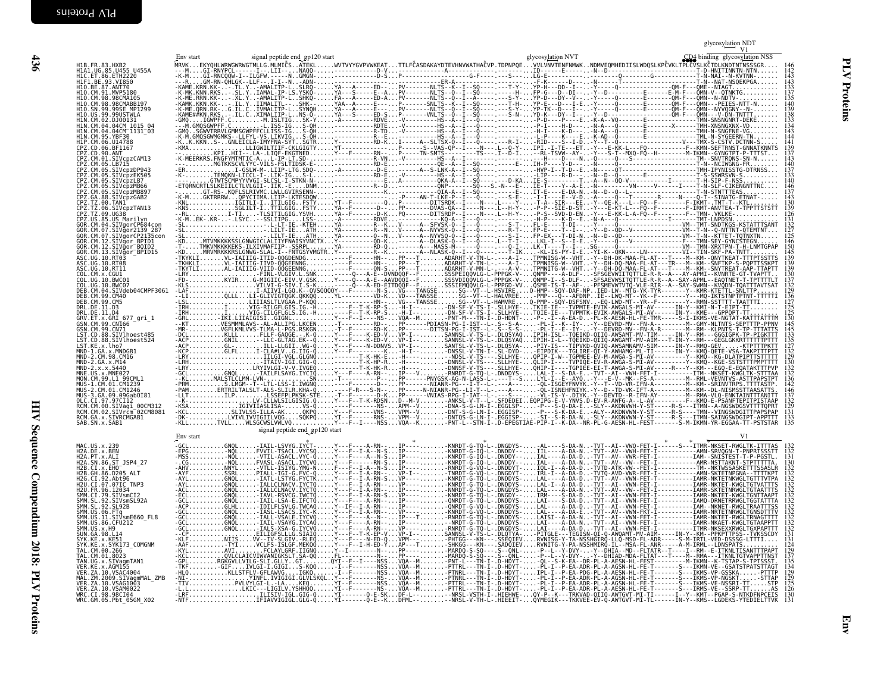```
                                                                                                              glycosylation NDT
                                                                                                                      V1
          Env start          signal peptide end  gp120 start                           glycosylation NVT          CD4 binding  glycosylation NSS
H1B.FR.83.HXB2              MRVK...EKYQHLWRWGWRWGTMLLG.MLMICS..ATEKL.....WVTVYYGVPVWKEAT...TTLFCASDAKAYDTEVHNVWATHACVP.TDPNPQE....VVLVNVTENFNMWK..NDMVEQMHEDIISLWDQSLKPCVKLTPLCVSLKCTDLKNDTNTNSSSGR....  146
H1A1.UG.85.U455_U455A                                                                                                                              142
H1C.ET.86.ETH2220                                                                                                                                  143
H1F1.BE.93.VI850                                                                                                                                   143
H1O.BE.87.ANT70                                                                                                                                    133
H1O.CM.91.MVP5180                                                                                                                                  137
H1O.CM.98.98CMA105                                                                                                                                 135
H1O.CM.98.98CMABB197                                                                                                                               140
H1O.SN.99.99SE_MP1299                                                                                                                              139
H1O.US.99.99USTWLA                                                                                                                                 138
H1N.CM.02.DJO0131                                                                                                                                  133
H1N.CM.04.04CM_1015_04                                                                                                                             134
H1N.CM.04.04CM_1131_03                                                                                                                             143
H1N.CM.95.YBF30                                                                                                                                    144
H1P.CM.06.U14788                                                                                                                                   141
CPZ.CD.06.BF1167                                                                                                                                   139
CPZ.CD.90.ANT                                                                                                                                      137
CPZ.CM.01.SIVcpzCAM13                                                                                                                              143
CPZ.CM.05.LB715                                                                                                                                    140
CPZ.CM.05.SIVcpzDP943                                                                                                                              137
CPZ.CM.05.SIVcpzEK505                                                                                                                              133
CPZ.CM.05.SIVcpzLB7                                                                                                                                135
CPZ.CM.05.SIVcpzMB66                                                                                                                               146
CPZ.CM.05.SIVcpzMB897                                                                                                                              137
CPZ.GA.88.SIVcpzGAB2                                                                                                                               143
CPZ.TZ.00.TAN1                                                                                                                                     130
CPZ.TZ.06.SIVcpzTAN13                                                                                                                              139
CPZ.TZ.09.UG38                                                                                                                                     126
CPZ.US.85.US_Marilyn                                                                                                                               131
GOR.CM.04.SIVgorCP684con                                                                                                                           130
GOR.CM.07.SIVgor2139_287                                                                                                                           127
GOR.CM.07.SIVgorCP2135con                                                                                                                          125
GOR.CM.12.SIVgor_BPID1                                                                                                                             146
GOR.CM.12.SIVgor_BQID2                                                                                                                             150
GOR.CM.13.SIVgor_BPID15                                                                                                                            145
ASC.UG.10.RT03                                                                                                                                     139
ASC.UG.10.RT08                                                                                                                                     139
ASC.UG.10.RT11                                                                                                                                     139
COL.CM.x.CGU1                                                                                                                                      130
COL.UG.10.BWC01                                                                                                                                    137
COL.UG.10.BWC07                                                                                                                                    132
DEB.CM.04.SIVdeb04CMPF3061                                                                                                                         129
DEB.CM.99.CM40                                                                                                                                     136
DEB.CM.99.CM5                                                                                                                                      127
DRL.DE.11.D3                                                                                                                                       125
DRL.DE.11.D4                                                                                                                                       126
GRV.ET.x.GRI_677_gri_1                                                                                                                             130
GSN.CM.99.CN166                                                                                                                                    145
GSN.CM.99.CN71                                                                                                                                     145
LST.CD.88.SIVlhoest485                                                                                                                             135
LST.CD.88.SIVlhoest524                                                                                                                             135
LST.KE.x.lho7                                                                                                                                      127
MND-1.GA.x.MNDGB1                                                                                                                                  132
MND-2.CM.98.CM16                                                                                                                                   129
MND-2.GA.x.M14                                                                                                                                     130
MND-2.x.x.5440                                                                                                                                     132
MNE.US.x.MNE027                                                                                                                                    132
MON.CM.99.L1_99CML1                                                                                                                                136
MUS-1.CM.01.CM1239                                                                                                                                 142
MUS-2.CM.01.CM1246                                                                                                                                 146
MUS-3.GA.09.09GabOI81                                                                                                                              137
OLC.CI.97.97CI12                                                                                                                                   129
RCM.CM.00.SIVagi_00CM312                                                                                                                           130
RCM.CM.02.SIVrcm_02CM8081                                                                                                                          132
RCM.GA.x.SIVRCMGAB1                                                                                                                                133
SAB.SN.x.SAB1                                                                                                                                      135
                             signal peptide end  gp120 start

          Env start                                                                                                                   V1
MAC.US.x.239                -GCL.........GNQL......-IAIL-LSVYG.IYCT......Y---F-----A-RN-...IP---........-KNRDT-G-TQ-L-.DNGDYS-....-AL----S-DA-N-..-TVT--AI--VWQ-FET-I------S--ITMR-NKSET-RWGLTK-ITTTAS  132
H2A.DE.x.BEN                                                                                                                                       132
H2A.PT.x.ALI                                                                                                                                       131
H2A.SN.86.ST_JSP4_27                                                                                                                               130
H2B.CI.x.EHO                                                                                                                                       137
H2B.GH.86.D205_ALT                                                                                                                                 132
H2G.CI.92.Abt96                                                                                                                                    132
H2U.CI.07.07IC_TNP3                                                                                                                                132
H2U.FR.96.12034                                                                                                                                    132
SMM.CI.79.SIVsmCI2                                                                                                                                 132
SMM.SL.92.SIVsmSL92A                                                                                                                               132
SMM.SL.92.SL92B                                                                                                                                    132
SMM.US.06.FTq                                                                                                                                      132
SMM.US.11.SIVsmE660_FL8                                                                                                                            132
SMM.US.86.CFU212                                                                                                                                   132
SMM.US.x.H9                                                                                                                                        132
SUN.GA.98.L14                                                                                                                                      131
SYK.KE.x.KE51                                                                                                                                      131
SYK.KE.x.SYK173_COMGNM                                                                                                                             124
TAL.CM.00.266                                                                                                                                      129
TAL.CM.01.8023                                                                                                                                     137
TAN.UG.x.SIVagmTAN1                                                                                                                                135
VER.KE.x.AGM155                                                                                                                                    136
VER.ZA.10.VSAC4004                                                                                                                                 129
MAL.ZM.2009.SIVagmMAL_ZMB                                                                                                                          129
VER.ZA.10.VSAG1003                                                                                                                                 125
VER.ZA.10.VSAM0022                                                                                                                                 126
WRC.CI.98.98CI04                                                                                                                                   130
WRC.GM.05.Pbt_05GM_X02                                                                                                                             131
```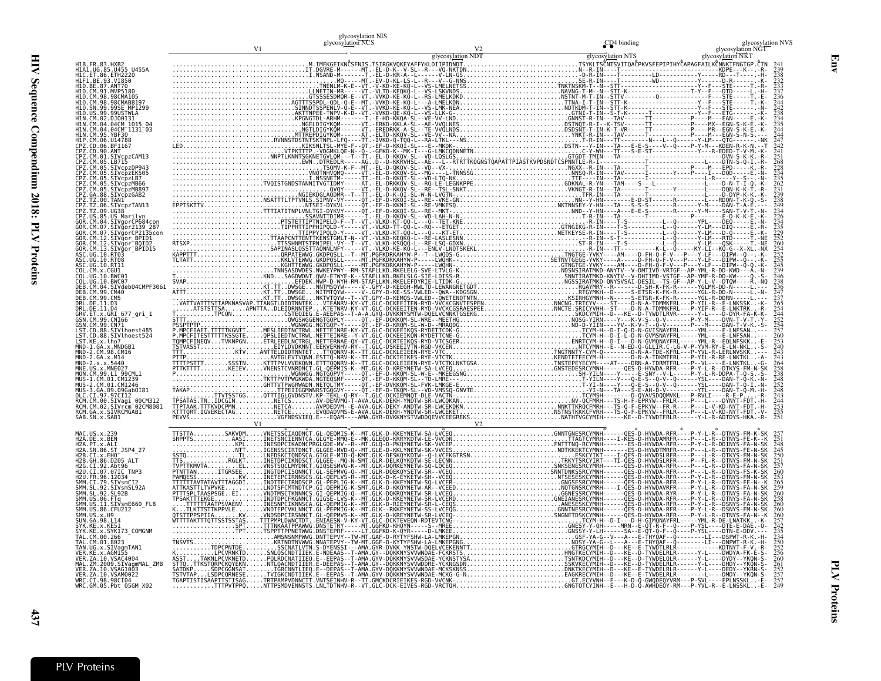# Env

```
                                                              glycosylation NIS
                                                              glycosylation NCS
                         V1                                                        V2                          CD4 binding          glycosylation NVS
                                                                                   glycosylation NDT      glycosylation NTS         glycosylation NGT
                                                                                                                                    glycosylation NKT
H1B.FR.83.HXB2              ........................................M.IMEKGEIKNCSFNIS.TSIRGKVQKEYAFFYKLDIIPIDNDT...............TSYKLTSCNTSVITQACPKVSFEPIPIHYCAPAGFAILKCNNKTFNGTGP.CTN 241
H1A1.UG.85.U455_U455A       ........................................IT.DGVRE-M------MT.-EL-D-K--V-SL--R---VQ-NKTDN.............N.-R-IN-----T---------------------------KDPE---K--.-R- 239
H1C.ET.86.ETH2220           ........................................I.NSAND-M------T.-EL-D-KR-A--L------V-LN-GS...............-D-R-IN-----T---------LD----------Y-----RD---T----.-H- 238
H1F1.BE.93.VI850            ..........................................MQ----MT.-EV-D-KL-LS-L--R---V--G-NNS..............SE-R-IN-----T---------WD----------Y-----D-R------K---- 232
H1O.BE.87.ANT70             ......................................TNENLM-K-E--VT.-V-KD-KE-KQ-L--VS-LMELNETSS............TNKTNSKM-T--N--STT------------------Y--F---STE-----T.-K- 233
H1O.CM.91.MVP5180           ......................................LLNETIN-MR---VT.-VLTD-KEQKQ-L--VS-LSKVNDS............NAVNG-T-M--N--STI-K-------------T-Y--F---DTD-----L.-H- 237
H1O.CM.98.98CMA105          ......................................GTSSSESDMQR-E-VT.-VVKD-KE-KQ-L--RS-LMELKDKD...........NSTNT-M-T-IN--STTV-------------Q---------STE-----T.-E- 236
H1O.CM.98.98CMABB197        ....................................AGTTTSSPDL-QDL-Q-E--MT.-VVKD-KE-KQ-L----A-LMELKDN.........TTNA-I-T-IN--STT-K------------------Y--F---STE-----T.-K- 244
H1O.SN.99.99SE_MP1299       ....................................SINNDTSSPENLV-Q-E--VT.-VVKD-KE-KQ-L--VS-LMK-NEA.........NDTKDM-T-IN--STT-K------------------Y--F---STE-------N- 242
H1O.US.99.99USTWLA          ....................................AKTTNPEE-TNPV-K-D--VT.-VVKD-QE-KQ-L--VS-LLK-G...........-GTNI-T-IN--S-T-K------T----------Y--F---STE-------N- 238
H1N.CM.02.DJ00131           ....................................KPGNGTDL-ARHM------T.-E-HD-KKQA-SL--VE-VV-LND...........GNNST-R-IN--TAV------TT----------P----M---EAN-----E.-K- 234
H1N.CM.04.04CM_1015_04      ....................................NGELDIGYKQM------VT.-ERKD-KKLA-SL--AE-VVQLNES...........DSTNQT-R-I--K-TSV------TT----------P----MX--EGN-S-K-E.-K- 235
H1N.CM.04.04CM_1131_03      ....................................NGTLDIGYKQM------VT.-ERKD-KKLA-SL--TE-VVQLNDS...........DSDSNT-T-IN--K-T-VR-----TT----------P----MR--EGN-S-K-E.-K- 234
H1N.CM.95.YBF30             ....................................MTTREPDIGYKQM------AT.-ELTD-KKQV-SL--VE-VV--NA...........YNKT-R-IN---TAV------T-----------P----M---EGN-S-N-S.--- 244
H1P.CM.06.U14788            ..............................RVNNSTDSTNTSKTNPL-LFQ---TT.-IVKD-Q-TQQ-L---RA-LTKL---NS..........-T-R-IN----T--------N---L--Q----Y-LM---QTG--------NK 247
CPZ.CD.06.BF1167            LED.......................KIKSNLTSL-MYE-F---QT.-EF-D-KKQI-SL--E--MKDK...........DSTN---T-IN---TA---E-E-S-----V--Q----P-Y-M---KDEN-R-K-N.--T 242
CPZ.CD.90.ANT               ...........................VTPKTTTP.-VDGMKLQE-N--Q.--GFKD-K--MK-I---G-LMKCQDNNETN..............C-Y-WH---TT---S-E-ST------------Y---R-EDED-T-V-M.-K- 241
CPZ.CM.01.SIVcpzCAM13       .......................NNPTLKNNTSGKNETGVLQM---T--TT.-EL-D-KKQV-SL--VD-LQSLGS.............GTGDT-TMIN---TA-------------------------------DVN-S-K-K.-R- 251
CPZ.CM.05.LB715             ..............................EWN..DTREDLR----AG..D--D-KKRVHSL--AE---L--RTRTTKQGNSTQAPATTPIASTKVPDSNDTCSPNNTLE-R-I-------------T-----------------DTN-S-Q-I.-TN 268
CPZ.CM.05.SIVcpzDP943       ...............................TSQMV-K-F--MT.-EL-D-QKQV-SL--VD--VX.............NGXX.-R-IN---TA-------T-------------P----M---EPD-----K.-R- 228
CPZ.CM.05.SIVcpzEK505       ...............................VNQTNHVQMQ----VT.-EL-D-KKQV-SL--MG----L-TNNSSG...........NNSQ-R-IN---TAV-------I-------Y-----P---I---DQD-----E.-N- 234
CPZ.CM.05.SIVcpzLB7         ...............................I.NSSNETM-----TT.-EL-D-KKQT-SL--VD-LTQ-NK.............TTE----IN---TA-----------------------L-R-----Y--S---.-N- 235
CPZ.CM.05.SIVcpzMB66        ..........................TVQISTGNDSTANNITVTGIDMY-----AT.-EL-DRKKQV-SL--RQ-LE-LEGNKPPE.........GDKNAL-R-YN---TAM-----S---L---------------L-----D-N-T-I-Q.-K- 262
CPZ.CM.05.SIVcpzMB897       ......................................QVQY-----VT.-EL-D-KKQV-SL--RE--TSL-SNKT.............VKNGT-R-IN---TA-------T--------Y-----------L-----DQN-K-K-T.-K- 239
CPZ.GA.88.SIVcpzGAB2        ..................................NGIEKDGLAQDHR--T--TT.-EL-D-K-QI-SL--W-N-LVGTN.............TFR.IN---TA-------T----------------------L-----D-DYP-K-K.-K- 239
CPZ.TZ.00.TAN1              .......................NSATTTLTPTVNLS.SIPNY-V------QT.-EF-D-KKQI-SL--RE--VKE-GN.............NY-HN-----E-D-ST-----R--------L------L------RDQN-T-K-Q.-S- 238
CPZ.TZ.06.SIVcpzTAN13       EPPTSKTTV......................NTSEI-DYKV------QT.-EF-D-KKNI-SL--RE-VMKESQ...............NKTNNSEY-HN---TA---S-S-S-----------Y-M-----DAN-T-A-E.--- 249
CPZ.TZ.09.UG38              ......................TTTIATITNPVLNLTGI-DYKVY-----QT.-EF-D-KKQI-SL--RE--MKT...............NND--Y-HN---A---E-E-S-------Y-M-----SAN-T-V-T.-N- 234
CPZ.US.85.US_Marilyn        ..............................SSAVNTTDIMR-----T..-EL-D-KKQV-SL--VD-LAH-N-N...............T-R-IN---TA-------T-------------P-------E-D-K-K-E.-K- 226
GOR.CM.04.SIVgorCP684con    ......................PTSTETTIPTNIPELD-F--VT.-VLKD-KT-QQ-L---Q---TET-KNE.............TN.-R-IN---T-S-----------L--Q-----YPL-----DEQ-----E.-R- 234
GOR.CM.07.SIVgor2139_287    ......................TIPPHTTIPPHIPQLD-Y-----VT.-VLKD-TT-QQ-L---RQ---ETGET.............GTNGIKG-R-IN---T-S-----------L--Q-----Y-LM---DIQ-----E.-R- 235
GOR.CM.07.SIVgorCP2135con   ......................TIPPYIPQLD-Y-----VT.-VLKD-KT-QQ-L---Q---KT-ET.............NETKEYSE-R-IN---T-S-----------L--Q-----Y-LM---D-Q-----E.-K- 229
GOR.CM.12.SIVgor_BPID1      .................TTAAPCNTTENTTKENSTGMLT-N--V--VT.-VLKD-KEQKQ-L---RE-LASLESNN............TTE-----IN---T-S-----------L--Q-----Y-LM---RTD-----T.-NE 252
GOR.CM.12.SIVgor_BQID2      RTSXP.............TTSSHNMTSTNPIPEL-VY--T--VT.-VLKD-KSQQQ-L---RE-LSQ-GDXN...............ST-R-IN---T-S-----------L--Q-----Y-LM---QSK-----T.-NE 260
GOR.CM.13.SIVgor_BPID15     ..................SAPINASLQSSTTAQNNLNFY-----VT.-VLKD-KE-KQ-L---ENLV-LNQTSKEKL............-R-IN---TT-----------K-L--Q-----KY-LI--KQ-G--X-XL.-NX 254
ASC.UG.10.RT03              KAPPTTT.....................QRPATEWWG.GKQPQSL---T--MT.PGFKDKAHYW-P--T---LWQQS-G..........TNGTGE-YVKY----AM------D-FH-Q-F-V---P---Y-LF---DIPW--Q--..-K- 252
ASC.UG.10.RT08              TLTATT......................KKLVTEWWG.GKDPQSLL----MT.PGFKDKAHYW-P----LWQHK...............SETNVTGEGE-YVKY-----A------D-FH-Q-F-V---P---Y-LF---DIPW--Q-..-K- 255
ASC.UG.10.RT11              ............................KGHTTEWWG.GKDPQSLL----MT.PGFKDKRAHYW-P----LWQHN.............GTNGTGE-YVKY----AM-----D-FH-Q-F-V---P---Y-LF---DIPW--Q-Q.-K- 245
COL.CM.x.CGU1               ............................TNNSASDWDES.NWKEYPWY--RM-STAFLLKD.RKELELG-SVE-LTVLG-K.........NDSNSIRATMKD-ANYTV---V-DMTIVD-VRTGF-AP-YML-R-DD-KWD---A.-N 239
COL.UG.10.BWC01             T...........................KND...SAGDWDNT.QWV-ETWYE-K--STAFLLKD.RKELSLG-SIE-LDISS-R.........SNNTIRATMKD-KNYTV--V-DHTIMD-VSTGF--AP-YMF-R-DD-KW---Q.-S- 246
COL.UG.10.BWC07             SVAP........................EFDEK.NWP-D-WYH-RM-STAFLLKD.RKELEFDYRIE-LTIDK-G...........NGSSIRATMKD-QNYSVSAI-DESIL--TS-GF--AP-Y-L-V--DTQW----R.-NQ 238
DEB.CM.04.SIVdeb04CMPF3061  ...........................KT.TT..DWSGE...NNTMSQYW-----V-.GPY-D-KEEGH-MWLTD-LEWANGNETGDT.........---RAYMDY--R-------D-SH-K-FK-R-------YGLMR-DD-H--.-K- 236
DEB.CM.99.CM40              ATTT.......................KT.TT..DWSGE...NITMTQYW-----V-.GPY-D-KE-SS-VWLED--QWA--KDGSGN...........RTGYMKH--D------S-ETSR-K-FK-R-------YGL-R-DD-N-----L.-N- 247
DEB.CM.99.CM5               ...........................KT.TT..DWSGE...NKTVTQYW--T--VT.GPY-D-KEMQS-VWLED--QWETENQTNTN..........KSIRHGYMHH--N------S-ETSR-K-FK-R-------YGL-R-DDRN------L.--- 237
DRL.DE.11.D3                ..VATTVATTTSTTAPKNASVAP.TTANGTLDIDTNNTEK....VTEANRV-KY-VT.GLC-DCKEEILEN-RYD-VVCKCQNTESPEN..........NNCNG-SRICYVHH---ST------D-N-A-TDMMKFRI---P-YIL-R--E-LNKSSK.-K- 236
DRL.DE.11.D4                ......ATSTSTTSA......APNTTA..DLEIDRNNTEP....KTETNRV-KY-VT.GLC-DCKEEITEN-RYD-VVCKCGSRAESPEE..........NNCTE.SRICYVHH--ST------D-N-A-TDMMKFRL---P-YIF-R--E-LNKTRK.-E- 263
GRV.ET.x.GRI_677_gri_1      T...........TPCQN...........CSTEQIEG.E-AEEPAS--T-A-A.GYD-DVKKNYSMTW-DQELVCNNKTGSEKG...........SKDCYMIH--D---KE--D-TYWDTLRVR-----Y-L-----D-DYR-FA-K.-K- 244
GSN.CM.99.CN166             STTT.........................QWGSWGGENGTGQPY-----QT.-EF-DQKQM-SL-WRE--MEETHG...............NDSV-YIRN---V-K-V-S--Q-V--------P-Y-M---DVN-T-V-T.-S- 252
GSN.CM.99.CN71              PSSPTPTP.....................WGNWGG.NGTGQP-Y-----QT.-EF-D-RKQM-SL-W-D--MRAQDG.............ND-D-YIIN-----YV--K-V-T--Q-V--------P---M----DAN-T-V-K.-S- 254
LST.CD.88.SIVlhoest485      P.MPCFIAET.TTTTTKGNTT.......MESLIEDTNCTRWL.NETTEINRE-KY-YT.GLC-DCKEEIKQS-RYDETTCDK-G...............TCYM-H--D-I-Q-D-N-GVISNAYFRL-----YML----E-LNFSAN.---- 257
LST.CD.88.SIVlhoest524      P.MPCFITESTTTTTTKSSGTE......QPSLIEDTNCTRWL.NETTEINRE--Y-VT.GLC-DCKEEIKQN-RYDETTCNK-G...............TCYM-H--D-I-L-D-N-GVMSNAYFRL-----YML----E-LNFSAN.---- 260
LST.KE.x.lho7               TQMPCFINEQV...TVKNPGN.......ETRLEEDLNCTRGL.NETTERNAE-QY-VT.GLC-DCRTEIKQS-RYD-VTCSGER.............ENRTCYM-H--D-I---D-N-GVMQNAYFRL-----YML-R--EQLNFSKK.--E- 253
MND-1.GA.x.MNDGB1           TSTVASST........................EIYLDVDKNNT.EEKVERNHV-RY--T.GLC-DSKEEIVIN-RGD-VKCEN..............NTCYMNH--E--N-ED-Q-GLLIR.C-LG-V-P-YVM-RY-E-LN-NKL.--S- 240
MND-2.CM.98.CM16            TTT..................KTV....ANTTEDLDTNNTET....TTQRVRV-K-Y-VT.GLC-DCKLEIEN-RYE-VTC..............TNGTNNTY-CYM-Q---------D-N-A-TDE-KFRL---P-YVL-R-LERLNVSKK.---- 243
MND-2.GA.x.M14              PTTP.........................AVTGLEVTVQNN.ESTTQ-NRV-K--YT.GLC-DCKIEIKES-RYE-VTCTK..............KENDTETEECYM-H----------D-N-A-TDKMTFRL---P-YIL-R-RE-LNKTKL..-A- 243
MND-2.x.x.5440              TTTTPSTTT.......SSSTN.......KTTTPVLVVEKQNN.ETTTQQNRV-K-Y-VT.GLC-DCKLEIEEN-RYE-VTCTKLNKTGSA.........TNSTEPEYECYM--------AT----DRN-A-TDRMTFRL---P--VL----E-LNKTKL..-G- 264
MNE.US.x.MNE027             PTTKTTTT.......KEIEV........VNENSTCVNRDNCT.GLC-QEPMIS-K--QT.GLC-DCKREYNETEW-SR-LVCEQ..............GNSTEDESKCYMNH----QES-D-HYWDA-RFR------P-Y-L-R--DTKYS-FM-N-.SK 258
MON.CM.99.L1_99CML1         P.............................WGNWGG.NGTGQPVY-----QT.-EF-D-KKQM-SL-W-E--MKEEGSNG.............SH-YILN-----Y-------E-SNY--V-L--------P-Y-L-R-DDPA-T-Q-S.--S- 238
MUS-1.CM.01.CM1239          ...........................TKTTPVTPWGKWDA.NGTEQSMF-----QT.-EF-D-KKQM-SL--TD-LMRE--..............T-YILN-----Y--Q-E-S--Q-V--Q------YSL-----DAN-T-Q-K.-N- 248
MUS-2.CM.01.CM1246          ...........................GHTTVTPWGRWADN.NETQLTMY-----QT.-EF-DVKQM-SL-FVK-LMKGE-E.............NV-YI-N-----Y--Q-E-S--Q-V--Q------YSL-----DAN-T-Q-I.-N- 252
MUS-3.GA.09.09GabOI81       TAKAP........................TTPEIIGGMWNRSTGQGVY-----QT.-EF-D-TKQM-SL--VD-VMSSQ-GNVTE.............-YI-N---TA---S-E-AH-D-V--------YTL-----DAN-T-Q-M.-N- 248
OLC.CI.97.97CI12            ...................TTVTSSTGG....QTTTIGLGVDNSTV.KP-TEKL-Q-RY--T.GLC-DCKIEMNQT-DLE-VACTN-...............TCYMSH--------D-QYAVSDQQMVKL---P-RVLI----R-E-P..--R- 243
RCM.CM.00.SIVagi_00CM312    TPSATAS.TN..IDCGIN............NETCS...........AVPDEVDM--T-AVA.GLK-DEKH-YNDTW-SR-LWCQKAN............NV-QCFMRH---TS-H-F-EPRYW--FRLR---P---L----DYNYT-FDT.-H- 244
RCM.CM.02.SIVrcm_02CM8081   TTPTAAK.TTTKVDCPMN..........NETCA.........AVPDEDVM--E-AVA.GLK-DEKY-ANDTW-SR-LWCEKDKN...........NNKTTKRQCFMRH---TS-Q-F-EPKYW--FR-R----P---L-V-KD-NYT-FDT.-H- 253
RCM.GA.x.SIVRCMGAB1         KTTTQRT.IGVEKECTAG..........NETCE.........EVQDADVMS-E-AVA.GLK-DEKH-YNDTW-SR-LWCEKET............NSTNSTKKKCFVRH---TS-Q-F-EPKYW--FRLR----P---L-V-KD-NYT-FDT.-V- 255
SAB.SN.x.SAB1               PEVVS........................VGFNDSVIEQ.E---EQAM-----AMA.GYR-DVKKNYSTVWDDQEVVCEEGREKS.............NATHTVGCYMIH------KE--D-TYWDTFRLR------Y-L-R-ADTDYS-HKA.-R- 251
                              V1                                                    V2
MAC.US.x.239                TTSTTA.........SAKVDM.....VNETSSCIAQDNCT.GL-QEQMIS-K--MT.GLK-DKKKEYNETW-SA-LVCEQ.............GNNTGNESRCYMNH------QES-D-HYWDA-RFR----P-Y-L-R--DTNYS-FM-K.-SK 257
H2A.DE.x.BEN                SRRPTS.........AASI.....INETSNCIENNTCA.GLGYE-MMQ-E--MK.GLEQD-KRRYKDTW-LE-VVCDN...............TTAGTCYMRH-----I-KES-D-HYWDAMRFR----P---L-R--DTNYS-FE-K.-K 251
H2A.PT.x.ALI                .................KPL.....INESDPCIKADNCPRGLGDE-MV--R--MT.GLQ-D-PKQYNETW-SK-VVCEP...............FNTTTNQ-RCYMNH------ES-D-HYWDA-RFR----P-Y-L-R-DDINYS-FA-N.-SK 248
H2A.SN.86.ST_JSP4_27        .................NTT.....IGENSSCIRTDNCT.GLGEE-MVD--M-.GLE-D-KKLYNETW-SK-VVCES...............NDTKKEKEKCYMNH-----------D-HYWDTMRFR----P---L-R--DTNYS-FE-N.-SK 245
H2B.CI.x.EHO                SSTQ...........TL......LNEDSKCIQNDSCA.GIGLE-MID-Q-KMT.GLK-DESKQYKDTW-Q-LVCEKGTRSN..............ESKCYIKT-----I-QES-D-HYWDSLRFR----P---L-R--DTKYS-FM-N.-SK 250
H2B.GH.86.D205_ALT          TTS.............RGLKT....INETDPCIKNDSCT.GLGEE--MQ-N-SMT.GLK-DELKQYKDTW-SE-LECNN...............TRKYTSRCYIRT---TI-QES-D-HYWDSLRFR----P--FL-R--DTNYS-FM-N.-SK 251
H2G.CI.92.Abt96             TVPTTKMVTA.......EL......VNSTSQCLMYDNCT.GIQSESMVG-K--MT.GLK-DQRKYYNETW-SQ-LVCEQ...............SNKSENESRCYMNH------QES-D-HYWDA-RFR----P---L-R--DTNYS-FA-N.-SK 257
H2U.CI.07.07IC_TNP3         PTNTTAN.......ITGRSEE.....INGTDPCISQNNCT.GL-SEPMVG-Q--MT.GLR-DQEKQYSETW-SR--VCER.............SNNTDNKSSRCYMNH------QES-D-HYWDA-RFR----P---L-R--DTDYS-FS-K.-SK 260
H2U.FR.96.12034             PAMQESS...........KV.....INETEPCIRNNSCS.GL-QEPLVS-R--MT.GLK-D-K-EYKETW-SH-VVCEQ...............NTSESESKCYMNH------QES-D-HYWDA-RFR----P-Y-L-R--DTNYS-FA-N.-SK 252
SMM.CI.79.SIVsmCI2          TTTTTTAVTATAVTTTAGGDI.....INDTTECINNDSCP.GLPEPLIG-R--MT.GLK-DQKRQYNETW-SR-LVCEQ...............GNGSESESRCYMNH------QES-D-HYWDA-RFR----P-Y-L-R--DTNYS-FE-N.--K 265
SMM.SL.92.SIVsmSL92A        ATTKASTTLTVPVKE..........LNDTSFCMTNDTCP.GI-QEPMIG-K-SMT.GLR-D-KKEYNETW-AR--VCEED..............NQTGNSRCYMRH-----I-QES-D-HYWDAVRFR----P-Y-L-R--DTNYS-FA-N.-SK 259
SMM.SL.92.SL92B             PTTTSPLTAASPSGE..EI.......VNDTMSCTKNNNCS.GI-QEPMIG-Q--MT.GLK-DQKRQYNETW-SR-LVCEQ...............GGNESSRCYMNH------QES-D-HYWDA-RYR----P-Y-L-R--DTNYS-FA-N.-SK 260
SMM.US.06.FTq               TPSAKTTTEKGE.............INDTDPCFKGNNCT.GIGSE-LVS-K--MT.GLK-D-KKEYNETW-SR-LVCERD.............GNEIANESRCYMNH------QES-D-HYWDA-RFR----P-Y-L-R--DTNYS-FA-N.-SK 258
SMM.US.11.SIVsmE660_FL8     ...TTTTTTAATPSVAENV......INESNPCINKNSCA.GL-QEPMIG-K--MT.GLR-D-RIEYNETW-SR-L-CEQS...............ANESESKSCYMNH------QES-D-HYWDA-RFR----P-Y-L-R--DSNYS-FA-N.-SK 260
SMM.US.86.CFU212            K..TLKTTSTTKPPVLE........VNDTEPCVKLNNCT.GL-PEPMIG-R--MT.GLK--RKKEYNETW-SS-LVCEQG...............GNNTNESRCYMNH------QES-D-HYWDA-RFR----P-Y-L-R--DSNYS-FM-N.-SK 260
SMM.US.x.H9                QTSTTPPSPIIA.......KV.....VNDSDPCIRSNNCT.GL-QEPMVS-K--MT.GLK-D-RKEYNETW-SR-LVCEQ...............SNGNETDSKCYMNH------QES-D-HYWDA-RFR----P-Y-L-R--DTNYS-FA-N.--K 260
SUN.GA.98.L14               WTTTTAKTTTQTTSSTSSTAS....TTTPMPLDWNCTDT..ENIAESN-V-KY-VT.GLC-DCKTEVEQN-RDTEVTCNG-...............TCYM-H--D-I---D-H-GIMQNAYFRL-----YML-R-DE-LNATKK..-K- 257
SYK.KE.x.KE51               ...................SPT.....TTTNKAATPPAWWG.DNSTETRY----MT.GGFKD-KHQYN-----S--MREE..............GNESY-Y-QH-----MRN--E-QT-R-F---Q----P-YSL-----DTE-E-DAE.-Q- 242
SYK.KE.x.SYK173_COMGNM      ...................TPT.....TSPPTTPPNETWWG.DNSTEPRF-----LT.GGFKD-K-QYR-----D-LMKEE..............GNSSY-Y-LH------SA--E-QT-Q-F--Q----P-YSL-----DTN-E-DDV.--- 235
TAL.CM.00.266               ..............................AMSNSNMPWWG.DNTTEPVY---TW-MT.GAF-D-RYTYFSHW-LA-LMKEPGN...........GSF-YA-G--V---A---E-THYQAF--Q---------LI---DSPWT-R-K.-H- 234
TAL.CM.01.8023              TNSVTS........................KRTNDTNVWWG.NNATEPVY---TW-MT.GGF-D-KYTYFSHW-LA-LMKEPGNG..........NDSY-YA-G--L---A---E-THYQAF--Q---------LI---DNPWT-R-K.-H- 250
TAN.UG.x.SIVagmTAN1         ..........TDPCPNTDE.........SSCNATLVTN.S-DYENSSI---AMA.GYR-DVKK-YNSTW-DQELVCEKENNTT...........GTRGCYMIH--D---KE--E-TYWDTLRLR-------------KDTNYT-F-V.-R- 252
VER.KE.x.AGM155             K..........LPCVRNKTD......SNLQSCNDTIIEK.E-NDEAAS--T-AMA.GY--DQKKNYSVVWNDAE-FCKRSTS.............HNGTKECYMIH--D---KE--D-TYWDELRLR------Y-L-----DWDYA-FK-E.S- 256
VER.ZA.10.VSAC4004          ASST....TAKNLPCVKNETD.....PQLRDCNATIIEQ.E--EEPAS--T-AMA.GYV-DQKKNYSVVWSDAE-YCKNSTYSA...........TSNTKDCYMIH--D---KE--D-TYWDELQLR------Y-L----DYDY--YKQN.S- 260
MAL.ZM.2009.SIVagmMAL_ZMB   STTQ..TTKSTQRPCKQYEKN.....NTLQACNDTIIER.E-DEEPAS--T-AMA.GYV-DQKKNYSVVWDDRE-YCKNGSDN..........SSKVKECYMIH--D---KE--D-TYWDELRLR------Y-L----DHDY--YKQN-S- 261
VER.ZA.10.VSAG1003          SATDKP.....SDPCGGNSAT.....IGRCNNTLIEQ.E--DEPAS--T-AMA.GYV-DQKKNYSVVWNDAE-MCKSKNSS...........DNKTKECYMIH--D---KE--D-TYWDELRLR------Y-L----DEDY--YKRN-S- 252
VER.ZA.10.VSAM0022          TSTVTAP....LSDPCQRNESE.....TVIGKCNDTIIEK.E--EEPAS--T-AMA.GYV-DQKKNYSVVWNDAE-MCKG-G-K..........EAGKRECYMIH--D---KE--E-TYWDELRLR------Y-L----DMDY--YKQN-S- 252
WRC.CI.98.98CI04            TGAPTISTISAAPTTSTISAG....TRTPAMPVDNNCTT.VNTSEINHV-R--TT.GMCKDCRIEIKES-RGD-VVCNK-..................GT.ECYVNH--E---K-D-Q-GWQDEQYVRM---P-SVL-----EPLNSSKL...-E- 257
WRC.GM.05.Pbt_05GM_X02      ............TTTPVTPPQ.....NTTPSMDVENNSTS.LNLTDTNHV-R--VT.GLC-DCK-EIVES-RGD-VRCTQH..............GNGTQTCYINH--E---H-D-Q-AWHDEQY-RM---P-YVL-R--E-LNSSKL...-E- 249
```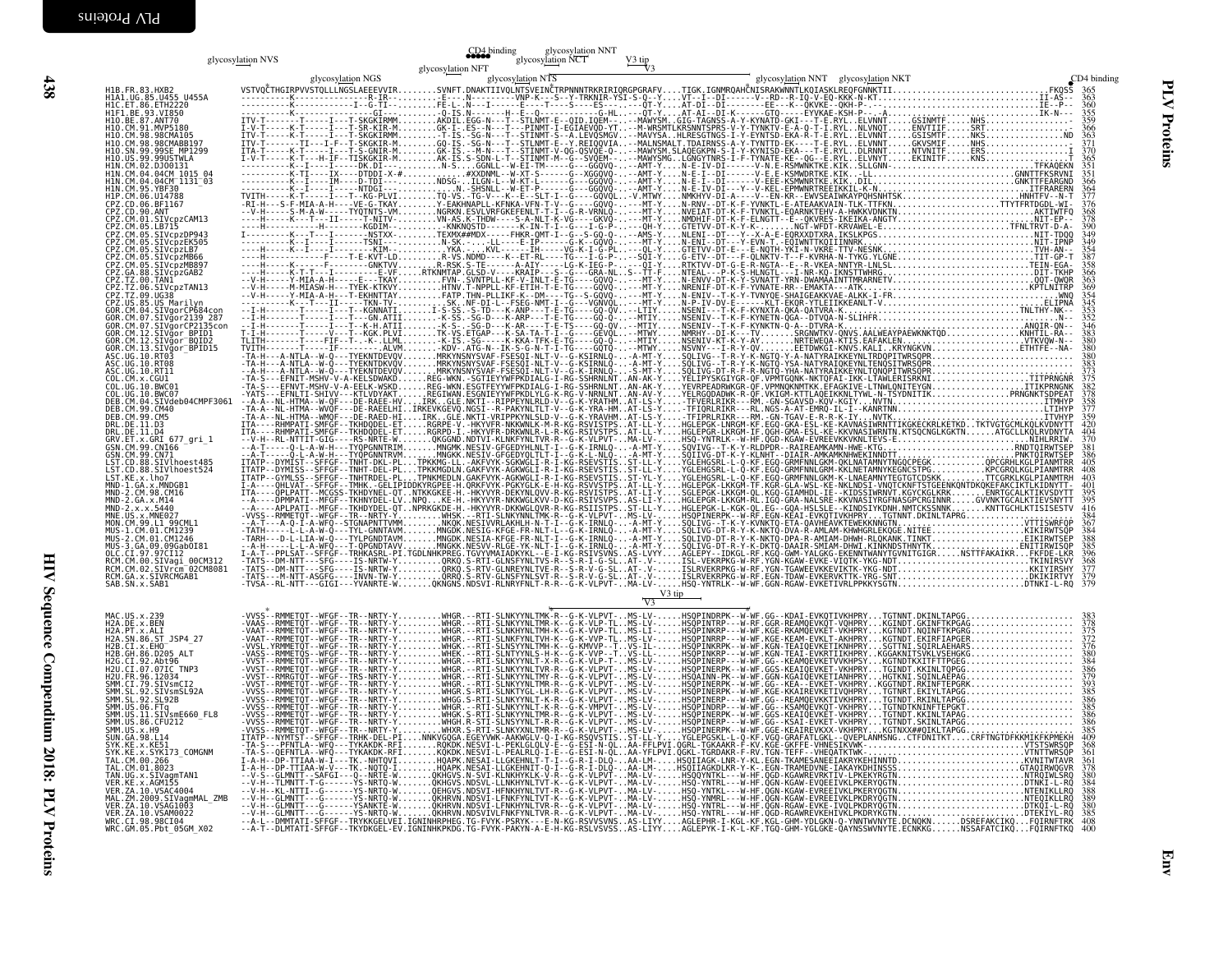```
                                                              CD4 binding     glycosylation NNT
                    glycosylation NVS                                          glycosylation NCT   V3 tip
                                                    glycosylation NFT                                V3
                                  glycosylation NGS          glycosylation NTS                      glycosylation NNT  glycosylation NKT          CD4 binding

H1B.FR.83.HXB2               VSTVQCTHGIRPVVSTQLLLNGSLAEEEVVIR........SVNFT.DNAKTIIVQLNTSVEINCTRPNNNTRKRIRIQRGPGRAFV....TIGK.IGNMRQAHCNISRAKWNNTLKQIASKLREQFGNNKTII...............................FKQSS  365
H1A1.UG.85.U455_U455A        ---------K--------------R-IR-.........E----N---------VNP-K--S--Y-TRKNIR-YSI-S-Q--Y....VT--I--DI-------V--RD--R-IQ-V-EQ-KKK-N-KT..............................II-AS-  363
H1C.ET.86.ETH2220            ----------K--------------I--G-TI-........FE-L-.N----I------E----T---S-----ES--.....QT-Y....AT-DI--DI-------EE---K--QKVKE--QKH-P--..............................IE--P--  360
H1F1.BE.93.VI850             ---------------------------GI--.........-Q-IS.N---------H--E--Q---------G-HL.....QT-Y....AT-AI--DI-K------GTQ-----EYVKAE-KSH-P---A...........................IK-N--  355
H1O.BE.87.ANT70              ITV-T-------T-----I---T-SKGKIRMM........AKDIL.EGG-N---T--STLNMT-E--QID.IQEM-..--MAWYSM..GIG-TAGNSS-A-Y-KYNATD-GKI---T-E.RYL..ELVNNT......GSINMTF.....NHS...........  359
H1O.CM.91.MVP5180            I-V-T-----K-T-----I---T-SR-KIR-M........GK-I-.ES--N---T--PINMT-I-EGIAEVQD-YT..-M-WRSMTLKRSNNTSPRS-V-Y-TYNKTV-E-A-Q-T-I-RYL..NLVNQT......ENVTIIF.....SRT...........  366
H1O.CM.98.98CMA105           ITV-T-----K-T-----I---T-SKGKIRMM........-T-IS..SG-N---T--STINMT-S--A.LEVQSMGV..-MAVYSA..HLRESGTNGS-I-Y-EVNTSD-EKA-R-T-E.RYL..ELVNNT......GSISMTF.....NKS.............ND  363
H1O.CM.98.98CMABB197         ITV-T-------TI---I-F--T-SKGKIR-M........GQ-IS..SG-N---T--STLNMT-E--Y.REIQQVIA..--MALNSMALT.TDAIRNSS-A-Y-TYNTTD-EK----T-E.RYL..ELVNNT......GKVSMIF.....NHS...........  371
H1O.SN.99.99SE_MP1299        ITA-T-----K-T-----I---T-S-GNIR-M........GK-IS..-M-N---T--STINMT-V-QG-QSVQE-Q-..--MAWYSM.SLAQEGKPN-S-I-Y-KYNISD-EKA--T-E.RYL..DLRNNT......NTVNITF.....ERS...........  370
H1O.US.99.99USTWLA           I-V-T-----K-T--H-IF--TISKGKIRMM........AK-IS.S-SDN-L-T--STINMT-M--G--SVQEM-..--MAWYSMG..LGNGYTNRS-I-F-TYNATE-KE-.QG--E.RYL..ELVNYT......EKINITF.....KNS...........  365
H1N.CM.02.DJ00131            ----------K--I-----I------DK.DI---........N-S.....GGNLL--W-EI-TM-------G---GGQVQ-..---AMT-Y....N-E-IV-DI------V-N.E-RSMWNKTKE.KIK..SLLGNN-...........................TFKAQEKN  351
H1N.CM.04.04CM_1015_04       ----------K-TI-----IX---DTDDI-X-#........#XXDNML--W-XT-S-------G--XGGQVQ-..---AMT-Y....N-E-I--DI------V-E.E-KSMWDRTKE.KIK..-LL.............................GNNTTFKSRVNI  351
H1N.CM.04.04CM_1131_03       ----------K--I-----IM----D-TDI---........NDSG-.ILGN-L--W-KT-L-------G---GGQVQ-..---AMT-Y....N-E-I--DI------V-EEE-KSMWNRTKE.KIK..DIL...........................GNKTTFEARGND  366
H1N.CM.95.YBF30              ----------K--I-----I---NTDGI---........N-.SHSNLL--W-EF-TM-------G---GGQVQ-..---AMT-Y....N-E-IV-DI---Y---V-KEL-EPMWNRTREEIKKIL-K-N............................ITFRARERN  364
H1P.CM.06.U14788             TVITH-----K-T-----I---T-KG-PLVI........TQ-VS.-TG-V---K--E--SLT-I--G-----GGVQL-..-V.MTWY....NMKHYV-DI-A---V---V.-EN-KR--EWVSEAIWKAYPQHSNHTSK........................HNHTFV--N-T  377
CPZ.CM.06.BF1167             -RI-H---S-F-MIA-A-H-----VE-G-TKAY........Y-EAKHNAPLL-KFNKA-VFN-T-V--G---GQVQ-..---MT-Y....N-RNV--DT-K-F-YVNKTL-E-ATEAKVAIN-TLK-TTFKN.......................TTYTFRTDGN-WI-  376
CPZ.CD.90.ANT                --V-H-----S-M-A-W-----TYQTNTS-VM........NGRKN.ESVLVRFGKEFENLT-T-I--G-R-VRNLQ-..---MT-Y....NVEIAT-DT-K-F-TVNKTL-EQARNKTEHV-A-HWKKVDNKTN...........................AKTIWTFQ  368
CPZ.CM.01.SIVcpzCAM13        ----H-----K---T---II------T-NITV-........VN-AS.K-THDW----S-A-NLT-K-V--G---GKVQ-..---MT-Y....NMDHIF-DT-K-F-ELNGTT--E--QKVRES-IKEIKA-ANGTY...........................NIT-EP-  378
CPZ.CM.05.LB715              ----H-----------H------KGDIM-........-KNKNQSTD------K-IN-T-I--G---I-G-P-..--QH-Y....GTETVV-DT-K-Y-K.........NGT-WFDT-KRVAWEL-E............................TFNLTRVT-D-A-  390
CPZ.CM.05.SIVcpzDP943        I--------K---T---I------NSTXX-........TEXMX##MDX-----FHKR-QMT-I--G--S-GQ-Q-..--AMS-Y....NLENI--DT---Y--X-A-E-EQRXXDTXRA.IKSLKPGS...........................NIT-TDQQ  349
CPZ.CM.05.SIVcpzEK505        ----------K--I-----I------TSNI---........N-SK......-LL-----E-IP-------G-K--GQVQ-..---MT-Y....N-ENI--DT---Y-EVN-T-.EQIWNTTKQIIINNRK..........................NIT-IPNP  349
CPZ.CM.05.SIVcpzLB7          ----H-----K--I-T---I------KIM-........YKA.....KVL------IH------VG-K-I-G-P-..--QL-Y....GTETVV-DT-E-E-NQTH-YKI-N-VKRE-TTV-NESNK.........................TVH-AN--  354
CPZ.CM.05.SIVcpzMB66         ----H--------F-----T-E-KVT-LD........R-VS.NDMD----K--ET-RL----TG---I-G-P-..--SQI-Y....G-ETV--DT---F-QLNKTV-T--F-KVRHA-N-TYKG.YLGNE.........................TIT-GP-T  387
CPZ.CM.05.SIVcpzMB897        ----H-----K------F-------GNKTVV........R-RSK.S-TE------A-AIY---------LG-K-IEG-P-..--QI-Y....RTKTVV-DT-G-E-R-NGTA--E--R-VKEA-NNTYR-LNLSL.........................TEIN-EGA-  358
CPZ.GA.88.SIVcpzGAB2         ----H-----K-T-T---I-------E-VF........RTKNMTAP-GLSD-V---KRAIP---S--G---GRA-NL..S--TT-F....NTEAL---P-K-S-HLNGTL---I-NR-KQ-IKNSTTWHRG........................DIT-TKHP  366
CPZ.TZ.00.TAN1               --V-H-----Y-MIA-A-H-----E---TKAY........FVN-.SVNTPL-KF-V-INLT-E-TG----GQVQ-..---MT-Y....N-ENVV-DT-K-F-SVNATT-YRN-DWAMAAINTTMRARNETV.........................QQT-QWQR  363
CPZ.TZ.06.SIVcpzTAN13        ----H-----M-MIASW-H----TYEK-KTKVY........HTNV.T-NPPLL-KF-ETIH-T-E-TG----GSQVQ-..---MT-Y....NRENIF-DT-K-F-TVNATE-RR---EMAKTA--.KIN.........................KPTLNITEP  369
CPZ.TZ.09.UG38               --V-H-----Y-MIA-A-H-----T-EKHNTTAY........FATP.THN-PLLIKF-K--DM----TG--S-GQVQ-..---MT-Y....N-ENIV--T-K-Y-TVNYQE-SHAIGEAKKVAE-ALKK-I-FR.........................WNQ  354
CPZ.US.85.US_Marilyn         --I-H-----K---T---II------TKN-TV-........SK.NF-DI-L--FSEG-NMT-I--G---VGNVQL..---MT-Y....N-P-IV-DV-E------KLT-EKQR-YTLEIIKKEANLT-V.........................ELIPNA  345
GOR.CM.04.SIVgorCP684con     --I-H--------T-----I---T--KGNNATI........I-S-SS.-S-TD---K-ANP----T-E-TG------GQ-QV..--LIIY....NSENI---T-K-F-KYNXTA-QKA-QATVRA-K-.........................TNLTHY-NK---  353
GOR.CM.07.SIVgor2139_287     --I-H--------T-----I---T---GN.ATII........-K-SS.-SG-D---K-ARP----T-E-TG-----GQ-Q-..--MTIY....NSENIV--T-K-F-KYNETN-QGA--DTVQA-N-SLIHFR..........................N--  352
GOR.CM.07.SIVgorCP2135con    --I-H--------T-----I---T--K-H.ATII........-K-S-.-SG-D---K-AR-----T-E-TS-----GQ-Q-..--MTIY....NSENIV--T-K-F-KYNKTN-Q-A--DTVRA-K-..........................ANQIR-QN-  346
GOR.CM.12.SIVgor_BPID1       --A-H--NL-HTMA--W-QF----DE-RAEE-HV...IRK..GLE.NKTI--RIPPEYNLRLD-V--G-K-YRATHM-.AT-LS-Y....MRNLVY-DT-K-Y-.....SRGNNTKV-DWAS.AALWEAYPAEWKNKTQD......................NKNTIL-RA--  363
GOR.CM.12.SIVgor_BQID2       TLITH-------T-----FIF--T-.-K--LLML........-K-IS.-SG-----K-KKA-TFK-E-TG----GQ-Q-..--MTIY....NSENIV-KT-K-Y-AY.......NRTEWEQA-KTIS.EAFAKLEN..........................VTKVQW-N--  380
GOR.CM.13.SIVgor_BPID15      TVITH-------T-----IF--------ALVM........-KDV-.ATG-N--IK-S-G-N-T-I-TG----GOTQ-..--MTWY....NSVNY---I-R-Y-QV......EETDWKGI-KNVS.KALI..KRYNGKVN.......................ETHTFE--NA-  380
ASC.UG.10.RT03               -TA-H---A-NTLA--W-QV---TYEKNTDEVQV.......MRKVNSNYSVAF-FSESQI-NLT-V--G-KSIRNLQ-..-A-MT-Y....SQLIVG--T-R-Y-K-NGTQ-Y-A-NATYRAIKKEYNLTRDQPITWRSQPR..........................  380
ASC.UG.10.RT08               -TA-H---A-NTLA--W-Q----TYEKNTDKVQV.......MRKYNSNYSVAF-FSESQI-NLT-V--G-KSIRNLQ-..-A-MT-Y....SQLIVG--T-R-Y-K-NGTQ-YSA-NATYRAIKKEYNLTENQSITWRSQPR..........................  383
ASC.UG.10.RT11               --A-H---A-NTLA--W-QV---TYEKNTDEVQV.......MRKYNSNYSVAF-FSESQI-NLT-V--G-K-IRNLQ-..-S-MT-Y....SQLIVG-DT-R-Y-K-NGTQ-YHA-NATYRAIKKEYNLTQNQPITWRSQPR..........................  373
COL.CM.x.CGU1                -TA-S---EFNIT-MSHV-V-A-KELSDWAKD-.......REG.WKN.-SGTIEYPWGAKFSESQI-I-RG-SSHRNLNT..AN-AK-Y....YELIPYSKGIYGR-QF.VPMTQGNK-NKTQFAI-IKK-LTAWLERISRKNI..........................TITPRNGNR  375
COL.UG.10.BWC01              -TA-S---EFNVT-MSHV-V-A-EELK-WSKD........REG-WKN.ESGTFEYYWFPKDIALG-I-RG-SSHRNLNT..AN-AK-Y....YEVRPEADRWKGR-QF.VPMNQKNMTKK.EFAGKIVE-LTNWLQNITEYGN......................ITIKPRNGNK  382
COL.UG.10.BWC07              -YATS---EFNLTI-SHIV---KTLVDYAKT.......REGIWAN.ESGNIEYYWFPKDLYLG-K-RG-V-NRNLNT..AN-AK-Y....YELEGQDADWK-R-QF.VKIGM-KTTLAQEIKKNLTYWL-N-TSYDNITIK....................PRNGNKTSDPEAT  378
DEB.CM.04.SIVdeb04CMPF3061   --A-A--NL-HTMA--W-QF----DE-RAEE-HV....IRK..GLE.NKTI-RIPPEYNLRLD-V--G-K-YRATHM-.AN-LS-Y....TFVERLRIKR--RM.-GN-SGVSD-KQV-KGIY...NVTN.........................LTMHYP  378
DEB.CM.99.CM40               -TA-A--NL-HTMA--WVQF----DE-RAEELHI.IRKEVKGEVQ.NGSI--R-PAKYNLTLT-V--G-K-YRA-HM-.AT-LS-Y....-TFIQRLRIKR---RL.NGS-A-AT-EMRQ-IL-I--KANRTNN.........................LTIHYP  377
DEB.CM.99.CM5                -TA-A--NL-HTMA--WMQF----DE-RAED-HI....IRK..GLE.NKTI-VRIPPYNLSLD-V--G-K-YRAVHM.AT-LS-Y....-TIPRLRIKR---RM.-GN-TGAV-E-R-R-K-IY...NVTN.........................ITVHYP  359
DRL.DE.11.D3                 ITA----RHMPATI-SMFGF--TKHDQDEL-ET....RGRPE-I-.HKVYVR-NKKWNLK-M-R-KG-RSIVSTPS..AT-LL-Y....HGLEPGK-LRKGM-KF.EGQ-GKA-ESL-KE-KAVNASINRNTTIKGKECKRLKETKD..TKTVGTGCMLKQLRVDNYTT  420
DRL.DE.11.D4                 ITA----RHMPATI-SMFGF--TKHDQDEL-ET....RGRPD-I-.HKVYFR-DRKWNLR-L-R-KG-RSIVSTPS..AT-LL-Y....HGLEPGR-LRKGM-IF.QGH-GMA-ESL-KE-KKVNASIWNTK.KTSQCNGLKGKTN.......ATGCLLKQLRVDNYTA  404
GRV.ET.x.GRI_677_gri_1       --V-H--RL-NTTTE-GIG----RS-NRTE-W.......QKGGND.NDTVI-KLNRFYNLTVR-R--G-K-VLPVT-..MA-LV-....HSQ-YNTRLK--W-HF.QGD-KGAW-EVREEVKKVKNLTEVS-E.........................NIHLRRIW.  370
GSN.CM.99.CN166              --A-T-----Q-L-A-W-H----TYQPGNNTRIM.......MNGKK.NESIV-GFGDYNLNLT-I--G-K-IRNLQ-..-A-MT-Y....SQVIVG--T-K-Y-KLNDPR--RADEAMKAMH-HWE-KTG..........................RNDTQIRWTSEP  345
GSN.CM.99.CN71               --A-T-----Q-L-A-W-H----TYQPGNNTRVM.......MNGKK.NESIV-GFGDYQLTLT-I--G-K-L-NLQ-..-A-MT-Y....SQIIVG-DT-K-Y-KLNHT--DIAIR-AMKAMKNHWEKINNDTT.........................PNKTQIRWTSEP  386
LST.CD.88.SIVlhoest485       ITATP--DYMIST--SFFGF--TNHT-DKL-PL...TPKKMG.LL.-AKFVYK-SGKWGLT-R-I-KG-RSEVSTPS..ST-LL-Y....YGLEHGSRL-L-Q-KF.EGQ-GRMFNNLGKM-QKLNATAMNYTNGQCPEGK...............QPCGRHLKGLPIANMTRR  405
LST.CD.88.SIVlhoest524       ITATP--DYMISS--SFFGF--TNHT-DEL-PL...TPKKMGDLN.GAKFVYK-AGKWGLT-R-I-KG-RSEVSTPS..ST-LL-Y....YGLEHGSRL-L-Q-KF.EGQ-GRMFNNLGKM-KLNETAMNYKEGNCSTPG...........KPCGRQLKGLPIANMTRK  408
LST.KE.x.lho7                ITATP--GYMLSS--SFFGF--TNHTRDEL-PL...TPNKMEDLN.GAKFVYK-AGKWGLI-R-I-KG-RSEVSTPS..ST-YL-Y....YGLEHGSRL-L-Q-KF.EGQ-GRMFNNLGKM-K-LNAEAMNYTEGTGTCDSKK..........TTCGRKLKGLPIANMTRH  403
MND-1.GA.x.MNDGB1            I-A----QHLVAT--SFFGF--TMHK.-GELIPIDDKYRGPEE-H.QRKFYK-PGKYGLK-E-I-KG-RSEVSTPS..AT-LL-Y....HGLEPGK-LKKGM-TF.KGR-GLA-WSL-KE-NKLNDSI-VNQTCKNFTSTGEENKQNTDKQKEFAKCIKTLKIDNYTT-  401
MND-2.CM.98.CM16             ITA----QPLPATT--MCGSS-TKHDYNEL-QT...NTKKGKEE-H.-HKVYVR-DEKYNLQVV-R-KG-RSIVSTPS..AT-LI-Y....SGLEPGK-LKKGM-QL.KGQ-GLAMHDL-IE---KIDSSIWRNVT.KGYCKGLKRK.......ENRTGCALKTIKVSDYTT  395
MND-2.GA.x.M14               --A----DPMPATI--MFGF--TKHDQDEL-LV..NPQ....KE-H.-HKVYYR-NKKWGLKVV-D-KG-RSIVSVPS..AS-LI-Y....HGLEPGR-LRKGM-RL.IGQ-GRA-NALSRE-KKVNASIYRGFNASGPCRGINNR.......GVVNKTGCALKTIEVSNYTT  395
MND-2.x.x.5440               --A----APLPATI--MFGF--TKHDYDEL-QT..NPRKGKDE-H.-HKVYVR-DKKWGLQVR-R-KG-RSIISTPS..ST-LL-Y....HGLEPGK-L-KGK-QL.EG--GQA-HSLSLE--KINDSIYKDNH.NMTCKSSNNK.......KNTTGCHLKTISISESTV  416
MNE.US.x.MNE027              -VVSS--RMMETQT--WFGF--TR--NRTY-Y.......WHSK.--RTI-SLNKYNLTMK-R--G-K-VLPVT-..MS-LV-....HSQPINERPK--W-RF.EGN-KEAI-EVKQTIVKHPRY...TGTNNT.DKINLTAPGG............  384
MON.CM.99.L1_99CML1          --A-T---A-Q-I-A-WFQ---STGNAPNTTVMM.......NKQK.NESIVVRLAKHLH-N-T-I--G-K-IRNLQ-..-A-MT-Y....SQLIVG--T-K-Y-KVNKTQ-ETA-QAVHEAVKTEWEKKNNGTN.........................VTTISWRFQP  367
MUS-1.CM.01.CM1239           -TATH-----L-L-A-W-Q---TYL-GNNTAVM.......MNGDK.NESIG-KFGE-FN-NLT-I--G-K-IRNLQ-..-A-MT-Y....SQLIVD-DT-R-Y-K-NKTQ-DVA-R-AMLAM-KHWHGELKQGE.NITEE.......................KIKIRWTSDP  384
MUS-2.CM.01.CM1246           -TARH-----D-L-LIA-W-Q---TYLPGNDTAVM.......MNGDK.NESIA-KFGE-FR-NLT-I--G-K-IRNLQ-..-A-MT-Y....SQLIVD-DT-R-Y-K-NKTQ-DPA-R-AMIAM-DHWH-RLQKANK.TINKT......................EIKIRWTSEP  388
MUS-3.GA.09.09GabOI81        --A-H-----L-L-A-WFQ---T-QPGNDTAVV.......MNGKK.NESVV-RLGE-YK-NLT-I--G-K-IRNLQ-..-A-MT-Y....SQLIVG-DT-R-Y-K-DKTQ-DAAIR-SMIAM-DHWI.KINKNDSTHNYTK...................ENITIRWISQP  385
OLC.CI.97.97CI12             I-A-T--PPLSAT--SFFGF--TRHKASRL-PI.TGDLNHKPREG.TGVYVMAIADKYKL--E-I-KG-RSIVSVNS..AS-LVY-....AGLEPY--IDKGL-RF.KGQ-GWM-YALGKG-EKENNTWANYTGVNITGIGR.......NSTTFAKAIKR....FKFDE-LKN  396
RCM.CM.00.SIVagi_00CM312     -TATS--DM-NTT--SFG----IS-NRTW-Y.......QRKQ.S-RTV-GLNSFYNLTVS-R--S-R-I-G-SL..AT-.V-....ISL-YEKRPKG--W-RF.YGN-KAAW-EVKE-IIQTK-YKG-NDT.........................TKINIRSVY  368
RCM.CM.02.SIVrcm_02CM8081    -TATS--DM-NTT--SFG----IS-NRTW-Y.......QRKQ.S-RTV-GLNREYNLTVE-R--S-R-V-G-SL..AT-.V-....ISLRVEKRPKG-W-RF.YGN-TGAWEEVKEKVIKTK-YKG-NDT.........................KKIYIRSHY  377
RCM.GA.x.SIVRCMGAB1          -TATS---M-NTT-ASGFG----INVN-TW-Y.......QRKQ.S-RTV-GLNSFYNLSVT-R--S-R-V-G-SL..AT-.V-....ISLRVEKRPKG--W-RF.TDAW-EVKERVKTTK-YRG-SNT.........................DKIKIRTVY  379
SAB.SN.x.SAB1                -TVSA--RL-NTT--GIGI---YVANRTE-W.......QKNGNS.NDSVI-RLNRYFNLT-R-R--G-K-VLPVT-..MA-LV-....HSQ-YNTRLK--W-HF.QGN-RGAW-EVKETIVRLPPKKYSGTN.......................DTNKI-L-RQ  379
                                                                                                      V3 tip
                                                                                                     V3

MAC.US.x.239                 -VVSS--RMMETQT--WFGF--TR--NRTY-Y.......WHGR.--RTI-SLNKYYNLTMK-R--G-K-VLPVT-..MS-LV-....HSQPINDRPK--W-WF.GG--KDAI-EVKQTIVKHPRY...TGTNNT.DKINLTAPGG............  383
H2A.DE.x.BEN                 -VAAS--RMMETQT--WFGF--TR--NRTY-Y.......WHGR.--RTI-SLNKYYNLTMH-K--G-K-VLP-TL..MS-LV-....HSQPINTRP---W-RF.GGR-REAMQEVKQT-VQHPRY...KGTNDT.GKINFTAPGG............  378
H2A.PT.x.ALI                 -VAAT--RMMETQT--WFGF--TR--NRTY-Y.......WHGR.--RTI-SLNKYYNLTMR-K--G-K-VLPVT-..MS-LV-....HSQPINKRP---W-RF.KGR-REAMQEVKET-VKHPRY...KGTNDT.NQINFTAPGG............  375
H2A.SN.86.ST_JSP4_27         -VAAT--RMMETQT--WFGF--TR--NRTY-Y.......WHGR.--RTI-SLNKFYNLTVK-K--G-K-VVP-TL..MS-LV-....HSQPINERPK--W-WF.GG-KEAM-EVKLT-AKHPRY...KGTNDT.EKIRFIAPGER............  372
H2B.CI.x.EHO                 -VVSL.YRMMETQT--WFGF--TR--NRTY-Y.......WHGR.--RTI-SLNSYYNLTMH-K--G-K-MRVVP--T..MS-IL-....HSQPINERPK--W-RF.GG-KEAM-EVKETIKNHPRY...SGTTNI.SQIRLAEHARS............  376
H2B.GH.86.D205_ALT           -VASS--RMMETQT--WFGF--TR--NRTY-Y.......WHGK.--RTI-SLNTYYNLS-H-K--G-K-VVP--T..VS-LV-....HSQPINKRP---W-RF.KGN-TEAI-EVKETIKHPRY...KGGAKNITSVKLVSEHGKG............  370
H2G.CI.92.Abt96              -VVST--RMMETQT--WFGF--TR--NRTY-Y.......WHGR.--RTI-SLNKYYNLTX-X-R--G-K-VLP-T-..MS-LV-....HSQPINERPK--W-WF.GG--KEAMQEVKTVVKHPSY...KGTNDTKXITFTTPGEG............  384
H2U.CI.07.07IC_TNP3          -VVST--RMMETQT--WFGF--TR--NRTY-Y.......WHGR.--RTI-SLNKYYNLTVR-R--G-K-VLPVT-..MS-LV-....HSQPINERPK--W-WF.GGS-KEAIQEVKET-VKHPRY...TGTNDT.KKINLTQPGG............  386
H2U.FR.96.12034              -VVST--RMRGTQT--WFGF--TRS-NRTY-Y.......WHGR.--RTI-SLNKYYNLTMR-R--G-K-VLPVT-..MS-LV-....HSQAINN-PK--W-RF.QGN-KGAIQEVKETIANHPRY...HGTKNI.SQINLAEPAG............  379
SMM.CI.79.SIVsmCI2           -VVST--RMMETQT--WFGF--TR--NRTY-Y.......WHGR.--RTI-SLNKYYNLTMR-K--G-K-VLPVT-..MS-LV-....HSQPINERPK--W-WF.GG--KEA--EVKETIVKHPRY...KGGTNDT.RKINFTEPGRK............  393
SMM.SL.92.SIVsmSL92A         -VVSS--RMMETQT--WFGF--TR--NRTY-Y.......WHGR.S-RTI-SLNKYYNLTGL-H-R--G-K-VLPVT-..MS-LV-....HSQPINERPK--W-WF.GGS-KKAIREVKETIVQHPRY...TGTNRT.EKIYLTAPGG............  385
SMM.SL.92.SL92B              -VVSS--RMMETQT--WFGF--TR--NRTY-Y.......WHGS.S-RTI-SLNKYYNLT-K-R--G-K-VLPVT-..MS-LV-....HSQPINERP---W-WF.GG-.REAMQEVKETIVKHPRY...TGTNDT.RKINLTAPGG............  386
SMM.US.06.FTq                -VVSS--RMMETQT--WFGF--TR--NRTY-Y.......WHGR.S-RTI-SLNKYYNLTMR-K--G-K-VMPVT-..MS-LV-....HSQPINERPD---W-WF.GG-.KSAMQEVKQT-VKHPRY...TGTNDTKNINFTEPGKT............  385
SMM.US.11.SIVsmE660_FL8      -VVSS--RMMETQT--WFGF--TR--NRTY-Y.......WHGK.S-RTI-SLNKYYNLTMR-K--G-K-VLPVT-..MS-LV-....HSQPINERPK--W-WF.GGS-KEAI-EVKETIVKHPRY...TGTNDT.KKINLTAPAG............  386
SMM.US.86.CFU212             -VVSS--RMMETQT--WFGF--TR--NRTY-Y.......WHGR.R-RTI-SLNSYYNLTMR-K--G-K-VLPVT-..MS-LV-....HSQPINERP---W-RF.GG-.KSAI-EVKET-VKHPRY...TGTNDT.SKINLTAPGG............  386
SMM.US.x.H9                  -VVSS--RMMETQT--WFGF--TR--NRTY-Y.......WHXR.S-RTI-SLNKYYXNLTMR-K--G-K-VLPVT-..MS-LV-....HSQPINERPK--W-WF.GGE-KEAIREVKXX-VKHPRY...KGTNXX##QIKLTAPGG............  385
SUN.GA.98.L14                ITATP--NYMTST--SFFGF--TRHK-DEL-PI...NNKVGQGA.EGEYVWK-AAKWGLV-Q-I-KG-RSQVSTIS..ST-LL-Y....YGLEPGSKL-L-Q-KF.VGQ-GRAFATLGKL--QVEPLANMSNG..CTFDNITKT.....CRFTNGTDFKKMIKFKPMEKH  409
SYK.KE.x.KE51                -TA-S---PFNTLA--WFQ---TYKAKDK-RFI.......RQKDK.NESVI-L-PEKLGQLV-E--G-ESI-N-QL..AA-FFLPVI.QGRL-TGKAAKR-F-KV.KGE-GKFFE-VHNESIKVWK-...........................VTSTSWRSQP  368
SYK.KE.x.SYK173_COMGNM       -TA-S---QEFNTLA--WFQ---TYKAKDK-RFI.......KQKDK.NESVI-L-PEALRLQ-I-E--G-ESI-N-QL..AA-YFLPVI.QGKL-TGRDAKR-F-RV.TGN-TEFF--VHEQATKTWK-...........................VTNTTWRSQP  368
TAL.CM.00.266                I-A-H--DP-TTIAA-W-I---TK.-NHTQVI.......HQAPK.NESAI-LLGKEHNLT-T-I--G-R-I-DLQ-..AA-LM-....HSQIIAGK-LNR-Y-KL.EGN-TKAMESANEEIAKRYKEHINNTD..........................KVNITWTAVR  361
TAL.CM.01.8023               I-A-H--DP-TTIAA-W-V---TK.-NQTQ-I.......HQAPK.NESAI-LLGKEHNLT-Q-I--G-R-I-DLQ-..AA-LM-....HSQIIAGKDLKR-Y-K.EGN-TRAMEDVNE-IAKAYKDHINSSS..........................GTAQIRWQGVR  378
TAN.UG.x.SIVagmTAN1          --V-S--GLMNTT--SAFGI--Q--NRTE-W.......QKHGVS.N-SVI-KLNKHYKLK-V-R--G-K-VLPVT-..MA-LV-....HSQQYNTKL---W-HF.QGD-KGAWREVRKTIV-LPKEKYRGTN...........................NTRQIWLSRQ  380
VER.KE.x.AGM155              --V-H--TLMNTT-T-G-------YS-NRTQ-W.......QKHGVS.NDSVL-LLNKHYNLTVT-K--G-K-VLPVT-..MA-LV-....HSQ-YNTKL---W-HF.QGN-KGAW-EVQEEIVKLPKERYQGTN...........................DTNKI-L-RQ  384
VER.ZA.10.VSAC4004           --V-H--KL-NTTI--G------YS-NRTQ-W.......QKHGVS.NDSVI-HFNKHYNLTV-R-K--G-K-VLPVT-..MA-LV-....HSQ-YNTKL---W-HF.QGD-RGAWEEIVKLPKERYQGTN...........................NTENIKLLRQ  388
MAL.ZM.2009.SIVagmMAL_ZMB    --V-H--GLMNTT--G-------YS-NRTQ-W.......QKHRVN.NDSVI-LFNKFYNLTVT-K--G-K-VLPVT-..MA-LV-....HSQ-YNTMRL---W-HF.QGN-KGAW-EVREEIVKLPKDRYQGTN...........................NTEQIKLLRQ  389
VER.ZA.10.VSAG1003           --V-H--GLMNTT--G-------YSANKTE-W.......QKHRVN.NDSVI-LFNKFYNLTVR-R--G-K-VLPVT-..MA-LV-....HSQ-YNTKL---W-HF.QGN-KGAW-EKE-IVQLPKDRYQGTN...........................DTKQI-L-RQ  380
VER.ZA.10.VSAM0022           --V-H--GLMNTT--G-------YS-NRTQ-W.......QKHRVN.NDSVIVLFNKFYNLTVT-K--G-K-VLPVT-..MA-LV-....HSQ-YNTKL---W-HF.QGD-RGAWREVKEHIVKLPKDRYKGTN...........................DTEKIYL-RQ  385
WRC.CI.98.98CI04             --A-L--DMMTATI-SFFGF--TRYKKGELVEI.IGNINHRPHEG.TG-FVYK-PSRYK---E-N-KG-RSVVSVNS..AS-LIYY....AGLEPHR-I-KGL-KF.KGL-GHM-YDLGKN-Q-YNNTWVNYTE.DCNQKN......DSREFAKCIKQ...FQIRNFTKK  408
WRC.GM.05.Pbt_05GM_X02       --A-T--DLMTATI-SFFGF--TKYDKGEL-EV.IGNINHKPKDG.TG-FVYK-PAKYN-A-E-H-KG-RSLVSVSS..AS-LIYY....AGLEPYK-I-K-L-KF.TGQ-GHM-YGLGKE-QAYNSSWVNYTE.ECNKKG......NSSAFATCIKQ...FQIRNFTKQ  400
```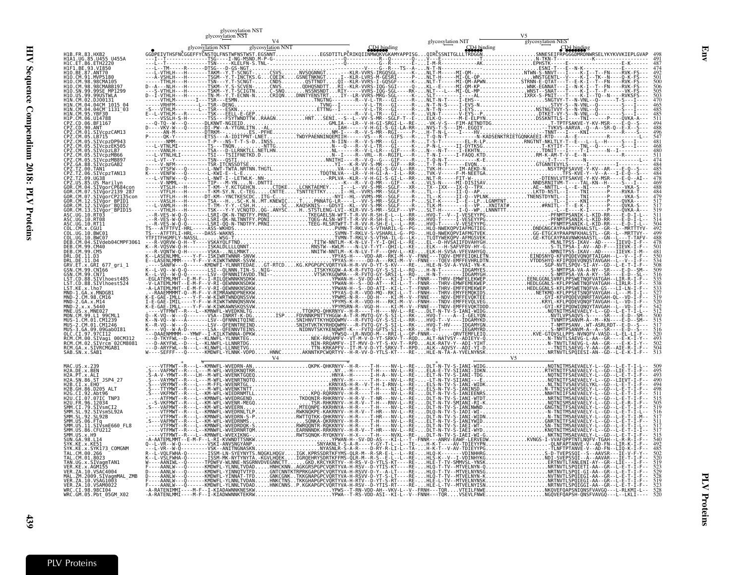```
                                   glycosylation NST
                                 glycosylation NST                 V4
                         glycosylation NST      glycosylation NNT                          glycosylation NIT                      V5
                                                                                    CD4 binding                glycosylation NES  CD4 binding
H1B.FR.83.HXB2           GGDPEIVTHSFNCGGEFFYCNSTQLFNSTWFNSTWST.EGSNNT...............EGSDTITLPCRIKQIINMWQKVGKAMYAPPISG...QIRCSSNITGLLLTRDGGN..................SNNESEIFRPGGGDMRDNWRSELYKYKVVKIEPLGVAP  498
H1A1.UG.85.U455_U455A    ---I--T---------------TSG----I-NG-MSND.M-P-G-..............-Q--------------R--Q-------Q...V---E-----------T....................N-TKN-T-----------------K-------------  491
H1C.ET.86.ETH2220        ---L--T---------------TSN-----KLELFN-S.TNL-................-Q-------------G--R-------E...I-M-R--------------AK.................EPHSTK----E----N-------------E-K-------  487
H1F1.BE.93.VI850         ---L--TM-----R------DTSG---D-GS-NGT.......................----V-----G--R---TS--A-...N-T-N---------------....................ESNI-T----E---N-K----------------------  474
H1O.BE.87.ANT70          ---L-VTHLH---H-------TAKM--Y.T-SCNGT-.....CSVS......NVSQGNNGT.........KLR-VVRS-IRQGSGL-----K...NLT-H-----MI-QM-..............NTWN-S-NNVT---I-----K-I--T--FN----RVK-FS---  492
H1O.CM.91.MVP5180        ---A-VSHLH---H-------TSGM--Y.T-INCTKS.G...CQEIK.....GSNETNKNGT.....I--KLR-LVRS-M-GESRI-----P...NLT-H-----MI-QL-QP...........WNSTGENTL--V-----K-I--TK--N----Q-K-FS---  501
H1O.CM.98.98CMA105       -----TTHLH---H-------TSN---Y.T-SCNGT-.....CNDS.......QSTTNDT.....QI--KLR-VVRS-I-GQSGF----K-...NLT-T-----MI-QM-APWN..........STRNN-E-QTAT---T--E-K-I--T--FN----RVK-FS---  500
H1O.CM.98.98CMABB197     D--A---NLH---H-------TSKM--Y.S-SCVEN-.....CNVS.......QDHQSNDTT....RI--KLR-VVRS-IQG-SGI----Q...KL--E-----MI-QM-KP..............WNK-EGNNAT---I--N-K-I--T--FN----RVK-FS---  506
H1O.SN.99.99SE_MP1299    ---S-VTHLH---H-------TSKM--Y.T-SCIGTN.....C-SNQ.......NSSNSNDT....RIY--VVRS-IQG-SGL----RK-...NLT----L---MI-QL-MP..............WNST--SNAT---T-----K-I--T--F-----VK-FS---  505
H1O.US.99.99USTWLA       D--I-VTHLH---H-------TN-M--Y.T-ECNN-N.....CRIQN......DNNTYENSTRT.....IY--LR-VVRS-IGQ-SGI----R-...SLT-----I---AL-.................IXRX-S-PNIT---T-----K-I--TQ---N----RVKSFS---  503
H1N.CM.02.DJ00131        -----VTHLM-----------I---TSR---ESMN........................TNGTNG--------R---V-L-TR---GI-----R...NLT-N-T----I-EHS-..............SNGTVY-T--N-VNL--Q-------T-S---I------  470
H1N.CM.04.04CM_1015_04   -----VRHFM--------L--TSR---DENG.............................TVNG--I---------V-L-TR---GI-----R...N-T-N-S----I-EVS-N.............STVY-S--N-VNL--Q-------S---I------  465
H1N.CM.04.04CM_1131_03   -S---VTHLM--------L--TSR---ESKN............................ETTNG--I---------V-L-TR---GI-----R...N-T-N-----I-EYS-...............NSTNGTVVY-S--N-VNL--Q-------S---I------  485
H1N.CM.95.YBF30          E--L-VTHLM---R-------TSK----EELL-E-GEP......................---------------R-V-L-TR---GI-----R...VLN-T-----V-EYS--P..............DTKET-VY-S--N-VNL--Q-------S---I------  485
H1P.CM.06.U14788         -----VSSLH-S-H-------TSS----FSYTWNDTTW..RAAGN........HNT....SENI...-S--L---VV-S-MR--SGLF-T--E...ELK-Q-------M-E-ELPYN..........DSSKNTTLS-I----TNI------P------QVKA-A--  511
CPZ.CD.06.BF1167         ---Q-TQ--W---Q-------DLKNWT-NGIEID...........................GMLIA---LR--V-H-GI-SRGI-L---RE...VK-V-S---FIM-AETNDTDG..............T-TPTFSAKVE-Y-KV-MSR-----E-Q--S---  494
CPZ.CD.90.ANT            D----VKV-W---Q-------DI-PW--A-YTGNLITN.-AL...................IAH-------V-H-GI-S-GI-LA-RR-...NVS-T-S---IM-.EGQIY...............-TVKVS-AARVA.-Q--A--SR-Q--E-X--S---  488
CPZ.CM.01.SIVcpzCAM13    ------AN-M-----------DTRKM-.............ES..PFHE.................NM-I----R--V-S-MR--RGI-----P...H-T-N-L----I---HV--.............--TNNT---I----KNI----------R------S--  496
CPZ.CM.05.LB715          P----QK-Y-------------CNTSS---A-IDITPNT-LNET..........TWDYPAENNINQEMIIH------VS---R---GIFS---R-...T-Q-N-T--------N-KADSENKTRIETGQNKAEEI-RTD------A--E---------------S-----  547
CPZ.CM.05.SIVcpzDP943    -------NMM-----------T-P---NS-T-T-S-D..INSS..........................N-IIN---R--V-S-MR---GI-----R...T-S-T-------EL-R-LP..........RNGTNT-NKLTLY-T--E---L--L--H-----S---I----  481
CPZ.CM.05.SIVcpzEK505    ---L-VTNLMI----------TS---TNQN.......-NTTG.....................N---Q--R--V-L-TR---GI---R...P-N-L------II-DYTKSG................T-KYTIY-T----TNL--Q-------S---I----  468
CPZ.CM.05.SIVcpzLB7      -----VANLH-----------TSA---D-LLRNKTLL.NETLHN..................NL----R--V-L-LR---GIF----R...N---N-T-----I-EKHTN..............TDNIT---I----T-I------N--I-----------  480
CPZ.CM.05.SIVcpzMB66     ---L-VTNLHLI---------TSI---TSIIFNETKD.D.....................N--I----R--VRL--R--RGIFL---R...T-N-I------I-FAQQ.KTD..............RM-K-AM-T-V--E--N-----------------R------  511
CPZ.CM.05.SIVcpzMB897    ---L-VT--Y-----------TSN---QSTI.............................NNITHI----R--V-Q--G---GIF----R...T-Q-N-T--------K-E...................-T-T---T-----N-------------------L--  474
CPZ.GA.88.SIVcpzGAB2     -----V-NFM-----------TSR-TTCNSSDTSE.......................YI----K-R-VV-S-MR---GIF-----RR...T-T-N-T------EVQN..................GTGNNTEVYLS----------I---------Q------  484
CPZ.TZ.00.TAN1           D----VTSFW---Q-------L-NWT-TWTA.NRTNN.THGTL......................VA---LR--V-H-GI-S-GV-L--RR...TVK-H-------IM-AEKD-N...........NSYTPQFSAVVE-Y-KV--AR----E-Q--S---  485
CPZ.TZ.06.SIVcpzTAN13    K----VENFW---Q-------L-KWI-E---L-T-E-C.......................TDQTNLVA---LR--V-H-GI-A-T-I--RR...TVK-V-----F-NEETGA................TFS-KVE-Y-V-A---I-E-Q--S---  484
CPZ.TZ.09.UG38           ---L-VTNFW---Q-------L-NWT-I--LETWLK-.NN-.......................RPLVA--KLR--V-H-GI-S-GI-L--RR...NLT-R-----FIT-W-..............DTENVLVTFSAKVE-Y-KV-MSR----E-Q--AI--  478
CPZ.US.85.US_Marilyn     -----V-NMML----------TIP---M-YN.....N-.DNTTI.....................-K----R--V-Q--GIF---K-...VLS-N-----MI-DISISAV.............NNDSRNITVM-T----TAL-KN--H-----S---I----  469
GOR.CM.04.SIVgorCP684con -----VTSLH---H-------TAKM--Y.KKTGEHCN.....CIDKE....LCNKTAEMEY.....I---L---VVS-MR---SGLF---XR...TK--IXX---IV-Q--TPX..............AE--NNTTL---L--E--NI-------P-----VKA-S---  484
GOR.CM.07.SIVgor2139_287 -----VTFLH---H-------T-KM-SY.N..C-TEG.....CNTTE....TSNTTETTKY....I--HL--VVRS-MR--SGLF-----R...TL--I-----II-Q--AP..............LKTD-NSTL---I-----TNI------P----RVKA-T---  484
GOR.CM.07.SIVgorCP2135con -----VTFLH---H-------DT-KM--YNCTKESCDC..ITG-C.................-NYI--HL---VVRS-MR--SGLF-----R...TL--K-----II-Q--VPLNK...........TNENSTDYNTL--I-----TNI------P-----VKA-S---  479
GOR.CM.12.SIVgor_BQID1   -----VTNLH---H-------TSA---H--..SC-K.N..MT.KNEWIC....T....PNNATG.I--L---VVRS-MR--SGLF-----R...SLT-T-----I--E--LP..LGNMTNT...........I-----KNI------P-----QVKA-S---  517
GOR.CM.12.SIVgor_BQID2   ---L-VAMLH---H-------T-TM--Y-Y.-CSH.H.........SC...KAQSKNIS---GDSYI--KL--VV-S-MR--SGLF-----R...TLK-M-------E--VP..XNITAT#.........#RNITL--T--E-K-I-------P-----QVKA-S---  517
GOR.CM.13.SIVgor_BPID15  -----VTFLH---H-------TSK---Y.Y.VCNQTD..QG-.ANYSC....H..STTSTELENG-LVI--KLR-VV-S-MR--SGLF-----VP...SLT-H-----I-Q--WP..LNNNTTT...........L--E-----K-I-------P-----QVKA-A---  519
ASC.UG.10.RT03           .--R-VES-W-Q-Q-------LSRI-QK-N-TNDTFY.PRNI..............TKEGAELSN-WFT-T-R-VV-R-SH-E-L---L--RR...HVQ-T---V---I-VESEYYPG.............-PFNMTPSANIK-L-KID-RR-----E-D-I-L-  511
ASC.UG.10.RT08           .--R-VES-W-Q-Q-------LSRI-QK-NLTNTFY.PRNI..............TQEG-ALSN-WFT-T-R-VV-R-SH-E-L---L--RR...HVQ-T------I-VESEYYPG.............-PFNMTPSANIK-L-KID-RR-----E-D-I-L-  514
ASC.UG.10.RT11           .--R-VES-W-Q-Q-------LSRI-QQ-N-TNDTFY.PRNI..............TEEG-RLSRTWFT-T-R-VV-R-SH-E-L---L--RR...HVQ-T------V-VESEYYPG.............-PFNMTPSANIK-L-KID-RR-----E-D-I-L-  504
COL.CM.x.CGU1            TS--R-ATFTFVI-HRL----ASS-WKNDS...............................PVMN-T-RKLV-S-VTHARIL-G--PG...HLQ-NWEKQPVIAFMGTIEG..............DNDGNGCAYPAAPNFKHALSTL--GR--L--MRTTVY-  492
COL.UG.10.BWC01          TS---ATFTFLI-HRL-----DASS-WAKNS..............................SVMN-T-RKLV-S-VSHARLL-G--PD...HLQ-NWEKQPVIAFMGTVEK..............GG-ETGCAYPAAPNFKHALSTL--GR--L--MRTTVY-  499
COL.UG.10.BWC07          YTFITFHGMFLY-NASSL.......WSG-T................................TVMN-T-RKLV-S-VTHA-IL-G--LK...TLQTYWEKQPV-AFMGSVEK.............GE-KTGCAYPAAVNWKHAASTL--GN--L---T-TAFV-  488
DEB.CM.04.SIVdeb04CMPF3061 --R-VQRVW-Q-H---Y----VSKIWTK-LEFND...........................TITW-NNTLM--K-LV-T-Y-T-QHI-L--KE...EL--H-HVSAIIFDVAHYGH.............MLNLTPSS-IKAV--AD-----IIEVQ-I-F--  478
DEB.CM.99.CM40           K--R-VQSVW-Q-H-------ISKALDLLLLQNNT..........................RNSTW--KWLM----N-LV-T-YT--QHI-L--KE...ELK---H-SAFVFDV-HY-G............S-TLTPSA-I-AV--AD-F---IIEVK-I-F--  501
DEB.CM.x.CM5             K--R-VQNTW-Q-H-------VSKA-..NLLMNKT..........................NNITW-NNTLM--K-N-LV-T-F---QHV-L--KE...ELK-H-SVSA-VFEVAHYGQ.............NMNITPSS-IKAV--AD-----IIEVK-I-M--  481
DRL.DE.11.D3             K--LASENLMM-----Y-F--ISKIWTKNNNK-SNVW........................YPYAS-H-----VDD-AR---RKI-M--V-FNNE---TQDV-EMFFEIQKLETN..........EINDSNYQ-KFVPQDEVQNQFTAIGAH--L--V--I-F--  510
DRL.DE.11.D4             E--LASENLMMM----Y-F--V-KIWKTNNNR-SSVW........................YPYAS-H-----DD-A---RKI-M--V-FNNE---TQEV-EMFFEVHRLDTN..........VTDDSHYQ-KFIPQDEVQNQSTAVGAH--L--V--I-F--  534
GRV.ET.x.GRI_677_gri_1   -----SANFW---Q-------KMDWFI-YLNNTEDAE..GT-RTCD....KG.KPGPGPCVQRTYVA-H-R-VV-D-YT-S-KV---R-RE...HLE-N-SV-A-YVAI-YN-K...............SGP-NVTLSPQV-SI-AY--GD--L-E-T-I-F--  508
GSN.CM.99.CN166          K--L-VQ--W-Q-Q-------LSV--QLNNN.TIN-S..NIG..................ITSKYKGQWA--K-R-FVTQ-GY-S-SI-L--RQ...H-N-T-------IDGAMYES..............S-NMTPSA-VA-A-KY--SR----E-D--SM--  509
GSN.CM.99.CN71           K--L-VQ--W-Q-Q-------LSV--QFNNNITAVDD.TNI-..................VTSKYKGQWMA---R-FVTQ-GY-S-SRSI-L--RQ...H-N-T-------IDGAMYGH..............S-NMTPSA-VA-A-KY--SR----E-D--SL--  516
LST.CD.88.SIVlhoest485   -EGLATEMLMHT--E-M-F--I-RILQEWNNKNSDKW..........................YPWAN-H--SV-DD-AT---KI-L--T--FNNR---THRV-EMVFELEKWEP...........EENLGGNLSVRFLPPSWETNQFVATGAH--LIR-R-I-F--  535
LST.CD.88.SIVlhoest524   -V-LATEMLMHT--E-M-F--V-RI-QEWNNKNSDKW..........................YPWAN-H--S--DD-AT---KI-L--T--FNNR---THRV-EMWFEMEKWEP...........HEDLGGNLS-KFLPPSWETNQFVATGAH--LIRLR-I-F--  538
LST.KE.x.lho7            -A-LATEMLMHT--E-M-F--V-RI-QEWNNKNSDKW..........................YPWAN-H--S--DD-ATI--KI-L--T--FNNR---THRV-EMFFEMEKWEP...........HEDLGGNLS-KFLPPSWETNQFVA-GS---LI-LN-I-F--  533
MND-1.GA.x.MNDGB1        .--RAAEMMMMT-Q--M-F--V-RIMRAWNDPNEKKW..........................YPYAS-Q-R--VDD-MQ--RKI-L--T--FNNH---THRV-EMFEMQKIDS...........NETKMQ-KFLPPSETSNQFVAYGAH--L---M-I-I--  527
MND-2.CM.98.CM16         K-E-GAE-IMLL----Y-F--W-KIWRTWNQDNSSVW.........................YPYMS-N-R--VDD-H---RKI-M--V-FNNE---NDV-EMFFEVQKTEE...........-GYI-KFVPQDEVQNRFTAVGAH--QL--VD-I-F--  519
MND-2.GA.x.M14           I-E-GAE-IMLI----Y-F--W-KIWRTNWQNSNVW...........................YPYMS-R-K--VDD-H---RKI-M--V-FNNH---TNDV-EMFFEVQLVEG...........KRYL-KFLPQDEVQNQFTAVGAH--L--VD-I-F--  520
MND-2.x.x.5440           K-E-GAE-IMLL----Y-F--W-KIWAWNSKQSSVW..........................YPYMSRN-R--VGD-H---KI-M--V-FNNE---TNDV-EMFFEVQTDDD...........-GYI-KFIPQDWIQNQYTAVGAH--L--VD-I-F--  542
MNE.US.x.MNE027          ----VTFMWT--R---L----KMNWFL-VFDKNLTG.......................TTQKPQ-QHKRNYV--H-R-----T-H----NV-L--RE...DLT-N-TV-S-IANI-WIDG.............NQTNITMSAEVAELY-L--GD--L-E-T-I-L--  512
MON.CM.99.L1_99CML1      Q--K-VQ--W---Q-------VSA--INRRT-K-DG...........ISP......FDVNNKPNTTYHGGW-A-T-R-MVTQ-GY-S-SI-L--RK...HVQ-T----A--I-GELYQN..............NVTLVPSAQVS-S-----SR----E-D--SM--  500
MUS-1.CM.01.CM1239       K--N-VQ--W---A-------LSV--QFNNNTQINE.........................SNIHNVTTKYHQDQWMV---R-FVTQ-GY-S-SI-L--RK...HVQ-T--V----IDGAMYKD.............TVNMTPSANVM-A--M--KN----E-D--SM--  515
MUS-2.CM.01.CM1246       K--R-VQ--W-Q-Q-------LSV--QFNNTRETIND.........................SNIHTVKTKYRHDQWMV--R-FVTQ-GY-S-SI-L--RK...HVQ-T--HV-----IDGAMYGN.............T-NMTPSANV..WT-ASRLRDT--E-D--S---  517
MUS-3.GA.09.09GabOI81     K---VQ--W-A-D--------LSA--QFENNVTEINS.-.....................NIDNVTSKYKENQWMT-K---FVTQ-GFTS-SI-L--RK...H-Q-T--------IDGAMYKD.............S-NMTPSANVM-A--A--SR----E-D--S---  516
OLC.CI.97.97CI12         ---DAAENMMMM---YMWF--I-KILKTWNNA-DPKW..........................YPWSQ--LR-NVDD-M---RKI-I-QP-FNNR-----QRVTEMFLEIQ.............KVE-GTQVSLLPPS-NVNQFV-VASD--L-EL-LI-F--  520
RCM.CM.00.SIVagi_00CM312 ---D-TKYFWL--D---L---KLNWFL-YLNNETGG...........................RNK-RRQAMFV--VT-M-V-D-YT-SRKV-T--ROD...ALT-NATVSV--ADIEYV-Q...............N-TNVTLSAEVG-L-AA--GR-----E-K-I-Y--  493
RCM.GA.x.SIVRCMGAB1      ---D-AKYFWL--N---L---KLNWFL-LLNNRTDG...........................NIN-RRQAMFV--IT-MV-D-YT-S-KV-T--RPD...ALK-RATV-Y--ADI-YIHT...............N-TNVTLTAEVG-L-AA--GR-----E-K-I-Y--  502
SAB.SN.x.SAB1            ---D-ARYFWL--N---L---KLNWFL-LLNNETVG...........................TTN-KRKAPFV--IT-MV-D-YT-SRKV-T--RPD...ALK-AQVSY--ADI-YI-D...............--TNITLSAEVG-Y-AA--GR-----AIE-R-I-Y--  504
SAB.SN.x.SAB1            W----SEFFF---Q-------KMDWFL-YLNNK-VDPD......HNNC.......AKNNTKPCWQRTYV--H-R-VV-D-YTLS-KT----RE...HLE-N-TA-A-YVELNYNSK..............NRTNVTLSPQIESI-AN--GD--L-E-K-I-F--  513
                                                                 V4                                                              V5
MAC.US.x.239             -----VTFMWT--R---L---KMNWFL-WVEDRN-AN........................QKPK-QHKRNYV--H-R----T-H----NV-L--RE...DLT-N-TV-S-IANI-WIDG.............NQTNITMSAEVAELY-L--GD--L-E-T-I-L--  509
H2A.DE.x.BEN             .S---VAFMWT--R---L---M-WFL-WVEDKNQTRR.........................NY...-H-----T-H-H--NV-L--RE...ELA-E-TV-SIIANI-IDKN...........RTHTNITFSAEVAELY-L--GD--L-E-T-I-L--  495
H2A.PT.x.ALI             .S-A-V-YMWT--R---LH--M-WFL-WVENKTGQEQ.........................HNYA-----T-H-A--NV-L--RE...ELT-N-TV-S-IIANI-TDG.............NQTNITFSAEVAELY-L--GD--L-E-T-I-L--  493
H2A.SN.86.ST_JSP4_27     .S---VAYMWT--R---L---M-WFL-WVENKTNQTQ.........................HNYV-----T-H-----NV-L--RE...LT-N-TV-S-IIANI-E--.............NQTNITFSAEVAELY-L--GD--LIEVT-I-F--  490
H2B.CI.x.EHO             .S---VRYMWT--R---L---M-FFL-WVEDRTGL............................KRNYAS-H-R--V-T-H-I-RNV-L--RE...ELS-N-TV-S-IIANI-WIDK...........NLTNITVSAEVSELYKL--GD--L-E-T-I-F--  494
H2B.GH.86.D205_ALT       .S---TTYMWT--R---L---M-WFL-WVENKTNTL............................RRNYA--H-R----T-H-----NI-L--RE...ELS-N-TV-S-IANISD..............N-TTNISVSAEVSELY-L--GD--L-E-T-I-F--  498
H2G.CI.92.Abt96          .S---VKFMWT--R---L---KM-WFL-WIEDRNNTTL.........................KPQ-RQRNYV--H-R----T-H----NV-L--RE...DLT-N-TV-S-IANIEENRS.........NNHTNITFSAEVAELY-L--GD--L-E-T-I-F--  518
H2U.CI.07.07IC_TNP3      ----ATFMWT--R---L---KMNWFL-WVEDRGEND...........................TKDQNIR-RHKRNYV--H-R-V--T-NR---NV-L--RE...DLT-N-TV-S-IANI-WTDT.........NRTNITMSAEVAELY-L--GD--L-E-T-I-F--  515
H2U.FR.96.12034          ---S-VKFMWT--R---L---KM-WFL-WVENR-MEGQ..........................TSR-RHKRNYV--H-R-V--T-H----RNV-L--RE...DLT-N-TV-SMIANI-RI-K..........NQTNISMSAEVAELY-L--GD--L-E-R-I-F--  505
SMM.CI.79.SIVsmCI2       .S---VAFMWT--R---L---KM-WFL-WVERN..................................MTEQNPE-KKRNYA--H-R-V--T-H----NV-L--RE...ELT-N-TV-S-IANINWND.........GNGTNITFSAEVAELY-L--GD--L-E-T-I-L--  519
SMM.SL.92.SIVsmSL92A     ----VTFMWT--R---L---KMNWFL-WVEDRNLTLP.........................RWKNQKPE-KAKRNYV--H-R-V--T-HR---NV-L--RE...DLQ-N-TV-S-IADI-WI-..........-N-TNITMSAEVAELY-L--GD--L-E-T-I-L--  516
SMM.SL.92.SL92B          ----VTFMWT--R---L---KMNWFL-WVEDRN-S-P..........................RWTTQTKK-QHKRNYV--H-R----T-HR---NV-L--RE...DLT-N-TV-S-IANI-WIDN..........N-TNITMSAEVAELY-L--GD--L-E-T-I-M--  517
SMM.US.06.FTq            .S---VAFMWT--R---L---KM-WFL-WVEDRNMS...............................SQNKA-QKRNYV--H-R-V--T-H----NV-L--RE...ELT-N-TV-S-IANIYWID..........GNRTNITFSAEVAELY-L--GD--L-E-T-I-F--  511
SMM.US.11.SIVmE660_FL8   ----VTFMWT--R---L---KMNWFL-WVEDRDQK-S..........................RWRQQNTR-RQKKNYV--H-R----T-H----NV-L--RE...DLT-N-TV-S-IAEI-WT..........SN-TNITMSAEVAELY-L--GD--L-E-T-I-F--  517
SMM.US.86.CFU212         ----VTFMWT--R---L---KMNWFL-WVEDRNRTQM..........................EARNNNDK-RRKRNYV--H-R-V--T-HR---NV-L--RE...DLT-N-TV-S-IAEI-WYD..........KNQTNITMSAEVAELY-L--GD--L-E-T-I-L--  517
SMM.US.x.H9              ----VTFMWT--R---L---KMNWFL-WVEXIKNG...........................RWTSQNQK-RYQKNYV--H-X----T-H----NVXL--RE...DLT-N-TV-S-IAEI-WI-G..........-NKTNITMSAEVAELY-L--GD--L-E-T-I-F--  515
SUN.GA.98.L14            -A-AATEMLMMT--E-M-F--L-RI-KVWNDTTSNKW..........................YPWAN-H--SV-DD-AS---KI-L--T--FNNR---ANRV-EAWF-LERVEDW.........KVNGS-I-VVAFQPPTNTLNQFV-TGAH--L-R-R-I-F--  540
SYK.KE.x.KE51            Q--L-VR--W-Q---------VSKI-ANVSNGYANP...........................SNYAKNLY-S-A-R----Y-GY-T-L---L--TE...H-K-T------AV-TDIEYYPN............-QLNFAPTANVE-V--AD-FN--LIR-K-I-F--  492
SYK.KE.x.SYK173_COMGNM   ---L-VR--W-Q---------VSK--ANITNGNASKN..........................NYASNLR-S-A-R-----D-RY-R-L-L---TA-...H-K-T------V-AV-TDIEYYPG...........-TLNFTPTANVE-V--AD-FN--LIR-K-I-F--  485
TAL.CM.00.266            R--L-VQLFWHA-Q-------ISSM-LN-SYEYNYTS.NQGKLHQGV....IGK.KPRSSDRTKFYMS-QLR-M--R-SR-E-L---L--RE...HLQ-K-------VDINHHRG..............S-D-TVEPSSQI--S--AAVSR---IE-V-F-Y--  502
TAL.CM.01.8023           K--L-VSLFWHA-Q-------ISSM-MK-NYTYNYTA.-KGVLHQEK....IGRQEHRYSDRTKFFMS-QLR-M--R-S--E-L---L--RE...HLS-K---V--I-VDINHYKG.............NDI-SVEPSSQI--A--AAVAR---IE-T-I-F--  520
TAN.UG.x.SIVagmTAN1      W----AANIWL--Q-------TPDWFV-WLNNE-NSGRNVDVEGNNCTT.....GKD.KRCYKRTYV--H-RS-V-D-YTLS-KT----RE...HLE-T-TV-SMMVSL-YNSK.............ERTNVTLTANLENI-AY--GR--LIE---I-F--  519
VER.KE.x.AGM155          F----AANLW---Q-------KMDWFL-YLNNLTVDAD.....HNHCKNN..AGKGRSPGPCVQRTYVA-H-RSV--D-YTIS-KT----RE...HLQ-T-TV--MTVELNYN-Q.............NRTNVTLSPQIETI-AA--GR--L-E-T-I-F--  523
VER.ZA.10.VSAC4004       D----AANLW---Q-------KMDWFL-YINNQTVTFD....GNTCNNTKTPRRKGAPGPCVQRTYVA-H-RSVV-D-Y--A-LT----RE...HLQ-T-TV--MTVELNYNSG.............NRTNVTLSPQI-GI-AA--GR--L-E-T-I-F--  529
MAL.ZM.2009.SIVagmMAL_ZMB F----AANLW---Q-------KMDWFL-YINNAT-TFD....GNKCGNK..TKKGNAPGPCVQRTYVA-H-RSVV-D-YT-S-LT----RE...HLQ-T-TV--MTVELNYNN-K.............NVTNVTLSPQIEGI-AA--GR--L-E-T-I-F--  528
VER.ZA.10.VSAG1003       F----AANLW---Q-------KMDWFL-YLNNLTVDAN....HNKCTNS..TKKGHAPGPCVQRTYVA-H-RTV--D-YT-S-RT----RE...HLE-L-TV--MTVELNYNSK.............NRTNVTLSPQIEGI-AA--GR--L-E-T-I-F--  519
VER.ZA.10.VSAM0022       F----AANLW---Q-------KMDWFL-YLNNLTVDAD.....HNKCNNS..P.KGKAPGPCVQRTYVA-H-RSV--D-YTIS-RT----RE...HLE-L-TV--MTVELNYISN.............NRTNVTLSPQIGGI-AA--GR--L-E-T-I-F--  523
WRC.CI.98.98CI04         -A-RATENIMMI----M-F--I-KIADAWNNKNESKW..........................YPWS--T-RN-VDD-AH--VKV-L--V--FNNH---TQR...VTEILFNWE..........NKQVEFQAPSNIQNSFVAVGQ---L-RLKMI-L--  525
WRC.GM.05.Pbt_05GM_X02   -A-RATENLMMI----M-F--I-KIADWWNNKTEKRW..........................YPWA--T-RS-VDD-ASI--KI-L--V--FNNH---TQR...VSEVLFNWE..........NGQVEFQAPSH-QNSFVAVGQ---L--LKLI----  520
```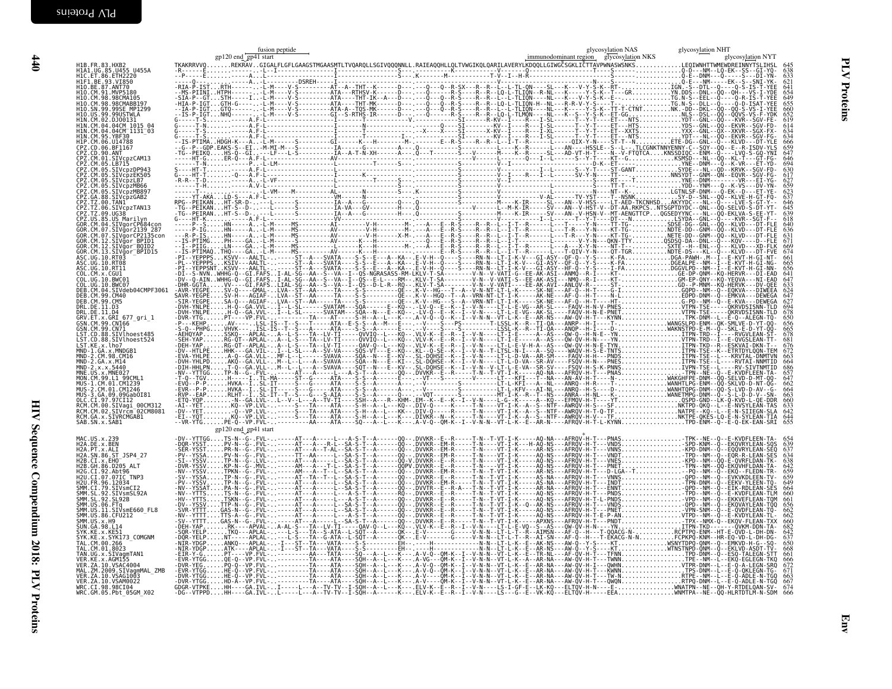```
                    fusion peptide                                                              glycosylation NAS        glycosylation NHT
          gp120 end  gp41 start                                          immunodominant region   glycosylation NKS          glycosylation NYT

H1B.FR.83.HXB2              TKAKRRVVQ.......REKRAV..GIGALFLGFLGAAGSTMGAASMTLTVQARQLLSGIVQQQNNLL.RAIEAQQHLLQLTVWGIKQLQARILAVERYLKDQQLLGIWGCSGKLICTTAVPWNASWSNKS............LEQIWNHTTWMEWDREINNYTSLIHSL  645
H1A1.UG.85.U455_U455A       638
H1C.ET.86.ETH2220           633
H1F1.BE.93.VI850            621
H1O.BE.87.ANT70             641
H1O.CM.91.MVP5180           654
H1O.CM.98.98CMA105          649
H1O.CM.98.98CMABB197        650
H1O.SN.99.99SE_MP1299       660
H1O.US.99.99USTWLA          652
H1N.CM.02.DJO0131           619
H1N.CM.04.04CM_1015_04      614
H1N.CM.04.04CM_1131_03      634
H1N.CM.95.YBF30             634
H1P.CM.06.U14788            666
CPZ.CM.06.BF1167            659
CPZ.CD.90.ANT               647
CPZ.CM.01.SIVcpzCAM13       646
CPZ.CM.05.LB715             694
CPZ.CM.05.SIVcpzDP943       630
CPZ.CM.05.SIVcpzEK505       617
CPZ.CM.05.SIVcpzLB7         627
CPZ.CM.05.SIVcpzMB66        659
CPZ.CM.05.SIVcpzMB897       623
CPZ.GA.88.SIVcpzGAB2        637
CPZ.TZ.00.TAN1              647
CPZ.TZ.06.SIVcpzTAN13       645
CPZ.TZ.09.UG38              639
CPZ.US.85.US_Marilyn        618
GOR.CM.04.SIVgorCP684con    640
GOR.CM.07.SIVgor2139_287    636
GOR.CM.07.SIVgorCP2135con   631
GOR.CM.12.SIVgor_BPID1      671
GOR.CM.12.SIVgor_BQID2      669
GOR.CM.13.SIVgor_BPID15     674
ASC.UG.10.RT03              661
ASC.UG.10.RT08              665
ASC.UG.10.RT11              656
COL.CM.x.CGU1               641
COL.UG.10.BWC01             647
COL.UG.10.BWC07             633
DEB.CM.04.SIVdeb04CMPF3061  624
DEB.CM.99.CM40              642
DEB.CM.99.CM5               627
DRL.DE.11.D3                677
DRL.DE.11.D4                678
GRV.ET.x.GRI_677_gri_1      650
GSN.CM.99.CN166             656
GSN.CM.99.CN71              665
LST.CD.88.SIVlhoest485      678
LST.CD.88.SIVlhoest524      681
LST.KE.x.lho7               676
MND-1.GA.x.MNDGB1           672
MND-2.CM.98.CM16            663
MND-2.GA.x.M14              658
MND-2.x.x.5440              686
MNE.US.x.MNE027             657
MON.CM.99.L1_99CML1         642
MUS-1.CM.01.CM1239          662
MUS-2.CM.01.CM1246          664
MUS-3.GA.09.09GabOI81       663
OLC.CI.97.97CI12            660
RCM.CM.00.SIVagi_00CM312    663
RCM.CM.02.SIVrcm_02CM8081   642
RCM.GA.x.SIVRCMGAB1         644
SAB.SN.x.SAB1               655

          gp120 end  gp41 start

MAC.US.x.239                654
H2A.DE.x.BEN                639
H2A.PT.x.ALI                637
H2A.SN.86.ST_JSP4_27        634
H2B.CI.x.EHO                638
H2B.GH.86.D205_ALT          642
H2G.CI.92.Abt96             659
H2U.CI.07.07IC_TNP3         659
H2U.FR.96.12034             649
SMM.CI.79.SIVsmCI2          664
SMM.SL.92.SIVsmSL92A        660
SMM.SL.92.SL92B             661
SMM.US.06.FTq               656
SMM.US.11.SIVsmE660_FL8     662
SMM.US.86.CFU212            662
SMM.US.x.H9                 660
SUN.GA.98.L14               682
SYK.KE.x.KE51               642
SYK.KE.x.SYK173_COMGNM      671
TAL.CM.00.266               650
TAL.CM.01.8023              668
TAN.UG.x.SIVagmTAN1         661
VER.KE.x.AGM155             666
VER.ZA.10.VSAC4004          672
MAL.ZM.2009.SIVagmMAL_ZMB   671
VER.ZA.10.VSAG1003          663
VER.ZA.10.VSAM0022          667
WRC.CI.98.98CI04            674
WRC.GM.05.Pbt_05GM_X02      666
```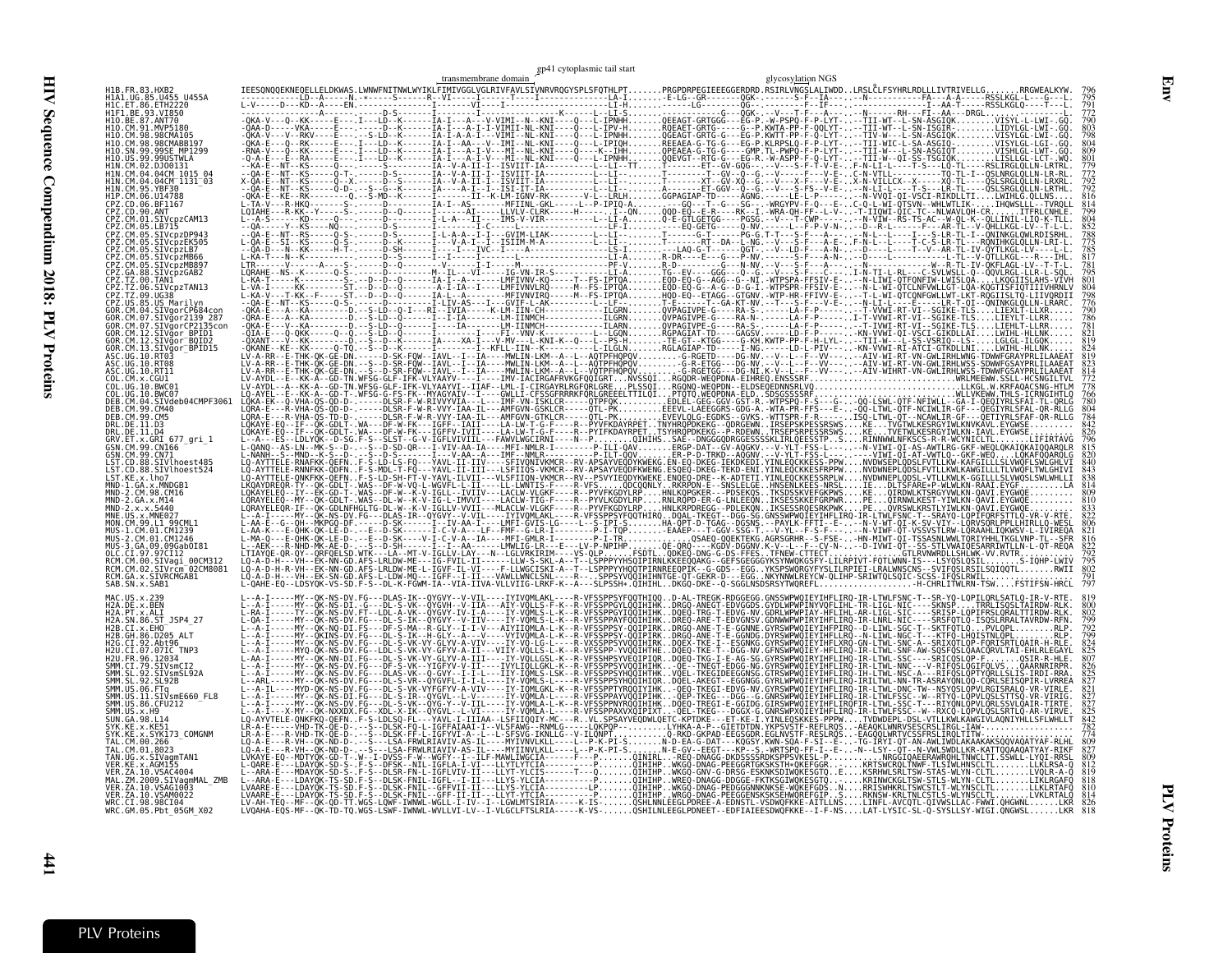gp41 cytoplasmic tail start

transmembrane domain — glycosylation NGS

```
H1B.FR.83.HXB2               IEESQNQQEKNEQELLELDKWAS.LWNWFNITNWLWYIKLFIMIVGGLVGLRIVFAVLSIVNRVRQGYSPLSFQTHLPT.......PRGPDRPEGIEEEGGERDRD.RSIRLVNGSLALIWDD.LRSLCLFSYHRLRDLLLIVTRIVELLG.......RRGWEALKYW.  796
H1A1.UG.85.U455_U455A                                                                                                                                          795
H1C.ET.86.ETH2220                                                                                                                                              791
H1F1.BE.93.VI850                                                                                                                                               772
H1O.BE.87.ANT70                                                                                                                                                790
H1O.CM.91.MVP5180                                                                                                                                              803
H1O.CM.98.98CMA105                                                                                                                                             798
H1O.CM.98.98CMABB197                                                                                                                                           804
H1O.SN.99.99SE_MP1299                                                                                                                                          809
H1O.US.99.99USTWLA                                                                                                                                             801
H1N.CM.02.DJO0131                                                                                                                                              779
H1N.CM.04.04CM_1015_04                                                                                                                                         772
H1N.CM.04.04CM_1131_03                                                                                                                                         792
H1N.CM.95.YBF30                                                                                                                                                792
H1P.CM.06.U14788                                                                                                                                               816
CPZ.CM.06.BF1167                                                                                                                                               814
CPZ.CD.90.ANT                                                                                                                                                  799
CPZ.CM.01.SIVcpzCAM13                                                                                                                                          804
CPZ.CM.05.LB715                                                                                                                                                852
CPZ.CM.05.SIVcpzDP943                                                                                                                                          788
CPZ.CM.05.SIVcpzEK505                                                                                                                                          775
CPZ.CM.05.SIVcpzLB7                                                                                                                                            785
CPZ.CM.05.SIVcpzMB66                                                                                                                                           817
CPZ.CM.05.SIVcpzMB897                                                                                                                                          781
CPZ.GA.88.SIVcpzGAB2                                                                                                                                           795
CPZ.TZ.00.TAN1                                                                                                                                                 801
CPZ.TZ.06.SIVcpzTAN13                                                                                                                                          804
CPZ.TZ.09.UG38                                                                                                                                                 798
CPZ.US.85.US_Marilyn                                                                                                                                           776
GOR.CM.04.SIVgorCP684con                                                                                                                                       790
GOR.CM.07.SIVgor2139_287                                                                                                                                       786
GOR.CM.07.SIVgorCP2135con                                                                                                                                      781
GOR.CM.12.SIVgor_BPID1                                                                                                                                         821
GOR.CM.12.SIVgor_BQID2                                                                                                                                         819
GOR.CM.13.SIVgor_BPID15                                                                                                                                        824
ASC.UG.10.RT03                                                                                                                                                 819
ASC.UG.10.RT08                                                                                                                                                 823
ASC.UG.10.RT11                                                                                                                                                 814
COL.CM.x.CGU1                                                                                                                                                  772
COL.UG.10.BWC01                                                                                                                                                778
COL.UG.10.BWC07                                                                                                                                                766
DEB.CM.04.SIVdeb04CMPF3061                                                                                                                                     780
DEB.CM.99.CM40                                                                                                                                                 804
DEB.CM.99.CM5                                                                                                                                                  784
DRL.DE.11.D3                                                                                                                                                   842
DRL.DE.11.D4                                                                                                                                                   826
GRV.ET.x.GRI_677_gri_1                                                                                                                                         796
GSN.CM.99.CN166                                                                                                                                                815
GSN.CM.99.CN71                                                                                                                                                 820
LST.CD.88.SIVlhoest485                                                                                                                                         840
LST.CD.88.SIVlhoest524                                                                                                                                         843
LST.KE.x.lho7                                                                                                                                                  838
MND-1.GA.x.MNDGB1                                                                                                                                              814
MND-2.CM.98.CM16                                                                                                                                               809
MND-2.GA.x.M14                                                                                                                                                 810
MND-2.x.x.5440                                                                                                                                                 833
MNE.US.x.MNE027                                                                                                                                                822
MON.CM.99.L1_99CML1                                                                                                                                            806
MUS-1.CM.01.CM1239                                                                                                                                             821
MUS-2.CM.01.CM1246                                                                                                                                             816
MUS-3.GA.09.09GabOI81                                                                                                                                          822
OLC.CI.97.97CI12                                                                                                                                               792
RCM.CM.00.SIVagi_00CM312                                                                                                                                       795
RCM.CM.02.SIVrcm_02CM8081                                                                                                                                      802
RCM.GA.x.SIVRCMGAB1                                                                                                                                            804
SAB.SN.x.SAB1                                                                                                                                                  791
MAC.US.x.239                                                                                                                                                   819
H2A.DE.x.BEN                                                                                                                                                   800
H2A.PT.x.ALI                                                                                                                                                   802
H2A.SN.86.ST_JSP4_27                                                                                                                                           799
H2B.CI.x.EHO                                                                                                                                                   792
H2B.GH.86.D205_ALT                                                                                                                                             799
H2G.CI.92.Abt96                                                                                                                                                824
H2U.CI.07.07IC_TNP3                                                                                                                                            825
H2U.FR.96.12034                                                                                                                                                807
SMM.CI.79.SIVsmCI2                                                                                                                                             826
SMM.SL.92.SIVsmSL92A                                                                                                                                           825
SMM.SL.92.SL92B                                                                                                                                                827
SMM.US.06.FTq                                                                                                                                                  821
SMM.US.11.SIVsmE660_FL8                                                                                                                                        827
SMM.US.86.CFU212                                                                                                                                               827
SMM.US.x.H9                                                                                                                                                    825
SUN.GA.98.L14                                                                                                                                                  842
SYK.KE.x.KE51                                                                                                                                                  782
SYK.KE.x.SYK173_COMGNM                                                                                                                                         774
TAL.CM.00.266                                                                                                                                                  809
TAL.CM.01.8023                                                                                                                                                 827
TAN.UG.x.SIVagmTAN1                                                                                                                                            809
VER.KE.x.AGM155                                                                                                                                                812
VER.ZA.10.VSAC4004                                                                                                                                             819
MAL.ZM.2009.SIVagmMAL_ZMB                                                                                                                                      818
VER.ZA.10.VSAG1003                                                                                                                                             810
VER.ZA.10.VSAM0022                                                                                                                                             814
WRC.CI.98.98CI04                                                                                                                                               826
WRC.GM.05.Pbt_05GM_X02                                                                                                                                         818
```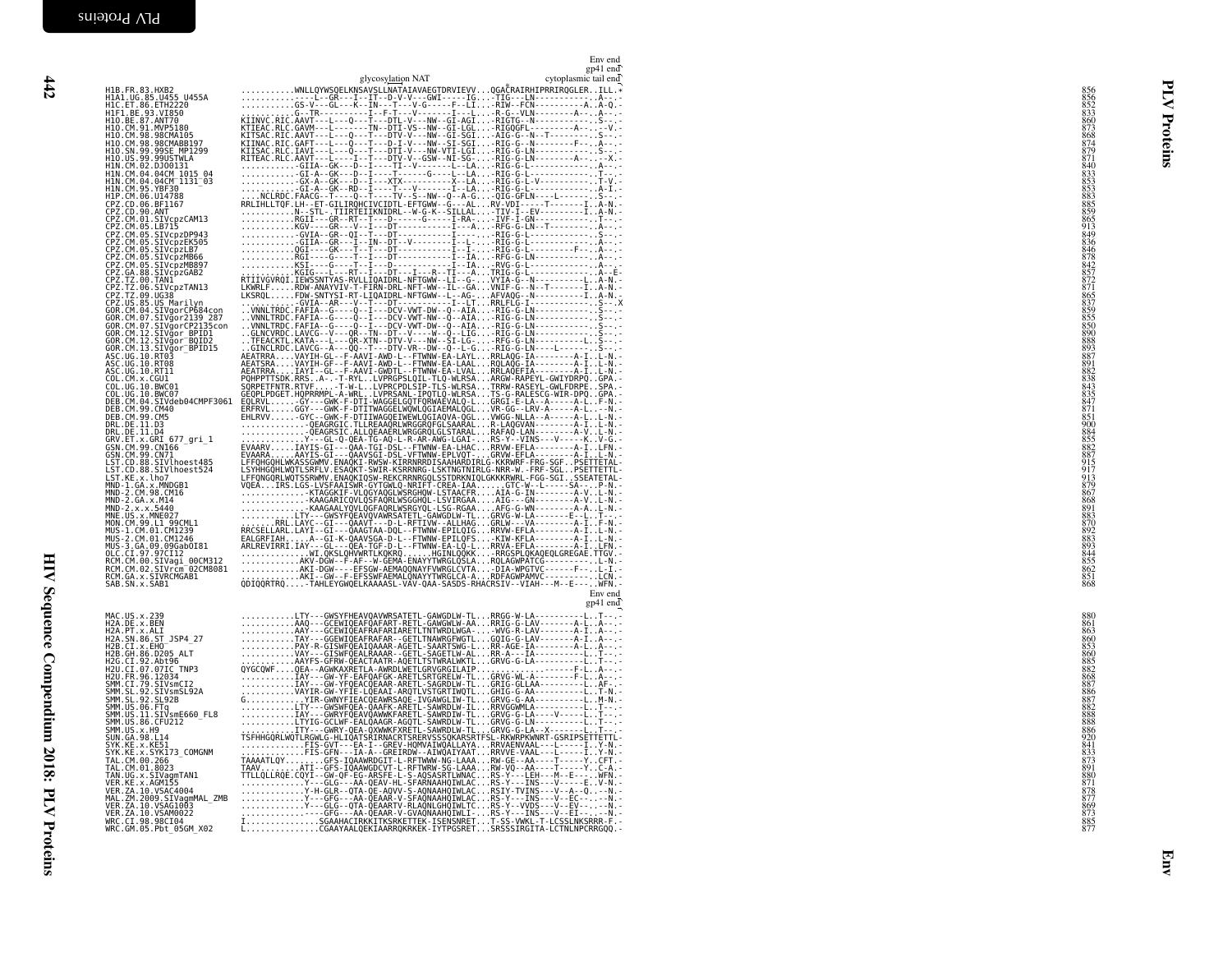```
                                                                    Env end
                                                                    gp41 end
                                    glycosylation NAT          cytoplasmic tail end
H1B.FR.83.HXB2              ..........WNLLQYWSQELKNSAVSLLNATAIAVAEGTDRVIEVV...QGACRAIRHIPRRIRQGLER..ILL.*   856
H1A1.UG.85.U455_U455A       ..........----L--GR---I--IT--D-V-V---GWI-----IG...-TIG---LN-----------A--.-   856
H1C.ET.86.ETH2220           ..........GS-V---GL---K--IN---T---V-G-----F--LI...-RIW--FCN-----------A..A-Q.-   852
H1F1.BE.93.VI850            ..........G--TR---------I--F-T---V-------I---L...-R-G--VLN--------A---.A--.-   833
H1O.BE.87.ANT70             KIINVC.RIC.AAVT---L---Q---T---DTL-V---NW--GI-AGI...-RIGTG--N----------S-.-   860
H1O.CM.91.MVP5180           KTIEAC.RLC.GAVM---L-------TN--DTI-VS--NW--GI-LGL...-RIGQGFL---------A--.-V.-   873
H1O.CM.98.98CMA105          KITSAC.RIC.AAVT---L---Q---T---DTV-V---NW--GI-SGI...-AIG-G--N--T-------S-.-   868
H1O.CM.98.98CMABB197        KIINAC.RIC.GAFT---L---Q---T---D-I-V---NW--SI-SGI...-RIG-G--N--------F--.A--.-   874
H1O.SN.99.99SE_MP1299       KIISAC.RLC.IAVI---L---Q---T---DTI-V---NW-VTI-LGI...-RIG-G-LN----------S-.-   879
H1O.US.99.99USTWLA          RITEAC.RLC.AAVT---L---I---T---DTV-V--GSW--NI-SG-...-RIG-G-LN-------A----X.-   871
H1N.CM.02.DJ00131           ..........-GIIA--GK---D--I----TI--V-------L--LA...-RIG-G-L-----------A--.-   840
H1N.CM.04.04CM_1015_04      ..........-GI-A--GK---D--I----T------G----L--LA...-RIG-G-L-----------T--.-   833
H1N.CM.04.04CM_1131_03      ..........-GX-A--GK---D--I---XTX----------X--LA...-RIG-G-L-V----------T-V.-   853
H1N.CM.95.YBF30             ..........-GI-A--GK--RD--I----T---V-------I--LA...-RIG-G-L-----------A-I.-   853
H1P.CM.06.U14788            ....NCLRDC.FAACG--T---Q--T----TV--S--NW--Q--A-G...-QIG-GFLN-----L-------S-.-   883
CPZ.CD.06.BF1167            RRLIHLLTQF.LH--ET-GILIRQHCIVCIDTL-EFTGWW--G---AL...RV-VDI------T------I..A-N.-   885
CPZ.CD.90.ANT               ..........N--STL-.TIIRTEIIKNIDRL--W-G-K--SILLAL...-TIV-I--EV--------I..A-N.-   859
CPZ.CM.01.SIVcpzCAM13       ..........RGII---GR--RT--T---D------G-----I-RA...-IVF-I-GN-----------T--.-   865
CPZ.CM.05.LB715             ..........KGV----GR---V--I---DT---------I---A...-RFG-G-LN--T---------A--.-   913
CPZ.CM.05.SIVcpzDP943       ..........-GVIA--GR--QI--T---DT---------I----...-RIG-G-L-------------S-.-   849
CPZ.CM.05.SIVcpzEK505       ..........-GIIA--GR---I--IN--DT--V---------I-L-...-RIG-G-L-----------A--.-   836
CPZ.CM.05.SIVcpzLB7         ..........QGI----GK---T--T---DT---------I--I-...-RIG-G-L---------F--.A--.-   846
CPZ.CM.05.SIVcpzMB66        ..........RGI----G----T--I---DT---------I--IA...-RFG-G-LN-----------A--.-   878
CPZ.CM.05.SIVcpzMB897       ..........KSI----G----T--I---D----------I--IA...-RVG-G-L------------A--.-   842
CPZ.GA.88.SIVcpzGAB2        ..........KGIG---L---RT--I---DT---I---R--TI---A...TRIG-G-L-----------.A--E-   857
CPZ.TZ.00.TAN1              RTIIVGVRQI.IEWSSNTYAS-RVLLIQAIDRL-NFTGWW--LI--G-...VYIA-G--N--------L..A-N.-   872
CPZ.TZ.06.SIVcpzTAN13       LKWRLF.....RDW-ANAYVIV-T-FIRN-DRL-NFT-WW--IL--GA...VNIF-G--N--T------I..A-N.-   871
CPZ.TZ.09.UG38              LKSRQL.....FDW-SNTYSI-RT-LIQAIDRL-NFTGWW--L--AG-...AFVAQG--N---------I..A-N.-   865
CPZ.US.85.US_Marilyn        ..........-GVIA--AR---V--T---DT-----------I--LT...RRLFLG-I--------------S-..X   837
GOR.CM.04.SIVgorCP684con    ..VNNLTRDC.FAFIA--G---Q--I---DCV-VWT-DW--Q--AIA...-RIG-G-LN------------S-.-   859
GOR.CM.07.SIVgor2139_287    ..VNNLTRDC.FAFIA--G---Q--I---DCV-VWT-NW--Q--AIA...-RIG-G-LN------------S-.-   855
GOR.CM.07.SIVgorCP2135con   ..VNNLTRDC.FAFIA--G---Q--I---DCV-VWT-DW--Q--AIA...-RIG-G-LN------------S-.-   850
GOR.CM.12.SIVgor_BPID1      ..GLNCVRDC.LAVCG--V---QR--TN--DT--V------W--Q-LIG...-RIG-G-LN------------S-.-   890
GOR.CM.12.SIVgor_BQID2      ..TFEACKTL.KATA---L---QR-XTN--DTV-V---NW--SI-LG-...-RFG-G-LN----------L..S-.-   888
GOR.CM.13.SIVgor_BPID15     ..GINCLRDC.LAVCG--A---QQ--T---DTV-VR--DW--Q--L-G...-RIG-G-LN-----L------S-.-   893
ASC.UG.10.RT03              AEATRRA....VAYIH-GL---F-AAVI-AWD-L--FTWNW-EA-LAYL...RRLAQG-IA--------A-I..L-N.-   887
ASC.UG.10.RT08              AEATSRA....VAYIH-GF---F-AAVI-AWD-L--FTWNW-EA-LAAL...RQLAQG-IA--------A-I..L-N.-   891
ASC.UG.10.RT11              AEATRRA....IAYI--GL---F-AAVI-GWDTL--FTWNW-EA-LVAL...RRLAQEFIA--------A-I..L-N.-   882
COL.CM.x.CGU1               PQHPPTTSDK.RRS..A-.-T-RYL..LVPRGPSLQIL-TLQ-WLRSA...ARGW-RAPEYL-GWIYDRPQ..GPA.-   838
COL.UG.10.BWC01             SQRPETFNTR.RTVF.....-T-W-L..LVPRCPDLSIP-TLS-WLRSA...TRRW-RASEYL-GWLFDRPE..SPA.-   843
COL.UG.10.BWC07             GEQPLPDGET.HQPRRMPL-A-WRL..LVPRSANL-IPQTLQ-WLRSA...TS-G-RALESCG-WIR-DPQ..GPA.-   835
DEB.CM.04.SIVdeb04CMPF3061  EQLRVL.....-GY---GWK-F-DTI-WAGGELGQTFQRWAEVALQ-L...GRGI-E-LA--A-----A-L..F-N.-   847
DEB.CM.99.CM40              ERFRVL.....GGY---GWK-F-DTITWAGGELWQWLQGIAEMALQGL...VR-GG--LRV-A------A-L..--N.-   871
DEB.CM.99.CM5               EHLRVV.....-GYC--GWK-F-DTIIWAGGEIWEWLQGIAQVA-QGL...VWGG-NLLA--A------A-L..L-N.-   851
DRL.DE.11.D3                ..............-QEAGRGIC.TLLREAAQRLWRGGRQFGLSAARAL...R-LAQGVAN-------A-I..L-N.-   900
DRL.DE.11.D4                ..............-QEAGRSIC.ALLQEAAERLWRGGRQLGLSTARAL...RAFAQ-LAN--------A-V..L-N.-   884
GRV.ET.x.GRI_677_gri_1      ..............Y---GL-Q-QEA-TG-AQ-L-R-AR-AWG-LGAI-...RS-Y--VINS---V-----K..V-G.-   855
GSN.CM.99.CN166             EVAARV.....IAYIS-GI---QAA-TGI-DSL--FTWNW-EA-LHAC...RRVW-EFLA---------A-I..LFN.-   882
GSN.CM.99.CN71              EVAARA.....AAYIS-GI---QAAVSGI-DSL-VFTWNW-EPLVQT-...GRVW-EFLA---------A-I..L-N.-   887
LST.CD.88.SIVlhoest485      LFFQHGQHLWKASSGWMV.ENAQKI-RWSW-KIRRNRRDISAAHARDIRLG-KKRWRF-FRG-SGF..PSETTETAL-   915
LST.CD.88.SIVlhoest524      LSYHHGQHLWQTLSRFLV.ESAQKT-SWIR-KSRRNRG-LSKTNGTNIRLG-NRR-W.-FRF-SGL..PSETTETTL-   917
LST.KE.x.lho7               LFFQNGQRLWQTSSRWMV.ENAQKIQSW-REKCRRNRGQLSSTDRKNIQLGKKKRWRL-FGG-SGI..SSEATETAL-   913
MND-1.GA.x.MNDGB1           VQEA...IRS.LGS-LVSFAAISWR-GYTGWLQ-NRIFT-CREA-IAA......GTC-W--L-----SA--..P-N.-   879
MND-2.CM.98.CM16            ..............-KTAGGKIF-VLQGYAQGLWSRGHQW-LSTAACFR...AIA-G-IN--------A-V..L-N.-   867
MND-2.GA.x.M14              ..............-KAAGARICQVLQSFAQRLWSGGHQL-LSVIRGAA...AIG---GN--------A-V..L-N.-   868
MND-2.x.x.5440              ..............-KAAGAALYQVLQGFAQRLWSRGYQL-LSG-RGAA...AFG-G-WN--------A-A..L-N.-   891
MNE.US.x.MNE027             ..............LTY---GWSYFQEAVQVAWRSATETL-GAWGDLW-TL...GRVG-W-LA---------E--L..T--.-   883
MON.CM.99.L1_99CML1         .......RRL.LAYC--GI---QAAVT---D-L-RFTIVW--ALLHAG...GRLW---VA---------A-I..F-N.-   870
MUS-1.CM.01.CM1239          RRCSELLARL.LAYI--GI---QAAGTAA-DQL--FTWNW-EPILQIG...RRVW-EFLA---------A-I..L-N.-   892
MUS-2.CM.01.CM1246          EALGRFIAH......A--GI-K-QAAVSGA-D-L--FTWNW-EPILQFS...-KIW-KFLA--------A-I..L-N.-   883
MUS-3.GA.09.09GabOI81       ARLREVIRRI.IAY---GL---QEA-TGF-D-L--FTWNW-EA-LQ-L...RRVA-EFLA---------A-I..LFN.-   893
OLC.CI.97.97CI12            ..............WI.QKSLQHVWRTLKQKRQ......HGINLQQKKC...RRGSPLQKAQEQLGREGAE.TTGV.-   844
RCM.CM.00.SIVagi_00CM312    ..............AKV-DGW--F-AF--W-GEMA-ENAYYTWRGLQSLA...RQLAGWPATCG-----------L-N.-   855
RCM.CM.02.SIVrcm_02CM8081   ..............AKI-DGW----EFSGW-AEMAQQNAYFVWRGLCVTA...-DIA-WPGTVC-------F---.L-I.-   862
RCM.GA.x.SIVRCMGAB1         ..............AKI--GW--F-EFSSWFAEMALQNAYYTWRGLCA-A...RDFAGWPAMVC-----------LCN.-   851
SAB.SN.x.SAB1               QDIQQRTRQ....-TAHLEYGWQELKAAAASL-VAV-QAA-SASDS-RHACRSIV--VIAH---M--E---.WFN.-   868
                                                                    Env end
                                                                    gp41 end

MAC.US.x.239                ..........LTY---GWSYFHEAVQAVWRSATETL-GAWGDLW-TL...RRGG-W-LA-----------L..T--.-   880
H2A.DE.x.BEN                ..........AAQ---GCEWIQEAFQAFART-RETL-GAWGWLW-AA...RRIG-G-LAV--------A-L..A--.-   861
H2A.PT.x.ALI                ..........AAY---GCEWIQEAFRAFARIARETLTNTWRDLWGA-...-WVG-R-LAV--------A-I..A--.-   863
H2A.SN.86.ST_JSP4_27        ..........TAY---GGEWIQEAFRAFAR-GETLTNAWRGFWGTL...GQIG-G-LAV--------A-I..A--.-   860
H2B.CI.x.EHO                ..........PAY-R-GISWFQEAIQAAAR-AGETL-SAARTSWG-L...RR-AGE-IA--------A-L..A--.-   853
H2B.GH.86.D205_ALT          ..........VAY---GISWFQEALRAAAR--GETL-SAGETLW-AL...RR-A---IA------------L..T--.-   860
H2G.CI.92.Abt96             ..........AAYFS-GFRW-QEACTAATR-AQETLTSTWRALWKTL...GRVG-G-LA----------L..T--.-   885
H2U.CI.07.07IC_TNP3         QYGCQWF....QEA--AGWKAXRETLA-AWRDLWETLGRVGRGILAIP.............-------F-L..A--.-   882
H2U.FR.96.12034             ..........IAY---GW-YF-EAFQAFGK-ARETLSRTGRELW-TL...GRVG-WL-A---------F-L..A--.-   868
SMM.CI.79.SIVsmCI2          ..........IAY---GW-YFQEACQEAAR-ARETL-SAGRDLW-TL...GRIG-GLLAA---------L..AF..-   887
SMM.SL.92.SIVsmSL92A        ..........VAYIR-GW-YFIE-LQEAAI-ARQTLVSTGRTIWQTL...GHIG-G-AA-----------L..T-N.-   886
SMM.SL.92.SL92B             G.........YIR-GWNYFIEACQEAWRSAQE-IVGAWGLIW-TL...GRVG-G-AA----------L..M-N.-   887
SMM.US.06.FTq               ..........LTY---GWSWFQEA-QAAFK-ARETL-SAWRDLW-IL...RRVGGWMLA-----------L..T--.-   882
SMM.US.11.SIVsmE660_FL8     ..........IAY---GWRYFQEAVQAWWKFARETL-SAWRDIW-TL...GRVG-G-LA----V------L..T--.-   888
SMM.US.86.CFU212            ..........LTYIG-GCLWF-EALQAAGR-AGQTL-SAWRDLW-TL...GRVG-G-LN-----------L..T--.-   888
SMM.US.x.H9                 ..........ITY---GWRY-QEA-QXWWKFXRETL-SAWRDLW-TL...GRVG-G-LA-X-------L..T--.-   886
SUN.GA.98.L14               TSFHHGQRLWQTLRGWLG-HLIQATSRIRNACRTSRERVSSSQKARSRTFSL-RKWRPKWNRT-GSRIPSETTETTL-   920
SYK.KE.x.KE51               ..............FIS-GVT---EA-I--GREV-HQMVAIWQALLAYA...RRVAENVAAL---L-----I..Y-N.-   841
SYK.KE.x.SYK173_COMGNM      ..............FIS-GFN---IA-A--GREIRDW--AIWQAIYAAT...RRVVE-VAAL---L-----I..Y-N.-   833
TAL.CM.00.266               TAAAATLQY.......GFS-IQAAWRDGIT-L-RFTWNW-NG-LAAA...RW-GE--AA-----T-----Y..CFT.-   873
TAL.CM.01.8023              TAAV.......ATI--GFS-IQAAWGDCVT-L-RFTWRW-SG-LAAA...RW-VQ--AA-----T-----Y..C-A.-   891
TAN.UG.x.SIVagmTAN1         TTLLQLLRQE.CQYI--GW-QF-EG-ARSFE-L-S-AQSASRTLWNAC...RS-Y---LEH---M--E----.WFN.-   880
VER.KE.x.AGM155             ..............Y---GLG---AA-QEAV-HL-SFARNAAHQIWLAC...RS-Y---INS---V-----E..V-N.-   871
VER.ZA.10.VSAC4004          ..............Y-H-GLR--QTA-QE-AQVV-S-AQNAAHQIWLAC...RSIY-TVINS---V--A--Q..--N.-   878
MAL.ZM.2009.SIVagmMAL_ZMB   ..............Y---GFG---AA-QEAAR-V-SFAQNAAHQIWLAC...RS-Y---INS---V--EC-.-----N.-   877
VER.ZA.10.VSAG1003          ..............Y---GLG--QTA-QEAARTV-RLAQNLGHQIWLTC...RS-Y--VVDS---V--EV-.-----N.-   869
VER.ZA.10.VSAM0022          ..............-----GFG---AA-QEAAR-V-GVAQNAAHQIWLI-...RS-Y---INS---V--EI-.-----N.-   873
WRC.CI.98.98CI04            I...............SGAAHACIRKKITKSRKETTEK-ISENSNRET...T-SS-VWKL-T-LCSSLNKSRRR-F.-   885
WRC.GM.05.Pbt_05GM_X02      L...............CGAAYAALQEKIAARRQKRKEK-IYTPGSRET...SRSSSIRGITA-LCTNLNPCRRGQQ.-   877
```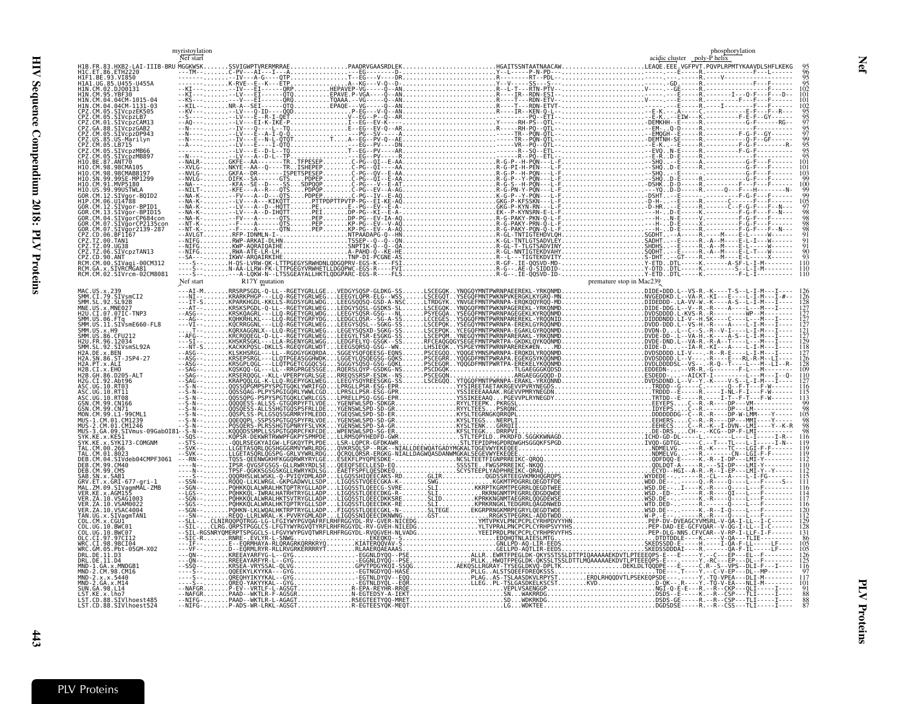```
                          myristoylation                                                                                                                              phosphorylation
                          Nef start                                                                                                           acidic cluster  poly-P helix
H1B.FR.83.HXB2-LAI-IIIB-BRU MGGKWSK.......SSVIGWPTVRERMRRAE................PAADRVGAASRDLEK.........................HGAITSSNTAATNAACAW.......................LEAQE.EEE.VGFPVT.PQVPLRPMTYKAAVDLSHFLKEKG  95
H1C.ET.86.ETH2220         ---TM--........C-PV---AI---I--A...................--EG--------D.........................Y--L-----P-N-PD-----.......................---E-----R-----------------F----L------  96
H1F1.BE.93.VI850          ----------.....--IV---A-G----QTP..................T--EG---V-----DR........................R---------RT--PDL-.......................-----------R--------V-----------------  95
H1A1.UG.85.U455-U455A     ----------.....K-RVE--E--K---ETP..................A--KG---V-Q--D-.........................Y--V------SS---S---.......................--GD------R-------------F-----------  95
H1N.CM.02.DJO0131         --KI-------....--IV---EI-----QRP..........HEPAVEP-VG-----Q--AN.........................R--L-T---RTN-PTV--.......................V------GE------R-------------F------  102
H1N.CM.95.YBF30           --KI-------....--LV---EI-----QTQ..........EPAVE.P-VGA-----Q--AN.........................R----IR--RDN-ESI-.......................-----E-----R--------I---Q-F---F--D--  101
H1N.CM.04.04CM-1015-04    --KS-------....-----V---EI----QRQ.........TQAAA..-VG-----Q--AN.........................V----T---RDN-ETV-.......................-----E-----R---------F------F--------  101
H1N.CM.04.04CM-1131-03    --KIL------....NR-A--SEI-----QTQ..........EPAQE---VG-----Q--AN.........................R----T---RDN-ETVT-.......................-----E-----R--------I---------F------  102
CPZ.CM.05.SIVcpzEK505     --KV-------....--LV---Q-ID---QQD..................P-EG---V-Q--AN.........................R----IR--KEN-Q-L-.......................--E-K---A----C----------E-F---F--R---  95
CPZ.CM.05.SIVcpzLB7       --S--------....--LV---E--R-I-QET..................V--EG---Q--AN.........................-----R---------.......................--E-K---EIW--K---------F-E--F--GY----  95
CPZ.CM.01.SIVcpzCAM13     --AQ-------....--LV---EI-K-IKE-P..................I--EG--EV-Q--A-.........................Y-------RH-PS--QTL--.....................-DEMKHH--E-----R---------G-F------RG--  97
CPZ.GA.88.SIVcpzGAB2      --N--------....--IV---Q---L--TQ...................E--EG--EV-Q--AR.........................R------RH-PQ--QTL-.......................--EM--Q-D-----R------------F------  95
CPZ.CM.05.SIVcpzDP943     --N--------....--LV---E-A-I-Q-Q...................-C-PG---SV----A-.........................-----TR--PQN-QTL--.....................EMQGH--E-----R---------F-G--F--GY----  97
CPZ.US.85.US-Marilyn      --N--------....--IV---E--N-L-QTQT.........T.....A--EG--PV-Q--AN.........................-----TR--PQN-QTL--.....................DEMTNH-SE-----R---------Q-F--GF-----  99
CPZ.CM.05.LB715           --A--------....--LV---E-----I-QTQ.................---EG---PV----DN.........................-----VR--PQ--QTL-.......................--E-K---E-----R---------F-G-F---------R-  95
CPZ.CM.05.SIVcpzMB66      --------------.--LV---R--R---SQ--TQ...............---EG---PV----AR.........................-----TR--PQN-ETL-.......................EVQ--N-E-----R---------F-G-F---------  95
CPZ.CM.05.SIVcpzMB897     --N--------....--LV---A-D-L--TP...................---EG---PV-----R.........................-----R---PQ--ETL-.......................--E-R--D-E-----R---------------------  95
H1O.BE.87.ANT70           --NALR-.......GKFE--AA-------TR..TFPESEP..........C-PG--QI--E-AA.........................R-G-P--H-PQN---L-F.....................--SHQ---E-----A---------------G-F---F------  101
H1O.CM.98.98CMA105        --XVLG-.......NKYE--AA--Q---TR..ISHEPEP...........C-PG--QI--E-AA.........................R-G-PI-H-PEN---L-F.....................--SHQ--D-E-----R-----------G-F---F------  101
H1O.CM.98.98CMABB197      --NVLG-.......GKFA--DR--------ISPETSPESEP.........C-PG--QV--E-AA.........................R-G-P--H-PQN---L-F.....................--SHQ---E-----R-----------G-F---F------  103
H1O.SN.99.99SE-MP1299     --NVLG-.......DIFK--SA------GTS....PDPEP..........C-PG--QI--E-AA.........................R-G-P--Y-PQN---L-F.....................--SHQ..D-E-----R-----------G-F---F------  99
H1O.CM.91.MVP5180         --NA-------...-KFA--SE--D---SS....SDPQQP..........C-PG--SV--E-AT.........................R-G-S--H-PQN---L-F.....................-DSHK..D-E-----R---------F---F---F------  100
H1O.US.99.99USTWLA        --NILT-.......-KFE---A--R---QTS....PDPQP..........C-PG--EV--A-AG.........................R-G-PN-Y-PQN---L-F.....................--YQ..D-D-----R-------Q---F---H-------N-  99
GOR.CM.12.SIVgor-BQID2    --NA-K-.......--FV---A--D---QTS....PDPEP..........C-PG--IV--E-AQ.........................K-G-P--Y-PQN---L-F.....................-DSHT---E-------------------F-G-F---F------  99
H1P.CM.06.U14788          --NA-K-.......--LV---A--KIKQTT....PTTPDPTTPVTP-PG--EI-KE-AQ.........................GKG-P-KFSSKN---L-F.....................-D-H----E-----R-------C--------F-------  105
GOR.CM.12.SIVgor-BPID1    --NA-K-.......--LV---A--D--HQTT....PE.........E--PG--EV--E-A-.........................GKG-P--KYN-RN---L-F.....................-D-HR..-E-----R-------C--F-G-F---F--N--  97
GOR.CM.13.SIVgor-BPID15   --NA-K-.......--LV---A--D-IHQTT....PEI........DP--PG--EV--E-A-.........................R-G-P--KYNSRN-E-L-F.....................----H-..E-----R-----------F-G-F---F------  98
GOR.CM.04.SIVgorCP684con  --NA-K-.......--FV---A-----QTS....PEP.........DP-PG--EV-IA-AQ.........................R-G-PAKY-PKN-Q-L-F.....................----H-..N-E-----V--------F-G-F---F------  98
GOR.CM.07.SIVgorCP2135con --NT-K-.......--F----A-----QTS....PEP.........KP-PG--EV--A-AQ.........................R-G-PAKY-PRN-Q-L-F.....................----H-..D-E-----X--------F-G-F---F------  98
GOR.CM.07.SIVgor2139-287  --NT-K-.......--FV---A-----QTN....PEP.........KP-PG--EV--A-AQ.........................R-G-PAKY-PQN-Q-L-F.....................----H-..D-E-----X--------F-G-F---F--N--  98
CPZ.CD.06.BF1167          --AVLGT.......RFP-IDNMLN-I-.......................NTPAADAPG-Q--HN.........................R-GL-TNTIGTEHDVLQH.......................SGDHT---A-----R------M----E-L---W------  91
CPZ.TZ.00.TAN1            --NIFG-.......RWP-ARKAI-DLHN......................TSSEP--Q--Q--QN.........................K-GL-TNTLGTSADVLEY.......................SADHT---E-----R--A--M----E-L-I--W------  91
CPZ.TZ.09.UG38            --NIFG-.......RWP-AQRAIQAIHE......................-SNPTIK-Q--Q--HE.........................R-GL-T-TLGTSADVTNY.......................SHDHS---E-----R--A--M----E-L-T--W------  91
CPZ.TZ.06.SIVcpzTAN13     --NIFG-.......RWA-ATE-LR-LH.......................A-PAHD-Q--KE-HE.........................R-GL-NNTIGTEKDVAHY.......................SQDHT---E-----R--A--M----E-L-T--W------  90
CPZ.CD.90.ANT             --SA-------...IKWV-ARQAIRKIHE.....................TNP-DI-PCGNE-AS.........................R--L---TIGTEKDVITY.......................S-DHT---GT----R-----M----E-F-----X------  93
RCM.CM.00.SIVagi-00CM312  ----S------...H-QS-LVRW-QK-LTTPGEGYSRWHDNLQDGQPRV-EGS-R----FSI.............................R-GF--IE-QGSVD-MD-.....................Y-ETD..DTL-----K--------A-SF-L-I-M--------  110
RCM.GA.x.SIVRCMGAB1       ----S------...N-AA-LLRW-FK-LTTPGEGYVRWHETLLDGQPWC-EGS-R----FVI.............................R-G---AE-Q-SIDDID-.....................Y-DTD..DTL-----K--------S--L-I-M--------  110
RCM.CM.02.SIVrcm-02CM8081 ----S------...--A-LQKW-N--LTTSGEGYALLHKTLQDGPARC-EGS-R----FLS.............................R-G---IE-QGSVD-ID-.....................Y-ETD..DTL-----K---------F-L-I---------  110

                          Nef start        R17Y mutation                                                                          premature stop in Mac239
MAC.US.x.239              ---AI-M.......RRSRPSGDL-Q-LL--RGETYGRLLGE...VEDGYSQSP-GLDKG-SS......LSCEGQK..YNQGQYMNTPWRNPAEEREKL-YRKQNMD.....................DIDE+DDD.L--VS-R--K----T-S---L-I-M---I---  126
SMM.CI.79.SIVsmCI2        ---NI--.......KPARKRPHGP---LLQ-RGETYGRLWEG...LEEGYLQPR-ELG--WSS......LSCEGQT..YSEGQFMNTPWKNPVKERGKLKYQRQ-MN.....................NVGEDDKD.L--VA-R--KI---E---L-I-M-I-#--  126
SMM.SL.92.SL92B           ---IT-S.......KPARKHGDL-KKLLS-RGDSYGRLWDG...LEEGSQQSQ-GSD-A-NSC......LTRDGYK..YNVGEFMNTPWRNPA-ERQKQQYRQQ-MD.....................DIDEDDD-.LA-VV-W.-K-----A-S---L-I-M---I---  128
MNE.US.x.MNE027           ---AT--.......KRSKSPGDL-Q-LL--RGETYGRLWDG...LEDGYSQSL-GSDKS-SL.......LSCEGQK..YNQGQFMNTPWRNPAEEREKL-YRKQNMD.....................DIDE-DDG.L--V--R--R----A----L-M---I---  127
H2U.CI.07.07IC-TNP3       --ASG--.......KRSKQKAGRL--LLQ-RGETYGRLWDG...LEEGYFQSR-GSG--NL.......PSYEGQA..YSQGQFMNTPWRNPAGEGEKLKYRQQNMD.....................DVDSDDDD.L-KVS-R---K----WP--M---I---  127
SMM.US.06.FTq             ---AG--.......KQHKRHLKL----LLQ-RGETYGRFYDG...LEDGCLQSR--SG-A-SS.....LCCEGES..YSQGQFMNTPWRNPAEEREKL-YRQQNID.....................DIDDDNDD.LI-V--H.SK----C----L-I-M---I---  127
SMM.US.11.SIVsmE660-FL8   ---VI--.......KQCRRGGNL---LLQ-RGETYGRLWEG...LEEGYSQSL--SGKG-SS.......LSCEGQK..YSEGQFMNTPWRNPA-EREKLGYRQQNMD.....................DVDD-DDD.L--VS-H.-R----A----L-I-M---I---  127
SMM.US.x.H9               ---T---.......KQRKAGGNLX--LLQ-RGETYGRLWEG...LEEGYSQSD-SGKG-SS.......LSCEPQK..YNEGQFMNTPWRNPA-EREKLGYRQQNMD.....................DVDN-D..L--C--S.-R--V-I----L-I-M---I---  121
SMM.US.86.CFU212          --AFG--.......KRCRQQEGL-D-LL--RGETYGRLWEG...LEEGYLTSR-ESGKG-SS.......LSCEPQM..YNEGQYMNTPWRNPAEEREKL-YRKQNMD.....................DVDE-DD-.L--VA-H.-K----A-S---L-I-M---I---  127
H2U.FR.96.12034           ---SI--.......KHSKRSGKL---LLA-RGENYGRLWEG...LEDGFELYQ-GSGK--SS.......RFCEAQGQGYSEGEFMNTPWRTPA-GKDKLQYKQQNMD.....................DVDE-DND.L--VA-R.-K----A----L-I-M---I---  129
SMM.SL.92.SIVsmSL92A      ---NT-S.......KACKKPQSL-DKLLS-RGEQYGRLWDT...LEEGSQRSQ-GSG--WN.......LHSIEQK..YSPGEYMNTPWRNPAREREK#EN.....................DIDE-D...IA-R.-KI---A----L-I-M---I---  118
H2A.DE.x.BEN              --ASG--.......KLSKHSRGL---LL--RGDGYGKQRDA...SGGEYSQFQEESG-EQNS.......PSCEGQQ..YQQGEYMNSPWRNPA-ERQKDLYRQQNMD.....................DVDSDDDD.LI-V---.R--R-E----L-I-M---I---  127
H2A.SN.86.ST-JSP4-27      --ASG--.......KRSEPSRGL---LLQTPGEASGGHWDK...LGGEYLQSQEGSG-GQ..........PSCEGRR..YQQGDFMNTPWRAPA-EGEKGSYKQQNMD.....................DVDSDDDD.L--V---.R----E---RL-R-M--LI---  126
H2A.PT.x.ALI              --ASG--.......KRSGHLQGL---LLQTPGETCGGQCSG...SGGGYSQSQ-GSG-GQKL.......PSCEGQR..YQQGDFMNTPWRTPA-EREKELYKQQNMD.....................DVDLDDDSL--VS---.R-Q--T----L-I-M---LI--R  128
H2B.CI.x.EHO              --SAG--.......KQSKQQ-GL---LL--RRGPRGESSGE...RQERSLQYP-GSDKG-NS.......PSCDGQK.........................TLGAEGGGKQDSD.....................EDDEDN-----VR-R.-G-----F-L---M-------  109
H2B.GH.86.D205-ALT        --SAG--.......KSERQQGL--KLL-VPERPYGRLSGE...RREQSSRSP-ESDK---SS.......PSCEGQN.........................ARGAEGGGQD-D.....................ESDEDD-----AICKT-I------F-L---M--I-Q-  110
H2G.CI.92.Abt96           --SAG--.......KRAPQQLGL-K-LLQ-RGEPYGKLWEG...LEEGYSQYREESGK-SS.......LSCEGQQ..YTQGQFMNTPWRNPA-ERAKL-YRKQNMD.....................DVDSDDND.L--V--Y.-K----V-S---L-I-M---I---  127
ASC.UG.10.RT03            --S-N--.......QQSSQPGMPSPYSPGTGQKLYWRIFGD...LPRGLLPSR-ESG-EPR.......................YYSIREETAETAKRGEVVPRYNEGDS.....................TRDDD--G-----C------Q--F-T---F-W-----  116
ASC.UG.10.RT11            --S-N--.......QQSSQAG-PLPYSPGIGQRLYWWLCGD...LPRSLLPSR-ESG-EPR.......................YSSIEEEAAAAK.RGEVVPMRYNEGDN.....................TRDDD--E----R-----I-NL-F-I---F-W-----  113
ASC.UG.10.RT08            --S-N--.......QQSSQPG-PSPYSPGTGQKLCWRLCGS...LPRELLPSD-GSG-EPR.......................YSSIEEEAAQ..PGEVVPLRYNEGDY.....................TRTDD--E----R-----I-T---F-T---F-W-----  115
GSN.CM.99.CN166           --S-N--.......QQQQESS-ALLSS-GTGQRPYFTLVDE...YGENFWLSPD-SDKGR........................RYYLTEEPK..PKRGSL.....................EEYEPS-----C--R.-R-----DP---VM-------  99
GSN.CM.99.CN71            --S-N--.......QQSQESS-ALLSSHGTGQSPFSRLLDE...YGENSWLSPD-SD-ER........................RYYLTEES...PSRQNC.....................IDYEPS-----C--R.-R-----DP---LM-------  98
MON.CM.99.L1-99CML1       --S-N--.......QQSPLSS-PLLGSQSSGRMRYFMLDD...YGEQSWLSPD-SD-ER........................RYYLTEGRNGKQRRQPL.....................DDDDDDDG-C--R.-R-----DP-W-LMM----Y-----  105
MUS-1.CM.01.CM1239        --S-N--.......QQEQQPL-SSPSSPGTGQSPYFRLVDE...YGENSWLSPD-SD-GR........................KYSLTEGS...NERPLI.....................EEHERS-----C--R.-R-----DP---MMI----Y-----  98
MUS-2.CM.01.CM1246        --S-N--.......PQSQERS-PLRSSHGTGPNRYFSLVKK...YGENSWLSPD-SD-GR........................KYSLTENK...GRRQII.....................EEHECS-----C--R.-K----I-DVN--LMI----Y--K-R  98
MUS-3.GA.09.SIVmus-09GabOI81 -S-N--.......KQQQDSSMPLLSSPGTGQRPCFKFCDE...WPENSWLSPD-SG-ER.......................KFSLTEGK...DRRPVI.....................EE-DRS.---CH---.-KCG--DP-F-LMI-------  98
SYK.KE.x.KE51             --SQS--.......KQPSR-DEKWRTRWWPFGKPYSPMPDE...LLRMSQPYHEDFD-GWR.......................STLTEPILD..PKRDFD.SGGKKWNAGD.....................ICHD-GD-DL-----L-------L---L-I-----I-R--  116
SYK.KE.x.SYK173-COMGNM    --STS--.......-QQLRSEGKYAIGW-LFGKQYTPLPDE...LSR-LQPCR-GFDKAWR.......................STLTEPIDPHGPDRDWGHSGGQKFSPGD.....................IVQD-GDTGL-----C--.T----TL---L-I-----I-N--  119
TAL.CM.00.266             --SVK--.......LLGETASQRLQGSHGGGRMVYWRLRDG...QVKRSQLSP--RGK--NIALLDEEWQATGADYMGKALTQGEVVWYEKEQEE.....................NDMELVG.----R.-K----TC---LGI-F-F------  119
TAL.CM.01.8023            --SVK--.......LLGETASQRLQGSPGGGRLVYWRLRDG...QCRQLQRSR-ERGKG-NIALLDAGWQASDANWMGKALSEGEVVWYEKEQEE.....................NDMELVG.--------.CN--LGI-F-F------  119
DEB.CM.04.SIVdeb04CMPF3061 --RN---.......TQSS-QEENWGKHFKGGQRWRYRYLGE...ESEKFLPYQPESDKE........................NCSLTEETFIGNPRREIKC-QRAQ.....................QDFDQQ-E-----K.-R--I-DP---LMI-Y-------  112
DEB.CM.99.CM40            ----N--.......IPSR-QVGSFGSGS-GLLRWRYRDLSE...QEEQFSECLLESD-EQ.........................SSSSTE..FWGSPRREIKC-NKQQ.....................QDLDQT-A-----S.-SI-DP---LMI-Y-------  110
DEB.CM.99.CM5             ----N--.......TPSF-QGKKSGSGSKGLLRWRYKDLSG...EAETFSPFLQESDKEQ........................SCYSTEEYLYADPHREIKC-QRAQ.....................ECYD--HGI--A-R.-R--I-EP---LMI-Y--Y-----  112
SAB.SN.x.SAB1             ----S--.......QQQRHSLWLWSKL-Q-PVIQYDMLADP...LLGQSSHIQEECAKS-RD........GLIR.........QGDSSRTEEGVKMKHQGRQPS.....................WYDEDE---.-----R.-CL---A-----L-I-FG-----  115
GRV.ET.x.GRI-677-gri-1    --SSN--.......RQQQ-LLKLWRGL-GKPGADWVLLSDP...LIGQSSTVQEECKA-K.............SWG.........KGKMTPDGRRLQEGDTFDE.....................WDD.DE----------.Q-R----Q----L---F-----S--  111
MAL.ZM.09.SIVagmMAL-ZMB   --SGN--.......PQHKKQLALWRALHKTQPTRYGLLADP...LIGQSSTLQEECG-SVRE.......SLI..........KKRPTKGRMTPEGRRLQEGDTWEE.....................WSD.DE-.I----K.-R-----Q---L---F------  116
VER.KE.x.AGM155           --LGS--.......PQHKKQL-IWRALHATRHTRYGLLADP...LIGQSSTLQEECDKG-S.........SLI..........RKRNGRMTPEGRRLQDGDQWDE.....................WSD.-ED-.-----R.-R-----QI---L---F------  114
VER.ZA.10.VSAG1003        --SGN--.......PQHKKQLALWRALHKTSVTRYGLLSDP...LIGQSSTLQEECDKK-S.........SLID.........KPRKKNGHMTAEGRRLQGGDEWDE.....................WSD.DE-.-----R.-R-----Q---L---F------  117
VER.ZA.10.VSAM0022        --SGS--.......PQHKKQLALWRALHKTQPTRYGLLSDP...LIGQSSTLQEECDKK-RE........SLI..........KPRKRNGKLTEDGRRLQAGDNWED.....................WTD.DED-.-----R.-R-----Q---L---F------  116
VER.ZA.10.VSAC4004        --SGN--.......PQHKN-LKLWQALHKTRPTRYGLLADP...LIGQSSTLQEECGKL-N.......SLTEGE......EKGRPRNGKMRPEGRYLQEGDTWDE.....................WSD.DE-.-----K.-R--I-Q----L---F------  120
TAN.UG.x.SIVagmTAN1       ---SN--.......REQQ-LLRLWRAL-K-PVVRYGMLADP...LIGQSSNIQEECDKNWNG.........GST..........RRGKSTPEGRKL-ADDTWDD.....................W-P.-E-.-----R.-R-----Q-----L---F------  112
COL.CM.x.CGU1             --SLL-...CLNIRQQPQTRGG-LG-LFGIYWYPGVQAFRFLRHFRGGYDL-RV-GVER-NICEDG................YMTVPKVLPNCPCPLCYRHPDVYYHN.....................PEP-DV-DVEAGCYVMSRL-V-QA-I-LL--I-C------  129
COL.UG.10.BWC01           --SIL-...CLRG.QRPSTPGGLCS-LFGTYWYRGVQTYRFLRHFRGGYDL-RV-GVEH-NILEDG................YLTVPRALPNCPCPLCYRHPSVYYHS.....................PEP-DAD-EE-GCFVQAR--V-QG-I-LL--I-C------  128
COL.UG.10.BWC07           --SIL-RGSNRYQMERPTSPGGCLS-LFGVYWYPGVQTWRFLRHFRGGYDL-RVQGVEH-NLVADG................YEEIPRDLPNCPCPLCYRHPRVYFHS.....................PEP-DLG-NNS.CFVCAR--V-RP-I-LLF-I-F------  131
OLC.CI.97.97CI12          --SIC-R.......RNRE-.EVLYR-L-SNWG.................EKEQKQ--S..........................EDQHQTNLAIESLMTG.....................DTDTDDLE-----K-----V-QA---TLIE----------  86
WRC.CI.98.98CI04          ---IF--.......E--EQRMHAYA-RLQRAGRKQRRKRYQ.........KIATERQQVAV-S........................GELLPD-AQ-LIR-EEDS.....................SKEDSSDD-E-----H-----I-QA-F-IL----LF-----  105
WRC.GM.05.Pbt-05GM-X02    ---VF--.......D--EQRMLRYR-RLLRVGRKERRRRYT..........RLAAERQAEAAAS........................GELLPD-AQTLIR-EEDS.....................SKEDSSDDDAI----R-----QA-F-IL----LF-----  105
DRL.DE.11.D3              ---QN--.......RREEAYARFYG-L--GYG...................-EGGNLDYQQ--PSE..............ALLR..EWRTFPEGLDK-QKYSSTSSLDTTPIQAAAAAEKDVTLPTEEEQPS-E---E-----Y.--C---EP---EL--F------  126
DRL.DE.11.D4              ---QN--.......RREEAYARFYR-L--GYG...................-EGGNLDYQQ--PSE..............PLLK..HWQTFPEGLDK-QKSSLTSSLDTTLMQAAAAAEKDVTLPTEEEQPS-E---E-----Y.-RC---EP---DL--F------  125
MND-1.GA.x.MNDGB1         ---SSQ-.......KRSEA-VRYSSAL-QLVG...................GPVTPDGYKQI-SSQG...........AEKQSLLGRAY-TYSEGLDKVQ-DPLTK.................DEKLDLTQQDPE---E-----S.-VPS---DLI-F---I---  116
MND-2.CM.98.CM16          ----S--.......QQEEKYLKYYKA---GYG...................-EGTNGDYQQ-HASE...............PLLG..ALSTSQEEFDREQKSSS.....................TDE---.T----Y.--C-V-EP---DL--MP-------  97
MND-2.x.x.5440            ----S--.......QREQHYIKYYKAL--GYG...................-EGTNLDYQV--EQQ.............PLAG..AS-TSLAASDKVLRPYST.........ERDLRHQQDVTLPSEKEQPSDE----.-----Y.-TQ-VPEA---DLI-M-------  117
MND-2.GA.x.M14            ----S--.......QREQ-YAKYYKAL--GYG...................-EGTNLDYQL--EQR..............LLEG..PL-TSLGASDKELKSCST.........KVD.....................-D-QK--.R-----Y.-TQ-V-EA---NLI-M-------  101
SUN.GA.98.L14             --NAFGR.......P-EV--VRTLF-L-AGSGT..................R-EPA-REYHR-RRQE........................VEPLVSAENGGP.....................NGI-Q-E-E---R.-R--CKP---QLI------I--  91
LST.KE.x.lho7             --NAFGR.......PAAD--WKTLR-F-AGSGR..................N-EGTEDSY-A-IEKT.........................SN...WAKRRDG.....................DSDS--E----K.-R--CSP---TLI------I--  88
LST.CD.88.SIVlhoest485    --NIFG-.......PAAD--WKTLR-L-AGAGT..................RSEGTEETYQQ-MRET........................SD...WDKRKDG.....................DSDS-GE----R.-R--CSP---TLI------I--  88
LST.CD.88.SIVlhoest524    --NIFG-.......P-ADS-WR-LRKL-AGSGT..................R-EGTEESYQK-MEQT........................LG...WDKTEE.....................DGDSDSE----R.-R--CSS---TLI------I--  87
```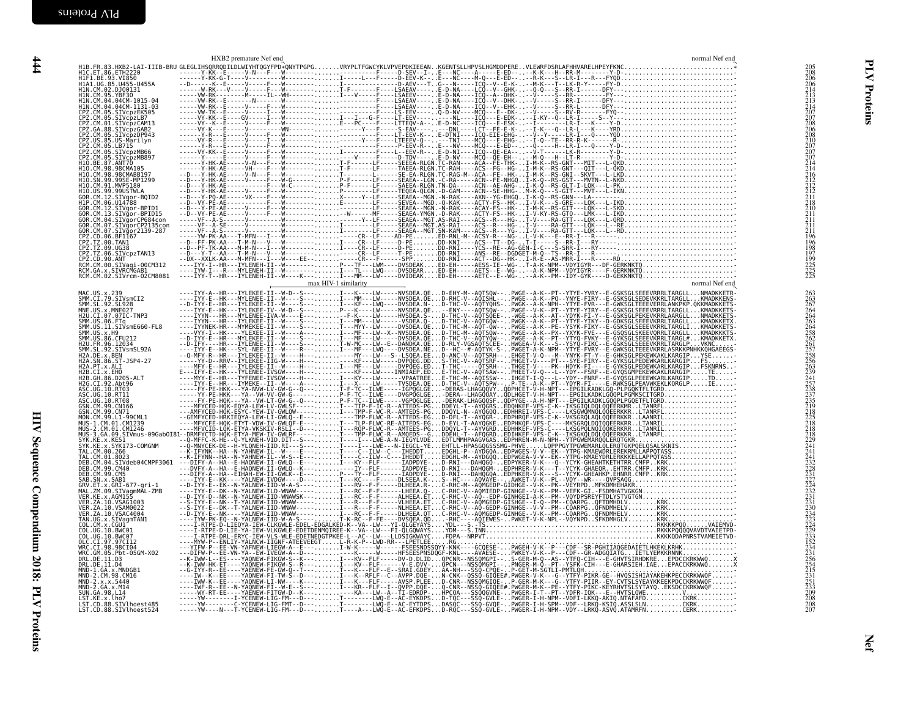```
                                     HXB2 premature Nef end                                                                                              normal Nef end
H1B.FR.83.HXB2-LAI-IIIB-BRU GLEGLIHSQRRQDILDLWIYHTQGYFPD*QNYTPGPG.......VRYPLTFGWCYKLVPVEPDKIEEAN..KGENTSLLHPVSLHGMDDPERE..VLEWRFDSRLAFHHVARELHPEYFKNC..............................*  205
H1C.ET.86.ETH2220           ------Y-KK--E-----V-N----F---W--------.........---------F------D-SEV--I-..E---NC-----A-----E-ED--..-K-K---H--RR-M--------Y-D-................................-  208
H1F1.BE.93.VI850            ------Y-KK-G-T-----V---------W--------.........I-----L---F------D-EEV-K--..E---NC-----M-Q---E-ED--..-R-K---S--LR-I---R---FYQD..............................-  206
H1A1.UG.85.U455-U455A       --D-------K--E-----V-----F---W--------.........-------------D-AEV---T..G---N-----ICQ--V--E-K-..-M-K---T--LK-R-Y-----FY-D...............................-  206
H1N.CM.02.DJO0131           ------W-RK---V-----V-----F---W--------.........T-F-------F-----LSAEAV----..E-D-NA-----LCQ--V--GHK-..-Q-Q---S--RR-I------DFY-............................-  214
H1N.CM.95.YBF30             -----VW-RK--------M----IL--WH---------.........I---V-----F-----LSAEEV----..E-D-NA-----ICQ--A--DHK-..-V-----S--RR----------FY-............................-  213
H1N.CM.04.04CM-1015-04      -----VW-RK--E-----V-----F---W--------.........----------F-----LSAEAV----..E-D-NA-----ICQ--V--DHK-..-V-----S--RR-I------DFY-............................-  213
H1N.CM.04.04CM-1131-03      -----VW-RK--E-----V-----F---W--------.........----------F-----LSAEAV----..E-D-NA-----ICQ--V--EHK-..-V-----S--RR-L------DFY-............................-  214
CPZ.CM.05.SIVcpzEK505       -----VW-TK--E-----V-----I---W--------.........----------F-----LS-EEV----..Q-D-NV-----MCQ---E--DK-..-V-----S--RV-R--------FYQ-..........................-  207
CPZ.CM.05.SIVcpzLB7         -----VY-KK--E-----V-G---F---W--------.........I---I---G-F-----LT-EEV----..---NL-----ICQ--E--EDK-..-I-KY--Q--LR-I------S--Y-............................-  207
CPZ.CM.01.SIVcpzCAM13       -----VY--K--E-----V-----F---W--------.........E---PC----F-----LTTEQV-A---..E-D-NC-----ICQ---E--ESK-..-I---------LR-I----K----Y-D..........................-  208
CPZ.GA.88.SIVcpzGAB2        -----VY-K---E-----V--------WN--------.........------Y---F-----S-EAV-----..----DNL-----LCT--FE-E-K-..-I-K---Q--LR-L-----K----YRD..........................-  206
CPZ.CM.05.SIVcpzDP943       -----VY-R---E-----V-----F---W--------.........I-----------F-----LT-EEV-K--..E-DTNI-----ICQ-EIE-EHG--..-V--Y------LR-I---Q-----YQD..........................-  208
CPZ.US.85.US-Marilyn        -----VY-R---E-----I-----F---W--------.........------Y---F-----LTEEEV-Q---..---TNI-----MCQ---E-EHG-..-I-Q--TE--RR-R-K--------R-............................-  210
CPZ.CM.05.LB715             -----Y-R----E-----V-----F---W--------.........------------------P-EEV-R---..E---NV-----ICQ---E-ED--..-Q-----H--LR-I----Q----Y-D..........................-  207
CPZ.CM.05.SIVcpzMB66        -----VY-KK--E-----V-----F---W--------.........I-----------F-----L--EEV-R---..E-D-NI-----ICQ--QE-EA--..-V-T----LK-R----------Y-D............................-  207
CPZ.CM.05.SIVcpzMB897       ------Y-R---E-----V-----F---W--------.........-----------F-----D-TDV-----..E-D-NV-----MCQ--QE-EH--..-M-Q---H--LT-R-------Y-D..........................-  207
H1O.BE.87.ANT70             ------Y-HK-AE-----V-N---F---W--------.........T-F-------LF-----SEEEA-RLGN.TC-RAN----ACA--FE-THK-..I-M-K--RS-GNT---MIT---L-QKD........................-  214
H1O.CM.98.98CMA105          ------Y-HK-AE-----VH----F---W--------.........T-F-------LF-----TAEEA-RLGN.TC-RAH----ACS--FG--HG-..I-M-K--RS-GNT--QIT---L-QKD........................-  214
H1O.CM.98.98CMABB197        --D---Y-HK-AE-----V-N---F---W--------.........P-------L-------SE-EA-RLGN.TC-RAG-M--ACA--FE-THK-..I-M-K--RS-GNI--SKVT---L-LKD........................-  216
H1O.SN.99.99SE-MP1299       --D---Y-HK-AE-----V-----F---W-G------.........P-F-------LF-----SEAEA--LGN.-C-RA-----ACN--FE-NHGQ..I-K-Q--RS-GST--MVTN--L-NKD........................-  212
H1O.CM.91.MVP5180           --D---Y-HK-AE-----V-----F---W--------.........P-F-------LF-----SAEEA-RLGN.TN-DA-----ACN--AE-AHG-..I-K-Q--RS-GLT-I-LQK---L-PK.........................-  212
H1O.US.99.99USTWLA          --D---Y-HK-AE-----V-----F---W--------.........P---------LF-----TEQEA-QLGN..D-GAM-----ACN--SE-HHG-..M-K-Q---S-GIT---MVT---L-IKN........................-  212
GOR.CM.12.SIVgor-BQID2      --D---Y-PQ-AE-----VX----F---W--------.........X-------Y---LF-----SEAEA--MGN..N-RAK-----AXN- YG-EHGQ..I-K-Q--RS-GNN---LA-.........................-  211
H1P.CM.06.U14788            --D---Y-PE-AE-----V-----F---W--------.........E----------LF-----SEVEA--MGD..Q-KAK-----ACTY-FS--HK-..I-V-K---S-GRE---LQK---L-IKD........................-  218
GOR.CM.12.SIVgor-BPID1      --D---Y-PE-AE-----V-----F---W--------.........-----------LF-----SEAEA--MGN..N-RAK-----ACAY-FS--HG-..I-M-K--RS-GIT---LQK---L-SKD........................-  210
GOR.CM.13.SIVgor-BPID15     --D---VY-PE-AE-----V-----F---W--------.........W-------MF-----SEAEA-YMGN..D-RAK-----ACTY-FS--HG-..I-V-KY-RS-GTQ---LMK---L-IKD........................-  211
GOR.CM.04.SIVgorCP684con    -----VF--A-S------V---------W--------.........------Y---LF-----SEAEA--MGT.AS-RAI-----ACS--R---HG-..T-V-----RA-GTT---LQK---L-QRD........................-  211
GOR.CM.07.SIVgorCP2135con   -----VF--A-SE-----V---------W--------.........I----------LF-----SEAEA--MGT.AS-RAI-----ACS--R---HG-..I-V-----RA-GTT---LQK---L--RE........................-  211
GOR.CM.07.SIVgor2139-287    -----VF--A-SE-----V---------W--------.........I----------LF-----SEAEA--MGT.SN-KAM-----ACS--R---HG-..T-V-----RA-GTT---LQK---L--RD........................-  211
CPZ.CD.06.BF1167            -----YW-PK-AA---T-MFN---I---W--------.........------CR--LF-----AD-PE.......ED-RNL-M--ACSY-R---NG-..L-V-K---E--RR-I---R-......................-  196
CPZ.TZ.00.TAN1              --D--FF-PK-AA---T-M-N---V---W--------.........I-----CR--LF-----D-PE.......DD-KNI-----ACS--TT--DG-..T-I-----S--RR-I---RY-......................-  196
CPZ.TZ.09.UG38              --D--FF-TK-AA---M-M-N---V---W--------.........I-----CR--LF-----D-PE.......DD-RNI----YCS--RE--AG-GEN-I-C----S-SRR-I---RY-......................-  198
CPZ.TZ.06.SIVcpzTAN13       --D---Y-TK-AA---T-M-N---V---W--------.........------CR--LF-----T-PE.......DD-RNI-----ANS--RE--DGDGET-M-Q--TS--RR-I---R-......................-  197
CPZ.CD.90.ANT               --DX--XXLK-AA---M-MFN---I---W--------EE-.........------CR--LF-----SPP.......DD-RNI-----ACT--DG--HK-..I-E-E--AS-MRR-I---R---RD.......................-  199
RCM.CM.00.SIVagi-00CM312    ----IYY-I--HR---IYLENEH-II--W--------.........P---TF---LWM-----DVSDEAK.....ED-EH------AESS-IE--WG-..T-A-K-NPM--VDYIGYR----DF-GERKNKTQ........-  225
RCM.GA.x.SIVRCMGAB1         ----IYW-I--R---MYLENEH-II--W--------.........I---TL---LWQ-----DVSDEAR.....ED-EH------AETS--E--WG-..--A-K-NPM--VDYIGYR----F-GERKNKTQ........-  225
RCM.CM.02.SIVrcm-02CM8081   ----IYY-T--HR---IYLENEH-II--W----K---.........I---MM---LW-----DVIDEAK.....ED-EH------AETC--E--WG-..--A-K--PM--IDY-GYK----D-GEKKNKTQ........-  225
                                                                 max HIV-1 similarity                                                                    normal Nef end
MAC.US.x.239                ----IYY-A--HR---IYLEKEE-II--W-D--S---.......I----K-----LW------NVSDEA.QE....D-EHY-M--AQTSQW---..PWGE--A-K--PT--YTYE-YVRY--E-GSKSGLSEEEVRRRLTARGLL...NMADKKETR-  263
SMM.CI.79.SIVsmCI2          ----IYY-E--HR---IYLEKEE-II--W----S---.......I----MM---LW------NVSDEA.QE....D-EHC-V--AQISHL---..PWGE--A-K--PQ--YNYE-FIRY--E-GSKSGLSEEEVKKRLTARGLL...KMADKKENS-  263
SMM.SL.92.SL92B             --D-IYY-E--HR---IYLEKEE-II--W----S---.......I----KF---LWQ------DVSDEA.N-....D-THC-V--AQTYQHS--..PWGK--A-K-NPH--YTYE-FVR--E-GWKSGLTEEEVERRLANKPKP.QKKMADKKETS-  267
MNE.US.x.MNE027             ----IYY-E--HK---IYLEKEE-IV--W-D--S---.......P----K-----LW------NVSDEA.QE....--ENY----AQTSQW---..PWGE--V-K--PT--YTYE-FVR---E-GSKSGLSEEEVRRRLTARGLL...KMADKKETS-  264
H2U.CI.07.07IC-TNP3         ----IYYN---HR---IYLEKEE-IVA-W----E---.......--F-K----LW-------HVSDEA.S-....D-THC-V--AQTSQEE--..-WGE--A-K--PT--YDYE-FI-Y--E-GSKSGLSEEEVKRRLTARGLL...NMADKKETS-  264
SMM.US.06.FTq               ----IYYN---HR---IYLEKEE-II--W----S---.......I----MM---LW-------VSDEA.Q-....D-THC-M--AQTGQW---..PWGK--A-K--PT--YTYE-YIKY--D-GDKSGLSEEEVKRRLTARGLL...KMADKKETX-  264
SMM.US.11.SIVsmE660-FL8     ----IYYNEK-HR---MYMEKEE-II--W----S---.......T----MYY--LW-------DVSDEA.QE....D-THC-M--AQT-QW---..PWGE--A-K--PE--YSYK-FIKY--E-GSKSGLSEEEVKRRLTARGLL...KMADKKETS-  263
SMM.US.x.H9                 ----VYY-I--HR---IYLEKEE-II--W----S---.......I----MF---LW--X--NVSDEA.QE....D-THC-M--AQTSQW---..PWGE--A-K--PX--YXYE-FVE---E-GSQSGLSEEEVQRRLTARGLL...KMADKKKTS-  258
SMM.US.86.CFU212            --D-IYY-E--HR---MYLEKEE-II--W----S---.......I----MF---LW-------DVSDEA.QE....D-THC-M--AQTYQW---..PWGE--A-K--PT--YTYQ-FVKY--E-GYKSGLSEEEVKRRLTARGL#...KMADKKETX-  262
H2U.FR.96.12034             --D-IFY----HR---ITLENEE-II--W----S---.......T-W-MC----LW--E--DANDKA.QE....D-RLY-VGSAQTSCEE---..HWGEA-V-K---S--YSYQ-FIKC--E-GSKSGLSEEEVKRRLTARGLP...VKNC.....-  261
SMM.SL.92.SIVsmSL92A        ----IYY-E--HR---SYL-NEE-II--W--------.......I----MF---LWQ-----DVSDEA.NE....D--HC--#-AQTYK-S--..PWGET-A-K-NPM--YTYE-FVRY--E-GWKSGLTEEEVKRRLASRKKPNHKKQHGAEEGS-  257
H2A.DE.x.BEN                --Q-MFY-R--HR---IYLEKEE-II--W----S---.......----MY----LW---S--LSQEA.EE....D-ANC-V--AQTSRH---..EHGET-V-Q---M--YNYK-FT-Y--E-GHKSGLPEKEWKAKLKARGIP....YSE......-  258
H2A.SN.86.ST-JSP4-27        -----YY-D--RRV--IYLEKEE-IIG-W----H---.......----KF----LW-----DVPQEG.DD....S-THC-V--AQTSRF---..PHGET-V----PT---SYE-FIRY--E-GYKSGLPEDEWKARLKARGIP....FS.......-  256
H2A.PT.x.ALI                ----MFY-E--HR---IYLEKEE-II--W----H---.......----MF----LW-----DVPQEG.ED....T-THC---AQTSRH---..THGET-V-----PK--HDYK-FI-Y--E-GYKSGLPEDEWKARLKARGIP....FSKNRNS..-  263
H2B.CI.x.EHO                E---IFY-E--HR---TYLENEE-IVSGW----H---.......----KF----LW-----INMIAEP.ED....E-THC-V--AQTSAW---..PHEET-V-Q---L--YDY--FSRF--E-GYQSGMPEKEWKAKLKARGIP....TE......-  239
H2B.GH.86.D205-ALT          ----MYY-E--HR---IYLENEE-IVSGW----H---.......I----KY---LW------VPAATREE..E-THC-M--AQISSW---..IHGET-I-Q---L--YDY--FNRF--E-GYQSGLPEEEWKARLKARGIP....TD......-  241
H2G.CI.92.Abt96             ----IYY-E--HR---IYMENE--II--W----H---.......I----X-----LW-----TVSDEA.QE....D-THC-V--AQTSPW---..P-TE--A-K--PT--YDYR-FI----E-RWKSGLPEAVWKEKLKQRGLP....IE......-  257
ASC.UG.10.RT03              ----FY-PE-HKK---YA-NVW-LV-GW-G--Q---.......T-F-TC--ILWE-----IGPQGLGE...-DERAS-LHAGQQYY..QDPHCET-V-H-NPT---EPGILKADKLGQ-PLPGQKTFLTGRD.........-  238
ASC.UG.10.RT11              -----YY-PE-HKK---YA--VW-VV-GW-G--Q---.......P-F-TC--ILWE-----DVGPQGLGE..-DERA-LHAGQQAY..QDLHGET-V-H-NPT---EPGILKADKLGQQPLPGMKSCITGRD.........-  237
ASC.UG.10.RT08              -----FY-PE-HKK---YA--VW-LT-GW-G--Q---.......P-F-TC--ILWE-----VGPQGLGE...-DERAK-LHAGQQSF..QDPYGE-A-H-NPT---EPGILKADKLGQQPLPGQETFLTGRD.........-  235
GSN.CM.99.CM166             ----MFYCED-HQK-EQYA-LEW-LV-GWLSF-----.......T----TIP-F-IC-R--ATTEDS-PG....DDEYL-T--AYQGRS..EDQHKEF-VFS-C-K--IKSGIQLDQIQGEERKMR..LTANRFL.........-  219
GSN.CM.99.CN71              ----AMFYCED-HQK-ESYC-YEW-IV-GWLQW----.......T----TMP-F-WC-R--AMTEDS-PG....DDQYL-N--AYQGQQ..EDHHREI-VFS-C----LKSGWQMNQLQQEERKR..LTANRFL.........-  218
MON.CM.99.L1-99CML1         --GEMYCED-HRKIEQYA-LEW-LI-GWL-Q--Q---.......T----TMP-FLWC-R--ATTEDS-PG....D-DFL-T--AYQGR..EDPHKQF-VFS-C-K--VKSGRQLAQLQQEERKR..LAANRIL.........-  218
MUS-1.CM.01.CM1239          ----MFYCEE-HQK-ETYT-VDW-IV-GWLQF-E---.......T----TLP-FLWC-RE-AITEDS-PG....D-EYL-T-AAYQGKE..EDPHKQF-VFS-C----MKSGRQLDQIQQEERKRR..LTANRIL.........-  218
MUS-2.CM.01.CM1246          ----MFVCID-LQK-ETYA-VKSKIV-RSLI--D---.......T----RQP-FLWC-RE-AMTEDS-PG....DDQYL-T--AYQGRD..EDHHKEF-VFS-C----LKSGPQLNQIQQKERKRR..LTANRIL.........-  218
MUS-3.GA.09.SIVmus-09GabOI81--DRMFYCTD-HQK-ETYA-MEW-IV-GWLRF----.......T----TMP-FLWC-R--AMQEDS..-G...DDEHL-T--AYQGRD..EDIHKEF-VFS-C-K--IKSGKQLDQLQQEERKRR..LTANRFL.........-  218
SYK.KE.x.KE51               --Q-MFFC-K-HE--Q-YLKNEH-VID.DIT--S---.......T----I---LWE-A-N-IEGYLVDE....EDTLMMHPAAGVGAS..EDPHREN-M-N-NPH--YTPGWEMARQQLERQTGKR.............-  229
SYK.KE.x.SYK173-COMGNM      --Q-MNYCEK-DE--H-YLQNEH-IID.RI---S---.......T----I---LWE---N-IEGCL-YE.....EHTLL-HPASGQGSSSMG-PHVE.....LQPPPGYTPGWEMARLQLERQTGKPQELQSALSKNIS.....-  241
TAL.CM.00.266               --K-IFYNK--HA--N-YAHNEW-IL--W----E---.......T----C--ILW--C---IHEDDT.....EDGHL-P--AYDGQA..EDPWGES-V-V--EK--YTPG-KMAEWDRLEREKRMLLAPPQTASS.........-  241
TAL.CM.01.8023              --K-IFYNN--HA--N-YAHNEH-IL--W-S--E---.......T----C--ILW--C---IHEDDT.....EDGHL-M--AYDGQQ..EDPWGEA-V-V--EK--YTPG-KMAEYDRLERKKKELLAPPQTASS.........-  241
DEB.CM.04.SIVdeb04CMPF3061  ---DIFY-A--HA--E-HAQNEW-II-GWLQ--E---.......I----KY--FLF-----IADPDYE....D-RNI---DAHQGQ-..EDPYKER-V-K---Q--YCYK-GHEAHTKETHTRR.CMFP..KRK..........-  232
DEB.CM.99.CM40              ---DVFY-A--HA--E-HAQNEW-II-GWLQ--K---.......I----IY--FLF-----IADPDYE....D-RNI---DAHQGM-..EDPHRER-V-K---T--YCYK-GHAEQR..EHTRR.CMFP..KRK..........-  228
DEB.CM.99.CM5               ---DIFY-A--HA--EIHAH-EW-II-GWLK--E---.......P----TY--FLF-----IADPDYE....D-RNI---DAHQGQA..EDPHKER-V-K---S--YCYK-GHEAHKP.EHNRR.CMFP..KRK..........-  231
SAB.SN.x.SAB1               ----IYY-E--KK---YALNEW-IVDGW--D--E---.......T----KC-------DLSEEA.K-.....S--HC-V--AQVAYE---..AWKET-V-K--PL--VDY--WR----QVPSAQG................-  227
GRV.ET.x.GRI-677-gri-1      --D-IYY-E--EK--N-YALNEW-IID-W-A-S----.......T----RV---F-F-----DLHEEA.Q-.....C-RHC-M--AQMEDP-GIDHGE--V-K--PM--VEYRPD..MFKDMHEHAKR.............-  224
MAL.ZM.09.SIVagmMAL-ZMB     ----IYY-E-DK---N-YALNEW-ILD-WNAW-----.......I----RC---F-F-----LHEEA.Q.......C-RHC-M--AQMIEDP-GINHGE--V-K--PM--VEFK-GI..FSDMHATVGKGN............-  232
VER.KE.x.AGM155             --D-IYY-D--NK--N-YALNEW-IID-WNAWSK---.......I----RC---F-F-----ALHEA.ET......C-RHC-V--AQ--EDP-GINHGEI-A-K--PM--VQYDPSREYFTDLYSTVGTGN.........-  231
VER.ZA.10.VSAG1003          ----IYY-E--NK--T-YALNEW-IID-WNAW-----.......I----R-----F-F-----NLHEEA.ET......C-RHC-V--AQMGEDP-GISHGE--I-Q--PM--CQARPG..QFTDMHDLV.........KRK..-  231
VER.ZA.10.VSAM0022          --S-IYY-E--DK--T-YALNEW-IID-WNAW-----.......I----R-----F-F-----NLHEEA.ET......C-RHC-V--AQ-GEDP-GINHGE--V-K--PM--CQARPG..QFNDMHELV.........KRK..-  230
VER.ZA.10.VSAC4004          --D-IYY-E--NK----YALNEW-IID-WNAW-----.......I----RC---F-F-----DLHEEA.QT......C-RHC-V--AQMGEDP-GINHGE--V-K--PM--CQARPG..QFNDMHELV.........KRK..-  234
TAN.UG.x.SIVagmTAN1         ----IYW-PK-EQ--N-YALNEW-IID-W-A-S----.......T-K-RC---F-FE-----DVSQEA.QD......--RHC-----AQIEWES--PWKET-V-K-NPL--VQYNPD..SFKDMHGLV.........KRK..-  223
COL.CM.x.CGU1               ----I-RTPE-D-LIEQYA-IEW-CLKGWLE-EDEL-EDGALKED-K--VA--LW---YI-QLGEYAYS....YDL----S--TS.......................................RKKKKPQQ.......VAIEMVD-  224
COL.UG.10.BWC01             ----I-RTPE-D-LIE-YA-VEW-VLKGWLE-EDETDENMQIREE-K--VA--LW---FI-QLGQWAYS....YDM---S-INN.......................................RKKKPQQQVAVDTVAIETPD-  229
COL.UG.10.BWC07             ----I-RTPE-DRL-ERYC-IEW-VLS-WLE-EDETNEDGTPKEE-L--AC--LW---LLDSIGKWAYC....FDPA--NRPVT.........................................KKKKQDAPNRSTVAMEIETVD-  233
OLC.CI.97.97CI12            ----MYW-P--ENLIY-YALNCW-IIGNF-ATEEVEEGT.....L-R-K-P--LWD-RR----LPETLEE....RG........................................................................-  152
WRC.CI.98.98CI04            ----YIFW-P--EE-VN-YAFNEW-LIEGW-A--E---.......I-W-K-------W------FSEESNSDSQYY-KNK-----GCQESE--.PWGEH-V-K--P---CDF--SR-PGHIIAQGEDAIETLHKEKLKRHK............-  234
WRC.GM.05.Pbt-05GM-X02      ---DIFW-P--EE-VN-YA--EW-IVEGW-A--E---.......---K-------W------HFSEESPNSDGQF-KNL-----AVAESE--..PWKEY-V-K--P---CDF--GR-ADGQIATG..IETLYEMKKRNNK..........-  231
DRL.DE.11.D3                --K-IWW-L--ES----YAQNEW-FIKGW-S--K---.......I----KV--FLF-----DV-D.DLID....QPCNR--NSSQMGPI---..S-GER-M-Q--AS--YTFQ-CIH---E-GHVTSIRHDKRE....EPDCCKRKWWQ........X  256
DRL.DE.11.D4                --K-IWW-HK-ET----YAQNEW-FIKGW-S--R---.......I----KV--FLF-----V-E.DVV....QPCN---NSSQMGPI---..PNGER-M-Q--PT--YSFK-CIH---E-GHARSIEH.IAE...EPACCKRKWWQ........X  254
MND-1.GA.x.MNDGB1           --G-IYY-R--EE----YAQNEW-FE-GW-Q--T---.......T----K--FLF--E---SRAI.GDEY....AA-NH----SSQ-CPQE---.P-GET-M-SGTLI-PMTLQH.........................-  215
MND-2.CM.98.CM16            ----IW--K--EE----YAQNEW-FI-TW-S--D---.......I----K--RFLF--C---AVPP.DQE-...N-CNK--QSSQ-GIQEE#.PWGER-V-K---G--YTFY-PIKR-GE--HVQSISHIAYAKEHKPECCKRKWWQF........-  231
MND-2.x.x.5440              ----IWW-K--EE----YAQNEW-LI-NW-S--K---.......I----K-----FLF-----AVSP.PLEE....Q-CNR--NSSQ-GIQE---.P-GER-M-K---G--YTFY-PIIR--EY-CVTSLSYEAYKKEEKPDCCKRKWWQF........-  251
MND-2.GA.x.M14              ----IWF-R--EE-N-YAQNEW-FI--W-E--S---.......I----KR--FLF--I--QVPP.DQE-...Q-CNR--NSSQ-GIQEE#.PWGER-M-K---PE--YTFY-PIKC-KEYRHVTSLSYTAYQ..EKSDCCKRKWWQF........-  233
SUN.GA.98.L14               -----WY-RT-EE----YAENEW-FITGW-D--K---.......-----KA---LW--A--TI-EDRDP....HPCQA----SSQQGVNE---.PWGER-I-T--PT--YDFR-IQK---E--HVTSLQWE..........V..........-  209
LST.KE.x.lho7               -----YW-------I-YCENEW-LIG-FM---D---.......T--------LWQ-E--AC-EYKDPS...D-TQC----SSQ-GVLE---.PWGER-I-H-NPM--VDFI-LKKQ-AKIQ.NTAFAFD...........CKRK........-  208
LST.CD.88.SIVlhoest485      -----YW--------C-YCENEW-LIG-FMT--D---.......T--------LWQ-E--AC-EYTDPS...DASQC----SSQ-GVQE---.PWGER-I-H-SPM--VDF--LRKQ-KSIQ.ASSLSLN...........CKRK........-  208
LST.CD.88.SIVlhoest524      -----YW----N---T-YCENEW-LIG-FM--D---.......T----A---LWQ-E--AC-EFKDPS...D-RQC----SSQ-GVLE---.PWGER-I-H-NPM--VDY--LRKQ-ASVQ.ATAMRFN...........CERK........-  207
```